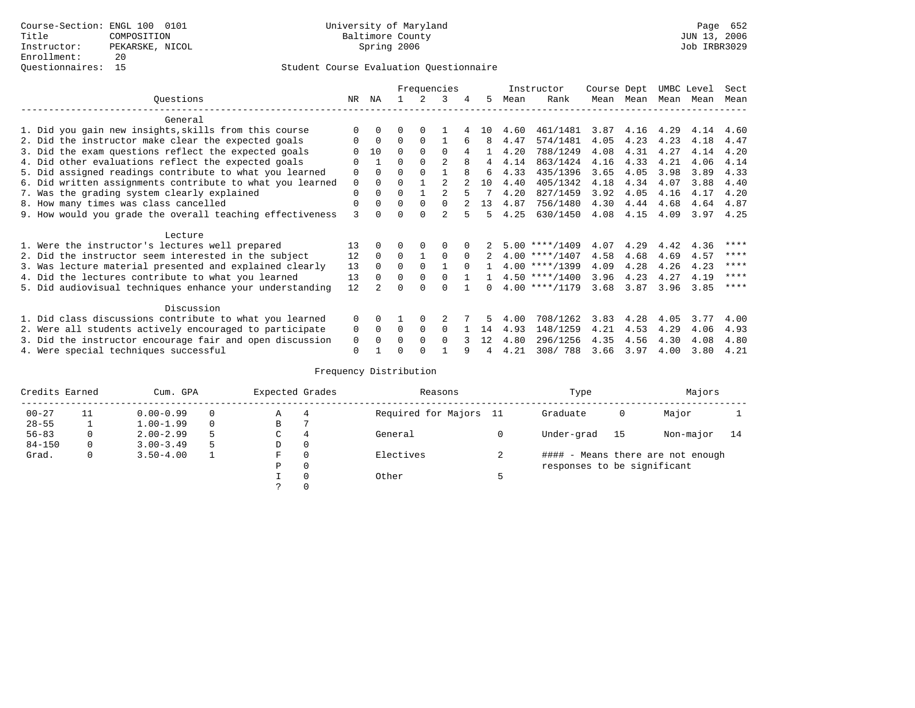Course-Section: ENGL 100 0101
Title: COMPOSITION
Instructor: PEKARSKE, NICOL
Enrollment: 20
Questionnaires: 15

University of Maryland
Baltimore County
Spring 2006

Page 652
JUN 13, 2006
Job IRBR3029

Student Course Evaluation Questionnaire

| Questions | NR | NA | 1 | 2 | 3 | 4 | 5 | Instructor Mean | Instructor Rank | Course Mean | Dept Mean | UMBC Mean | Level Mean | Sect Mean |
|---|---|---|---|---|---|---|---|---|---|---|---|---|---|---|
| **General** | | | | | | | | | | | | | | |
| 1. Did you gain new insights,skills from this course | 0 | 0 | 0 | 0 | 1 | 4 | 10 | 4.60 | 461/1481 | 3.87 | 4.16 | 4.29 | 4.14 | 4.60 |
| 2. Did the instructor make clear the expected goals | 0 | 0 | 0 | 0 | 1 | 6 | 8 | 4.47 | 574/1481 | 4.05 | 4.23 | 4.23 | 4.18 | 4.47 |
| 3. Did the exam questions reflect the expected goals | 0 | 10 | 0 | 0 | 0 | 4 | 1 | 4.20 | 788/1249 | 4.08 | 4.31 | 4.27 | 4.14 | 4.20 |
| 4. Did other evaluations reflect the expected goals | 0 | 1 | 0 | 0 | 2 | 8 | 4 | 4.14 | 863/1424 | 4.16 | 4.33 | 4.21 | 4.06 | 4.14 |
| 5. Did assigned readings contribute to what you learned | 0 | 0 | 0 | 0 | 1 | 8 | 6 | 4.33 | 435/1396 | 3.65 | 4.05 | 3.98 | 3.89 | 4.33 |
| 6. Did written assignments contribute to what you learned | 0 | 0 | 0 | 1 | 2 | 2 | 10 | 4.40 | 405/1342 | 4.18 | 4.34 | 4.07 | 3.88 | 4.40 |
| 7. Was the grading system clearly explained | 0 | 0 | 0 | 1 | 2 | 5 | 7 | 4.20 | 827/1459 | 3.92 | 4.05 | 4.16 | 4.17 | 4.20 |
| 8. How many times was class cancelled | 0 | 0 | 0 | 0 | 0 | 2 | 13 | 4.87 | 756/1480 | 4.30 | 4.44 | 4.68 | 4.64 | 4.87 |
| 9. How would you grade the overall teaching effectiveness | 3 | 0 | 0 | 0 | 2 | 5 | 5 | 4.25 | 630/1450 | 4.08 | 4.15 | 4.09 | 3.97 | 4.25 |
| **Lecture** | | | | | | | | | | | | | | |
| 1. Were the instructor's lectures well prepared | 13 | 0 | 0 | 0 | 0 | 0 | 2 | 5.00 | ****/1409 | 4.07 | 4.29 | 4.42 | 4.36 | **** |
| 2. Did the instructor seem interested in the subject | 12 | 0 | 0 | 1 | 0 | 0 | 2 | 4.00 | ****/1407 | 4.58 | 4.68 | 4.69 | 4.57 | **** |
| 3. Was lecture material presented and explained clearly | 13 | 0 | 0 | 0 | 1 | 0 | 1 | 4.00 | ****/1399 | 4.09 | 4.28 | 4.26 | 4.23 | **** |
| 4. Did the lectures contribute to what you learned | 13 | 0 | 0 | 0 | 0 | 1 | 1 | 4.50 | ****/1400 | 3.96 | 4.23 | 4.27 | 4.19 | **** |
| 5. Did audiovisual techniques enhance your understanding | 12 | 2 | 0 | 0 | 0 | 1 | 0 | 4.00 | ****/1179 | 3.68 | 3.87 | 3.96 | 3.85 | **** |
| **Discussion** | | | | | | | | | | | | | | |
| 1. Did class discussions contribute to what you learned | 0 | 0 | 1 | 0 | 2 | 7 | 5 | 4.00 | 708/1262 | 3.83 | 4.28 | 4.05 | 3.77 | 4.00 |
| 2. Were all students actively encouraged to participate | 0 | 0 | 0 | 0 | 0 | 1 | 14 | 4.93 | 148/1259 | 4.21 | 4.53 | 4.29 | 4.06 | 4.93 |
| 3. Did the instructor encourage fair and open discussion | 0 | 0 | 0 | 0 | 0 | 3 | 12 | 4.80 | 296/1256 | 4.35 | 4.56 | 4.30 | 4.08 | 4.80 |
| 4. Were special techniques successful | 0 | 1 | 0 | 0 | 1 | 9 | 4 | 4.21 | 308/ 788 | 3.66 | 3.97 | 4.00 | 3.80 | 4.21 |

Frequency Distribution

| Credits Earned | | Cum. GPA | | Expected Grades | | Reasons | | Type | | Majors | |
|---|---|---|---|---|---|---|---|---|---|---|---|
| 00-27 | 11 | 0.00-0.99 | 0 | A | 4 | Required for Majors | 11 | Graduate | 0 | Major | 1 |
| 28-55 | 1 | 1.00-1.99 | 0 | B | 7 | | | | | | |
| 56-83 | 0 | 2.00-2.99 | 5 | C | 4 | General | 0 | Under-grad | 15 | Non-major | 14 |
| 84-150 | 0 | 3.00-3.49 | 5 | D | 0 | | | | | | |
| Grad. | 0 | 3.50-4.00 | 1 | F | 0 | Electives | 2 | #### - Means there are not enough responses to be significant | | | |
| | | | | P | 0 | | | | | | |
| | | | | I | 0 | Other | 5 | | | | |
| | | | | ? | 0 | | | | | | |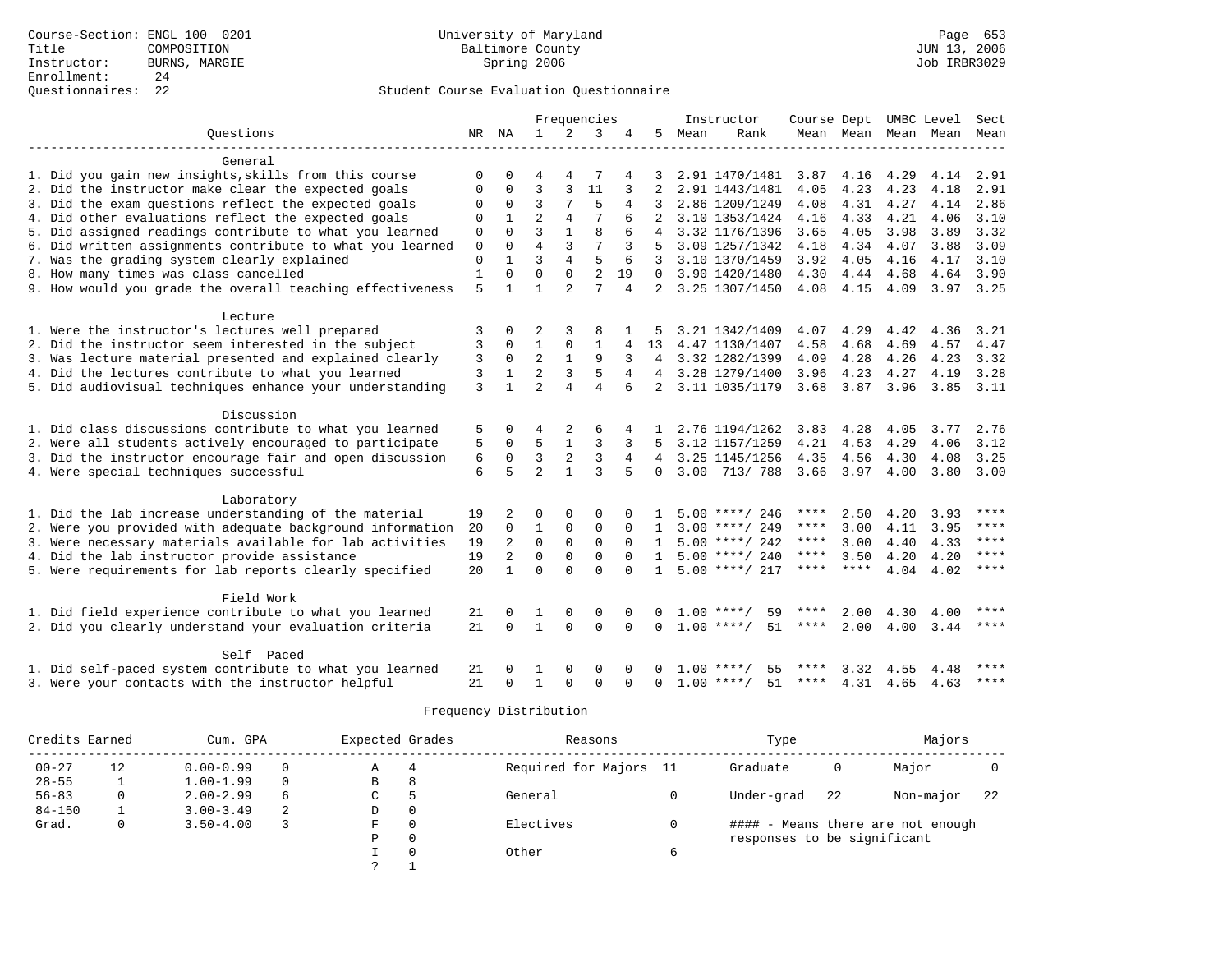Course-Section: ENGL 100 0201
Title: COMPOSITION
Instructor: BURNS, MARGIE
Enrollment: 24
Questionnaires: 22

University of Maryland
Baltimore County
Spring 2006

Page 653
JUN 13, 2006
Job IRBR3029

Student Course Evaluation Questionnaire

| Questions | NR | NA | 1 | 2 | 3 | 4 | 5 | Instructor Mean | Instructor Rank | Course Mean | Dept Mean | UMBC Mean | Level Mean | Sect Mean |
|---|---|---|---|---|---|---|---|---|---|---|---|---|---|---|
| **General** | | | | | | | | | | | | | | |
| 1. Did you gain new insights,skills from this course | 0 | 0 | 4 | 4 | 7 | 4 | 3 | 2.91 | 1470/1481 | 3.87 | 4.16 | 4.29 | 4.14 | 2.91 |
| 2. Did the instructor make clear the expected goals | 0 | 0 | 3 | 3 | 11 | 3 | 2 | 2.91 | 1443/1481 | 4.05 | 4.23 | 4.23 | 4.18 | 2.91 |
| 3. Did the exam questions reflect the expected goals | 0 | 0 | 3 | 7 | 5 | 4 | 3 | 2.86 | 1209/1249 | 4.08 | 4.31 | 4.27 | 4.14 | 2.86 |
| 4. Did other evaluations reflect the expected goals | 0 | 1 | 2 | 4 | 7 | 6 | 2 | 3.10 | 1353/1424 | 4.16 | 4.33 | 4.21 | 4.06 | 3.10 |
| 5. Did assigned readings contribute to what you learned | 0 | 0 | 3 | 1 | 8 | 6 | 4 | 3.32 | 1176/1396 | 3.65 | 4.05 | 3.98 | 3.89 | 3.32 |
| 6. Did written assignments contribute to what you learned | 0 | 0 | 4 | 3 | 7 | 3 | 5 | 3.09 | 1257/1342 | 4.18 | 4.34 | 4.07 | 3.88 | 3.09 |
| 7. Was the grading system clearly explained | 0 | 1 | 3 | 4 | 5 | 6 | 3 | 3.10 | 1370/1459 | 3.92 | 4.05 | 4.16 | 4.17 | 3.10 |
| 8. How many times was class cancelled | 1 | 0 | 0 | 0 | 2 | 19 | 0 | 3.90 | 1420/1480 | 4.30 | 4.44 | 4.68 | 4.64 | 3.90 |
| 9. How would you grade the overall teaching effectiveness | 5 | 1 | 1 | 2 | 7 | 4 | 2 | 3.25 | 1307/1450 | 4.08 | 4.15 | 4.09 | 3.97 | 3.25 |
| **Lecture** | | | | | | | | | | | | | | |
| 1. Were the instructor's lectures well prepared | 3 | 0 | 2 | 3 | 8 | 1 | 5 | 3.21 | 1342/1409 | 4.07 | 4.29 | 4.42 | 4.36 | 3.21 |
| 2. Did the instructor seem interested in the subject | 3 | 0 | 1 | 0 | 1 | 4 | 13 | 4.47 | 1130/1407 | 4.58 | 4.68 | 4.69 | 4.57 | 4.47 |
| 3. Was lecture material presented and explained clearly | 3 | 0 | 2 | 1 | 9 | 3 | 4 | 3.32 | 1282/1399 | 4.09 | 4.28 | 4.26 | 4.23 | 3.32 |
| 4. Did the lectures contribute to what you learned | 3 | 1 | 2 | 3 | 5 | 4 | 4 | 3.28 | 1279/1400 | 3.96 | 4.23 | 4.27 | 4.19 | 3.28 |
| 5. Did audiovisual techniques enhance your understanding | 3 | 1 | 2 | 4 | 4 | 6 | 2 | 3.11 | 1035/1179 | 3.68 | 3.87 | 3.96 | 3.85 | 3.11 |
| **Discussion** | | | | | | | | | | | | | | |
| 1. Did class discussions contribute to what you learned | 5 | 0 | 4 | 2 | 6 | 4 | 1 | 2.76 | 1194/1262 | 3.83 | 4.28 | 4.05 | 3.77 | 2.76 |
| 2. Were all students actively encouraged to participate | 5 | 0 | 5 | 1 | 3 | 3 | 5 | 3.12 | 1157/1259 | 4.21 | 4.53 | 4.29 | 4.06 | 3.12 |
| 3. Did the instructor encourage fair and open discussion | 6 | 0 | 3 | 2 | 3 | 4 | 4 | 3.25 | 1145/1256 | 4.35 | 4.56 | 4.30 | 4.08 | 3.25 |
| 4. Were special techniques successful | 6 | 5 | 2 | 1 | 3 | 5 | 0 | 3.00 | 713/ 788 | 3.66 | 3.97 | 4.00 | 3.80 | 3.00 |
| **Laboratory** | | | | | | | | | | | | | | |
| 1. Did the lab increase understanding of the material | 19 | 2 | 0 | 0 | 0 | 0 | 1 | 5.00 | ****/ 246 | **** | 2.50 | 4.20 | 3.93 | **** |
| 2. Were you provided with adequate background information | 20 | 0 | 1 | 0 | 0 | 0 | 1 | 3.00 | ****/ 249 | **** | 3.00 | 4.11 | 3.95 | **** |
| 3. Were necessary materials available for lab activities | 19 | 2 | 0 | 0 | 0 | 0 | 1 | 5.00 | ****/ 242 | **** | 3.00 | 4.40 | 4.33 | **** |
| 4. Did the lab instructor provide assistance | 19 | 2 | 0 | 0 | 0 | 0 | 1 | 5.00 | ****/ 240 | **** | 3.50 | 4.20 | 4.20 | **** |
| 5. Were requirements for lab reports clearly specified | 20 | 1 | 0 | 0 | 0 | 0 | 1 | 5.00 | ****/ 217 | **** | **** | 4.04 | 4.02 | **** |
| **Field Work** | | | | | | | | | | | | | | |
| 1. Did field experience contribute to what you learned | 21 | 0 | 1 | 0 | 0 | 0 | 0 | 1.00 | ****/ 59 | **** | 2.00 | 4.30 | 4.00 | **** |
| 2. Did you clearly understand your evaluation criteria | 21 | 0 | 1 | 0 | 0 | 0 | 0 | 1.00 | ****/ 51 | **** | 2.00 | 4.00 | 3.44 | **** |
| **Self Paced** | | | | | | | | | | | | | | |
| 1. Did self-paced system contribute to what you learned | 21 | 0 | 1 | 0 | 0 | 0 | 0 | 1.00 | ****/ 55 | **** | 3.32 | 4.55 | 4.48 | **** |
| 3. Were your contacts with the instructor helpful | 21 | 0 | 1 | 0 | 0 | 0 | 0 | 1.00 | ****/ 51 | **** | 4.31 | 4.65 | 4.63 | **** |

Frequency Distribution

| Credits Earned | | Cum. GPA | | Expected Grades | | Reasons | | Type | | Majors | |
|---|---|---|---|---|---|---|---|---|---|---|---|
| 00-27 | 12 | 0.00-0.99 | 0 | A | 4 | Required for Majors | 11 | Graduate | 0 | Major | 0 |
| 28-55 | 1 | 1.00-1.99 | 0 | B | 8 | | | | | | |
| 56-83 | 0 | 2.00-2.99 | 6 | C | 5 | General | 0 | Under-grad | 22 | Non-major | 22 |
| 84-150 | 1 | 3.00-3.49 | 2 | D | 0 | | | | | | |
| Grad. | 0 | 3.50-4.00 | 3 | F | 0 | Electives | 0 | | | | |
| | | | | P | 0 | | | | | | |
| | | | | I | 0 | Other | 6 | | | | |
| | | | | ? | 1 | | | | | | |

#### - Means there are not enough responses to be significant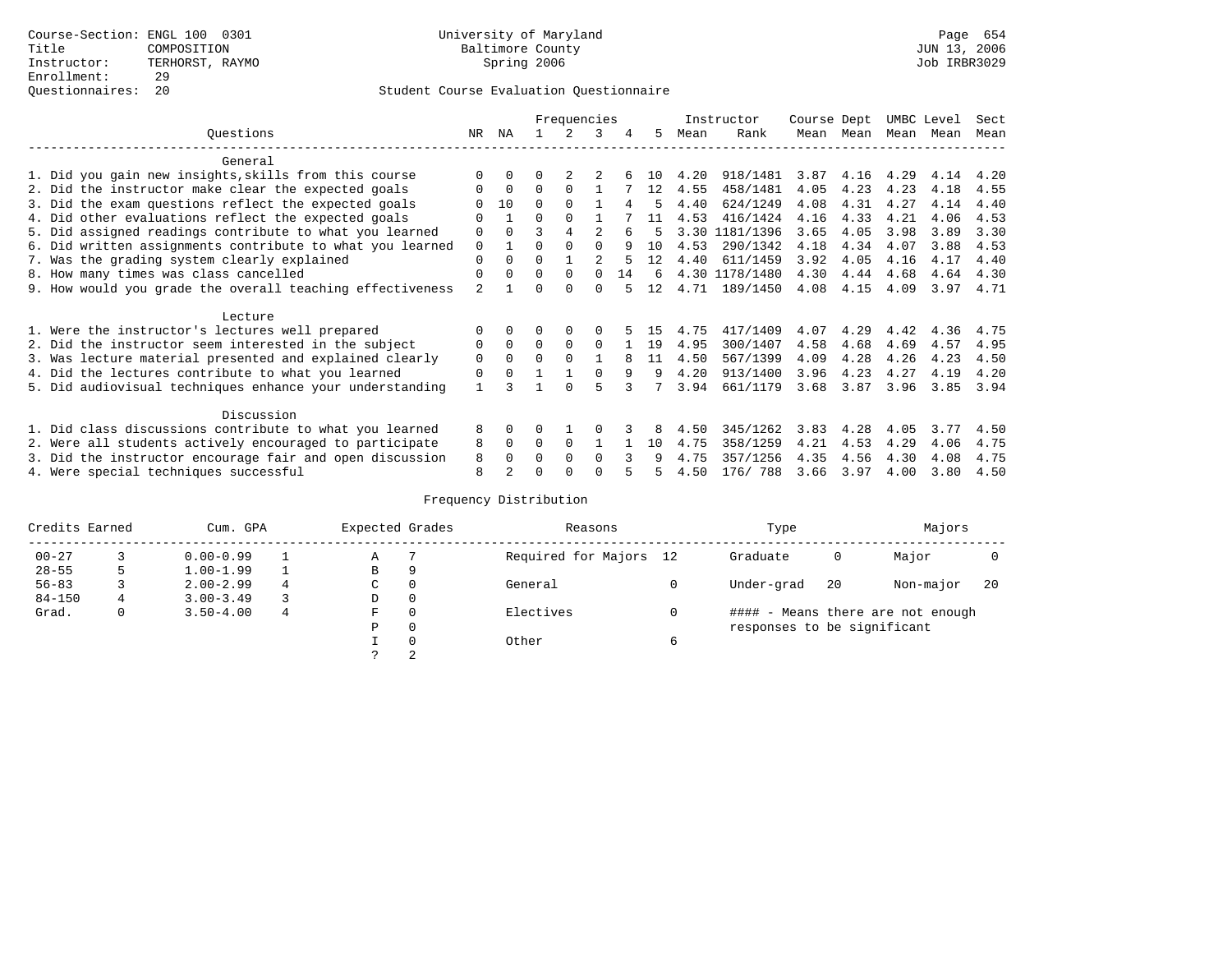Course-Section: ENGL 100 0301
Title: COMPOSITION
Instructor: TERHORST, RAYMO
Enrollment: 29
Questionnaires: 20

University of Maryland
Baltimore County
Spring 2006

Student Course Evaluation Questionnaire

| Questions | NR | NA | 1 | 2 | 3 | 4 | 5 | Instructor Mean | Instructor Rank | Course Mean | Dept Mean | UMBC Mean | Level Mean | Sect Mean |
|---|---|---|---|---|---|---|---|---|---|---|---|---|---|---|
| **General** | | | | | | | | | | | | | | |
| 1. Did you gain new insights,skills from this course | 0 | 0 | 0 | 2 | 2 | 6 | 10 | 4.20 | 918/1481 | 3.87 | 4.16 | 4.29 | 4.14 | 4.20 |
| 2. Did the instructor make clear the expected goals | 0 | 0 | 0 | 0 | 1 | 7 | 12 | 4.55 | 458/1481 | 4.05 | 4.23 | 4.23 | 4.18 | 4.55 |
| 3. Did the exam questions reflect the expected goals | 0 | 10 | 0 | 0 | 1 | 4 | 5 | 4.40 | 624/1249 | 4.08 | 4.31 | 4.27 | 4.14 | 4.40 |
| 4. Did other evaluations reflect the expected goals | 0 | 1 | 0 | 0 | 1 | 7 | 11 | 4.53 | 416/1424 | 4.16 | 4.33 | 4.21 | 4.06 | 4.53 |
| 5. Did assigned readings contribute to what you learned | 0 | 0 | 3 | 4 | 2 | 6 | 5 | 3.30 | 1181/1396 | 3.65 | 4.05 | 3.98 | 3.89 | 3.30 |
| 6. Did written assignments contribute to what you learned | 0 | 1 | 0 | 0 | 0 | 9 | 10 | 4.53 | 290/1342 | 4.18 | 4.34 | 4.07 | 3.88 | 4.53 |
| 7. Was the grading system clearly explained | 0 | 0 | 0 | 1 | 2 | 5 | 12 | 4.40 | 611/1459 | 3.92 | 4.05 | 4.16 | 4.17 | 4.40 |
| 8. How many times was class cancelled | 0 | 0 | 0 | 0 | 0 | 14 | 6 | 4.30 | 1178/1480 | 4.30 | 4.44 | 4.68 | 4.64 | 4.30 |
| 9. How would you grade the overall teaching effectiveness | 2 | 1 | 0 | 0 | 0 | 5 | 12 | 4.71 | 189/1450 | 4.08 | 4.15 | 4.09 | 3.97 | 4.71 |
| **Lecture** | | | | | | | | | | | | | | |
| 1. Were the instructor's lectures well prepared | 0 | 0 | 0 | 0 | 0 | 5 | 15 | 4.75 | 417/1409 | 4.07 | 4.29 | 4.42 | 4.36 | 4.75 |
| 2. Did the instructor seem interested in the subject | 0 | 0 | 0 | 0 | 0 | 1 | 19 | 4.95 | 300/1407 | 4.58 | 4.68 | 4.69 | 4.57 | 4.95 |
| 3. Was lecture material presented and explained clearly | 0 | 0 | 0 | 0 | 1 | 8 | 11 | 4.50 | 567/1399 | 4.09 | 4.28 | 4.26 | 4.23 | 4.50 |
| 4. Did the lectures contribute to what you learned | 0 | 0 | 1 | 1 | 0 | 9 | 9 | 4.20 | 913/1400 | 3.96 | 4.23 | 4.27 | 4.19 | 4.20 |
| 5. Did audiovisual techniques enhance your understanding | 1 | 3 | 1 | 0 | 5 | 3 | 7 | 3.94 | 661/1179 | 3.68 | 3.87 | 3.96 | 3.85 | 3.94 |
| **Discussion** | | | | | | | | | | | | | | |
| 1. Did class discussions contribute to what you learned | 8 | 0 | 0 | 1 | 0 | 3 | 8 | 4.50 | 345/1262 | 3.83 | 4.28 | 4.05 | 3.77 | 4.50 |
| 2. Were all students actively encouraged to participate | 8 | 0 | 0 | 0 | 1 | 1 | 10 | 4.75 | 358/1259 | 4.21 | 4.53 | 4.29 | 4.06 | 4.75 |
| 3. Did the instructor encourage fair and open discussion | 8 | 0 | 0 | 0 | 0 | 3 | 9 | 4.75 | 357/1256 | 4.35 | 4.56 | 4.30 | 4.08 | 4.75 |
| 4. Were special techniques successful | 8 | 2 | 0 | 0 | 0 | 5 | 5 | 4.50 | 176/ 788 | 3.66 | 3.97 | 4.00 | 3.80 | 4.50 |

Frequency Distribution

| Credits Earned | | Cum. GPA | | Expected Grades | | Reasons | | Type | | Majors | |
|---|---|---|---|---|---|---|---|---|---|---|---|
| 00-27 | 3 | 0.00-0.99 | 1 | A | 7 | Required for Majors | 12 | Graduate | 0 | Major | 0 |
| 28-55 | 5 | 1.00-1.99 | 1 | B | 9 | | | | | | |
| 56-83 | 3 | 2.00-2.99 | 4 | C | 0 | General | 0 | Under-grad | 20 | Non-major | 20 |
| 84-150 | 4 | 3.00-3.49 | 3 | D | 0 | | | | | | |
| Grad. | 0 | 3.50-4.00 | 4 | F | 0 | Electives | 0 | #### - Means there are not enough responses to be significant | | | |
| | | | | P | 0 | | | | | | |
| | | | | I | 0 | Other | 6 | | | | |
| | | | | ? | 2 | | | | | | |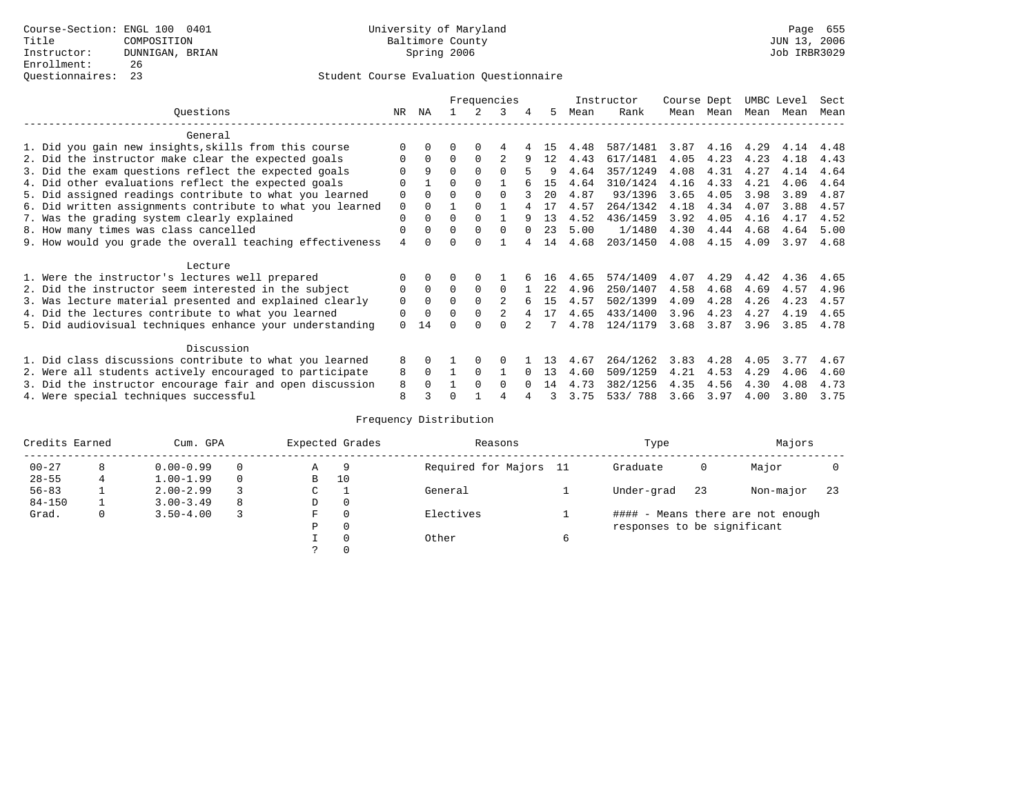Course-Section: ENGL 100 0401
Title: COMPOSITION
Instructor: DUNNIGAN, BRIAN
Enrollment: 26
Questionnaires: 23

University of Maryland
Baltimore County
Spring 2006

Page 655
JUN 13, 2006
Job IRBR3029

Student Course Evaluation Questionnaire

| Questions | NR | NA | 1 | 2 | 3 | 4 | 5 | Instructor Mean | Rank | Course Mean | Dept Mean | UMBC Mean | Level Mean | Sect Mean |
|---|---|---|---|---|---|---|---|---|---|---|---|---|---|---|
| **General** | | | | | | | | | | | | | | |
| 1. Did you gain new insights,skills from this course | 0 | 0 | 0 | 0 | 4 | 4 | 15 | 4.48 | 587/1481 | 3.87 | 4.16 | 4.29 | 4.14 | 4.48 |
| 2. Did the instructor make clear the expected goals | 0 | 0 | 0 | 0 | 2 | 9 | 12 | 4.43 | 617/1481 | 4.05 | 4.23 | 4.23 | 4.18 | 4.43 |
| 3. Did the exam questions reflect the expected goals | 0 | 9 | 0 | 0 | 0 | 5 | 9 | 4.64 | 357/1249 | 4.08 | 4.31 | 4.27 | 4.14 | 4.64 |
| 4. Did other evaluations reflect the expected goals | 0 | 1 | 0 | 0 | 1 | 6 | 15 | 4.64 | 310/1424 | 4.16 | 4.33 | 4.21 | 4.06 | 4.64 |
| 5. Did assigned readings contribute to what you learned | 0 | 0 | 0 | 0 | 0 | 3 | 20 | 4.87 | 93/1396 | 3.65 | 4.05 | 3.98 | 3.89 | 4.87 |
| 6. Did written assignments contribute to what you learned | 0 | 0 | 1 | 0 | 1 | 4 | 17 | 4.57 | 264/1342 | 4.18 | 4.34 | 4.07 | 3.88 | 4.57 |
| 7. Was the grading system clearly explained | 0 | 0 | 0 | 0 | 1 | 9 | 13 | 4.52 | 436/1459 | 3.92 | 4.05 | 4.16 | 4.17 | 4.52 |
| 8. How many times was class cancelled | 0 | 0 | 0 | 0 | 0 | 0 | 23 | 5.00 | 1/1480 | 4.30 | 4.44 | 4.68 | 4.64 | 5.00 |
| 9. How would you grade the overall teaching effectiveness | 4 | 0 | 0 | 0 | 1 | 4 | 14 | 4.68 | 203/1450 | 4.08 | 4.15 | 4.09 | 3.97 | 4.68 |
| **Lecture** | | | | | | | | | | | | | | |
| 1. Were the instructor's lectures well prepared | 0 | 0 | 0 | 0 | 1 | 6 | 16 | 4.65 | 574/1409 | 4.07 | 4.29 | 4.42 | 4.36 | 4.65 |
| 2. Did the instructor seem interested in the subject | 0 | 0 | 0 | 0 | 0 | 1 | 22 | 4.96 | 250/1407 | 4.58 | 4.68 | 4.69 | 4.57 | 4.96 |
| 3. Was lecture material presented and explained clearly | 0 | 0 | 0 | 0 | 2 | 6 | 15 | 4.57 | 502/1399 | 4.09 | 4.28 | 4.26 | 4.23 | 4.57 |
| 4. Did the lectures contribute to what you learned | 0 | 0 | 0 | 0 | 2 | 4 | 17 | 4.65 | 433/1400 | 3.96 | 4.23 | 4.27 | 4.19 | 4.65 |
| 5. Did audiovisual techniques enhance your understanding | 0 | 14 | 0 | 0 | 0 | 2 | 7 | 4.78 | 124/1179 | 3.68 | 3.87 | 3.96 | 3.85 | 4.78 |
| **Discussion** | | | | | | | | | | | | | | |
| 1. Did class discussions contribute to what you learned | 8 | 0 | 1 | 0 | 0 | 1 | 13 | 4.67 | 264/1262 | 3.83 | 4.28 | 4.05 | 3.77 | 4.67 |
| 2. Were all students actively encouraged to participate | 8 | 0 | 1 | 0 | 1 | 0 | 13 | 4.60 | 509/1259 | 4.21 | 4.53 | 4.29 | 4.06 | 4.60 |
| 3. Did the instructor encourage fair and open discussion | 8 | 0 | 1 | 0 | 0 | 0 | 14 | 4.73 | 382/1256 | 4.35 | 4.56 | 4.30 | 4.08 | 4.73 |
| 4. Were special techniques successful | 8 | 3 | 0 | 1 | 4 | 4 | 3 | 3.75 | 533/ 788 | 3.66 | 3.97 | 4.00 | 3.80 | 3.75 |

Frequency Distribution

| Credits Earned | | Cum. GPA | | Expected Grades | | Reasons | | Type | | Majors | |
|---|---|---|---|---|---|---|---|---|---|---|---|
| 00-27 | 8 | 0.00-0.99 | 0 | A | 9 | Required for Majors | 11 | Graduate | 0 | Major | 0 |
| 28-55 | 4 | 1.00-1.99 | 0 | B | 10 | | | | | | |
| 56-83 | 1 | 2.00-2.99 | 3 | C | 1 | General | 1 | Under-grad | 23 | Non-major | 23 |
| 84-150 | 1 | 3.00-3.49 | 8 | D | 0 | | | | | | |
| Grad. | 0 | 3.50-4.00 | 3 | F | 0 | Electives | 1 | #### - Means there are not enough responses to be significant | | | |
| | | | | P | 0 | | | | | | |
| | | | | I | 0 | Other | 6 | | | | |
| | | | | ? | 0 | | | | | | |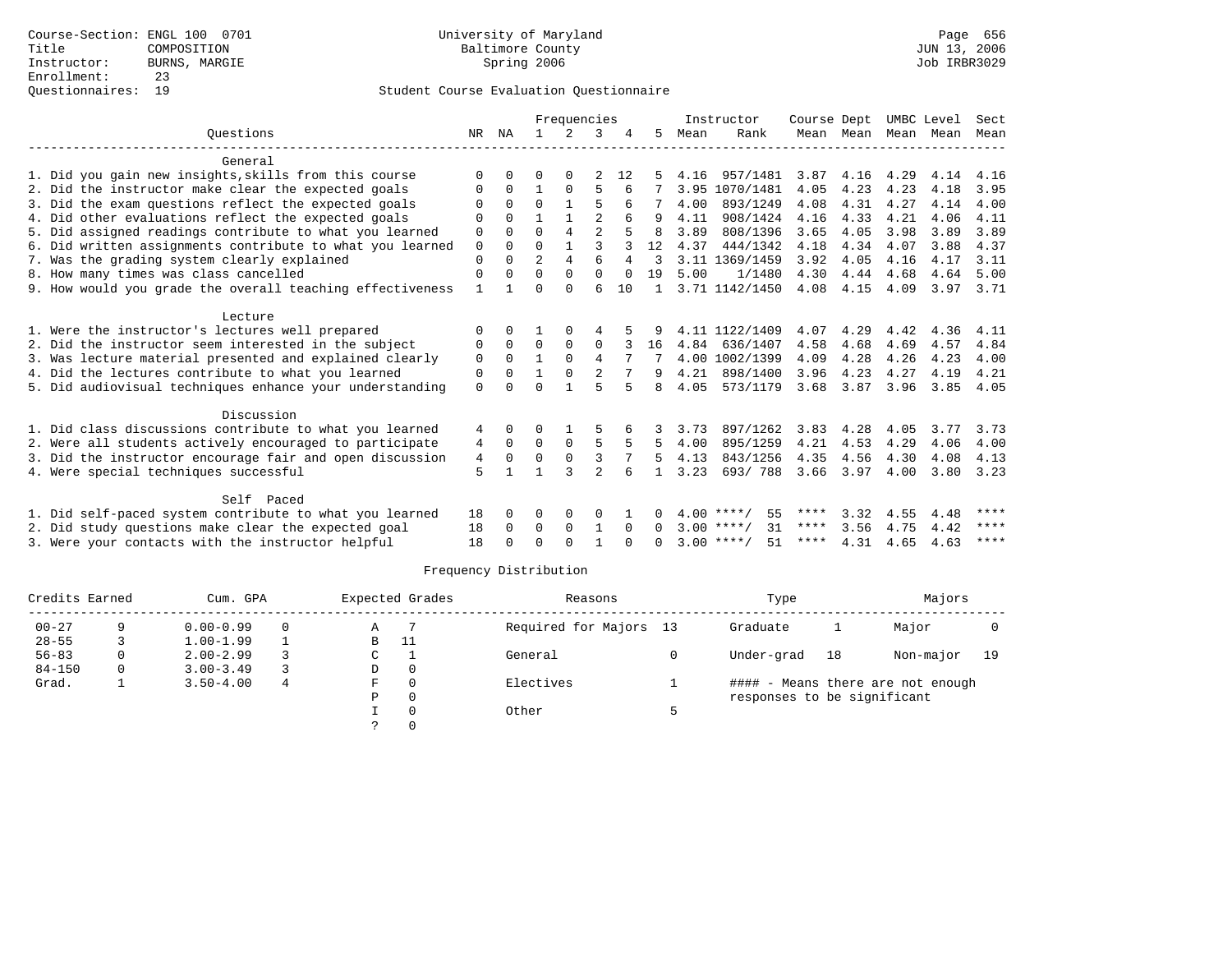Course-Section: ENGL 100 0701
Title: COMPOSITION
Instructor: BURNS, MARGIE
Enrollment: 23
Questionnaires: 19

University of Maryland
Baltimore County
Spring 2006

Page 656
JUN 13, 2006
Job IRBR3029

## Student Course Evaluation Questionnaire

| Questions | NR | NA | 1 | 2 | 3 | 4 | 5 | Instructor Mean | Instructor Rank | Course Mean | Dept Mean | UMBC Level Mean | Level Mean | Sect Mean |
|---|---|---|---|---|---|---|---|---|---|---|---|---|---|---|
| **General** | | | | | | | | | | | | | | |
| 1. Did you gain new insights,skills from this course | 0 | 0 | 0 | 0 | 2 | 12 | 5 | 4.16 | 957/1481 | 3.87 | 4.16 | 4.29 | 4.14 | 4.16 |
| 2. Did the instructor make clear the expected goals | 0 | 0 | 1 | 0 | 5 | 6 | 7 | 3.95 | 1070/1481 | 4.05 | 4.23 | 4.23 | 4.18 | 3.95 |
| 3. Did the exam questions reflect the expected goals | 0 | 0 | 0 | 1 | 5 | 6 | 7 | 4.00 | 893/1249 | 4.08 | 4.31 | 4.27 | 4.14 | 4.00 |
| 4. Did other evaluations reflect the expected goals | 0 | 0 | 1 | 1 | 2 | 6 | 9 | 4.11 | 908/1424 | 4.16 | 4.33 | 4.21 | 4.06 | 4.11 |
| 5. Did assigned readings contribute to what you learned | 0 | 0 | 0 | 4 | 2 | 5 | 8 | 3.89 | 808/1396 | 3.65 | 4.05 | 3.98 | 3.89 | 3.89 |
| 6. Did written assignments contribute to what you learned | 0 | 0 | 0 | 1 | 3 | 3 | 12 | 4.37 | 444/1342 | 4.18 | 4.34 | 4.07 | 3.88 | 4.37 |
| 7. Was the grading system clearly explained | 0 | 0 | 2 | 4 | 6 | 4 | 3 | 3.11 | 1369/1459 | 3.92 | 4.05 | 4.16 | 4.17 | 3.11 |
| 8. How many times was class cancelled | 0 | 0 | 0 | 0 | 0 | 0 | 19 | 5.00 | 1/1480 | 4.30 | 4.44 | 4.68 | 4.64 | 5.00 |
| 9. How would you grade the overall teaching effectiveness | 1 | 1 | 0 | 0 | 6 | 10 | 1 | 3.71 | 1142/1450 | 4.08 | 4.15 | 4.09 | 3.97 | 3.71 |
| **Lecture** | | | | | | | | | | | | | | |
| 1. Were the instructor's lectures well prepared | 0 | 0 | 1 | 0 | 4 | 5 | 9 | 4.11 | 1122/1409 | 4.07 | 4.29 | 4.42 | 4.36 | 4.11 |
| 2. Did the instructor seem interested in the subject | 0 | 0 | 0 | 0 | 0 | 3 | 16 | 4.84 | 636/1407 | 4.58 | 4.68 | 4.69 | 4.57 | 4.84 |
| 3. Was lecture material presented and explained clearly | 0 | 0 | 1 | 0 | 4 | 7 | 7 | 4.00 | 1002/1399 | 4.09 | 4.28 | 4.26 | 4.23 | 4.00 |
| 4. Did the lectures contribute to what you learned | 0 | 0 | 1 | 0 | 2 | 7 | 9 | 4.21 | 898/1400 | 3.96 | 4.23 | 4.27 | 4.19 | 4.21 |
| 5. Did audiovisual techniques enhance your understanding | 0 | 0 | 0 | 1 | 5 | 5 | 8 | 4.05 | 573/1179 | 3.68 | 3.87 | 3.96 | 3.85 | 4.05 |
| **Discussion** | | | | | | | | | | | | | | |
| 1. Did class discussions contribute to what you learned | 4 | 0 | 0 | 1 | 5 | 6 | 3 | 3.73 | 897/1262 | 3.83 | 4.28 | 4.05 | 3.77 | 3.73 |
| 2. Were all students actively encouraged to participate | 4 | 0 | 0 | 0 | 5 | 5 | 5 | 4.00 | 895/1259 | 4.21 | 4.53 | 4.29 | 4.06 | 4.00 |
| 3. Did the instructor encourage fair and open discussion | 4 | 0 | 0 | 0 | 3 | 7 | 5 | 4.13 | 843/1256 | 4.35 | 4.56 | 4.30 | 4.08 | 4.13 |
| 4. Were special techniques successful | 5 | 1 | 1 | 3 | 2 | 6 | 1 | 3.23 | 693/ 788 | 3.66 | 3.97 | 4.00 | 3.80 | 3.23 |
| **Self Paced** | | | | | | | | | | | | | | |
| 1. Did self-paced system contribute to what you learned | 18 | 0 | 0 | 0 | 0 | 1 | 0 | 4.00 | ****/ 55 | **** | 3.32 | 4.55 | 4.48 | **** |
| 2. Did study questions make clear the expected goal | 18 | 0 | 0 | 0 | 1 | 0 | 0 | 3.00 | ****/ 31 | **** | 3.56 | 4.75 | 4.42 | **** |
| 3. Were your contacts with the instructor helpful | 18 | 0 | 0 | 0 | 1 | 0 | 0 | 3.00 | ****/ 51 | **** | 4.31 | 4.65 | 4.63 | **** |

## Frequency Distribution

| Credits Earned | | Cum. GPA | | Expected Grades | | Reasons | | Type | | Majors | |
|---|---|---|---|---|---|---|---|---|---|---|---|
| 00-27 | 9 | 0.00-0.99 | 0 | A | 7 | Required for Majors | 13 | Graduate | 1 | Major | 0 |
| 28-55 | 3 | 1.00-1.99 | 1 | B | 11 | | | | | | |
| 56-83 | 0 | 2.00-2.99 | 3 | C | 1 | General | 0 | Under-grad | 18 | Non-major | 19 |
| 84-150 | 0 | 3.00-3.49 | 3 | D | 0 | | | | | | |
| Grad. | 1 | 3.50-4.00 | 4 | F | 0 | Electives | 1 | #### - Means there are not enough responses to be significant | | | |
| | | | | P | 0 | | | | | | |
| | | | | I | 0 | Other | 5 | | | | |
| | | | | ? | 0 | | | | | | |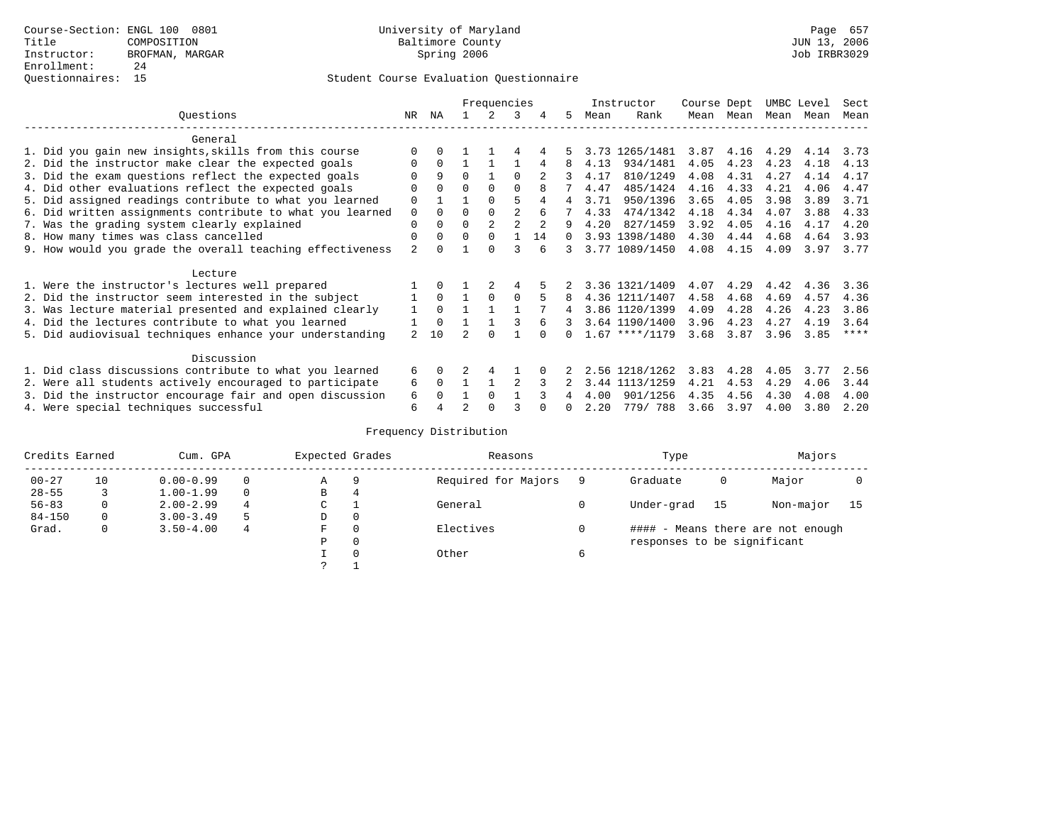Course-Section: ENGL 100 0801
Title: COMPOSITION
Instructor: BROFMAN, MARGAR
Enrollment: 24
Questionnaires: 15

University of Maryland
Baltimore County
Spring 2006

Student Course Evaluation Questionnaire

| Questions | NR | NA | 1 | 2 | 3 | 4 | 5 | Instructor Mean | Instructor Rank | Course Mean | Dept Mean | UMBC Mean | Level Mean | Sect Mean |
|---|---|---|---|---|---|---|---|---|---|---|---|---|---|---|
| **General** | | | | | | | | | | | | | | |
| 1. Did you gain new insights,skills from this course | 0 | 0 | 1 | 1 | 4 | 4 | 5 | 3.73 | 1265/1481 | 3.87 | 4.16 | 4.29 | 4.14 | 3.73 |
| 2. Did the instructor make clear the expected goals | 0 | 0 | 1 | 1 | 1 | 4 | 8 | 4.13 | 934/1481 | 4.05 | 4.23 | 4.23 | 4.18 | 4.13 |
| 3. Did the exam questions reflect the expected goals | 0 | 9 | 0 | 1 | 0 | 2 | 3 | 4.17 | 810/1249 | 4.08 | 4.31 | 4.27 | 4.14 | 4.17 |
| 4. Did other evaluations reflect the expected goals | 0 | 0 | 0 | 0 | 0 | 8 | 7 | 4.47 | 485/1424 | 4.16 | 4.33 | 4.21 | 4.06 | 4.47 |
| 5. Did assigned readings contribute to what you learned | 0 | 1 | 1 | 0 | 5 | 4 | 4 | 3.71 | 950/1396 | 3.65 | 4.05 | 3.98 | 3.89 | 3.71 |
| 6. Did written assignments contribute to what you learned | 0 | 0 | 0 | 0 | 2 | 6 | 7 | 4.33 | 474/1342 | 4.18 | 4.34 | 4.07 | 3.88 | 4.33 |
| 7. Was the grading system clearly explained | 0 | 0 | 0 | 2 | 2 | 2 | 9 | 4.20 | 827/1459 | 3.92 | 4.05 | 4.16 | 4.17 | 4.20 |
| 8. How many times was class cancelled | 0 | 0 | 0 | 0 | 1 | 14 | 0 | 3.93 | 1398/1480 | 4.30 | 4.44 | 4.68 | 4.64 | 3.93 |
| 9. How would you grade the overall teaching effectiveness | 2 | 0 | 1 | 0 | 3 | 6 | 3 | 3.77 | 1089/1450 | 4.08 | 4.15 | 4.09 | 3.97 | 3.77 |
| **Lecture** | | | | | | | | | | | | | | |
| 1. Were the instructor's lectures well prepared | 1 | 0 | 1 | 2 | 4 | 5 | 2 | 3.36 | 1321/1409 | 4.07 | 4.29 | 4.42 | 4.36 | 3.36 |
| 2. Did the instructor seem interested in the subject | 1 | 0 | 1 | 0 | 0 | 5 | 8 | 4.36 | 1211/1407 | 4.58 | 4.68 | 4.69 | 4.57 | 4.36 |
| 3. Was lecture material presented and explained clearly | 1 | 0 | 1 | 1 | 1 | 7 | 4 | 3.86 | 1120/1399 | 4.09 | 4.28 | 4.26 | 4.23 | 3.86 |
| 4. Did the lectures contribute to what you learned | 1 | 0 | 1 | 1 | 3 | 6 | 3 | 3.64 | 1190/1400 | 3.96 | 4.23 | 4.27 | 4.19 | 3.64 |
| 5. Did audiovisual techniques enhance your understanding | 2 | 10 | 2 | 0 | 1 | 0 | 0 | 1.67 | ****/1179 | 3.68 | 3.87 | 3.96 | 3.85 | **** |
| **Discussion** | | | | | | | | | | | | | | |
| 1. Did class discussions contribute to what you learned | 6 | 0 | 2 | 4 | 1 | 0 | 2 | 2.56 | 1218/1262 | 3.83 | 4.28 | 4.05 | 3.77 | 2.56 |
| 2. Were all students actively encouraged to participate | 6 | 0 | 1 | 1 | 2 | 3 | 2 | 3.44 | 1113/1259 | 4.21 | 4.53 | 4.29 | 4.06 | 3.44 |
| 3. Did the instructor encourage fair and open discussion | 6 | 0 | 1 | 0 | 1 | 3 | 4 | 4.00 | 901/1256 | 4.35 | 4.56 | 4.30 | 4.08 | 4.00 |
| 4. Were special techniques successful | 6 | 4 | 2 | 0 | 3 | 0 | 0 | 2.20 | 779/ 788 | 3.66 | 3.97 | 4.00 | 3.80 | 2.20 |

## Frequency Distribution

| Credits Earned | | Cum. GPA | | Expected Grades | | Reasons | | Type | | Majors | |
|---|---|---|---|---|---|---|---|---|---|---|---|
| 00-27 | 10 | 0.00-0.99 | 0 | A | 9 | Required for Majors | 9 | Graduate | 0 | Major | 0 |
| 28-55 | 3 | 1.00-1.99 | 0 | B | 4 | | | | | | |
| 56-83 | 0 | 2.00-2.99 | 4 | C | 1 | General | 0 | Under-grad | 15 | Non-major | 15 |
| 84-150 | 0 | 3.00-3.49 | 5 | D | 0 | | | | | | |
| Grad. | 0 | 3.50-4.00 | 4 | F | 0 | Electives | 0 | #### - Means there are not enough responses to be significant | | | |
| | | | | P | 0 | | | | | | |
| | | | | I | 0 | Other | 6 | | | | |
| | | | | ? | 1 | | | | | | |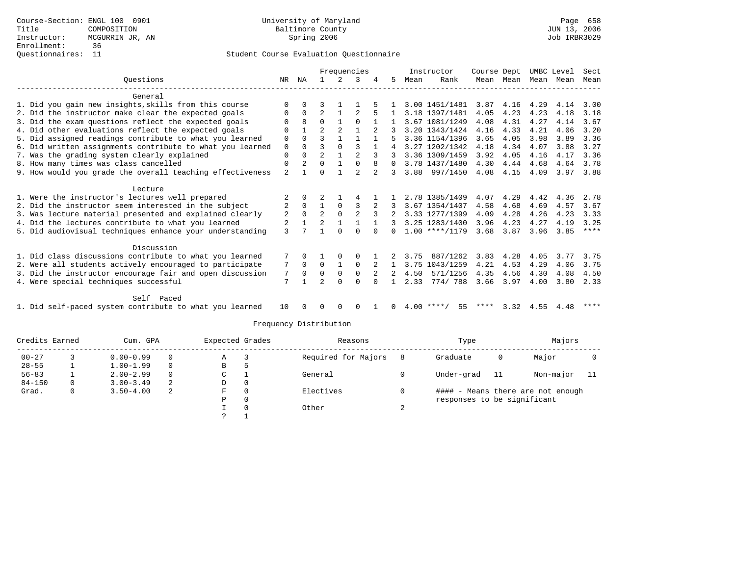Course-Section: ENGL 100 0901
Title: COMPOSITION
Instructor: MCGURRIN JR, AN
Enrollment: 36
Questionnaires: 11

University of Maryland
Baltimore County
Spring 2006

JUN 13, 2006
Job IRBR3029

## Student Course Evaluation Questionnaire

| Questions | NR | NA | 1 | 2 | 3 | 4 | 5 | Instructor Mean | Rank | Course Mean | Dept Mean | UMBC Mean | Level Mean | Sect Mean |
|---|---|---|---|---|---|---|---|---|---|---|---|---|---|---|
| **General** | | | | | | | | | | | | | | |
| 1. Did you gain new insights,skills from this course | 0 | 0 | 3 | 1 | 1 | 5 | 1 | 3.00 | 1451/1481 | 3.87 | 4.16 | 4.29 | 4.14 | 3.00 |
| 2. Did the instructor make clear the expected goals | 0 | 0 | 2 | 1 | 2 | 5 | 1 | 3.18 | 1397/1481 | 4.05 | 4.23 | 4.23 | 4.18 | 3.18 |
| 3. Did the exam questions reflect the expected goals | 0 | 8 | 0 | 1 | 0 | 1 | 1 | 3.67 | 1081/1249 | 4.08 | 4.31 | 4.27 | 4.14 | 3.67 |
| 4. Did other evaluations reflect the expected goals | 0 | 1 | 2 | 2 | 1 | 2 | 3 | 3.20 | 1343/1424 | 4.16 | 4.33 | 4.21 | 4.06 | 3.20 |
| 5. Did assigned readings contribute to what you learned | 0 | 0 | 3 | 1 | 1 | 1 | 5 | 3.36 | 1154/1396 | 3.65 | 4.05 | 3.98 | 3.89 | 3.36 |
| 6. Did written assignments contribute to what you learned | 0 | 0 | 3 | 0 | 3 | 1 | 4 | 3.27 | 1202/1342 | 4.18 | 4.34 | 4.07 | 3.88 | 3.27 |
| 7. Was the grading system clearly explained | 0 | 0 | 2 | 1 | 2 | 3 | 3 | 3.36 | 1309/1459 | 3.92 | 4.05 | 4.16 | 4.17 | 3.36 |
| 8. How many times was class cancelled | 0 | 2 | 0 | 1 | 0 | 8 | 0 | 3.78 | 1437/1480 | 4.30 | 4.44 | 4.68 | 4.64 | 3.78 |
| 9. How would you grade the overall teaching effectiveness | 2 | 1 | 0 | 1 | 2 | 2 | 3 | 3.88 | 997/1450 | 4.08 | 4.15 | 4.09 | 3.97 | 3.88 |
| **Lecture** | | | | | | | | | | | | | | |
| 1. Were the instructor's lectures well prepared | 2 | 0 | 2 | 1 | 4 | 1 | 1 | 2.78 | 1385/1409 | 4.07 | 4.29 | 4.42 | 4.36 | 2.78 |
| 2. Did the instructor seem interested in the subject | 2 | 0 | 1 | 0 | 3 | 2 | 3 | 3.67 | 1354/1407 | 4.58 | 4.68 | 4.69 | 4.57 | 3.67 |
| 3. Was lecture material presented and explained clearly | 2 | 0 | 2 | 0 | 2 | 3 | 2 | 3.33 | 1277/1399 | 4.09 | 4.28 | 4.26 | 4.23 | 3.33 |
| 4. Did the lectures contribute to what you learned | 2 | 1 | 2 | 1 | 1 | 1 | 3 | 3.25 | 1283/1400 | 3.96 | 4.23 | 4.27 | 4.19 | 3.25 |
| 5. Did audiovisual techniques enhance your understanding | 3 | 7 | 1 | 0 | 0 | 0 | 0 | 1.00 | ****/1179 | 3.68 | 3.87 | 3.96 | 3.85 | **** |
| **Discussion** | | | | | | | | | | | | | | |
| 1. Did class discussions contribute to what you learned | 7 | 0 | 1 | 0 | 0 | 1 | 2 | 3.75 | 887/1262 | 3.83 | 4.28 | 4.05 | 3.77 | 3.75 |
| 2. Were all students actively encouraged to participate | 7 | 0 | 0 | 1 | 0 | 2 | 1 | 3.75 | 1043/1259 | 4.21 | 4.53 | 4.29 | 4.06 | 3.75 |
| 3. Did the instructor encourage fair and open discussion | 7 | 0 | 0 | 0 | 0 | 2 | 2 | 4.50 | 571/1256 | 4.35 | 4.56 | 4.30 | 4.08 | 4.50 |
| 4. Were special techniques successful | 7 | 1 | 2 | 0 | 0 | 0 | 1 | 2.33 | 774/ 788 | 3.66 | 3.97 | 4.00 | 3.80 | 2.33 |
| **Self Paced** | | | | | | | | | | | | | | |
| 1. Did self-paced system contribute to what you learned | 10 | 0 | 0 | 0 | 0 | 1 | 0 | 4.00 | ****/ 55 | **** | 3.32 | 4.55 | 4.48 | **** |

### Frequency Distribution

| Credits Earned | | Cum. GPA | | Expected Grades | | Reasons | | Type | | Majors | |
|---|---|---|---|---|---|---|---|---|---|---|---|
| 00-27 | 3 | 0.00-0.99 | 0 | A | 3 | Required for Majors | 8 | Graduate | 0 | Major | 0 |
| 28-55 | 1 | 1.00-1.99 | 0 | B | 5 | | | | | | |
| 56-83 | 1 | 2.00-2.99 | 0 | C | 1 | General | 0 | Under-grad | 11 | Non-major | 11 |
| 84-150 | 0 | 3.00-3.49 | 2 | D | 0 | | | | | | |
| Grad. | 0 | 3.50-4.00 | 2 | F | 0 | Electives | 0 | | | | |
| | | | | P | 0 | | | | | | |
| | | | | I | 0 | Other | 2 | | | | |
| | | | | ? | 1 | | | | | | |

#### - Means there are not enough responses to be significant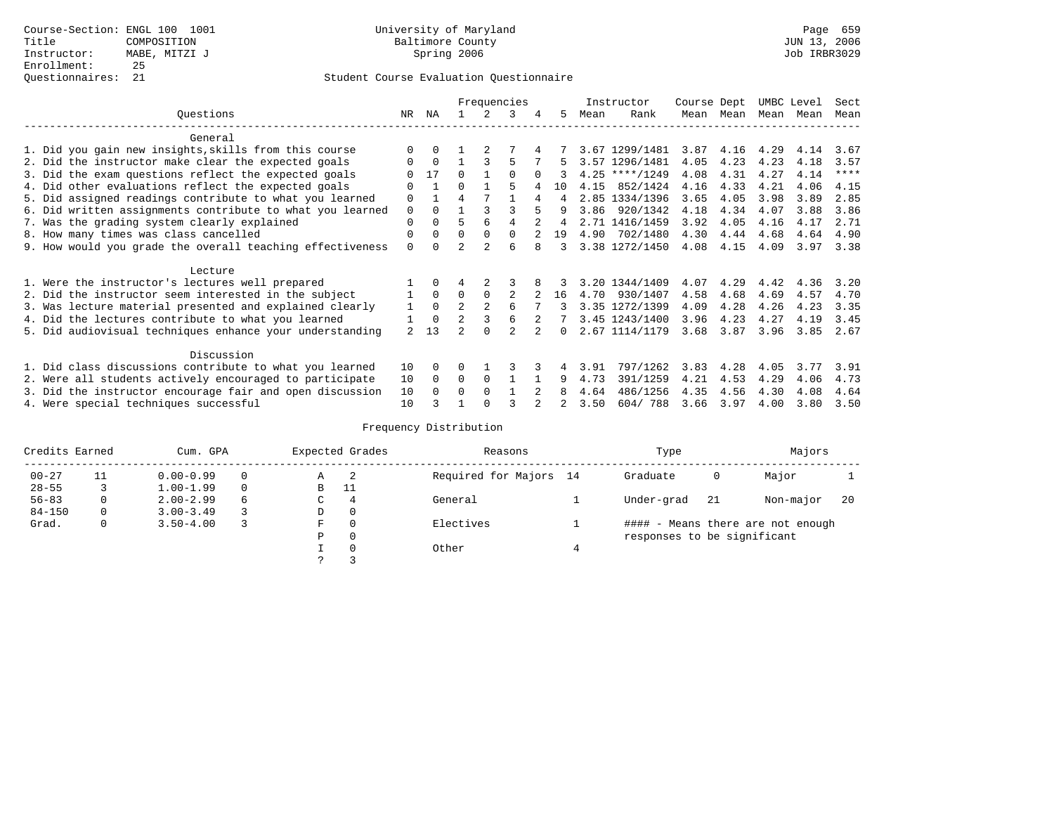Course-Section: ENGL 100 1001
Title: COMPOSITION
Instructor: MABE, MITZI J
Enrollment: 25
Questionnaires: 21

University of Maryland
Baltimore County
Spring 2006

JUN 13, 2006
Job IRBR3029

Student Course Evaluation Questionnaire

| Questions | NR | NA | 1 | 2 | 3 | 4 | 5 | Instructor Mean | Instructor Rank | Course Mean | Dept Mean | UMBC Mean | Level Mean | Sect Mean |
|---|---|---|---|---|---|---|---|---|---|---|---|---|---|---|
| **General** | | | | | | | | | | | | | | |
| 1. Did you gain new insights,skills from this course | 0 | 0 | 1 | 2 | 7 | 4 | 7 | 3.67 | 1299/1481 | 3.87 | 4.16 | 4.29 | 4.14 | 3.67 |
| 2. Did the instructor make clear the expected goals | 0 | 0 | 1 | 3 | 5 | 7 | 5 | 3.57 | 1296/1481 | 4.05 | 4.23 | 4.23 | 4.18 | 3.57 |
| 3. Did the exam questions reflect the expected goals | 0 | 17 | 0 | 1 | 0 | 0 | 3 | 4.25 | ****/1249 | 4.08 | 4.31 | 4.27 | 4.14 | **** |
| 4. Did other evaluations reflect the expected goals | 0 | 1 | 0 | 1 | 5 | 4 | 10 | 4.15 | 852/1424 | 4.16 | 4.33 | 4.21 | 4.06 | 4.15 |
| 5. Did assigned readings contribute to what you learned | 0 | 1 | 4 | 7 | 1 | 4 | 4 | 2.85 | 1334/1396 | 3.65 | 4.05 | 3.98 | 3.89 | 2.85 |
| 6. Did written assignments contribute to what you learned | 0 | 0 | 1 | 3 | 3 | 5 | 9 | 3.86 | 920/1342 | 4.18 | 4.34 | 4.07 | 3.88 | 3.86 |
| 7. Was the grading system clearly explained | 0 | 0 | 5 | 6 | 4 | 2 | 4 | 2.71 | 1416/1459 | 3.92 | 4.05 | 4.16 | 4.17 | 2.71 |
| 8. How many times was class cancelled | 0 | 0 | 0 | 0 | 0 | 2 | 19 | 4.90 | 702/1480 | 4.30 | 4.44 | 4.68 | 4.64 | 4.90 |
| 9. How would you grade the overall teaching effectiveness | 0 | 0 | 2 | 2 | 6 | 8 | 3 | 3.38 | 1272/1450 | 4.08 | 4.15 | 4.09 | 3.97 | 3.38 |
| **Lecture** | | | | | | | | | | | | | | |
| 1. Were the instructor's lectures well prepared | 1 | 0 | 4 | 2 | 3 | 8 | 3 | 3.20 | 1344/1409 | 4.07 | 4.29 | 4.42 | 4.36 | 3.20 |
| 2. Did the instructor seem interested in the subject | 1 | 0 | 0 | 0 | 2 | 2 | 16 | 4.70 | 930/1407 | 4.58 | 4.68 | 4.69 | 4.57 | 4.70 |
| 3. Was lecture material presented and explained clearly | 1 | 0 | 2 | 2 | 6 | 7 | 3 | 3.35 | 1272/1399 | 4.09 | 4.28 | 4.26 | 4.23 | 3.35 |
| 4. Did the lectures contribute to what you learned | 1 | 0 | 2 | 3 | 6 | 2 | 7 | 3.45 | 1243/1400 | 3.96 | 4.23 | 4.27 | 4.19 | 3.45 |
| 5. Did audiovisual techniques enhance your understanding | 2 | 13 | 2 | 0 | 2 | 2 | 0 | 2.67 | 1114/1179 | 3.68 | 3.87 | 3.96 | 3.85 | 2.67 |
| **Discussion** | | | | | | | | | | | | | | |
| 1. Did class discussions contribute to what you learned | 10 | 0 | 0 | 1 | 3 | 3 | 4 | 3.91 | 797/1262 | 3.83 | 4.28 | 4.05 | 3.77 | 3.91 |
| 2. Were all students actively encouraged to participate | 10 | 0 | 0 | 0 | 1 | 1 | 9 | 4.73 | 391/1259 | 4.21 | 4.53 | 4.29 | 4.06 | 4.73 |
| 3. Did the instructor encourage fair and open discussion | 10 | 0 | 0 | 0 | 1 | 2 | 8 | 4.64 | 486/1256 | 4.35 | 4.56 | 4.30 | 4.08 | 4.64 |
| 4. Were special techniques successful | 10 | 3 | 1 | 0 | 3 | 2 | 2 | 3.50 | 604/ 788 | 3.66 | 3.97 | 4.00 | 3.80 | 3.50 |

Frequency Distribution

| Credits Earned | | Cum. GPA | | Expected Grades | | Reasons | | Type | | Majors | |
|---|---|---|---|---|---|---|---|---|---|---|---|
| 00-27 | 11 | 0.00-0.99 | 0 | A | 2 | Required for Majors | 14 | Graduate | 0 | Major | 1 |
| 28-55 | 3 | 1.00-1.99 | 0 | B | 11 | | | | | | |
| 56-83 | 0 | 2.00-2.99 | 6 | C | 4 | General | 1 | Under-grad | 21 | Non-major | 20 |
| 84-150 | 0 | 3.00-3.49 | 3 | D | 0 | | | | | | |
| Grad. | 0 | 3.50-4.00 | 3 | F | 0 | Electives | 1 | #### - Means there are not enough responses to be significant | | | |
| | | | | P | 0 | | | | | | |
| | | | | I | 0 | Other | 4 | | | | |
| | | | | ? | 3 | | | | | | |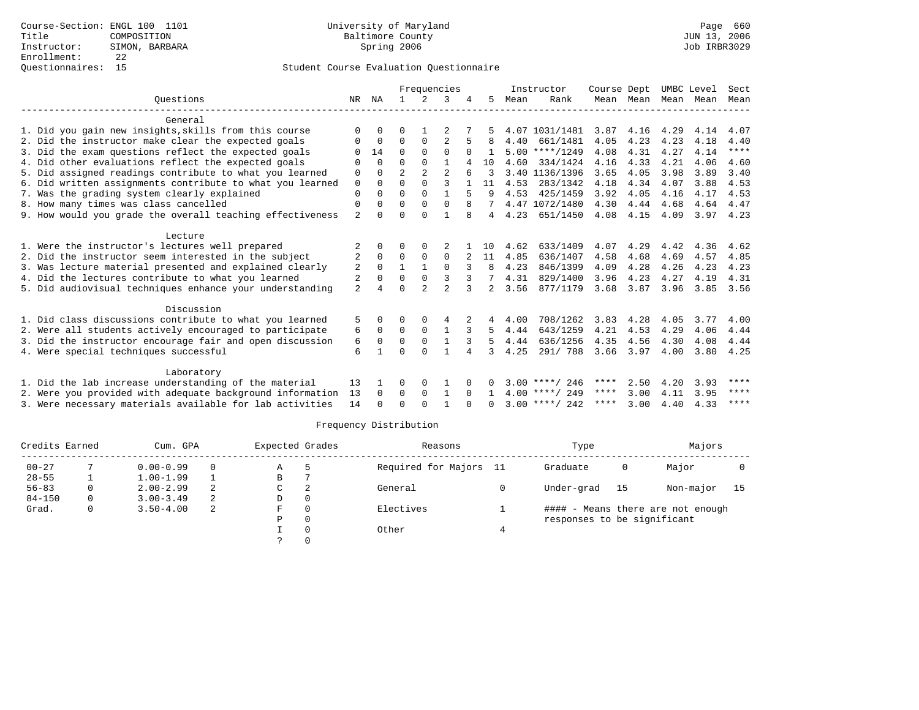Course-Section: ENGL 100 1101
Title: COMPOSITION
Instructor: SIMON, BARBARA
Enrollment: 22
Questionnaires: 15

University of Maryland
Baltimore County
Spring 2006

Page 660
JUN 13, 2006
Job IRBR3029

## Student Course Evaluation Questionnaire

| Questions | NR | NA | 1 | 2 | 3 | 4 | 5 | Instructor Mean | Rank | Course Mean | Dept Mean | UMBC Level Mean | Level Mean | Sect Mean |
|---|---|---|---|---|---|---|---|---|---|---|---|---|---|---|
| **General** | | | | | | | | | | | | | | |
| 1. Did you gain new insights,skills from this course | 0 | 0 | 0 | 1 | 2 | 7 | 5 | 4.07 | 1031/1481 | 3.87 | 4.16 | 4.29 | 4.14 | 4.07 |
| 2. Did the instructor make clear the expected goals | 0 | 0 | 0 | 0 | 2 | 5 | 8 | 4.40 | 661/1481 | 4.05 | 4.23 | 4.23 | 4.18 | 4.40 |
| 3. Did the exam questions reflect the expected goals | 0 | 14 | 0 | 0 | 0 | 0 | 1 | 5.00 | ****/1249 | 4.08 | 4.31 | 4.27 | 4.14 | **** |
| 4. Did other evaluations reflect the expected goals | 0 | 0 | 0 | 0 | 1 | 4 | 10 | 4.60 | 334/1424 | 4.16 | 4.33 | 4.21 | 4.06 | 4.60 |
| 5. Did assigned readings contribute to what you learned | 0 | 0 | 2 | 2 | 2 | 6 | 3 | 3.40 | 1136/1396 | 3.65 | 4.05 | 3.98 | 3.89 | 3.40 |
| 6. Did written assignments contribute to what you learned | 0 | 0 | 0 | 0 | 3 | 1 | 11 | 4.53 | 283/1342 | 4.18 | 4.34 | 4.07 | 3.88 | 4.53 |
| 7. Was the grading system clearly explained | 0 | 0 | 0 | 0 | 1 | 5 | 9 | 4.53 | 425/1459 | 3.92 | 4.05 | 4.16 | 4.17 | 4.53 |
| 8. How many times was class cancelled | 0 | 0 | 0 | 0 | 0 | 8 | 7 | 4.47 | 1072/1480 | 4.30 | 4.44 | 4.68 | 4.64 | 4.47 |
| 9. How would you grade the overall teaching effectiveness | 2 | 0 | 0 | 0 | 1 | 8 | 4 | 4.23 | 651/1450 | 4.08 | 4.15 | 4.09 | 3.97 | 4.23 |
| **Lecture** | | | | | | | | | | | | | | |
| 1. Were the instructor's lectures well prepared | 2 | 0 | 0 | 0 | 2 | 1 | 10 | 4.62 | 633/1409 | 4.07 | 4.29 | 4.42 | 4.36 | 4.62 |
| 2. Did the instructor seem interested in the subject | 2 | 0 | 0 | 0 | 0 | 2 | 11 | 4.85 | 636/1407 | 4.58 | 4.68 | 4.69 | 4.57 | 4.85 |
| 3. Was lecture material presented and explained clearly | 2 | 0 | 1 | 1 | 0 | 3 | 8 | 4.23 | 846/1399 | 4.09 | 4.28 | 4.26 | 4.23 | 4.23 |
| 4. Did the lectures contribute to what you learned | 2 | 0 | 0 | 0 | 3 | 3 | 7 | 4.31 | 829/1400 | 3.96 | 4.23 | 4.27 | 4.19 | 4.31 |
| 5. Did audiovisual techniques enhance your understanding | 2 | 4 | 0 | 2 | 2 | 3 | 2 | 3.56 | 877/1179 | 3.68 | 3.87 | 3.96 | 3.85 | 3.56 |
| **Discussion** | | | | | | | | | | | | | | |
| 1. Did class discussions contribute to what you learned | 5 | 0 | 0 | 0 | 4 | 2 | 4 | 4.00 | 708/1262 | 3.83 | 4.28 | 4.05 | 3.77 | 4.00 |
| 2. Were all students actively encouraged to participate | 6 | 0 | 0 | 0 | 1 | 3 | 5 | 4.44 | 643/1259 | 4.21 | 4.53 | 4.29 | 4.06 | 4.44 |
| 3. Did the instructor encourage fair and open discussion | 6 | 0 | 0 | 0 | 1 | 3 | 5 | 4.44 | 636/1256 | 4.35 | 4.56 | 4.30 | 4.08 | 4.44 |
| 4. Were special techniques successful | 6 | 1 | 0 | 0 | 1 | 4 | 3 | 4.25 | 291/ 788 | 3.66 | 3.97 | 4.00 | 3.80 | 4.25 |
| **Laboratory** | | | | | | | | | | | | | | |
| 1. Did the lab increase understanding of the material | 13 | 1 | 0 | 0 | 1 | 0 | 0 | 3.00 | ****/ 246 | **** | 2.50 | 4.20 | 3.93 | **** |
| 2. Were you provided with adequate background information | 13 | 0 | 0 | 0 | 1 | 0 | 1 | 4.00 | ****/ 249 | **** | 3.00 | 4.11 | 3.95 | **** |
| 3. Were necessary materials available for lab activities | 14 | 0 | 0 | 0 | 1 | 0 | 0 | 3.00 | ****/ 242 | **** | 3.00 | 4.40 | 4.33 | **** |

## Frequency Distribution

| Credits Earned | | Cum. GPA | | Expected Grades | | Reasons | | Type | | Majors | |
|---|---|---|---|---|---|---|---|---|---|---|---|
| 00-27 | 7 | 0.00-0.99 | 0 | A | 5 | Required for Majors | 11 | Graduate | 0 | Major | 0 |
| 28-55 | 1 | 1.00-1.99 | 1 | B | 7 | | | | | | |
| 56-83 | 0 | 2.00-2.99 | 2 | C | 2 | General | 0 | Under-grad | 15 | Non-major | 15 |
| 84-150 | 0 | 3.00-3.49 | 2 | D | 0 | | | | | | |
| Grad. | 0 | 3.50-4.00 | 2 | F | 0 | Electives | 1 | #### - Means there are not enough responses to be significant | | | |
| | | | | P | 0 | | | | | | |
| | | | | I | 0 | Other | 4 | | | | |
| | | | | ? | 0 | | | | | | |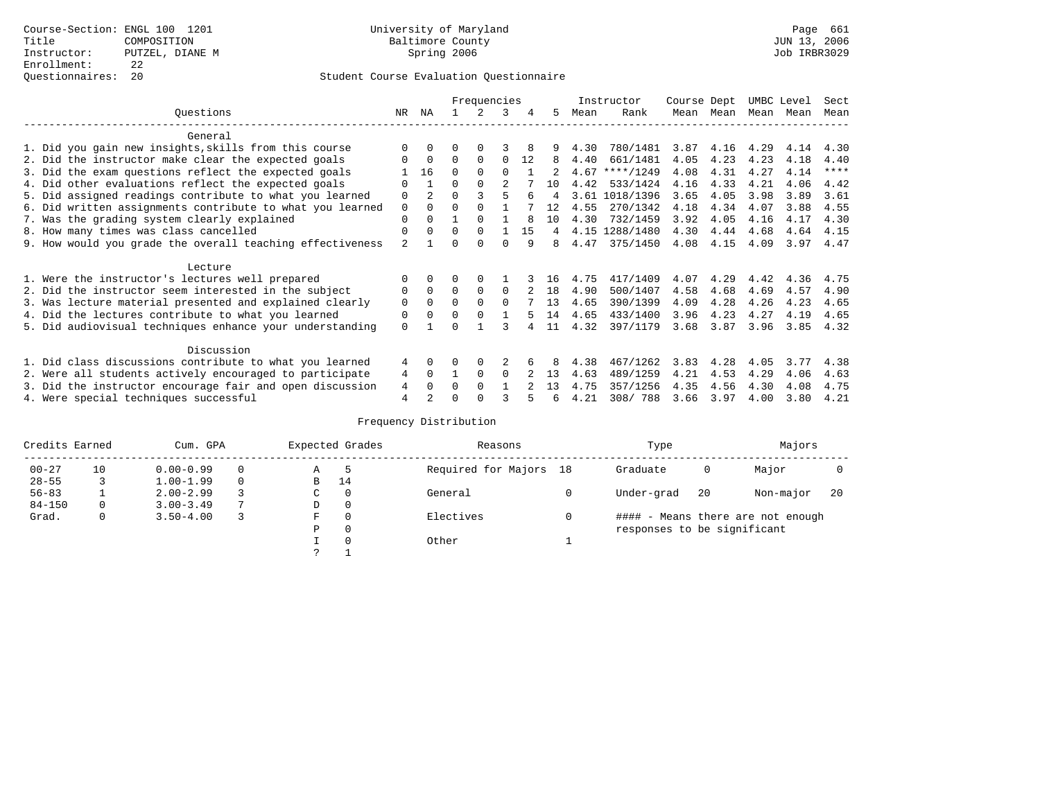Course-Section: ENGL 100 1201
Title: COMPOSITION
Instructor: PUTZEL, DIANE M
Enrollment: 22
Questionnaires: 20

University of Maryland
Baltimore County
Spring 2006

JUN 13, 2006
Job IRBR3029

## Student Course Evaluation Questionnaire

| Questions | NR | NA | 1 | 2 | 3 | 4 | 5 | Instructor Mean | Rank | Course Mean | Dept Mean | UMBC Mean | Level Mean | Sect Mean |
|---|---|---|---|---|---|---|---|---|---|---|---|---|---|---|
| **General** | | | | | | | | | | | | | | |
| 1. Did you gain new insights,skills from this course | 0 | 0 | 0 | 0 | 3 | 8 | 9 | 4.30 | 780/1481 | 3.87 | 4.16 | 4.29 | 4.14 | 4.30 |
| 2. Did the instructor make clear the expected goals | 0 | 0 | 0 | 0 | 0 | 12 | 8 | 4.40 | 661/1481 | 4.05 | 4.23 | 4.23 | 4.18 | 4.40 |
| 3. Did the exam questions reflect the expected goals | 1 | 16 | 0 | 0 | 0 | 1 | 2 | 4.67 | ****/1249 | 4.08 | 4.31 | 4.27 | 4.14 | **** |
| 4. Did other evaluations reflect the expected goals | 0 | 1 | 0 | 0 | 2 | 7 | 10 | 4.42 | 533/1424 | 4.16 | 4.33 | 4.21 | 4.06 | 4.42 |
| 5. Did assigned readings contribute to what you learned | 0 | 2 | 0 | 3 | 5 | 6 | 4 | 3.61 | 1018/1396 | 3.65 | 4.05 | 3.98 | 3.89 | 3.61 |
| 6. Did written assignments contribute to what you learned | 0 | 0 | 0 | 0 | 1 | 7 | 12 | 4.55 | 270/1342 | 4.18 | 4.34 | 4.07 | 3.88 | 4.55 |
| 7. Was the grading system clearly explained | 0 | 0 | 1 | 0 | 1 | 8 | 10 | 4.30 | 732/1459 | 3.92 | 4.05 | 4.16 | 4.17 | 4.30 |
| 8. How many times was class cancelled | 0 | 0 | 0 | 0 | 1 | 15 | 4 | 4.15 | 1288/1480 | 4.30 | 4.44 | 4.68 | 4.64 | 4.15 |
| 9. How would you grade the overall teaching effectiveness | 2 | 1 | 0 | 0 | 0 | 9 | 8 | 4.47 | 375/1450 | 4.08 | 4.15 | 4.09 | 3.97 | 4.47 |
| **Lecture** | | | | | | | | | | | | | | |
| 1. Were the instructor's lectures well prepared | 0 | 0 | 0 | 0 | 1 | 3 | 16 | 4.75 | 417/1409 | 4.07 | 4.29 | 4.42 | 4.36 | 4.75 |
| 2. Did the instructor seem interested in the subject | 0 | 0 | 0 | 0 | 0 | 2 | 18 | 4.90 | 500/1407 | 4.58 | 4.68 | 4.69 | 4.57 | 4.90 |
| 3. Was lecture material presented and explained clearly | 0 | 0 | 0 | 0 | 0 | 7 | 13 | 4.65 | 390/1399 | 4.09 | 4.28 | 4.26 | 4.23 | 4.65 |
| 4. Did the lectures contribute to what you learned | 0 | 0 | 0 | 0 | 1 | 5 | 14 | 4.65 | 433/1400 | 3.96 | 4.23 | 4.27 | 4.19 | 4.65 |
| 5. Did audiovisual techniques enhance your understanding | 0 | 1 | 0 | 1 | 3 | 4 | 11 | 4.32 | 397/1179 | 3.68 | 3.87 | 3.96 | 3.85 | 4.32 |
| **Discussion** | | | | | | | | | | | | | | |
| 1. Did class discussions contribute to what you learned | 4 | 0 | 0 | 0 | 2 | 6 | 8 | 4.38 | 467/1262 | 3.83 | 4.28 | 4.05 | 3.77 | 4.38 |
| 2. Were all students actively encouraged to participate | 4 | 0 | 1 | 0 | 0 | 2 | 13 | 4.63 | 489/1259 | 4.21 | 4.53 | 4.29 | 4.06 | 4.63 |
| 3. Did the instructor encourage fair and open discussion | 4 | 0 | 0 | 0 | 1 | 2 | 13 | 4.75 | 357/1256 | 4.35 | 4.56 | 4.30 | 4.08 | 4.75 |
| 4. Were special techniques successful | 4 | 2 | 0 | 0 | 3 | 5 | 6 | 4.21 | 308/ 788 | 3.66 | 3.97 | 4.00 | 3.80 | 4.21 |

### Frequency Distribution

| Credits Earned | | Cum. GPA | | Expected Grades | | Reasons | | Type | | Majors | |
|---|---|---|---|---|---|---|---|---|---|---|---|
| 00-27 | 10 | 0.00-0.99 | 0 | A | 5 | Required for Majors | 18 | Graduate | 0 | Major | 0 |
| 28-55 | 3 | 1.00-1.99 | 0 | B | 14 | | | | | | |
| 56-83 | 1 | 2.00-2.99 | 3 | C | 0 | General | 0 | Under-grad | 20 | Non-major | 20 |
| 84-150 | 0 | 3.00-3.49 | 7 | D | 0 | | | | | | |
| Grad. | 0 | 3.50-4.00 | 3 | F | 0 | Electives | 0 | | | | |
| | | | | P | 0 | | | | | | |
| | | | | I | 0 | Other | 1 | | | | |
| | | | | ? | 1 | | | | | | |

#### - Means there are not enough responses to be significant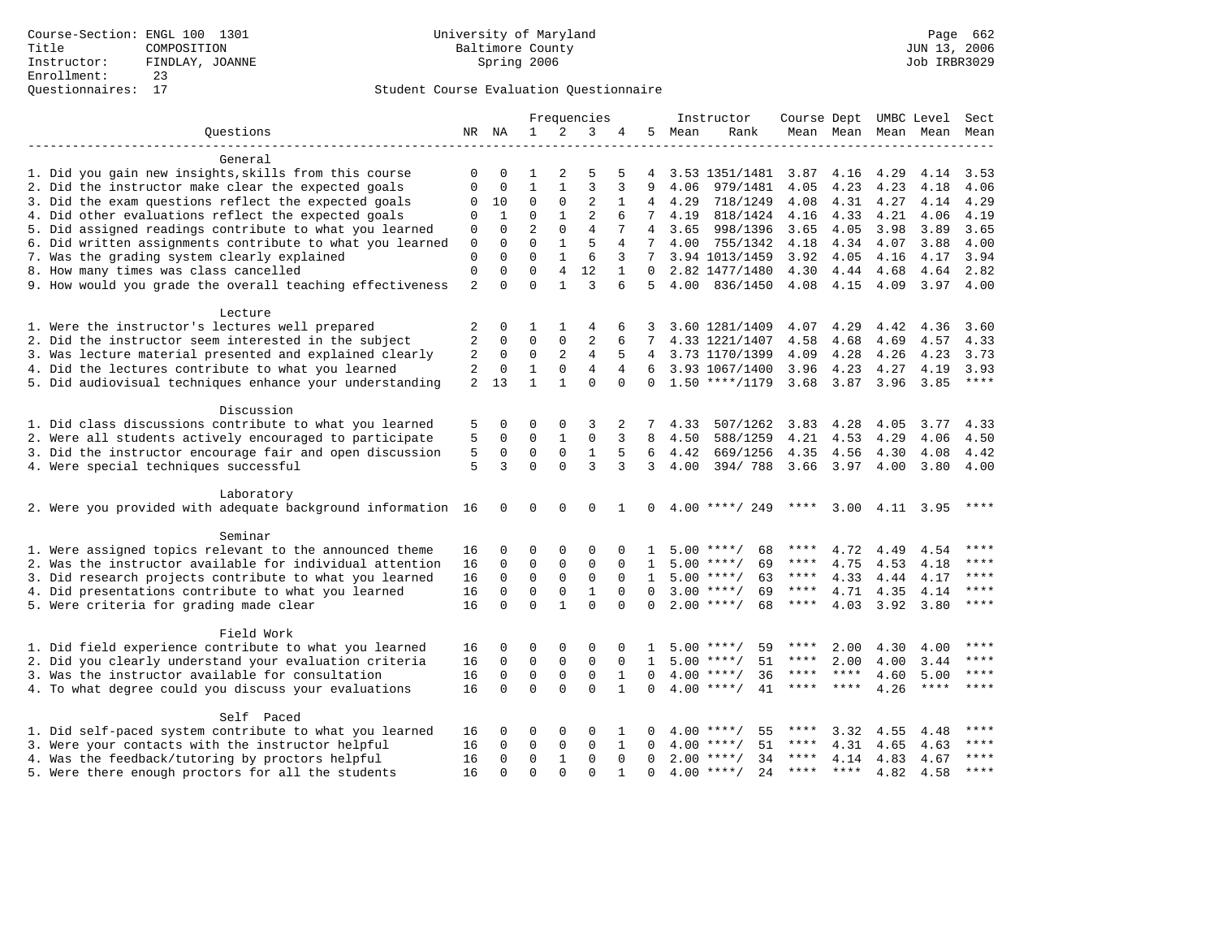Course-Section: ENGL 100 1301
Title: COMPOSITION
Instructor: FINDLAY, JOANNE
Enrollment: 23
Questionnaires: 17

University of Maryland
Baltimore County
Spring 2006

Page 662
JUN 13, 2006
Job IRBR3029

## Student Course Evaluation Questionnaire

| Questions | NR | NA | 1 | 2 | 3 | 4 | 5 | Instructor Mean | Rank | Course Mean | Dept Mean | UMBC Mean | Level Mean | Sect Mean |
|---|---|---|---|---|---|---|---|---|---|---|---|---|---|---|
| **General** | | | | | | | | | | | | | | |
| 1. Did you gain new insights,skills from this course | 0 | 0 | 1 | 2 | 5 | 5 | 4 | 3.53 | 1351/1481 | 3.87 | 4.16 | 4.29 | 4.14 | 3.53 |
| 2. Did the instructor make clear the expected goals | 0 | 0 | 1 | 1 | 3 | 3 | 9 | 4.06 | 979/1481 | 4.05 | 4.23 | 4.23 | 4.18 | 4.06 |
| 3. Did the exam questions reflect the expected goals | 0 | 10 | 0 | 0 | 2 | 1 | 4 | 4.29 | 718/1249 | 4.08 | 4.31 | 4.27 | 4.14 | 4.29 |
| 4. Did other evaluations reflect the expected goals | 0 | 1 | 0 | 1 | 2 | 6 | 7 | 4.19 | 818/1424 | 4.16 | 4.33 | 4.21 | 4.06 | 4.19 |
| 5. Did assigned readings contribute to what you learned | 0 | 0 | 2 | 0 | 4 | 7 | 4 | 3.65 | 998/1396 | 3.65 | 4.05 | 3.98 | 3.89 | 3.65 |
| 6. Did written assignments contribute to what you learned | 0 | 0 | 0 | 1 | 5 | 4 | 7 | 4.00 | 755/1342 | 4.18 | 4.34 | 4.07 | 3.88 | 4.00 |
| 7. Was the grading system clearly explained | 0 | 0 | 0 | 1 | 6 | 3 | 7 | 3.94 | 1013/1459 | 3.92 | 4.05 | 4.16 | 4.17 | 3.94 |
| 8. How many times was class cancelled | 0 | 0 | 0 | 4 | 12 | 1 | 0 | 2.82 | 1477/1480 | 4.30 | 4.44 | 4.68 | 4.64 | 2.82 |
| 9. How would you grade the overall teaching effectiveness | 2 | 0 | 0 | 1 | 3 | 6 | 5 | 4.00 | 836/1450 | 4.08 | 4.15 | 4.09 | 3.97 | 4.00 |
| **Lecture** | | | | | | | | | | | | | | |
| 1. Were the instructor's lectures well prepared | 2 | 0 | 1 | 1 | 4 | 6 | 3 | 3.60 | 1281/1409 | 4.07 | 4.29 | 4.42 | 4.36 | 3.60 |
| 2. Did the instructor seem interested in the subject | 2 | 0 | 0 | 0 | 2 | 6 | 7 | 4.33 | 1221/1407 | 4.58 | 4.68 | 4.69 | 4.57 | 4.33 |
| 3. Was lecture material presented and explained clearly | 2 | 0 | 0 | 2 | 4 | 5 | 4 | 3.73 | 1170/1399 | 4.09 | 4.28 | 4.26 | 4.23 | 3.73 |
| 4. Did the lectures contribute to what you learned | 2 | 0 | 1 | 0 | 4 | 4 | 6 | 3.93 | 1067/1400 | 3.96 | 4.23 | 4.27 | 4.19 | 3.93 |
| 5. Did audiovisual techniques enhance your understanding | 2 | 13 | 1 | 1 | 0 | 0 | 0 | 1.50 | ****/1179 | 3.68 | 3.87 | 3.96 | 3.85 | **** |
| **Discussion** | | | | | | | | | | | | | | |
| 1. Did class discussions contribute to what you learned | 5 | 0 | 0 | 0 | 3 | 2 | 7 | 4.33 | 507/1262 | 3.83 | 4.28 | 4.05 | 3.77 | 4.33 |
| 2. Were all students actively encouraged to participate | 5 | 0 | 0 | 1 | 0 | 3 | 8 | 4.50 | 588/1259 | 4.21 | 4.53 | 4.29 | 4.06 | 4.50 |
| 3. Did the instructor encourage fair and open discussion | 5 | 0 | 0 | 0 | 1 | 5 | 6 | 4.42 | 669/1256 | 4.35 | 4.56 | 4.30 | 4.08 | 4.42 |
| 4. Were special techniques successful | 5 | 3 | 0 | 0 | 3 | 3 | 3 | 4.00 | 394/ 788 | 3.66 | 3.97 | 4.00 | 3.80 | 4.00 |
| **Laboratory** | | | | | | | | | | | | | | |
| 2. Were you provided with adequate background information | 16 | 0 | 0 | 0 | 0 | 1 | 0 | 4.00 | ****/ 249 | **** | 3.00 | 4.11 | 3.95 | **** |
| **Seminar** | | | | | | | | | | | | | | |
| 1. Were assigned topics relevant to the announced theme | 16 | 0 | 0 | 0 | 0 | 0 | 1 | 5.00 | ****/ 68 | **** | 4.72 | 4.49 | 4.54 | **** |
| 2. Was the instructor available for individual attention | 16 | 0 | 0 | 0 | 0 | 0 | 1 | 5.00 | ****/ 69 | **** | 4.75 | 4.53 | 4.18 | **** |
| 3. Did research projects contribute to what you learned | 16 | 0 | 0 | 0 | 0 | 0 | 1 | 5.00 | ****/ 63 | **** | 4.33 | 4.44 | 4.17 | **** |
| 4. Did presentations contribute to what you learned | 16 | 0 | 0 | 0 | 1 | 0 | 0 | 3.00 | ****/ 69 | **** | 4.71 | 4.35 | 4.14 | **** |
| 5. Were criteria for grading made clear | 16 | 0 | 0 | 1 | 0 | 0 | 0 | 2.00 | ****/ 68 | **** | 4.03 | 3.92 | 3.80 | **** |
| **Field Work** | | | | | | | | | | | | | | |
| 1. Did field experience contribute to what you learned | 16 | 0 | 0 | 0 | 0 | 0 | 1 | 5.00 | ****/ 59 | **** | 2.00 | 4.30 | 4.00 | **** |
| 2. Did you clearly understand your evaluation criteria | 16 | 0 | 0 | 0 | 0 | 0 | 1 | 5.00 | ****/ 51 | **** | 2.00 | 4.00 | 3.44 | **** |
| 3. Was the instructor available for consultation | 16 | 0 | 0 | 0 | 0 | 1 | 0 | 4.00 | ****/ 36 | **** | **** | 4.60 | 5.00 | **** |
| 4. To what degree could you discuss your evaluations | 16 | 0 | 0 | 0 | 0 | 1 | 0 | 4.00 | ****/ 41 | **** | **** | 4.26 | **** | **** |
| **Self Paced** | | | | | | | | | | | | | | |
| 1. Did self-paced system contribute to what you learned | 16 | 0 | 0 | 0 | 0 | 1 | 0 | 4.00 | ****/ 55 | **** | 3.32 | 4.55 | 4.48 | **** |
| 3. Were your contacts with the instructor helpful | 16 | 0 | 0 | 0 | 0 | 1 | 0 | 4.00 | ****/ 51 | **** | 4.31 | 4.65 | 4.63 | **** |
| 4. Was the feedback/tutoring by proctors helpful | 16 | 0 | 0 | 1 | 0 | 0 | 0 | 2.00 | ****/ 34 | **** | 4.14 | 4.83 | 4.67 | **** |
| 5. Were there enough proctors for all the students | 16 | 0 | 0 | 0 | 0 | 1 | 0 | 4.00 | ****/ 24 | **** | **** | 4.82 | 4.58 | **** |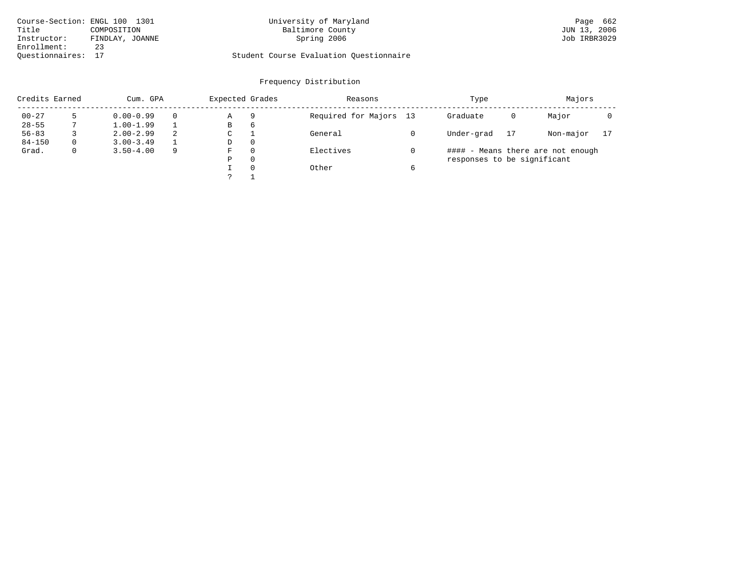Course-Section: ENGL 100 1301
Title: COMPOSITION
Instructor: FINDLAY, JOANNE
Enrollment: 23
Questionnaires: 17

University of Maryland
Baltimore County
Spring 2006

Student Course Evaluation Questionnaire

Page 662
JUN 13, 2006
Job IRBR3029

## Frequency Distribution

| Credits Earned | | Cum. GPA | | Expected Grades | | Reasons | | Type | | Majors | |
|---|---|---|---|---|---|---|---|---|---|---|---|
| 00-27 | 5 | 0.00-0.99 | 0 | A | 9 | Required for Majors | 13 | Graduate | 0 | Major | 0 |
| 28-55 | 7 | 1.00-1.99 | 1 | B | 6 | | | | | | |
| 56-83 | 3 | 2.00-2.99 | 2 | C | 1 | General | 0 | Under-grad | 17 | Non-major | 17 |
| 84-150 | 0 | 3.00-3.49 | 1 | D | 0 | | | | | | |
| Grad. | 0 | 3.50-4.00 | 9 | F | 0 | Electives | 0 | | | | |
| | | | | P | 0 | | | | | | |
| | | | | I | 0 | Other | 6 | | | | |
| | | | | ? | 1 | | | | | | |

#### - Means there are not enough responses to be significant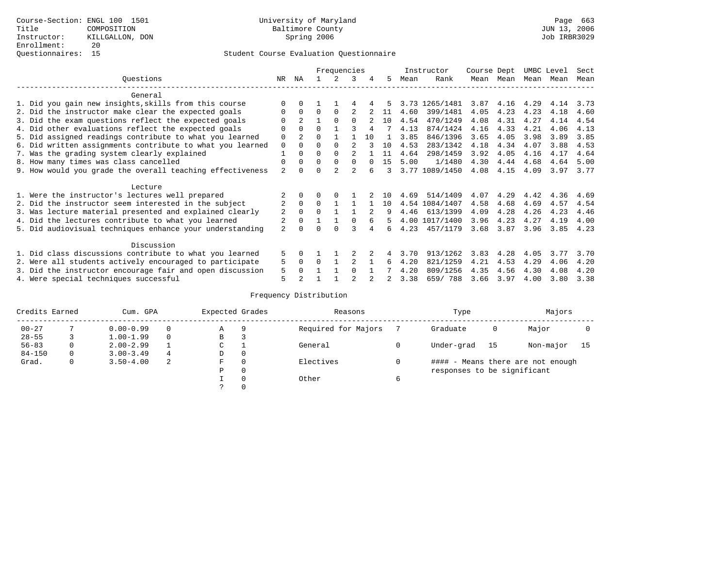Course-Section: ENGL 100 1501
Title: COMPOSITION
Instructor: KILLGALLON, DON
Enrollment: 20
Questionnaires: 15

University of Maryland
Baltimore County
Spring 2006

JUN 13, 2006
Job IRBR3029

Student Course Evaluation Questionnaire

| Questions | NR | NA | 1 | 2 | 3 | 4 | 5 | Instructor Mean | Instructor Rank | Course Mean | Dept Mean | UMBC Mean | Level Mean | Sect Mean |
|---|---|---|---|---|---|---|---|---|---|---|---|---|---|---|
| **General** | | | | | | | | | | | | | | |
| 1. Did you gain new insights,skills from this course | 0 | 0 | 1 | 1 | 4 | 4 | 5 | 3.73 | 1265/1481 | 3.87 | 4.16 | 4.29 | 4.14 | 3.73 |
| 2. Did the instructor make clear the expected goals | 0 | 0 | 0 | 0 | 2 | 2 | 11 | 4.60 | 399/1481 | 4.05 | 4.23 | 4.23 | 4.18 | 4.60 |
| 3. Did the exam questions reflect the expected goals | 0 | 2 | 1 | 0 | 0 | 2 | 10 | 4.54 | 470/1249 | 4.08 | 4.31 | 4.27 | 4.14 | 4.54 |
| 4. Did other evaluations reflect the expected goals | 0 | 0 | 0 | 1 | 3 | 4 | 7 | 4.13 | 874/1424 | 4.16 | 4.33 | 4.21 | 4.06 | 4.13 |
| 5. Did assigned readings contribute to what you learned | 0 | 2 | 0 | 1 | 1 | 10 | 1 | 3.85 | 846/1396 | 3.65 | 4.05 | 3.98 | 3.89 | 3.85 |
| 6. Did written assignments contribute to what you learned | 0 | 0 | 0 | 0 | 2 | 3 | 10 | 4.53 | 283/1342 | 4.18 | 4.34 | 4.07 | 3.88 | 4.53 |
| 7. Was the grading system clearly explained | 1 | 0 | 0 | 0 | 2 | 1 | 11 | 4.64 | 298/1459 | 3.92 | 4.05 | 4.16 | 4.17 | 4.64 |
| 8. How many times was class cancelled | 0 | 0 | 0 | 0 | 0 | 0 | 15 | 5.00 | 1/1480 | 4.30 | 4.44 | 4.68 | 4.64 | 5.00 |
| 9. How would you grade the overall teaching effectiveness | 2 | 0 | 0 | 2 | 2 | 6 | 3 | 3.77 | 1089/1450 | 4.08 | 4.15 | 4.09 | 3.97 | 3.77 |
| **Lecture** | | | | | | | | | | | | | | |
| 1. Were the instructor's lectures well prepared | 2 | 0 | 0 | 0 | 1 | 2 | 10 | 4.69 | 514/1409 | 4.07 | 4.29 | 4.42 | 4.36 | 4.69 |
| 2. Did the instructor seem interested in the subject | 2 | 0 | 0 | 1 | 1 | 1 | 10 | 4.54 | 1084/1407 | 4.58 | 4.68 | 4.69 | 4.57 | 4.54 |
| 3. Was lecture material presented and explained clearly | 2 | 0 | 0 | 1 | 1 | 2 | 9 | 4.46 | 613/1399 | 4.09 | 4.28 | 4.26 | 4.23 | 4.46 |
| 4. Did the lectures contribute to what you learned | 2 | 0 | 1 | 1 | 0 | 6 | 5 | 4.00 | 1017/1400 | 3.96 | 4.23 | 4.27 | 4.19 | 4.00 |
| 5. Did audiovisual techniques enhance your understanding | 2 | 0 | 0 | 0 | 3 | 4 | 6 | 4.23 | 457/1179 | 3.68 | 3.87 | 3.96 | 3.85 | 4.23 |
| **Discussion** | | | | | | | | | | | | | | |
| 1. Did class discussions contribute to what you learned | 5 | 0 | 1 | 1 | 2 | 2 | 4 | 3.70 | 913/1262 | 3.83 | 4.28 | 4.05 | 3.77 | 3.70 |
| 2. Were all students actively encouraged to participate | 5 | 0 | 0 | 1 | 2 | 1 | 6 | 4.20 | 821/1259 | 4.21 | 4.53 | 4.29 | 4.06 | 4.20 |
| 3. Did the instructor encourage fair and open discussion | 5 | 0 | 1 | 1 | 0 | 1 | 7 | 4.20 | 809/1256 | 4.35 | 4.56 | 4.30 | 4.08 | 4.20 |
| 4. Were special techniques successful | 5 | 2 | 1 | 1 | 2 | 2 | 2 | 3.38 | 659/ 788 | 3.66 | 3.97 | 4.00 | 3.80 | 3.38 |

Frequency Distribution

| Credits Earned | | Cum. GPA | | Expected Grades | | Reasons | | Type | | Majors | |
|---|---|---|---|---|---|---|---|---|---|---|---|
| 00-27 | 7 | 0.00-0.99 | 0 | A | 9 | Required for Majors | 7 | Graduate | 0 | Major | 0 |
| 28-55 | 3 | 1.00-1.99 | 0 | B | 3 | | | | | | |
| 56-83 | 0 | 2.00-2.99 | 1 | C | 1 | General | 0 | Under-grad | 15 | Non-major | 15 |
| 84-150 | 0 | 3.00-3.49 | 4 | D | 0 | | | | | | |
| Grad. | 0 | 3.50-4.00 | 2 | F | 0 | Electives | 0 | #### - Means there are not enough responses to be significant | | | |
| | | | | P | 0 | | | | | | |
| | | | | I | 0 | Other | 6 | | | | |
| | | | | ? | 0 | | | | | | |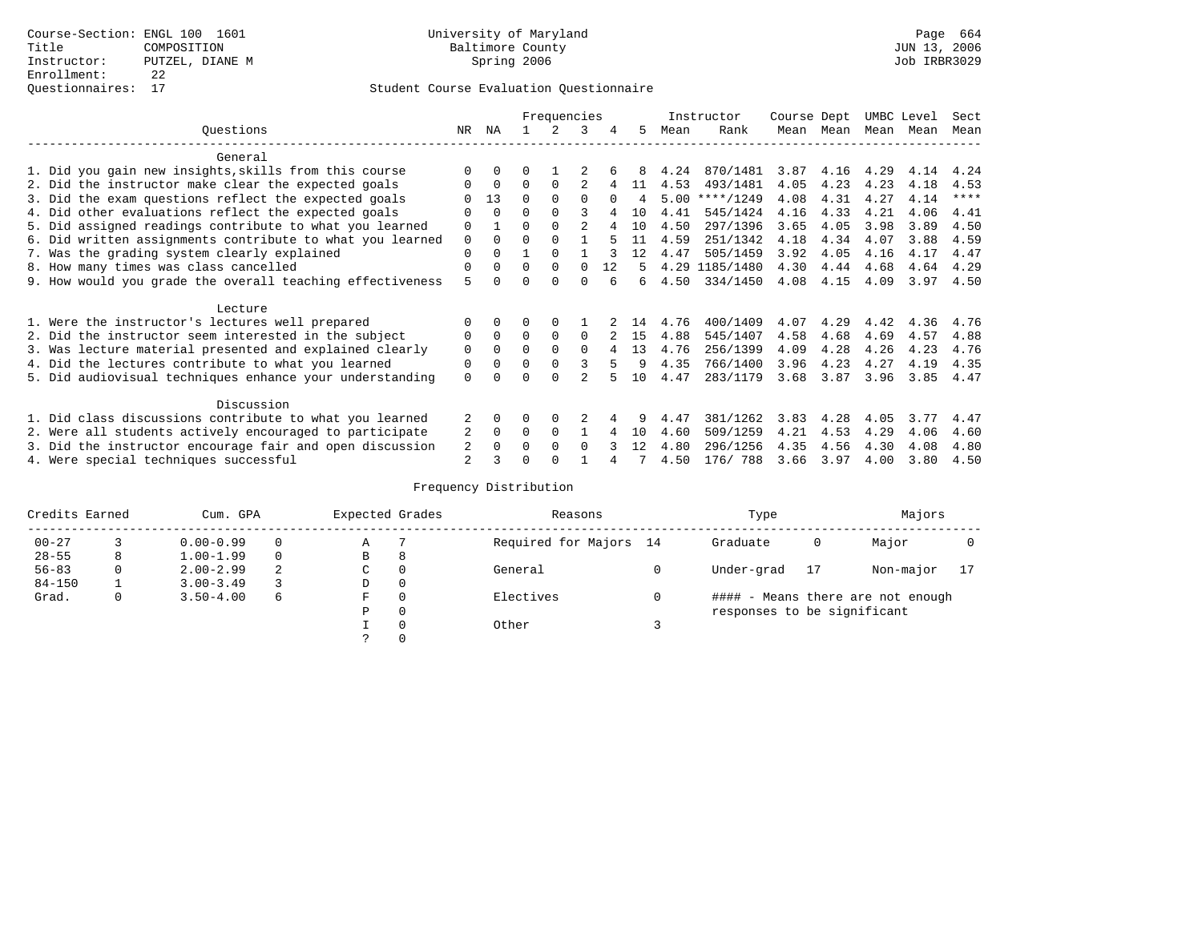Course-Section: ENGL 100 1601
Title: COMPOSITION
Instructor: PUTZEL, DIANE M
Enrollment: 22
Questionnaires: 17

University of Maryland
Baltimore County
Spring 2006

Page 664
JUN 13, 2006
Job IRBR3029

Student Course Evaluation Questionnaire

| Questions | NR | NA | 1 | 2 | 3 | 4 | 5 | Instructor Mean | Instructor Rank | Course Mean | Dept Mean | UMBC Level Mean | Level Mean | Sect Mean |
|---|---|---|---|---|---|---|---|---|---|---|---|---|---|---|
| **General** | | | | | | | | | | | | | | |
| 1. Did you gain new insights,skills from this course | 0 | 0 | 0 | 1 | 2 | 6 | 8 | 4.24 | 870/1481 | 3.87 | 4.16 | 4.29 | 4.14 | 4.24 |
| 2. Did the instructor make clear the expected goals | 0 | 0 | 0 | 0 | 2 | 4 | 11 | 4.53 | 493/1481 | 4.05 | 4.23 | 4.23 | 4.18 | 4.53 |
| 3. Did the exam questions reflect the expected goals | 0 | 13 | 0 | 0 | 0 | 0 | 4 | 5.00 | ****/1249 | 4.08 | 4.31 | 4.27 | 4.14 | **** |
| 4. Did other evaluations reflect the expected goals | 0 | 0 | 0 | 0 | 3 | 4 | 10 | 4.41 | 545/1424 | 4.16 | 4.33 | 4.21 | 4.06 | 4.41 |
| 5. Did assigned readings contribute to what you learned | 0 | 1 | 0 | 0 | 2 | 4 | 10 | 4.50 | 297/1396 | 3.65 | 4.05 | 3.98 | 3.89 | 4.50 |
| 6. Did written assignments contribute to what you learned | 0 | 0 | 0 | 0 | 1 | 5 | 11 | 4.59 | 251/1342 | 4.18 | 4.34 | 4.07 | 3.88 | 4.59 |
| 7. Was the grading system clearly explained | 0 | 0 | 1 | 0 | 1 | 3 | 12 | 4.47 | 505/1459 | 3.92 | 4.05 | 4.16 | 4.17 | 4.47 |
| 8. How many times was class cancelled | 0 | 0 | 0 | 0 | 0 | 12 | 5 | 4.29 | 1185/1480 | 4.30 | 4.44 | 4.68 | 4.64 | 4.29 |
| 9. How would you grade the overall teaching effectiveness | 5 | 0 | 0 | 0 | 0 | 6 | 6 | 4.50 | 334/1450 | 4.08 | 4.15 | 4.09 | 3.97 | 4.50 |
| **Lecture** | | | | | | | | | | | | | | |
| 1. Were the instructor's lectures well prepared | 0 | 0 | 0 | 0 | 1 | 2 | 14 | 4.76 | 400/1409 | 4.07 | 4.29 | 4.42 | 4.36 | 4.76 |
| 2. Did the instructor seem interested in the subject | 0 | 0 | 0 | 0 | 0 | 2 | 15 | 4.88 | 545/1407 | 4.58 | 4.68 | 4.69 | 4.57 | 4.88 |
| 3. Was lecture material presented and explained clearly | 0 | 0 | 0 | 0 | 0 | 4 | 13 | 4.76 | 256/1399 | 4.09 | 4.28 | 4.26 | 4.23 | 4.76 |
| 4. Did the lectures contribute to what you learned | 0 | 0 | 0 | 0 | 3 | 5 | 9 | 4.35 | 766/1400 | 3.96 | 4.23 | 4.27 | 4.19 | 4.35 |
| 5. Did audiovisual techniques enhance your understanding | 0 | 0 | 0 | 0 | 2 | 5 | 10 | 4.47 | 283/1179 | 3.68 | 3.87 | 3.96 | 3.85 | 4.47 |
| **Discussion** | | | | | | | | | | | | | | |
| 1. Did class discussions contribute to what you learned | 2 | 0 | 0 | 0 | 2 | 4 | 9 | 4.47 | 381/1262 | 3.83 | 4.28 | 4.05 | 3.77 | 4.47 |
| 2. Were all students actively encouraged to participate | 2 | 0 | 0 | 0 | 1 | 4 | 10 | 4.60 | 509/1259 | 4.21 | 4.53 | 4.29 | 4.06 | 4.60 |
| 3. Did the instructor encourage fair and open discussion | 2 | 0 | 0 | 0 | 0 | 3 | 12 | 4.80 | 296/1256 | 4.35 | 4.56 | 4.30 | 4.08 | 4.80 |
| 4. Were special techniques successful | 2 | 3 | 0 | 0 | 1 | 4 | 7 | 4.50 | 176/ 788 | 3.66 | 3.97 | 4.00 | 3.80 | 4.50 |

Frequency Distribution

| Credits Earned | | Cum. GPA | | Expected Grades | | Reasons | | Type | | Majors | |
|---|---|---|---|---|---|---|---|---|---|---|---|
| 00-27 | 3 | 0.00-0.99 | 0 | A | 7 | Required for Majors | 14 | Graduate | 0 | Major | 0 |
| 28-55 | 8 | 1.00-1.99 | 0 | B | 8 | | | | | | |
| 56-83 | 0 | 2.00-2.99 | 2 | C | 0 | General | 0 | Under-grad | 17 | Non-major | 17 |
| 84-150 | 1 | 3.00-3.49 | 3 | D | 0 | | | | | | |
| Grad. | 0 | 3.50-4.00 | 6 | F | 0 | Electives | 0 | #### - Means there are not enough responses to be significant | | | |
| | | | | P | 0 | | | | | | |
| | | | | I | 0 | Other | 3 | | | | |
| | | | | ? | 0 | | | | | | |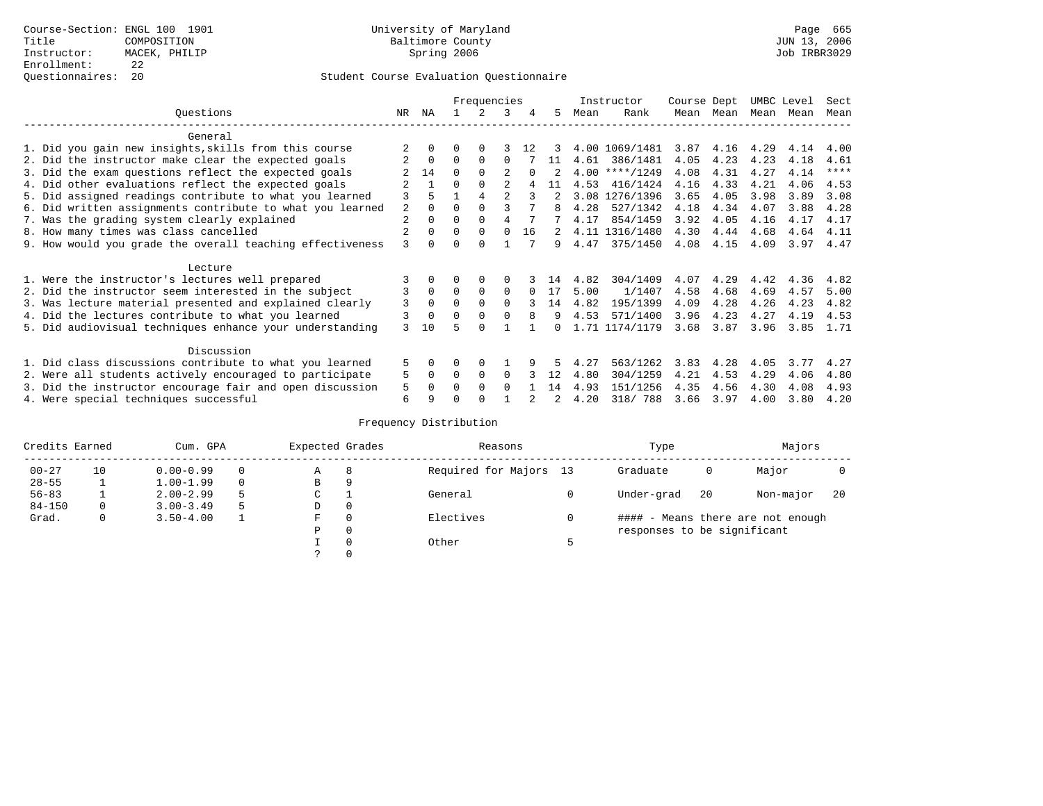Course-Section: ENGL 100 1901
Title: COMPOSITION
Instructor: MACEK, PHILIP
Enrollment: 22
Questionnaires: 20

University of Maryland
Baltimore County
Spring 2006

Page 665
JUN 13, 2006
Job IRBR3029

Student Course Evaluation Questionnaire

| Questions | NR | NA | 1 | 2 | 3 | 4 | 5 | Instructor Mean | Instructor Rank | Course Mean | Dept Mean | UMBC Mean | Level Mean | Sect Mean |
|---|---|---|---|---|---|---|---|---|---|---|---|---|---|---|
| **General** | | | | | | | | | | | | | | |
| 1. Did you gain new insights,skills from this course | 2 | 0 | 0 | 0 | 3 | 12 | 3 | 4.00 | 1069/1481 | 3.87 | 4.16 | 4.29 | 4.14 | 4.00 |
| 2. Did the instructor make clear the expected goals | 2 | 0 | 0 | 0 | 0 | 7 | 11 | 4.61 | 386/1481 | 4.05 | 4.23 | 4.23 | 4.18 | 4.61 |
| 3. Did the exam questions reflect the expected goals | 2 | 14 | 0 | 0 | 2 | 0 | 2 | 4.00 | ****/1249 | 4.08 | 4.31 | 4.27 | 4.14 | **** |
| 4. Did other evaluations reflect the expected goals | 2 | 1 | 0 | 0 | 2 | 4 | 11 | 4.53 | 416/1424 | 4.16 | 4.33 | 4.21 | 4.06 | 4.53 |
| 5. Did assigned readings contribute to what you learned | 3 | 5 | 1 | 4 | 2 | 3 | 2 | 3.08 | 1276/1396 | 3.65 | 4.05 | 3.98 | 3.89 | 3.08 |
| 6. Did written assignments contribute to what you learned | 2 | 0 | 0 | 0 | 3 | 7 | 8 | 4.28 | 527/1342 | 4.18 | 4.34 | 4.07 | 3.88 | 4.28 |
| 7. Was the grading system clearly explained | 2 | 0 | 0 | 0 | 4 | 7 | 7 | 4.17 | 854/1459 | 3.92 | 4.05 | 4.16 | 4.17 | 4.17 |
| 8. How many times was class cancelled | 2 | 0 | 0 | 0 | 0 | 16 | 2 | 4.11 | 1316/1480 | 4.30 | 4.44 | 4.68 | 4.64 | 4.11 |
| 9. How would you grade the overall teaching effectiveness | 3 | 0 | 0 | 0 | 1 | 7 | 9 | 4.47 | 375/1450 | 4.08 | 4.15 | 4.09 | 3.97 | 4.47 |
| **Lecture** | | | | | | | | | | | | | | |
| 1. Were the instructor's lectures well prepared | 3 | 0 | 0 | 0 | 0 | 3 | 14 | 4.82 | 304/1409 | 4.07 | 4.29 | 4.42 | 4.36 | 4.82 |
| 2. Did the instructor seem interested in the subject | 3 | 0 | 0 | 0 | 0 | 0 | 17 | 5.00 | 1/1407 | 4.58 | 4.68 | 4.69 | 4.57 | 5.00 |
| 3. Was lecture material presented and explained clearly | 3 | 0 | 0 | 0 | 0 | 3 | 14 | 4.82 | 195/1399 | 4.09 | 4.28 | 4.26 | 4.23 | 4.82 |
| 4. Did the lectures contribute to what you learned | 3 | 0 | 0 | 0 | 0 | 8 | 9 | 4.53 | 571/1400 | 3.96 | 4.23 | 4.27 | 4.19 | 4.53 |
| 5. Did audiovisual techniques enhance your understanding | 3 | 10 | 5 | 0 | 1 | 1 | 0 | 1.71 | 1174/1179 | 3.68 | 3.87 | 3.96 | 3.85 | 1.71 |
| **Discussion** | | | | | | | | | | | | | | |
| 1. Did class discussions contribute to what you learned | 5 | 0 | 0 | 0 | 1 | 9 | 5 | 4.27 | 563/1262 | 3.83 | 4.28 | 4.05 | 3.77 | 4.27 |
| 2. Were all students actively encouraged to participate | 5 | 0 | 0 | 0 | 0 | 3 | 12 | 4.80 | 304/1259 | 4.21 | 4.53 | 4.29 | 4.06 | 4.80 |
| 3. Did the instructor encourage fair and open discussion | 5 | 0 | 0 | 0 | 0 | 1 | 14 | 4.93 | 151/1256 | 4.35 | 4.56 | 4.30 | 4.08 | 4.93 |
| 4. Were special techniques successful | 6 | 9 | 0 | 0 | 1 | 2 | 2 | 4.20 | 318/ 788 | 3.66 | 3.97 | 4.00 | 3.80 | 4.20 |

Frequency Distribution

| Credits Earned | | Cum. GPA | | Expected Grades | | Reasons | | Type | | Majors | |
|---|---|---|---|---|---|---|---|---|---|---|---|
| 00-27 | 10 | 0.00-0.99 | 0 | A | 8 | Required for Majors | 13 | Graduate | 0 | Major | 0 |
| 28-55 | 1 | 1.00-1.99 | 0 | B | 9 | | | Under-grad | 20 | Non-major | 20 |
| 56-83 | 1 | 2.00-2.99 | 5 | C | 1 | General | 0 | | | | |
| 84-150 | 0 | 3.00-3.49 | 5 | D | 0 | | | | | | |
| Grad. | 0 | 3.50-4.00 | 1 | F | 0 | Electives | 0 | | | | |
| | | | | P | 0 | | | | | | |
| | | | | I | 0 | Other | 5 | | | | |
| | | | | ? | 0 | | | | | | |

#### - Means there are not enough responses to be significant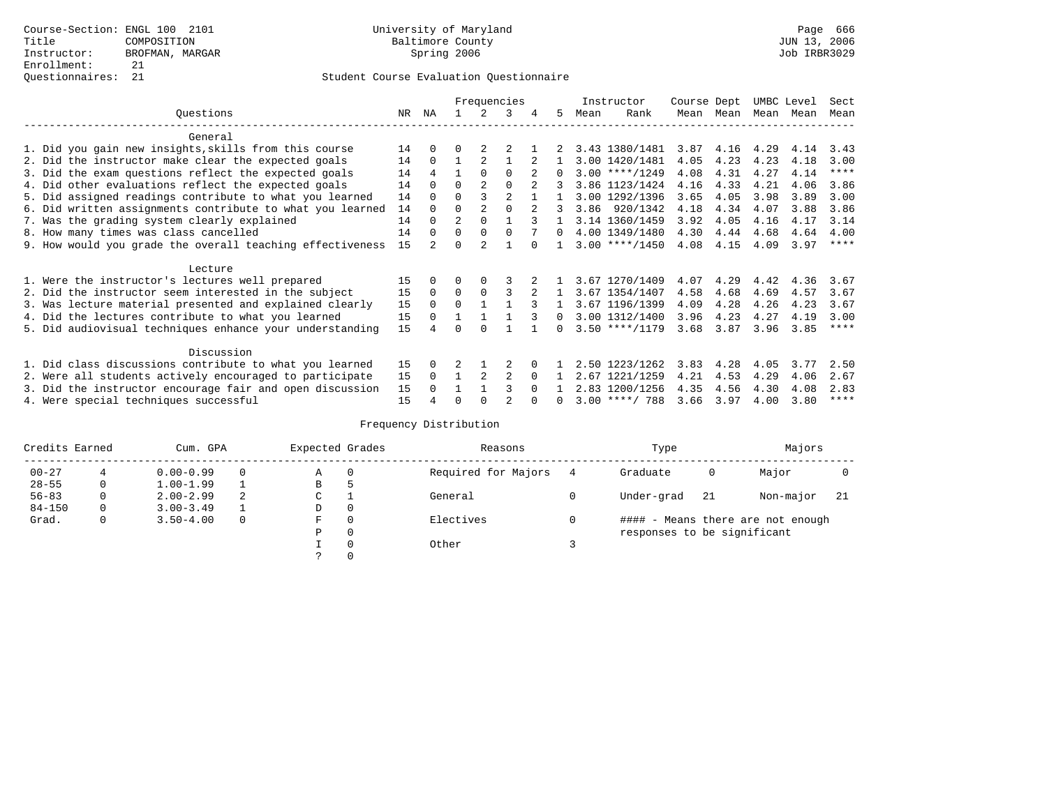Course-Section: ENGL 100 2101
Title: COMPOSITION
Instructor: BROFMAN, MARGAR
Enrollment: 21
Questionnaires: 21

University of Maryland
Baltimore County
Spring 2006

JUN 13, 2006
Job IRBR3029

## Student Course Evaluation Questionnaire

| Questions | NR | NA | 1 | 2 | 3 | 4 | 5 | Instructor Mean | Instructor Rank | Course Mean | Dept Mean | UMBC Mean | Level Mean | Sect Mean |
|---|---|---|---|---|---|---|---|---|---|---|---|---|---|---|
| **General** | | | | | | | | | | | | | | |
| 1. Did you gain new insights,skills from this course | 14 | 0 | 0 | 2 | 2 | 1 | 2 | 3.43 | 1380/1481 | 3.87 | 4.16 | 4.29 | 4.14 | 3.43 |
| 2. Did the instructor make clear the expected goals | 14 | 0 | 1 | 2 | 1 | 2 | 1 | 3.00 | 1420/1481 | 4.05 | 4.23 | 4.23 | 4.18 | 3.00 |
| 3. Did the exam questions reflect the expected goals | 14 | 4 | 1 | 0 | 0 | 2 | 0 | 3.00 | ****/1249 | 4.08 | 4.31 | 4.27 | 4.14 | **** |
| 4. Did other evaluations reflect the expected goals | 14 | 0 | 0 | 2 | 0 | 2 | 3 | 3.86 | 1123/1424 | 4.16 | 4.33 | 4.21 | 4.06 | 3.86 |
| 5. Did assigned readings contribute to what you learned | 14 | 0 | 0 | 3 | 2 | 1 | 1 | 3.00 | 1292/1396 | 3.65 | 4.05 | 3.98 | 3.89 | 3.00 |
| 6. Did written assignments contribute to what you learned | 14 | 0 | 0 | 2 | 0 | 2 | 3 | 3.86 | 920/1342 | 4.18 | 4.34 | 4.07 | 3.88 | 3.86 |
| 7. Was the grading system clearly explained | 14 | 0 | 2 | 0 | 1 | 3 | 1 | 3.14 | 1360/1459 | 3.92 | 4.05 | 4.16 | 4.17 | 3.14 |
| 8. How many times was class cancelled | 14 | 0 | 0 | 0 | 0 | 7 | 0 | 4.00 | 1349/1480 | 4.30 | 4.44 | 4.68 | 4.64 | 4.00 |
| 9. How would you grade the overall teaching effectiveness | 15 | 2 | 0 | 2 | 1 | 0 | 1 | 3.00 | ****/1450 | 4.08 | 4.15 | 4.09 | 3.97 | **** |
| **Lecture** | | | | | | | | | | | | | | |
| 1. Were the instructor's lectures well prepared | 15 | 0 | 0 | 0 | 3 | 2 | 1 | 3.67 | 1270/1409 | 4.07 | 4.29 | 4.42 | 4.36 | 3.67 |
| 2. Did the instructor seem interested in the subject | 15 | 0 | 0 | 0 | 3 | 2 | 1 | 3.67 | 1354/1407 | 4.58 | 4.68 | 4.69 | 4.57 | 3.67 |
| 3. Was lecture material presented and explained clearly | 15 | 0 | 0 | 1 | 1 | 3 | 1 | 3.67 | 1196/1399 | 4.09 | 4.28 | 4.26 | 4.23 | 3.67 |
| 4. Did the lectures contribute to what you learned | 15 | 0 | 1 | 1 | 1 | 3 | 0 | 3.00 | 1312/1400 | 3.96 | 4.23 | 4.27 | 4.19 | 3.00 |
| 5. Did audiovisual techniques enhance your understanding | 15 | 4 | 0 | 0 | 1 | 1 | 0 | 3.50 | ****/1179 | 3.68 | 3.87 | 3.96 | 3.85 | **** |
| **Discussion** | | | | | | | | | | | | | | |
| 1. Did class discussions contribute to what you learned | 15 | 0 | 2 | 1 | 2 | 0 | 1 | 2.50 | 1223/1262 | 3.83 | 4.28 | 4.05 | 3.77 | 2.50 |
| 2. Were all students actively encouraged to participate | 15 | 0 | 1 | 2 | 2 | 0 | 1 | 2.67 | 1221/1259 | 4.21 | 4.53 | 4.29 | 4.06 | 2.67 |
| 3. Did the instructor encourage fair and open discussion | 15 | 0 | 1 | 1 | 3 | 0 | 1 | 2.83 | 1200/1256 | 4.35 | 4.56 | 4.30 | 4.08 | 2.83 |
| 4. Were special techniques successful | 15 | 4 | 0 | 0 | 2 | 0 | 0 | 3.00 | ****/ 788 | 3.66 | 3.97 | 4.00 | 3.80 | **** |

## Frequency Distribution

| Credits Earned | | Cum. GPA | | Expected Grades | | Reasons | | Type | | Majors | |
|---|---|---|---|---|---|---|---|---|---|---|---|
| 00-27 | 4 | 0.00-0.99 | 0 | A | 0 | Required for Majors | 4 | Graduate | 0 | Major | 0 |
| 28-55 | 0 | 1.00-1.99 | 1 | B | 5 | | | | | | |
| 56-83 | 0 | 2.00-2.99 | 2 | C | 1 | General | 0 | Under-grad | 21 | Non-major | 21 |
| 84-150 | 0 | 3.00-3.49 | 1 | D | 0 | | | | | | |
| Grad. | 0 | 3.50-4.00 | 0 | F | 0 | Electives | 0 | #### - Means there are not enough responses to be significant | | | |
| | | | | P | 0 | | | | | | |
| | | | | I | 0 | Other | 3 | | | | |
| | | | | ? | 0 | | | | | | |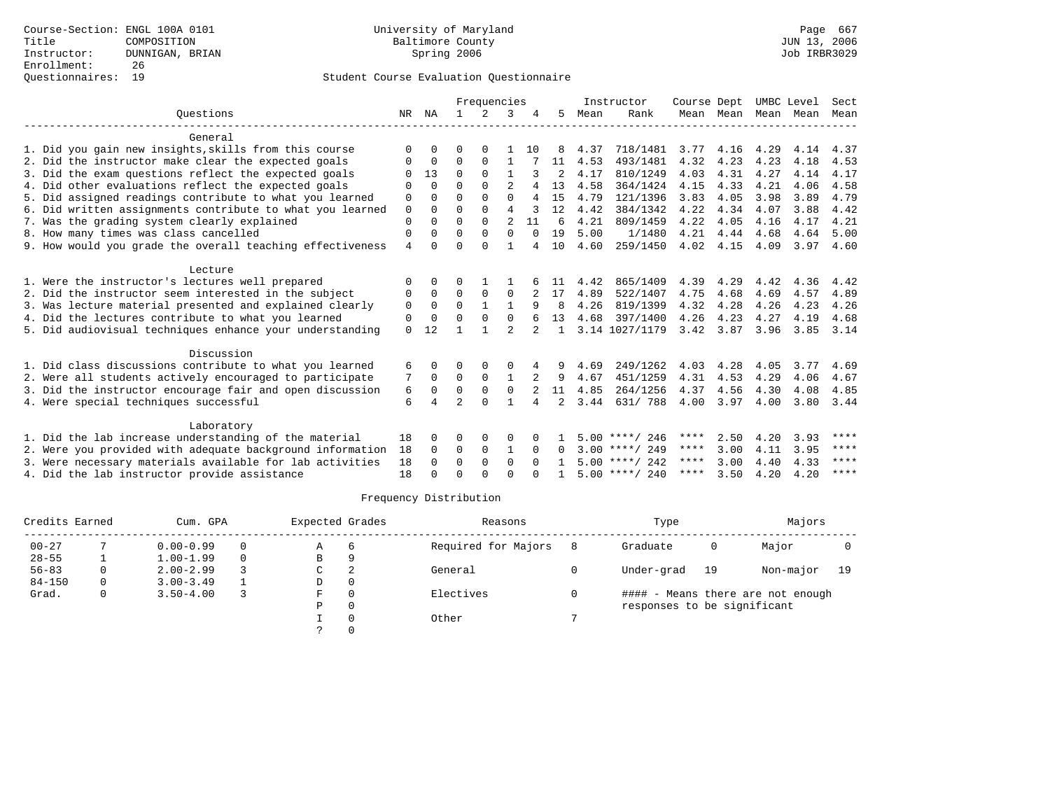Course-Section: ENGL 100A 0101
Title: COMPOSITION
Instructor: DUNNIGAN, BRIAN
Enrollment: 26
Questionnaires: 19

University of Maryland
Baltimore County
Spring 2006

JUN 13, 2006
Job IRBR3029

Student Course Evaluation Questionnaire

| Questions | NR | NA | 1 | 2 | 3 | 4 | 5 | Instructor Mean | Instructor Rank | Course Mean | Dept Mean | UMBC Mean | Level Mean | Sect Mean |
|---|---|---|---|---|---|---|---|---|---|---|---|---|---|---|
| **General** | | | | | | | | | | | | | | |
| 1. Did you gain new insights,skills from this course | 0 | 0 | 0 | 0 | 1 | 10 | 8 | 4.37 | 718/1481 | 3.77 | 4.16 | 4.29 | 4.14 | 4.37 |
| 2. Did the instructor make clear the expected goals | 0 | 0 | 0 | 0 | 1 | 7 | 11 | 4.53 | 493/1481 | 4.32 | 4.23 | 4.23 | 4.18 | 4.53 |
| 3. Did the exam questions reflect the expected goals | 0 | 13 | 0 | 0 | 1 | 3 | 2 | 4.17 | 810/1249 | 4.03 | 4.31 | 4.27 | 4.14 | 4.17 |
| 4. Did other evaluations reflect the expected goals | 0 | 0 | 0 | 0 | 2 | 4 | 13 | 4.58 | 364/1424 | 4.15 | 4.33 | 4.21 | 4.06 | 4.58 |
| 5. Did assigned readings contribute to what you learned | 0 | 0 | 0 | 0 | 0 | 4 | 15 | 4.79 | 121/1396 | 3.83 | 4.05 | 3.98 | 3.89 | 4.79 |
| 6. Did written assignments contribute to what you learned | 0 | 0 | 0 | 0 | 4 | 3 | 12 | 4.42 | 384/1342 | 4.22 | 4.34 | 4.07 | 3.88 | 4.42 |
| 7. Was the grading system clearly explained | 0 | 0 | 0 | 0 | 2 | 11 | 6 | 4.21 | 809/1459 | 4.22 | 4.05 | 4.16 | 4.17 | 4.21 |
| 8. How many times was class cancelled | 0 | 0 | 0 | 0 | 0 | 0 | 19 | 5.00 | 1/1480 | 4.21 | 4.44 | 4.68 | 4.64 | 5.00 |
| 9. How would you grade the overall teaching effectiveness | 4 | 0 | 0 | 0 | 1 | 4 | 10 | 4.60 | 259/1450 | 4.02 | 4.15 | 4.09 | 3.97 | 4.60 |
| **Lecture** | | | | | | | | | | | | | | |
| 1. Were the instructor's lectures well prepared | 0 | 0 | 0 | 1 | 1 | 6 | 11 | 4.42 | 865/1409 | 4.39 | 4.29 | 4.42 | 4.36 | 4.42 |
| 2. Did the instructor seem interested in the subject | 0 | 0 | 0 | 0 | 0 | 2 | 17 | 4.89 | 522/1407 | 4.75 | 4.68 | 4.69 | 4.57 | 4.89 |
| 3. Was lecture material presented and explained clearly | 0 | 0 | 0 | 1 | 1 | 9 | 8 | 4.26 | 819/1399 | 4.32 | 4.28 | 4.26 | 4.23 | 4.26 |
| 4. Did the lectures contribute to what you learned | 0 | 0 | 0 | 0 | 0 | 6 | 13 | 4.68 | 397/1400 | 4.26 | 4.23 | 4.27 | 4.19 | 4.68 |
| 5. Did audiovisual techniques enhance your understanding | 0 | 12 | 1 | 1 | 2 | 2 | 1 | 3.14 | 1027/1179 | 3.42 | 3.87 | 3.96 | 3.85 | 3.14 |
| **Discussion** | | | | | | | | | | | | | | |
| 1. Did class discussions contribute to what you learned | 6 | 0 | 0 | 0 | 0 | 4 | 9 | 4.69 | 249/1262 | 4.03 | 4.28 | 4.05 | 3.77 | 4.69 |
| 2. Were all students actively encouraged to participate | 7 | 0 | 0 | 0 | 1 | 2 | 9 | 4.67 | 451/1259 | 4.31 | 4.53 | 4.29 | 4.06 | 4.67 |
| 3. Did the instructor encourage fair and open discussion | 6 | 0 | 0 | 0 | 0 | 2 | 11 | 4.85 | 264/1256 | 4.37 | 4.56 | 4.30 | 4.08 | 4.85 |
| 4. Were special techniques successful | 6 | 4 | 2 | 0 | 1 | 4 | 2 | 3.44 | 631/ 788 | 4.00 | 3.97 | 4.00 | 3.80 | 3.44 |
| **Laboratory** | | | | | | | | | | | | | | |
| 1. Did the lab increase understanding of the material | 18 | 0 | 0 | 0 | 0 | 0 | 1 | 5.00 | ****/ 246 | **** | 2.50 | 4.20 | 3.93 | **** |
| 2. Were you provided with adequate background information | 18 | 0 | 0 | 0 | 1 | 0 | 0 | 3.00 | ****/ 249 | **** | 3.00 | 4.11 | 3.95 | **** |
| 3. Were necessary materials available for lab activities | 18 | 0 | 0 | 0 | 0 | 0 | 1 | 5.00 | ****/ 242 | **** | 3.00 | 4.40 | 4.33 | **** |
| 4. Did the lab instructor provide assistance | 18 | 0 | 0 | 0 | 0 | 0 | 1 | 5.00 | ****/ 240 | **** | 3.50 | 4.20 | 4.20 | **** |

Frequency Distribution

| Credits Earned | | Cum. GPA | | Expected Grades | | Reasons | | Type | | Majors | |
|---|---|---|---|---|---|---|---|---|---|---|---|
| 00-27 | 7 | 0.00-0.99 | 0 | A | 6 | Required for Majors | 8 | Graduate | 0 | Major | 0 |
| 28-55 | 1 | 1.00-1.99 | 0 | B | 9 | | | | | | |
| 56-83 | 0 | 2.00-2.99 | 3 | C | 2 | General | 0 | Under-grad | 19 | Non-major | 19 |
| 84-150 | 0 | 3.00-3.49 | 1 | D | 0 | | | | | | |
| Grad. | 0 | 3.50-4.00 | 3 | F | 0 | Electives | 0 | #### - Means there are not enough responses to be significant | | | |
| | | | | P | 0 | | | | | | |
| | | | | I | 0 | Other | 7 | | | | |
| | | | | ? | 0 | | | | | | |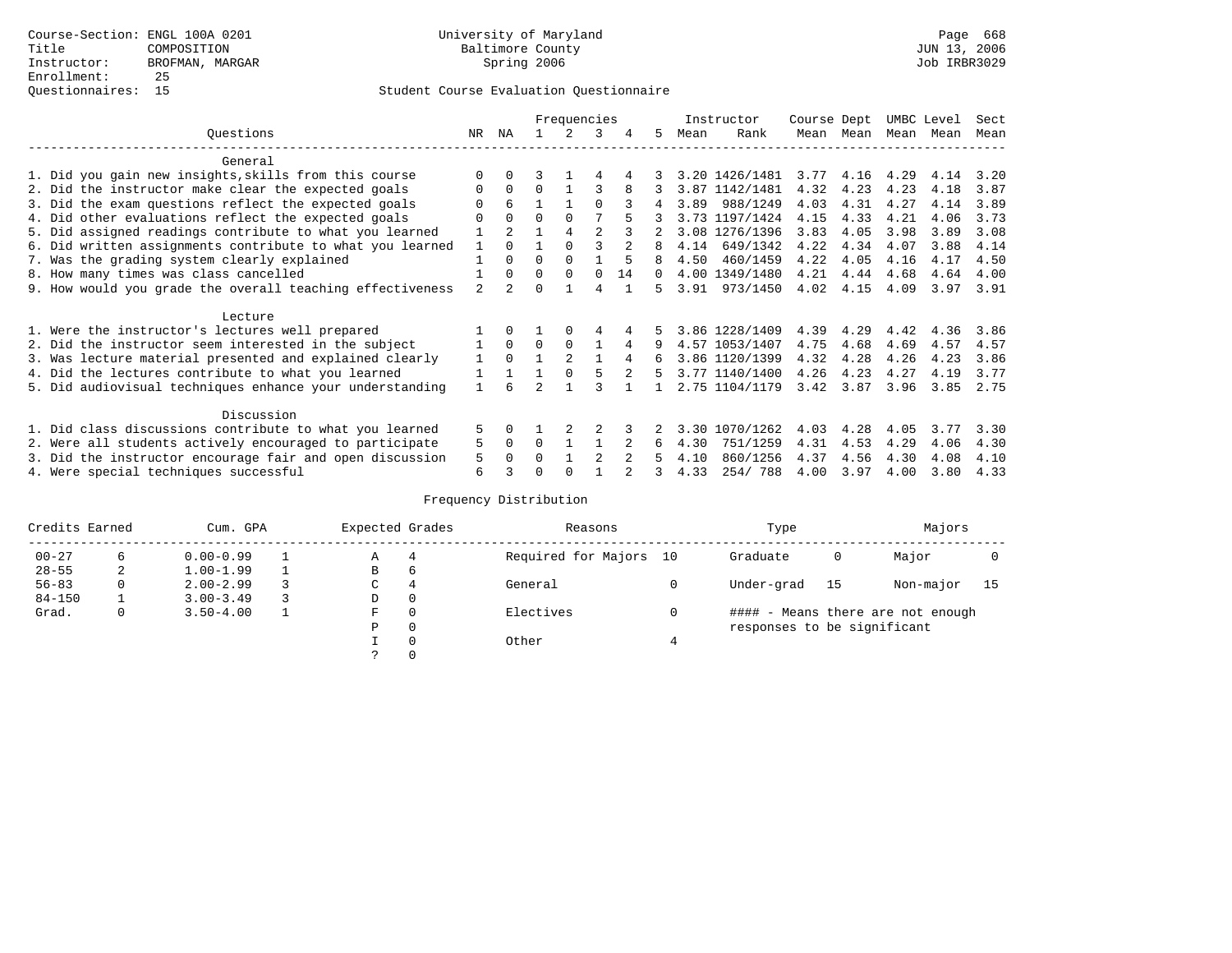Course-Section: ENGL 100A 0201
Title: COMPOSITION
Instructor: BROFMAN, MARGAR
Enrollment: 25
Questionnaires: 15

University of Maryland
Baltimore County
Spring 2006

JUN 13, 2006
Job IRBR3029

Student Course Evaluation Questionnaire

| Questions | NR | NA | 1 | 2 | 3 | 4 | 5 | Instructor Mean | Rank | Course Mean | Dept Mean | UMBC Mean | Level Mean | Sect Mean |
|---|---|---|---|---|---|---|---|---|---|---|---|---|---|---|
| **General** | | | | | | | | | | | | | | |
| 1. Did you gain new insights,skills from this course | 0 | 0 | 3 | 1 | 4 | 4 | 3 | 3.20 | 1426/1481 | 3.77 | 4.16 | 4.29 | 4.14 | 3.20 |
| 2. Did the instructor make clear the expected goals | 0 | 0 | 0 | 1 | 3 | 8 | 3 | 3.87 | 1142/1481 | 4.32 | 4.23 | 4.23 | 4.18 | 3.87 |
| 3. Did the exam questions reflect the expected goals | 0 | 6 | 1 | 1 | 0 | 3 | 4 | 3.89 | 988/1249 | 4.03 | 4.31 | 4.27 | 4.14 | 3.89 |
| 4. Did other evaluations reflect the expected goals | 0 | 0 | 0 | 0 | 7 | 5 | 3 | 3.73 | 1197/1424 | 4.15 | 4.33 | 4.21 | 4.06 | 3.73 |
| 5. Did assigned readings contribute to what you learned | 1 | 2 | 1 | 4 | 2 | 3 | 2 | 3.08 | 1276/1396 | 3.83 | 4.05 | 3.98 | 3.89 | 3.08 |
| 6. Did written assignments contribute to what you learned | 1 | 0 | 1 | 0 | 3 | 2 | 8 | 4.14 | 649/1342 | 4.22 | 4.34 | 4.07 | 3.88 | 4.14 |
| 7. Was the grading system clearly explained | 1 | 0 | 0 | 0 | 1 | 5 | 8 | 4.50 | 460/1459 | 4.22 | 4.05 | 4.16 | 4.17 | 4.50 |
| 8. How many times was class cancelled | 1 | 0 | 0 | 0 | 0 | 14 | 0 | 4.00 | 1349/1480 | 4.21 | 4.44 | 4.68 | 4.64 | 4.00 |
| 9. How would you grade the overall teaching effectiveness | 2 | 2 | 0 | 1 | 4 | 1 | 5 | 3.91 | 973/1450 | 4.02 | 4.15 | 4.09 | 3.97 | 3.91 |
| **Lecture** | | | | | | | | | | | | | | |
| 1. Were the instructor's lectures well prepared | 1 | 0 | 1 | 0 | 4 | 4 | 5 | 3.86 | 1228/1409 | 4.39 | 4.29 | 4.42 | 4.36 | 3.86 |
| 2. Did the instructor seem interested in the subject | 1 | 0 | 0 | 0 | 1 | 4 | 9 | 4.57 | 1053/1407 | 4.75 | 4.68 | 4.69 | 4.57 | 4.57 |
| 3. Was lecture material presented and explained clearly | 1 | 0 | 1 | 2 | 1 | 4 | 6 | 3.86 | 1120/1399 | 4.32 | 4.28 | 4.26 | 4.23 | 3.86 |
| 4. Did the lectures contribute to what you learned | 1 | 1 | 1 | 0 | 5 | 2 | 5 | 3.77 | 1140/1400 | 4.26 | 4.23 | 4.27 | 4.19 | 3.77 |
| 5. Did audiovisual techniques enhance your understanding | 1 | 6 | 2 | 1 | 3 | 1 | 1 | 2.75 | 1104/1179 | 3.42 | 3.87 | 3.96 | 3.85 | 2.75 |
| **Discussion** | | | | | | | | | | | | | | |
| 1. Did class discussions contribute to what you learned | 5 | 0 | 1 | 2 | 2 | 3 | 2 | 3.30 | 1070/1262 | 4.03 | 4.28 | 4.05 | 3.77 | 3.30 |
| 2. Were all students actively encouraged to participate | 5 | 0 | 0 | 1 | 1 | 2 | 6 | 4.30 | 751/1259 | 4.31 | 4.53 | 4.29 | 4.06 | 4.30 |
| 3. Did the instructor encourage fair and open discussion | 5 | 0 | 0 | 1 | 2 | 2 | 5 | 4.10 | 860/1256 | 4.37 | 4.56 | 4.30 | 4.08 | 4.10 |
| 4. Were special techniques successful | 6 | 3 | 0 | 0 | 1 | 2 | 3 | 4.33 | 254/ 788 | 4.00 | 3.97 | 4.00 | 3.80 | 4.33 |

Frequency Distribution

| Credits Earned | | Cum. GPA | | Expected Grades | | Reasons | | Type | | Majors | |
|---|---|---|---|---|---|---|---|---|---|---|---|
| 00-27 | 6 | 0.00-0.99 | 1 | A | 4 | Required for Majors | 10 | Graduate | 0 | Major | 0 |
| 28-55 | 2 | 1.00-1.99 | 1 | B | 6 | | | Under-grad | 15 | Non-major | 15 |
| 56-83 | 0 | 2.00-2.99 | 3 | C | 4 | General | 0 | | | | |
| 84-150 | 1 | 3.00-3.49 | 3 | D | 0 | | | | | | |
| Grad. | 0 | 3.50-4.00 | 1 | F | 0 | Electives | 0 | | | | |
| | | | | P | 0 | | | | | | |
| | | | | I | 0 | Other | 4 | | | | |
| | | | | ? | 0 | | | | | | |

#### - Means there are not enough responses to be significant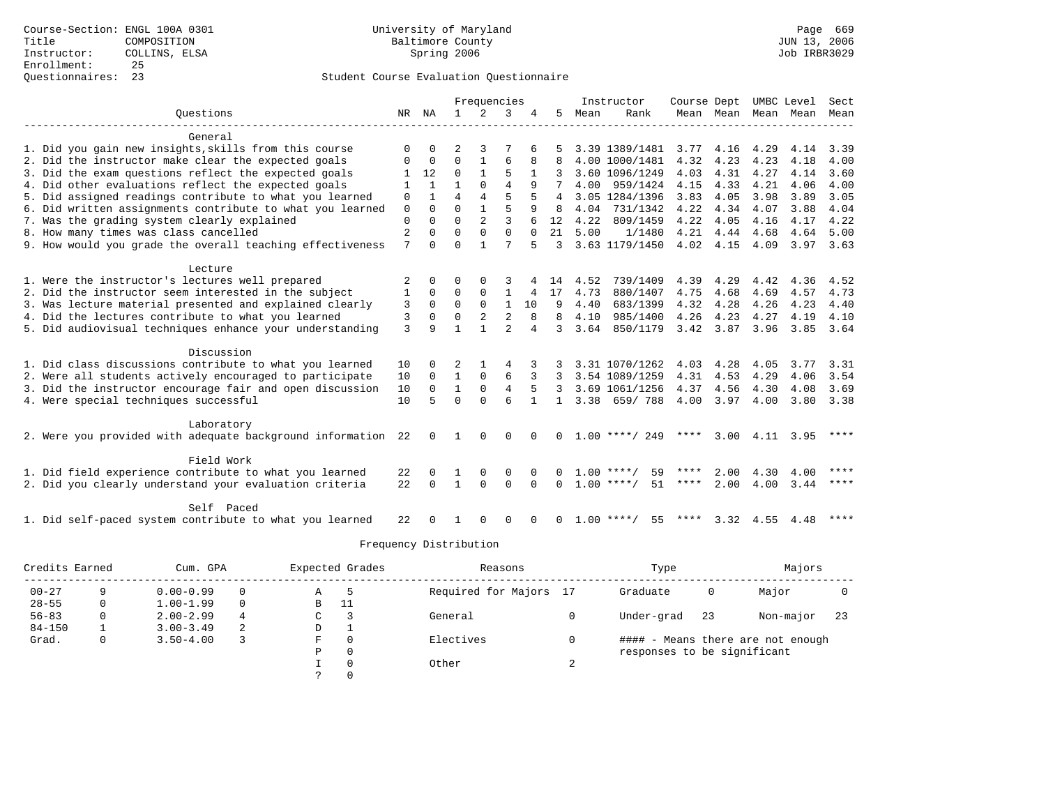Course-Section: ENGL 100A 0301
Title: COMPOSITION
Instructor: COLLINS, ELSA
Enrollment: 25
Questionnaires: 23

University of Maryland
Baltimore County
Spring 2006

JUN 13, 2006
Job IRBR3029

## Student Course Evaluation Questionnaire

| Questions | NR | NA | 1 | 2 | 3 | 4 | 5 | Instructor Mean | Rank | Course Mean | Dept Mean | UMBC Mean | Level Mean | Sect Mean |
|---|---|---|---|---|---|---|---|---|---|---|---|---|---|---|
| **General** | | | | | | | | | | | | | | |
| 1. Did you gain new insights,skills from this course | 0 | 0 | 2 | 3 | 7 | 6 | 5 | 3.39 | 1389/1481 | 3.77 | 4.16 | 4.29 | 4.14 | 3.39 |
| 2. Did the instructor make clear the expected goals | 0 | 0 | 0 | 1 | 6 | 8 | 8 | 4.00 | 1000/1481 | 4.32 | 4.23 | 4.23 | 4.18 | 4.00 |
| 3. Did the exam questions reflect the expected goals | 1 | 12 | 0 | 1 | 5 | 1 | 3 | 3.60 | 1096/1249 | 4.03 | 4.31 | 4.27 | 4.14 | 3.60 |
| 4. Did other evaluations reflect the expected goals | 1 | 1 | 1 | 0 | 4 | 9 | 7 | 4.00 | 959/1424 | 4.15 | 4.33 | 4.21 | 4.06 | 4.00 |
| 5. Did assigned readings contribute to what you learned | 0 | 1 | 4 | 4 | 5 | 5 | 4 | 3.05 | 1284/1396 | 3.83 | 4.05 | 3.98 | 3.89 | 3.05 |
| 6. Did written assignments contribute to what you learned | 0 | 0 | 0 | 1 | 5 | 9 | 8 | 4.04 | 731/1342 | 4.22 | 4.34 | 4.07 | 3.88 | 4.04 |
| 7. Was the grading system clearly explained | 0 | 0 | 0 | 2 | 3 | 6 | 12 | 4.22 | 809/1459 | 4.22 | 4.05 | 4.16 | 4.17 | 4.22 |
| 8. How many times was class cancelled | 2 | 0 | 0 | 0 | 0 | 0 | 21 | 5.00 | 1/1480 | 4.21 | 4.44 | 4.68 | 4.64 | 5.00 |
| 9. How would you grade the overall teaching effectiveness | 7 | 0 | 0 | 1 | 7 | 5 | 3 | 3.63 | 1179/1450 | 4.02 | 4.15 | 4.09 | 3.97 | 3.63 |
| **Lecture** | | | | | | | | | | | | | | |
| 1. Were the instructor's lectures well prepared | 2 | 0 | 0 | 0 | 3 | 4 | 14 | 4.52 | 739/1409 | 4.39 | 4.29 | 4.42 | 4.36 | 4.52 |
| 2. Did the instructor seem interested in the subject | 1 | 0 | 0 | 0 | 1 | 4 | 17 | 4.73 | 880/1407 | 4.75 | 4.68 | 4.69 | 4.57 | 4.73 |
| 3. Was lecture material presented and explained clearly | 3 | 0 | 0 | 0 | 1 | 10 | 9 | 4.40 | 683/1399 | 4.32 | 4.28 | 4.26 | 4.23 | 4.40 |
| 4. Did the lectures contribute to what you learned | 3 | 0 | 0 | 2 | 2 | 8 | 8 | 4.10 | 985/1400 | 4.26 | 4.23 | 4.27 | 4.19 | 4.10 |
| 5. Did audiovisual techniques enhance your understanding | 3 | 9 | 1 | 1 | 2 | 4 | 3 | 3.64 | 850/1179 | 3.42 | 3.87 | 3.96 | 3.85 | 3.64 |
| **Discussion** | | | | | | | | | | | | | | |
| 1. Did class discussions contribute to what you learned | 10 | 0 | 2 | 1 | 4 | 3 | 3 | 3.31 | 1070/1262 | 4.03 | 4.28 | 4.05 | 3.77 | 3.31 |
| 2. Were all students actively encouraged to participate | 10 | 0 | 1 | 0 | 6 | 3 | 3 | 3.54 | 1089/1259 | 4.31 | 4.53 | 4.29 | 4.06 | 3.54 |
| 3. Did the instructor encourage fair and open discussion | 10 | 0 | 1 | 0 | 4 | 5 | 3 | 3.69 | 1061/1256 | 4.37 | 4.56 | 4.30 | 4.08 | 3.69 |
| 4. Were special techniques successful | 10 | 5 | 0 | 0 | 6 | 1 | 1 | 3.38 | 659/ 788 | 4.00 | 3.97 | 4.00 | 3.80 | 3.38 |
| **Laboratory** | | | | | | | | | | | | | | |
| 2. Were you provided with adequate background information | 22 | 0 | 1 | 0 | 0 | 0 | 0 | 1.00 | ****/ 249 | **** | 3.00 | 4.11 | 3.95 | **** |
| **Field Work** | | | | | | | | | | | | | | |
| 1. Did field experience contribute to what you learned | 22 | 0 | 1 | 0 | 0 | 0 | 0 | 1.00 | ****/ 59 | **** | 2.00 | 4.30 | 4.00 | **** |
| 2. Did you clearly understand your evaluation criteria | 22 | 0 | 1 | 0 | 0 | 0 | 0 | 1.00 | ****/ 51 | **** | 2.00 | 4.00 | 3.44 | **** |
| **Self Paced** | | | | | | | | | | | | | | |
| 1. Did self-paced system contribute to what you learned | 22 | 0 | 1 | 0 | 0 | 0 | 0 | 1.00 | ****/ 55 | **** | 3.32 | 4.55 | 4.48 | **** |

### Frequency Distribution

| Credits Earned | | Cum. GPA | | Expected Grades | | Reasons | | Type | | Majors | |
|---|---|---|---|---|---|---|---|---|---|---|---|
| 00-27 | 9 | 0.00-0.99 | 0 | A | 5 | Required for Majors | 17 | Graduate | 0 | Major | 0 |
| 28-55 | 0 | 1.00-1.99 | 0 | B | 11 | | | | | | |
| 56-83 | 0 | 2.00-2.99 | 4 | C | 3 | General | 0 | Under-grad | 23 | Non-major | 23 |
| 84-150 | 1 | 3.00-3.49 | 2 | D | 1 | | | | | | |
| Grad. | 0 | 3.50-4.00 | 3 | F | 0 | Electives | 0 | | | | |
| | | | | P | 0 | | | | | | |
| | | | | I | 0 | Other | 2 | | | | |
| | | | | ? | 0 | | | | | | |

#### - Means there are not enough responses to be significant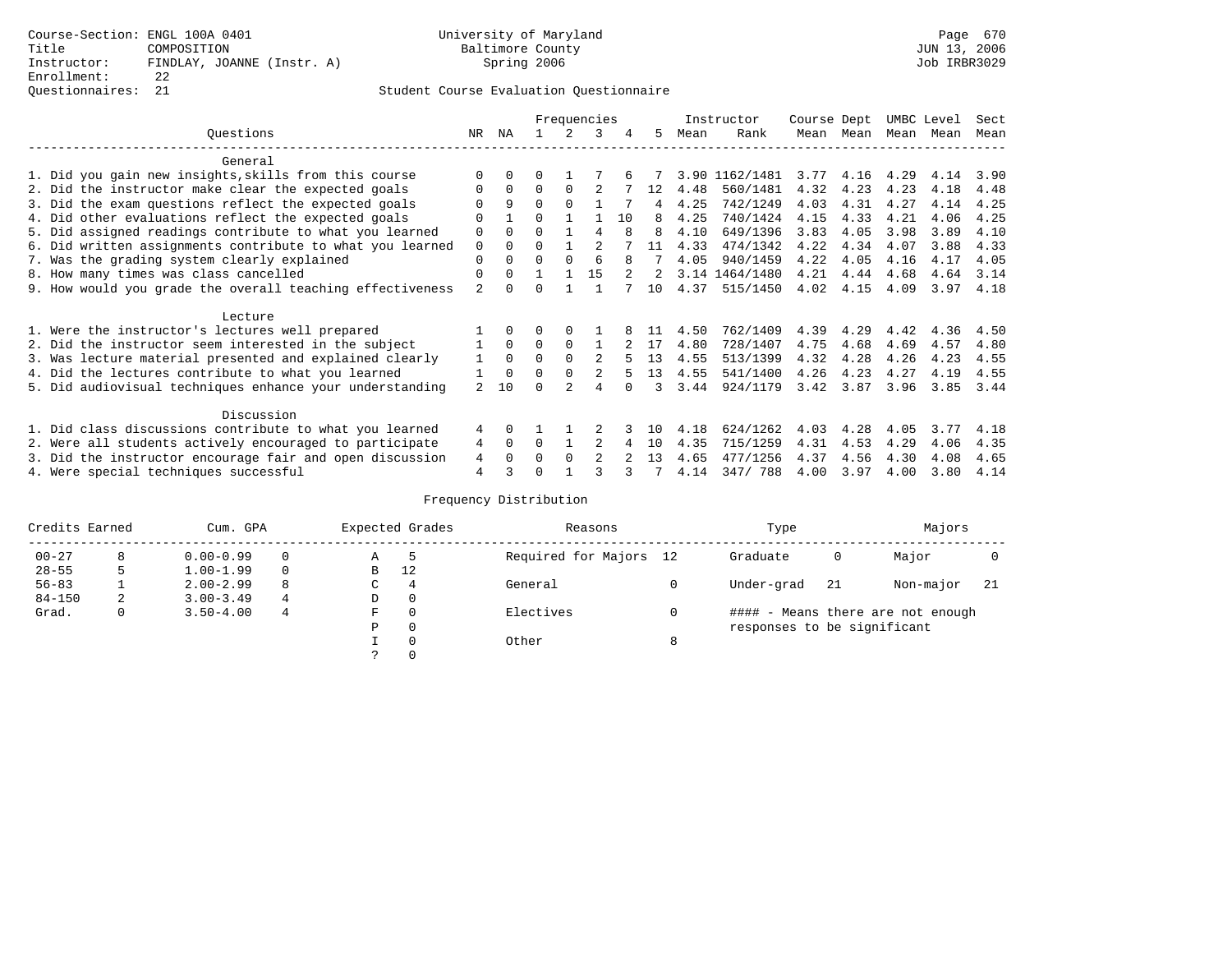Course-Section: ENGL 100A 0401
Title: COMPOSITION
Instructor: FINDLAY, JOANNE (Instr. A)
Enrollment: 22
Questionnaires: 21

University of Maryland
Baltimore County
Spring 2006

Page 670
JUN 13, 2006
Job IRBR3029

Student Course Evaluation Questionnaire

| Questions | NR | NA | 1 | 2 | 3 | 4 | 5 | Instructor Mean | Instructor Rank | Course Mean | Dept Mean | UMBC Mean | Level Mean | Sect Mean |
|---|---|---|---|---|---|---|---|---|---|---|---|---|---|---|
| **General** | | | | | | | | | | | | | | |
| 1. Did you gain new insights,skills from this course | 0 | 0 | 0 | 1 | 7 | 6 | 7 | 3.90 | 1162/1481 | 3.77 | 4.16 | 4.29 | 4.14 | 3.90 |
| 2. Did the instructor make clear the expected goals | 0 | 0 | 0 | 0 | 2 | 7 | 12 | 4.48 | 560/1481 | 4.32 | 4.23 | 4.23 | 4.18 | 4.48 |
| 3. Did the exam questions reflect the expected goals | 0 | 9 | 0 | 0 | 1 | 7 | 4 | 4.25 | 742/1249 | 4.03 | 4.31 | 4.27 | 4.14 | 4.25 |
| 4. Did other evaluations reflect the expected goals | 0 | 1 | 0 | 1 | 1 | 10 | 8 | 4.25 | 740/1424 | 4.15 | 4.33 | 4.21 | 4.06 | 4.25 |
| 5. Did assigned readings contribute to what you learned | 0 | 0 | 0 | 1 | 4 | 8 | 8 | 4.10 | 649/1396 | 3.83 | 4.05 | 3.98 | 3.89 | 4.10 |
| 6. Did written assignments contribute to what you learned | 0 | 0 | 0 | 1 | 2 | 7 | 11 | 4.33 | 474/1342 | 4.22 | 4.34 | 4.07 | 3.88 | 4.33 |
| 7. Was the grading system clearly explained | 0 | 0 | 0 | 0 | 6 | 8 | 7 | 4.05 | 940/1459 | 4.22 | 4.05 | 4.16 | 4.17 | 4.05 |
| 8. How many times was class cancelled | 0 | 0 | 1 | 1 | 15 | 2 | 2 | 3.14 | 1464/1480 | 4.21 | 4.44 | 4.68 | 4.64 | 3.14 |
| 9. How would you grade the overall teaching effectiveness | 2 | 0 | 0 | 1 | 1 | 7 | 10 | 4.37 | 515/1450 | 4.02 | 4.15 | 4.09 | 3.97 | 4.18 |
| **Lecture** | | | | | | | | | | | | | | |
| 1. Were the instructor's lectures well prepared | 1 | 0 | 0 | 0 | 1 | 8 | 11 | 4.50 | 762/1409 | 4.39 | 4.29 | 4.42 | 4.36 | 4.50 |
| 2. Did the instructor seem interested in the subject | 1 | 0 | 0 | 0 | 1 | 2 | 17 | 4.80 | 728/1407 | 4.75 | 4.68 | 4.69 | 4.57 | 4.80 |
| 3. Was lecture material presented and explained clearly | 1 | 0 | 0 | 0 | 2 | 5 | 13 | 4.55 | 513/1399 | 4.32 | 4.28 | 4.26 | 4.23 | 4.55 |
| 4. Did the lectures contribute to what you learned | 1 | 0 | 0 | 0 | 2 | 5 | 13 | 4.55 | 541/1400 | 4.26 | 4.23 | 4.27 | 4.19 | 4.55 |
| 5. Did audiovisual techniques enhance your understanding | 2 | 10 | 0 | 2 | 4 | 0 | 3 | 3.44 | 924/1179 | 3.42 | 3.87 | 3.96 | 3.85 | 3.44 |
| **Discussion** | | | | | | | | | | | | | | |
| 1. Did class discussions contribute to what you learned | 4 | 0 | 1 | 1 | 2 | 3 | 10 | 4.18 | 624/1262 | 4.03 | 4.28 | 4.05 | 3.77 | 4.18 |
| 2. Were all students actively encouraged to participate | 4 | 0 | 0 | 1 | 2 | 4 | 10 | 4.35 | 715/1259 | 4.31 | 4.53 | 4.29 | 4.06 | 4.35 |
| 3. Did the instructor encourage fair and open discussion | 4 | 0 | 0 | 0 | 2 | 2 | 13 | 4.65 | 477/1256 | 4.37 | 4.56 | 4.30 | 4.08 | 4.65 |
| 4. Were special techniques successful | 4 | 3 | 0 | 1 | 3 | 3 | 7 | 4.14 | 347/ 788 | 4.00 | 3.97 | 4.00 | 3.80 | 4.14 |

Frequency Distribution

| Credits Earned | | Cum. GPA | | Expected Grades | | Reasons | | Type | | Majors | |
|---|---|---|---|---|---|---|---|---|---|---|---|
| 00-27 | 8 | 0.00-0.99 | 0 | A | 5 | Required for Majors | 12 | Graduate | 0 | Major | 0 |
| 28-55 | 5 | 1.00-1.99 | 0 | B | 12 | | | | | | |
| 56-83 | 1 | 2.00-2.99 | 8 | C | 4 | General | 0 | Under-grad | 21 | Non-major | 21 |
| 84-150 | 2 | 3.00-3.49 | 4 | D | 0 | | | | | | |
| Grad. | 0 | 3.50-4.00 | 4 | F | 0 | Electives | 0 | #### - Means there are not enough responses to be significant | | | |
| | | | | P | 0 | | | | | | |
| | | | | I | 0 | Other | 8 | | | | |
| | | | | ? | 0 | | | | | | |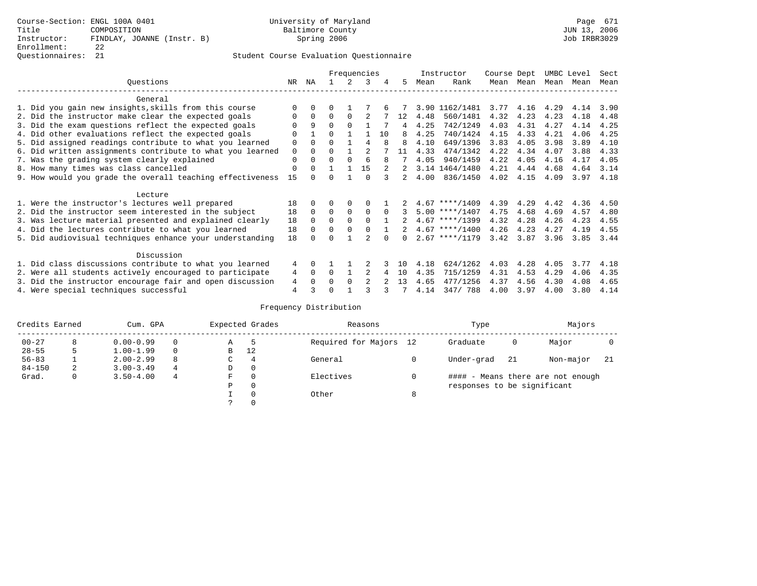Course-Section: ENGL 100A 0401
Title: COMPOSITION
Instructor: FINDLAY, JOANNE (Instr. B)
Enrollment: 22
Questionnaires: 21

University of Maryland
Baltimore County
Spring 2006

JUN 13, 2006
Job IRBR3029

Student Course Evaluation Questionnaire

| Questions | NR | NA | 1 | 2 | 3 | 4 | 5 | Instructor Mean | Instructor Rank | Course Mean | Dept Mean | UMBC Mean | Level Mean | Sect Mean |
|---|---|---|---|---|---|---|---|---|---|---|---|---|---|---|
| **General** | | | | | | | | | | | | | | |
| 1. Did you gain new insights,skills from this course | 0 | 0 | 0 | 1 | 7 | 6 | 7 | 3.90 | 1162/1481 | 3.77 | 4.16 | 4.29 | 4.14 | 3.90 |
| 2. Did the instructor make clear the expected goals | 0 | 0 | 0 | 0 | 2 | 7 | 12 | 4.48 | 560/1481 | 4.32 | 4.23 | 4.23 | 4.18 | 4.48 |
| 3. Did the exam questions reflect the expected goals | 0 | 9 | 0 | 0 | 1 | 7 | 4 | 4.25 | 742/1249 | 4.03 | 4.31 | 4.27 | 4.14 | 4.25 |
| 4. Did other evaluations reflect the expected goals | 0 | 1 | 0 | 1 | 1 | 10 | 8 | 4.25 | 740/1424 | 4.15 | 4.33 | 4.21 | 4.06 | 4.25 |
| 5. Did assigned readings contribute to what you learned | 0 | 0 | 0 | 1 | 4 | 8 | 8 | 4.10 | 649/1396 | 3.83 | 4.05 | 3.98 | 3.89 | 4.10 |
| 6. Did written assignments contribute to what you learned | 0 | 0 | 0 | 1 | 2 | 7 | 11 | 4.33 | 474/1342 | 4.22 | 4.34 | 4.07 | 3.88 | 4.33 |
| 7. Was the grading system clearly explained | 0 | 0 | 0 | 0 | 6 | 8 | 7 | 4.05 | 940/1459 | 4.22 | 4.05 | 4.16 | 4.17 | 4.05 |
| 8. How many times was class cancelled | 0 | 0 | 1 | 1 | 15 | 2 | 2 | 3.14 | 1464/1480 | 4.21 | 4.44 | 4.68 | 4.64 | 3.14 |
| 9. How would you grade the overall teaching effectiveness | 15 | 0 | 0 | 1 | 0 | 3 | 2 | 4.00 | 836/1450 | 4.02 | 4.15 | 4.09 | 3.97 | 4.18 |
| **Lecture** | | | | | | | | | | | | | | |
| 1. Were the instructor's lectures well prepared | 18 | 0 | 0 | 0 | 0 | 1 | 2 | 4.67 | ****/1409 | 4.39 | 4.29 | 4.42 | 4.36 | 4.50 |
| 2. Did the instructor seem interested in the subject | 18 | 0 | 0 | 0 | 0 | 0 | 3 | 5.00 | ****/1407 | 4.75 | 4.68 | 4.69 | 4.57 | 4.80 |
| 3. Was lecture material presented and explained clearly | 18 | 0 | 0 | 0 | 0 | 1 | 2 | 4.67 | ****/1399 | 4.32 | 4.28 | 4.26 | 4.23 | 4.55 |
| 4. Did the lectures contribute to what you learned | 18 | 0 | 0 | 0 | 0 | 1 | 2 | 4.67 | ****/1400 | 4.26 | 4.23 | 4.27 | 4.19 | 4.55 |
| 5. Did audiovisual techniques enhance your understanding | 18 | 0 | 0 | 1 | 2 | 0 | 0 | 2.67 | ****/1179 | 3.42 | 3.87 | 3.96 | 3.85 | 3.44 |
| **Discussion** | | | | | | | | | | | | | | |
| 1. Did class discussions contribute to what you learned | 4 | 0 | 1 | 1 | 2 | 3 | 10 | 4.18 | 624/1262 | 4.03 | 4.28 | 4.05 | 3.77 | 4.18 |
| 2. Were all students actively encouraged to participate | 4 | 0 | 0 | 1 | 2 | 4 | 10 | 4.35 | 715/1259 | 4.31 | 4.53 | 4.29 | 4.06 | 4.35 |
| 3. Did the instructor encourage fair and open discussion | 4 | 0 | 0 | 0 | 2 | 2 | 13 | 4.65 | 477/1256 | 4.37 | 4.56 | 4.30 | 4.08 | 4.65 |
| 4. Were special techniques successful | 4 | 3 | 0 | 1 | 3 | 3 | 7 | 4.14 | 347/ 788 | 4.00 | 3.97 | 4.00 | 3.80 | 4.14 |

Frequency Distribution

| Credits Earned | | Cum. GPA | | Expected Grades | | Reasons | | Type | | Majors | |
|---|---|---|---|---|---|---|---|---|---|---|---|
| 00-27 | 8 | 0.00-0.99 | 0 | A | 5 | Required for Majors | 12 | Graduate | 0 | Major | 0 |
| 28-55 | 5 | 1.00-1.99 | 0 | B | 12 | | | | | | |
| 56-83 | 1 | 2.00-2.99 | 8 | C | 4 | General | 0 | Under-grad | 21 | Non-major | 21 |
| 84-150 | 2 | 3.00-3.49 | 4 | D | 0 | | | | | | |
| Grad. | 0 | 3.50-4.00 | 4 | F | 0 | Electives | 0 | | | | |
| | | | | P | 0 | | | | | | |
| | | | | I | 0 | Other | 8 | | | | |
| | | | | ? | 0 | | | | | | |

#### - Means there are not enough responses to be significant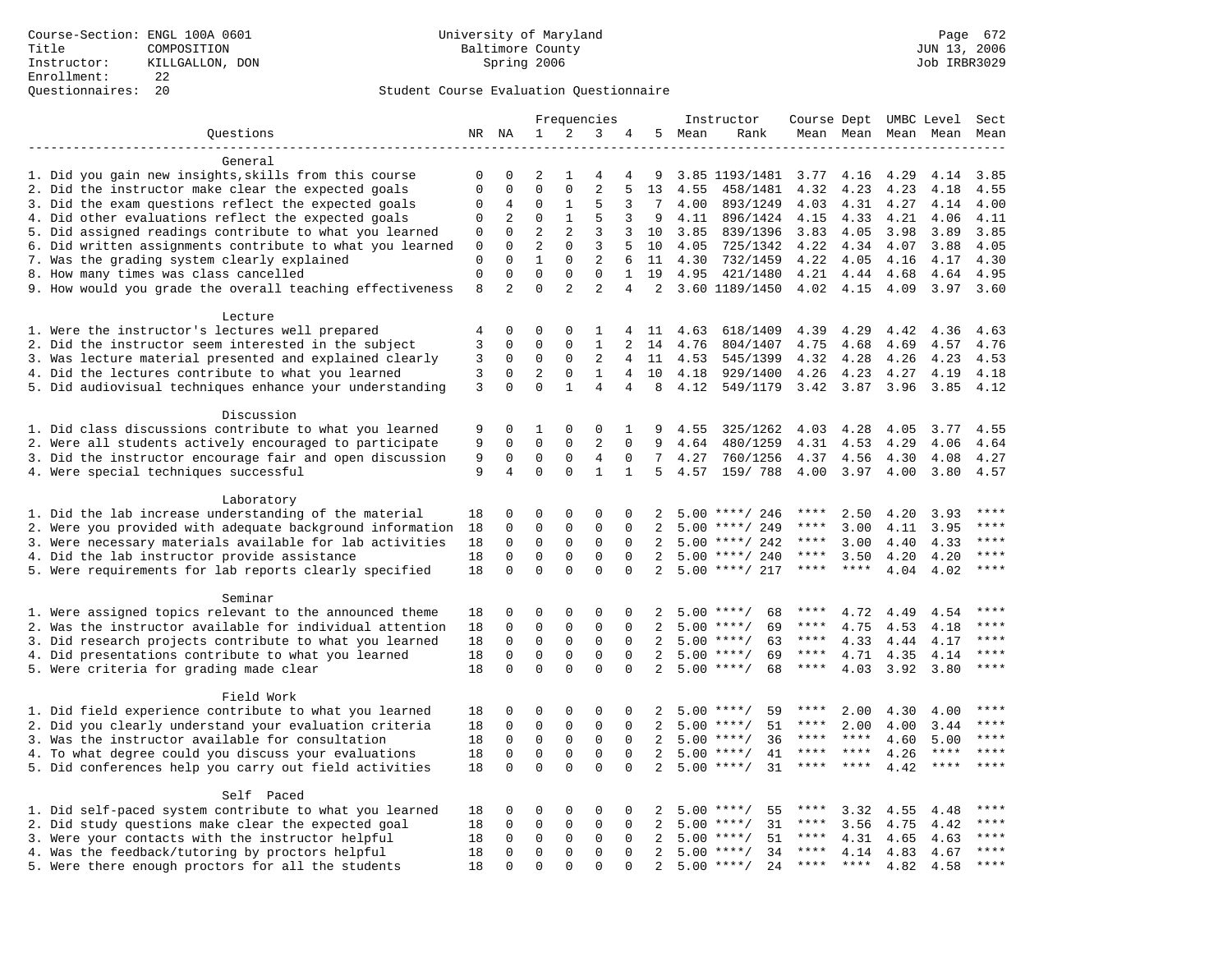Course-Section: ENGL 100A 0601
Title: COMPOSITION
Instructor: KILLGALLON, DON
Enrollment: 22
Questionnaires: 20

University of Maryland
Baltimore County
Spring 2006

JUN 13, 2006
Job IRBR3029

## Student Course Evaluation Questionnaire

| Questions | NR | NA | 1 | 2 | 3 | 4 | 5 | Instructor Mean | Instructor Rank | Course Mean | Dept Mean | UMBC Mean | Level Mean | Sect Mean |
|---|---|---|---|---|---|---|---|---|---|---|---|---|---|---|
| **General** | | | | | | | | | | | | | | |
| 1. Did you gain new insights,skills from this course | 0 | 0 | 2 | 1 | 4 | 4 | 9 | 3.85 | 1193/1481 | 3.77 | 4.16 | 4.29 | 4.14 | 3.85 |
| 2. Did the instructor make clear the expected goals | 0 | 0 | 0 | 0 | 2 | 5 | 13 | 4.55 | 458/1481 | 4.32 | 4.23 | 4.23 | 4.18 | 4.55 |
| 3. Did the exam questions reflect the expected goals | 0 | 4 | 0 | 1 | 5 | 3 | 7 | 4.00 | 893/1249 | 4.03 | 4.31 | 4.27 | 4.14 | 4.00 |
| 4. Did other evaluations reflect the expected goals | 0 | 2 | 0 | 1 | 5 | 3 | 9 | 4.11 | 896/1424 | 4.15 | 4.33 | 4.21 | 4.06 | 4.11 |
| 5. Did assigned readings contribute to what you learned | 0 | 0 | 2 | 2 | 3 | 3 | 10 | 3.85 | 839/1396 | 3.83 | 4.05 | 3.98 | 3.89 | 3.85 |
| 6. Did written assignments contribute to what you learned | 0 | 0 | 2 | 0 | 3 | 5 | 10 | 4.05 | 725/1342 | 4.22 | 4.34 | 4.07 | 3.88 | 4.05 |
| 7. Was the grading system clearly explained | 0 | 0 | 1 | 0 | 2 | 6 | 11 | 4.30 | 732/1459 | 4.22 | 4.05 | 4.16 | 4.17 | 4.30 |
| 8. How many times was class cancelled | 0 | 0 | 0 | 0 | 0 | 1 | 19 | 4.95 | 421/1480 | 4.21 | 4.44 | 4.68 | 4.64 | 4.95 |
| 9. How would you grade the overall teaching effectiveness | 8 | 2 | 0 | 2 | 2 | 4 | 2 | 3.60 | 1189/1450 | 4.02 | 4.15 | 4.09 | 3.97 | 3.60 |
| **Lecture** | | | | | | | | | | | | | | |
| 1. Were the instructor's lectures well prepared | 4 | 0 | 0 | 0 | 1 | 4 | 11 | 4.63 | 618/1409 | 4.39 | 4.29 | 4.42 | 4.36 | 4.63 |
| 2. Did the instructor seem interested in the subject | 3 | 0 | 0 | 0 | 1 | 2 | 14 | 4.76 | 804/1407 | 4.75 | 4.68 | 4.69 | 4.57 | 4.76 |
| 3. Was lecture material presented and explained clearly | 3 | 0 | 0 | 0 | 2 | 4 | 11 | 4.53 | 545/1399 | 4.32 | 4.28 | 4.26 | 4.23 | 4.53 |
| 4. Did the lectures contribute to what you learned | 3 | 0 | 2 | 0 | 1 | 4 | 10 | 4.18 | 929/1400 | 4.26 | 4.23 | 4.27 | 4.19 | 4.18 |
| 5. Did audiovisual techniques enhance your understanding | 3 | 0 | 0 | 1 | 4 | 4 | 8 | 4.12 | 549/1179 | 3.42 | 3.87 | 3.96 | 3.85 | 4.12 |
| **Discussion** | | | | | | | | | | | | | | |
| 1. Did class discussions contribute to what you learned | 9 | 0 | 1 | 0 | 0 | 1 | 9 | 4.55 | 325/1262 | 4.03 | 4.28 | 4.05 | 3.77 | 4.55 |
| 2. Were all students actively encouraged to participate | 9 | 0 | 0 | 0 | 2 | 0 | 9 | 4.64 | 480/1259 | 4.31 | 4.53 | 4.29 | 4.06 | 4.64 |
| 3. Did the instructor encourage fair and open discussion | 9 | 0 | 0 | 0 | 4 | 0 | 7 | 4.27 | 760/1256 | 4.37 | 4.56 | 4.30 | 4.08 | 4.27 |
| 4. Were special techniques successful | 9 | 4 | 0 | 0 | 1 | 1 | 5 | 4.57 | 159/ 788 | 4.00 | 3.97 | 4.00 | 3.80 | 4.57 |
| **Laboratory** | | | | | | | | | | | | | | |
| 1. Did the lab increase understanding of the material | 18 | 0 | 0 | 0 | 0 | 0 | 2 | 5.00 | ****/ 246 | **** | 2.50 | 4.20 | 3.93 | **** |
| 2. Were you provided with adequate background information | 18 | 0 | 0 | 0 | 0 | 0 | 2 | 5.00 | ****/ 249 | **** | 3.00 | 4.11 | 3.95 | **** |
| 3. Were necessary materials available for lab activities | 18 | 0 | 0 | 0 | 0 | 0 | 2 | 5.00 | ****/ 242 | **** | 3.00 | 4.40 | 4.33 | **** |
| 4. Did the lab instructor provide assistance | 18 | 0 | 0 | 0 | 0 | 0 | 2 | 5.00 | ****/ 240 | **** | 3.50 | 4.20 | 4.20 | **** |
| 5. Were requirements for lab reports clearly specified | 18 | 0 | 0 | 0 | 0 | 0 | 2 | 5.00 | ****/ 217 | **** | **** | 4.04 | 4.02 | **** |
| **Seminar** | | | | | | | | | | | | | | |
| 1. Were assigned topics relevant to the announced theme | 18 | 0 | 0 | 0 | 0 | 0 | 2 | 5.00 | ****/ 68 | **** | 4.72 | 4.49 | 4.54 | **** |
| 2. Was the instructor available for individual attention | 18 | 0 | 0 | 0 | 0 | 0 | 2 | 5.00 | ****/ 69 | **** | 4.75 | 4.53 | 4.18 | **** |
| 3. Did research projects contribute to what you learned | 18 | 0 | 0 | 0 | 0 | 0 | 2 | 5.00 | ****/ 63 | **** | 4.33 | 4.44 | 4.17 | **** |
| 4. Did presentations contribute to what you learned | 18 | 0 | 0 | 0 | 0 | 0 | 2 | 5.00 | ****/ 69 | **** | 4.71 | 4.35 | 4.14 | **** |
| 5. Were criteria for grading made clear | 18 | 0 | 0 | 0 | 0 | 0 | 2 | 5.00 | ****/ 68 | **** | 4.03 | 3.92 | 3.80 | **** |
| **Field Work** | | | | | | | | | | | | | | |
| 1. Did field experience contribute to what you learned | 18 | 0 | 0 | 0 | 0 | 0 | 2 | 5.00 | ****/ 59 | **** | 2.00 | 4.30 | 4.00 | **** |
| 2. Did you clearly understand your evaluation criteria | 18 | 0 | 0 | 0 | 0 | 0 | 2 | 5.00 | ****/ 51 | **** | 2.00 | 4.00 | 3.44 | **** |
| 3. Was the instructor available for consultation | 18 | 0 | 0 | 0 | 0 | 0 | 2 | 5.00 | ****/ 36 | **** | **** | 4.60 | 5.00 | **** |
| 4. To what degree could you discuss your evaluations | 18 | 0 | 0 | 0 | 0 | 0 | 2 | 5.00 | ****/ 41 | **** | **** | 4.26 | **** | **** |
| 5. Did conferences help you carry out field activities | 18 | 0 | 0 | 0 | 0 | 0 | 2 | 5.00 | ****/ 31 | **** | **** | 4.42 | **** | **** |
| **Self Paced** | | | | | | | | | | | | | | |
| 1. Did self-paced system contribute to what you learned | 18 | 0 | 0 | 0 | 0 | 0 | 2 | 5.00 | ****/ 55 | **** | 3.32 | 4.55 | 4.48 | **** |
| 2. Did study questions make clear the expected goal | 18 | 0 | 0 | 0 | 0 | 0 | 2 | 5.00 | ****/ 31 | **** | 3.56 | 4.75 | 4.42 | **** |
| 3. Were your contacts with the instructor helpful | 18 | 0 | 0 | 0 | 0 | 0 | 2 | 5.00 | ****/ 51 | **** | 4.31 | 4.65 | 4.63 | **** |
| 4. Was the feedback/tutoring by proctors helpful | 18 | 0 | 0 | 0 | 0 | 0 | 2 | 5.00 | ****/ 34 | **** | 4.14 | 4.83 | 4.67 | **** |
| 5. Were there enough proctors for all the students | 18 | 0 | 0 | 0 | 0 | 0 | 2 | 5.00 | ****/ 24 | **** | **** | 4.82 | 4.58 | **** |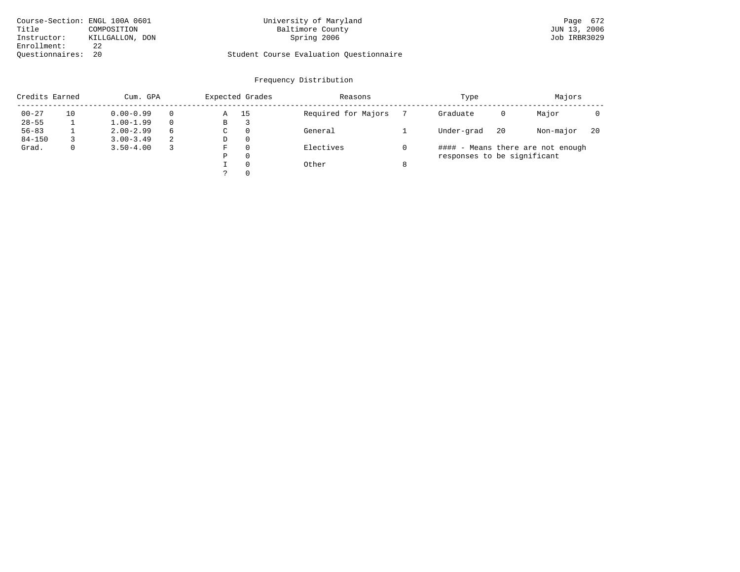Course-Section: ENGL 100A 0601
Title: COMPOSITION
Instructor: KILLGALLON, DON
Enrollment: 22
Questionnaires: 20

University of Maryland
Baltimore County
Spring 2006

Student Course Evaluation Questionnaire

JUN 13, 2006
Job IRBR3029

Frequency Distribution

| Credits Earned | | Cum. GPA | | Expected Grades | | Reasons | | Type | | Majors | |
|---|---|---|---|---|---|---|---|---|---|---|---|
| 00-27 | 10 | 0.00-0.99 | 0 | A | 15 | Required for Majors | 7 | Graduate | 0 | Major | 0 |
| 28-55 | 1 | 1.00-1.99 | 0 | B | 3 | | | | | | |
| 56-83 | 1 | 2.00-2.99 | 6 | C | 0 | General | 1 | Under-grad | 20 | Non-major | 20 |
| 84-150 | 3 | 3.00-3.49 | 2 | D | 0 | | | | | | |
| Grad. | 0 | 3.50-4.00 | 3 | F | 0 | Electives | 0 | | | | |
| | | | | P | 0 | | | | | | |
| | | | | I | 0 | Other | 8 | | | | |
| | | | | ? | 0 | | | | | | |

#### - Means there are not enough responses to be significant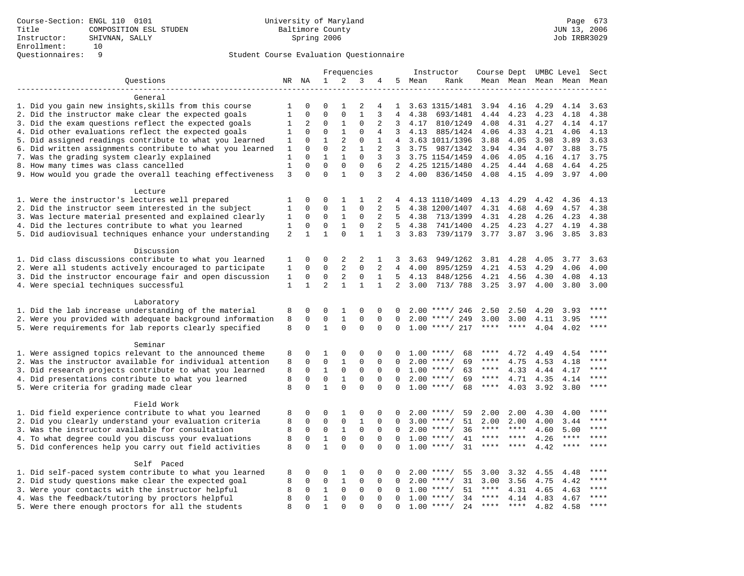Course-Section: ENGL 110 0101
Title: COMPOSITION ESL STUDEN
Instructor: SHIVNAN, SALLY
Enrollment: 10
Questionnaires: 9

University of Maryland
Baltimore County
Spring 2006

Page 673
JUN 13, 2006
Job IRBR3029

Student Course Evaluation Questionnaire

| Questions | NR | NA | 1 | 2 | 3 | 4 | 5 | Instructor Mean | Instructor Rank | Course Mean | Dept Mean | UMBC Level Mean | Level Mean | Sect Mean |
|---|---|---|---|---|---|---|---|---|---|---|---|---|---|---|
| **General** | | | | | | | | | | | | | | |
| 1. Did you gain new insights,skills from this course | 1 | 0 | 0 | 1 | 2 | 4 | 1 | 3.63 | 1315/1481 | 3.94 | 4.16 | 4.29 | 4.14 | 3.63 |
| 2. Did the instructor make clear the expected goals | 1 | 0 | 0 | 0 | 1 | 3 | 4 | 4.38 | 693/1481 | 4.44 | 4.23 | 4.23 | 4.18 | 4.38 |
| 3. Did the exam questions reflect the expected goals | 1 | 2 | 0 | 1 | 0 | 2 | 3 | 4.17 | 810/1249 | 4.08 | 4.31 | 4.27 | 4.14 | 4.17 |
| 4. Did other evaluations reflect the expected goals | 1 | 0 | 0 | 1 | 0 | 4 | 3 | 4.13 | 885/1424 | 4.06 | 4.33 | 4.21 | 4.06 | 4.13 |
| 5. Did assigned readings contribute to what you learned | 1 | 0 | 1 | 2 | 0 | 1 | 4 | 3.63 | 1011/1396 | 3.88 | 4.05 | 3.98 | 3.89 | 3.63 |
| 6. Did written assignments contribute to what you learned | 1 | 0 | 0 | 2 | 1 | 2 | 3 | 3.75 | 987/1342 | 3.94 | 4.34 | 4.07 | 3.88 | 3.75 |
| 7. Was the grading system clearly explained | 1 | 0 | 1 | 1 | 0 | 3 | 3 | 3.75 | 1154/1459 | 4.06 | 4.05 | 4.16 | 4.17 | 3.75 |
| 8. How many times was class cancelled | 1 | 0 | 0 | 0 | 0 | 6 | 2 | 4.25 | 1215/1480 | 4.25 | 4.44 | 4.68 | 4.64 | 4.25 |
| 9. How would you grade the overall teaching effectiveness | 3 | 0 | 0 | 1 | 0 | 3 | 2 | 4.00 | 836/1450 | 4.08 | 4.15 | 4.09 | 3.97 | 4.00 |
| **Lecture** | | | | | | | | | | | | | | |
| 1. Were the instructor's lectures well prepared | 1 | 0 | 0 | 1 | 1 | 2 | 4 | 4.13 | 1110/1409 | 4.13 | 4.29 | 4.42 | 4.36 | 4.13 |
| 2. Did the instructor seem interested in the subject | 1 | 0 | 0 | 1 | 0 | 2 | 5 | 4.38 | 1200/1407 | 4.31 | 4.68 | 4.69 | 4.57 | 4.38 |
| 3. Was lecture material presented and explained clearly | 1 | 0 | 0 | 1 | 0 | 2 | 5 | 4.38 | 713/1399 | 4.31 | 4.28 | 4.26 | 4.23 | 4.38 |
| 4. Did the lectures contribute to what you learned | 1 | 0 | 0 | 1 | 0 | 2 | 5 | 4.38 | 741/1400 | 4.25 | 4.23 | 4.27 | 4.19 | 4.38 |
| 5. Did audiovisual techniques enhance your understanding | 2 | 1 | 1 | 0 | 1 | 1 | 3 | 3.83 | 739/1179 | 3.77 | 3.87 | 3.96 | 3.85 | 3.83 |
| **Discussion** | | | | | | | | | | | | | | |
| 1. Did class discussions contribute to what you learned | 1 | 0 | 0 | 2 | 2 | 1 | 3 | 3.63 | 949/1262 | 3.81 | 4.28 | 4.05 | 3.77 | 3.63 |
| 2. Were all students actively encouraged to participate | 1 | 0 | 0 | 2 | 0 | 2 | 4 | 4.00 | 895/1259 | 4.21 | 4.53 | 4.29 | 4.06 | 4.00 |
| 3. Did the instructor encourage fair and open discussion | 1 | 0 | 0 | 2 | 0 | 1 | 5 | 4.13 | 848/1256 | 4.21 | 4.56 | 4.30 | 4.08 | 4.13 |
| 4. Were special techniques successful | 1 | 1 | 2 | 1 | 1 | 1 | 2 | 3.00 | 713/ 788 | 3.25 | 3.97 | 4.00 | 3.80 | 3.00 |
| **Laboratory** | | | | | | | | | | | | | | |
| 1. Did the lab increase understanding of the material | 8 | 0 | 0 | 1 | 0 | 0 | 0 | 2.00 | ****/ 246 | 2.50 | 2.50 | 4.20 | 3.93 | **** |
| 2. Were you provided with adequate background information | 8 | 0 | 0 | 1 | 0 | 0 | 0 | 2.00 | ****/ 249 | 3.00 | 3.00 | 4.11 | 3.95 | **** |
| 5. Were requirements for lab reports clearly specified | 8 | 0 | 1 | 0 | 0 | 0 | 0 | 1.00 | ****/ 217 | **** | **** | 4.04 | 4.02 | **** |
| **Seminar** | | | | | | | | | | | | | | |
| 1. Were assigned topics relevant to the announced theme | 8 | 0 | 1 | 0 | 0 | 0 | 0 | 1.00 | ****/ 68 | **** | 4.72 | 4.49 | 4.54 | **** |
| 2. Was the instructor available for individual attention | 8 | 0 | 0 | 1 | 0 | 0 | 0 | 2.00 | ****/ 69 | **** | 4.75 | 4.53 | 4.18 | **** |
| 3. Did research projects contribute to what you learned | 8 | 0 | 1 | 0 | 0 | 0 | 0 | 1.00 | ****/ 63 | **** | 4.33 | 4.44 | 4.17 | **** |
| 4. Did presentations contribute to what you learned | 8 | 0 | 0 | 1 | 0 | 0 | 0 | 2.00 | ****/ 69 | **** | 4.71 | 4.35 | 4.14 | **** |
| 5. Were criteria for grading made clear | 8 | 0 | 1 | 0 | 0 | 0 | 0 | 1.00 | ****/ 68 | **** | 4.03 | 3.92 | 3.80 | **** |
| **Field Work** | | | | | | | | | | | | | | |
| 1. Did field experience contribute to what you learned | 8 | 0 | 0 | 1 | 0 | 0 | 0 | 2.00 | ****/ 59 | 2.00 | 2.00 | 4.30 | 4.00 | **** |
| 2. Did you clearly understand your evaluation criteria | 8 | 0 | 0 | 0 | 1 | 0 | 0 | 3.00 | ****/ 51 | 2.00 | 2.00 | 4.00 | 3.44 | **** |
| 3. Was the instructor available for consultation | 8 | 0 | 0 | 1 | 0 | 0 | 0 | 2.00 | ****/ 36 | **** | **** | 4.60 | 5.00 | **** |
| 4. To what degree could you discuss your evaluations | 8 | 0 | 1 | 0 | 0 | 0 | 0 | 1.00 | ****/ 41 | **** | **** | 4.26 | **** | **** |
| 5. Did conferences help you carry out field activities | 8 | 0 | 1 | 0 | 0 | 0 | 0 | 1.00 | ****/ 31 | **** | **** | 4.42 | **** | **** |
| **Self Paced** | | | | | | | | | | | | | | |
| 1. Did self-paced system contribute to what you learned | 8 | 0 | 0 | 1 | 0 | 0 | 0 | 2.00 | ****/ 55 | 3.00 | 3.32 | 4.55 | 4.48 | **** |
| 2. Did study questions make clear the expected goal | 8 | 0 | 0 | 1 | 0 | 0 | 0 | 2.00 | ****/ 31 | 3.00 | 3.56 | 4.75 | 4.42 | **** |
| 3. Were your contacts with the instructor helpful | 8 | 0 | 1 | 0 | 0 | 0 | 0 | 1.00 | ****/ 51 | **** | 4.31 | 4.65 | 4.63 | **** |
| 4. Was the feedback/tutoring by proctors helpful | 8 | 0 | 1 | 0 | 0 | 0 | 0 | 1.00 | ****/ 34 | **** | 4.14 | 4.83 | 4.67 | **** |
| 5. Were there enough proctors for all the students | 8 | 0 | 1 | 0 | 0 | 0 | 0 | 1.00 | ****/ 24 | **** | **** | 4.82 | 4.58 | **** |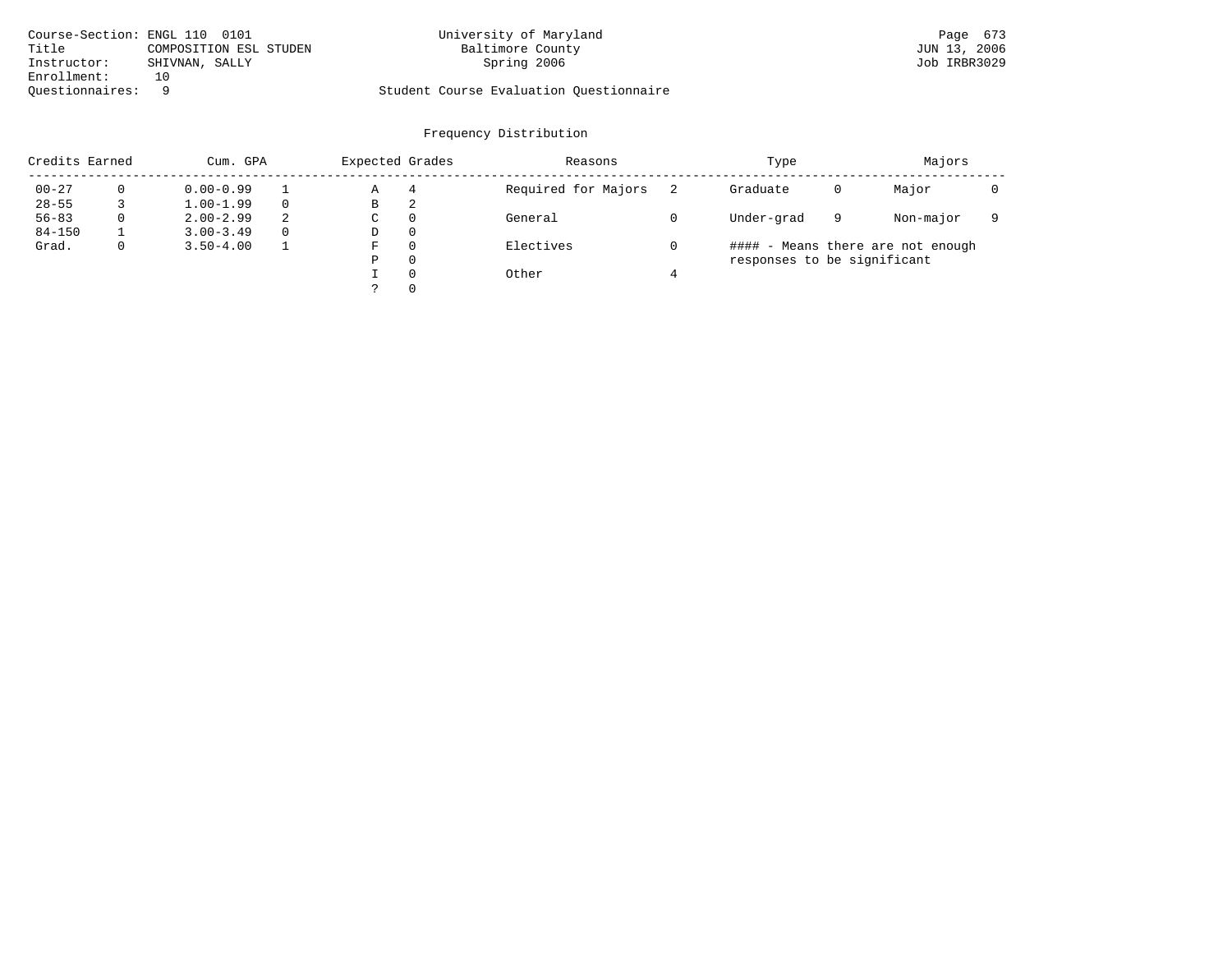Course-Section: ENGL 110 0101
Title COMPOSITION ESL STUDEN
Instructor: SHIVNAN, SALLY
Enrollment: 10
Questionnaires: 9

University of Maryland
Baltimore County
Spring 2006

Student Course Evaluation Questionnaire

JUN 13, 2006
Job IRBR3029

## Frequency Distribution

| Credits Earned | | Cum. GPA | | Expected Grades | | Reasons | | Type | | Majors | |
|---|---|---|---|---|---|---|---|---|---|---|---|
| 00-27 | 0 | 0.00-0.99 | 1 | A | 4 | Required for Majors | 2 | Graduate | 0 | Major | 0 |
| 28-55 | 3 | 1.00-1.99 | 0 | B | 2 | | | | | | |
| 56-83 | 0 | 2.00-2.99 | 2 | C | 0 | General | 0 | Under-grad | 9 | Non-major | 9 |
| 84-150 | 1 | 3.00-3.49 | 0 | D | 0 | | | | | | |
| Grad. | 0 | 3.50-4.00 | 1 | F | 0 | Electives | 0 | | | | |
| | | | | P | 0 | | | | | | |
| | | | | I | 0 | Other | 4 | | | | |
| | | | | ? | 0 | | | | | | |

#### - Means there are not enough responses to be significant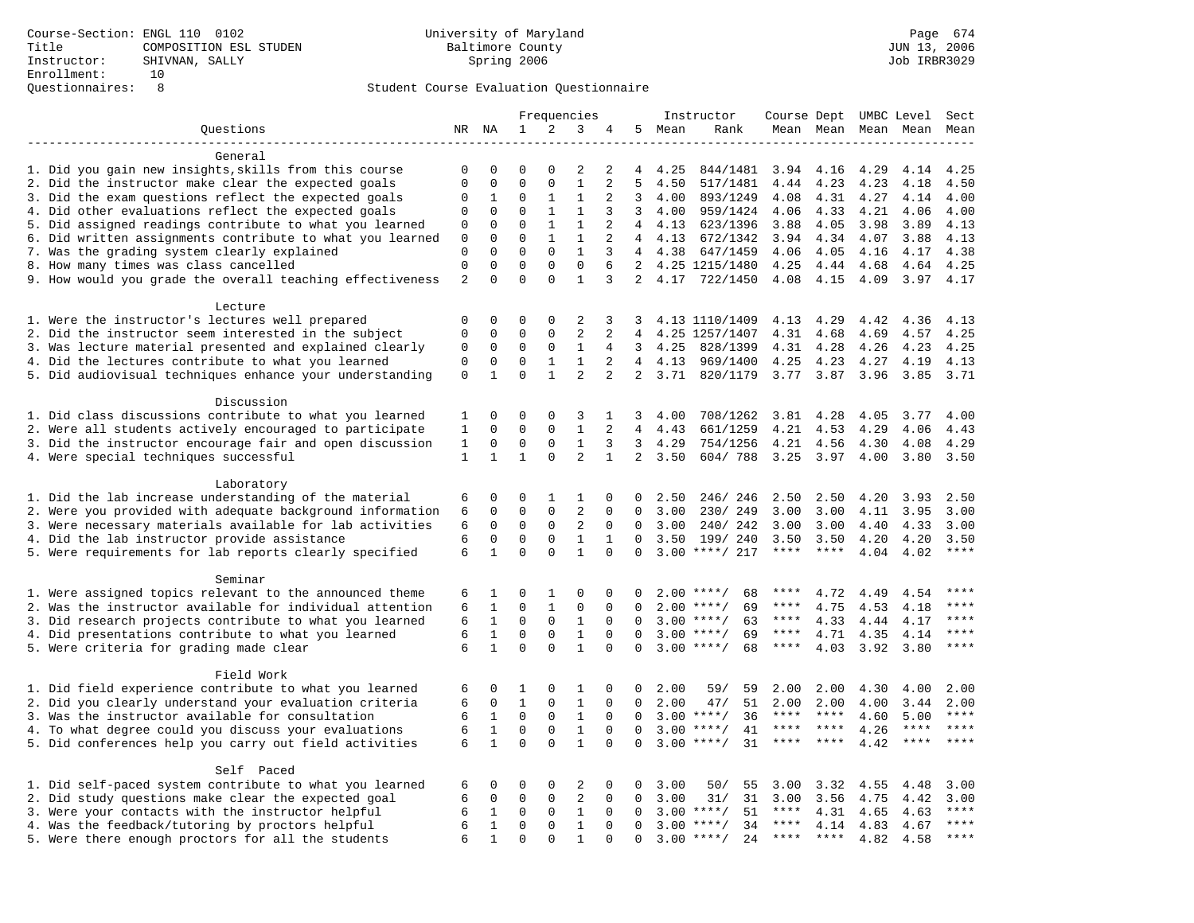Course-Section: ENGL 110 0102
Title: COMPOSITION ESL STUDEN
Instructor: SHIVNAN, SALLY
Enrollment: 10
Questionnaires: 8

University of Maryland
Baltimore County
Spring 2006

JUN 13, 2006
Job IRBR3029

Student Course Evaluation Questionnaire

| Questions | NR | NA | 1 | 2 | 3 | 4 | 5 | Instructor Mean | Rank | Course Mean | Dept Mean | UMBC Mean | Level Mean | Sect Mean |
|---|---|---|---|---|---|---|---|---|---|---|---|---|---|---|
| **General** | | | | | | | | | | | | | | |
| 1. Did you gain new insights,skills from this course | 0 | 0 | 0 | 0 | 2 | 2 | 4 | 4.25 | 844/1481 | 3.94 | 4.16 | 4.29 | 4.14 | 4.25 |
| 2. Did the instructor make clear the expected goals | 0 | 0 | 0 | 0 | 1 | 2 | 5 | 4.50 | 517/1481 | 4.44 | 4.23 | 4.23 | 4.18 | 4.50 |
| 3. Did the exam questions reflect the expected goals | 0 | 1 | 0 | 1 | 1 | 2 | 3 | 4.00 | 893/1249 | 4.08 | 4.31 | 4.27 | 4.14 | 4.00 |
| 4. Did other evaluations reflect the expected goals | 0 | 0 | 0 | 1 | 1 | 3 | 3 | 4.00 | 959/1424 | 4.06 | 4.33 | 4.21 | 4.06 | 4.00 |
| 5. Did assigned readings contribute to what you learned | 0 | 0 | 0 | 1 | 1 | 2 | 4 | 4.13 | 623/1396 | 3.88 | 4.05 | 3.98 | 3.89 | 4.13 |
| 6. Did written assignments contribute to what you learned | 0 | 0 | 0 | 1 | 1 | 2 | 4 | 4.13 | 672/1342 | 3.94 | 4.34 | 4.07 | 3.88 | 4.13 |
| 7. Was the grading system clearly explained | 0 | 0 | 0 | 0 | 1 | 3 | 4 | 4.38 | 647/1459 | 4.06 | 4.05 | 4.16 | 4.17 | 4.38 |
| 8. How many times was class cancelled | 0 | 0 | 0 | 0 | 0 | 6 | 2 | 4.25 | 1215/1480 | 4.25 | 4.44 | 4.68 | 4.64 | 4.25 |
| 9. How would you grade the overall teaching effectiveness | 2 | 0 | 0 | 0 | 1 | 3 | 2 | 4.17 | 722/1450 | 4.08 | 4.15 | 4.09 | 3.97 | 4.17 |
| **Lecture** | | | | | | | | | | | | | | |
| 1. Were the instructor's lectures well prepared | 0 | 0 | 0 | 0 | 2 | 3 | 3 | 4.13 | 1110/1409 | 4.13 | 4.29 | 4.42 | 4.36 | 4.13 |
| 2. Did the instructor seem interested in the subject | 0 | 0 | 0 | 0 | 2 | 2 | 4 | 4.25 | 1257/1407 | 4.31 | 4.68 | 4.69 | 4.57 | 4.25 |
| 3. Was lecture material presented and explained clearly | 0 | 0 | 0 | 0 | 1 | 4 | 3 | 4.25 | 828/1399 | 4.31 | 4.28 | 4.26 | 4.23 | 4.25 |
| 4. Did the lectures contribute to what you learned | 0 | 0 | 0 | 1 | 1 | 2 | 4 | 4.13 | 969/1400 | 4.25 | 4.23 | 4.27 | 4.19 | 4.13 |
| 5. Did audiovisual techniques enhance your understanding | 0 | 1 | 0 | 1 | 2 | 2 | 2 | 3.71 | 820/1179 | 3.77 | 3.87 | 3.96 | 3.85 | 3.71 |
| **Discussion** | | | | | | | | | | | | | | |
| 1. Did class discussions contribute to what you learned | 1 | 0 | 0 | 0 | 3 | 1 | 3 | 4.00 | 708/1262 | 3.81 | 4.28 | 4.05 | 3.77 | 4.00 |
| 2. Were all students actively encouraged to participate | 1 | 0 | 0 | 0 | 1 | 2 | 4 | 4.43 | 661/1259 | 4.21 | 4.53 | 4.29 | 4.06 | 4.43 |
| 3. Did the instructor encourage fair and open discussion | 1 | 0 | 0 | 0 | 1 | 3 | 3 | 4.29 | 754/1256 | 4.21 | 4.56 | 4.30 | 4.08 | 4.29 |
| 4. Were special techniques successful | 1 | 1 | 1 | 0 | 2 | 1 | 2 | 3.50 | 604/ 788 | 3.25 | 3.97 | 4.00 | 3.80 | 3.50 |
| **Laboratory** | | | | | | | | | | | | | | |
| 1. Did the lab increase understanding of the material | 6 | 0 | 0 | 1 | 1 | 0 | 0 | 2.50 | 246/ 246 | 2.50 | 2.50 | 4.20 | 3.93 | 2.50 |
| 2. Were you provided with adequate background information | 6 | 0 | 0 | 0 | 2 | 0 | 0 | 3.00 | 230/ 249 | 3.00 | 3.00 | 4.11 | 3.95 | 3.00 |
| 3. Were necessary materials available for lab activities | 6 | 0 | 0 | 0 | 2 | 0 | 0 | 3.00 | 240/ 242 | 3.00 | 3.00 | 4.40 | 4.33 | 3.00 |
| 4. Did the lab instructor provide assistance | 6 | 0 | 0 | 0 | 1 | 1 | 0 | 3.50 | 199/ 240 | 3.50 | 3.50 | 4.20 | 4.20 | 3.50 |
| 5. Were requirements for lab reports clearly specified | 6 | 1 | 0 | 0 | 1 | 0 | 0 | 3.00 | ****/ 217 | **** | **** | 4.04 | 4.02 | **** |
| **Seminar** | | | | | | | | | | | | | | |
| 1. Were assigned topics relevant to the announced theme | 6 | 1 | 0 | 1 | 0 | 0 | 0 | 2.00 | ****/ 68 | **** | 4.72 | 4.49 | 4.54 | **** |
| 2. Was the instructor available for individual attention | 6 | 1 | 0 | 1 | 0 | 0 | 0 | 2.00 | ****/ 69 | **** | 4.75 | 4.53 | 4.18 | **** |
| 3. Did research projects contribute to what you learned | 6 | 1 | 0 | 0 | 1 | 0 | 0 | 3.00 | ****/ 63 | **** | 4.33 | 4.44 | 4.17 | **** |
| 4. Did presentations contribute to what you learned | 6 | 1 | 0 | 0 | 1 | 0 | 0 | 3.00 | ****/ 69 | **** | 4.71 | 4.35 | 4.14 | **** |
| 5. Were criteria for grading made clear | 6 | 1 | 0 | 0 | 1 | 0 | 0 | 3.00 | ****/ 68 | **** | 4.03 | 3.92 | 3.80 | **** |
| **Field Work** | | | | | | | | | | | | | | |
| 1. Did field experience contribute to what you learned | 6 | 0 | 1 | 0 | 1 | 0 | 0 | 2.00 | 59/ 59 | 2.00 | 2.00 | 4.30 | 4.00 | 2.00 |
| 2. Did you clearly understand your evaluation criteria | 6 | 0 | 1 | 0 | 1 | 0 | 0 | 2.00 | 47/ 51 | 2.00 | 2.00 | 4.00 | 3.44 | 2.00 |
| 3. Was the instructor available for consultation | 6 | 1 | 0 | 0 | 1 | 0 | 0 | 3.00 | ****/ 36 | **** | **** | 4.60 | 5.00 | **** |
| 4. To what degree could you discuss your evaluations | 6 | 1 | 0 | 0 | 1 | 0 | 0 | 3.00 | ****/ 41 | **** | **** | 4.26 | **** | **** |
| 5. Did conferences help you carry out field activities | 6 | 1 | 0 | 0 | 1 | 0 | 0 | 3.00 | ****/ 31 | **** | **** | 4.42 | **** | **** |
| **Self Paced** | | | | | | | | | | | | | | |
| 1. Did self-paced system contribute to what you learned | 6 | 0 | 0 | 0 | 2 | 0 | 0 | 3.00 | 50/ 55 | 3.00 | 3.32 | 4.55 | 4.48 | 3.00 |
| 2. Did study questions make clear the expected goal | 6 | 0 | 0 | 0 | 2 | 0 | 0 | 3.00 | 31/ 31 | 3.00 | 3.56 | 4.75 | 4.42 | 3.00 |
| 3. Were your contacts with the instructor helpful | 6 | 1 | 0 | 0 | 1 | 0 | 0 | 3.00 | ****/ 51 | **** | 4.31 | 4.65 | 4.63 | **** |
| 4. Was the feedback/tutoring by proctors helpful | 6 | 1 | 0 | 0 | 1 | 0 | 0 | 3.00 | ****/ 34 | **** | 4.14 | 4.83 | 4.67 | **** |
| 5. Were there enough proctors for all the students | 6 | 1 | 0 | 0 | 1 | 0 | 0 | 3.00 | ****/ 24 | **** | **** | 4.82 | 4.58 | **** |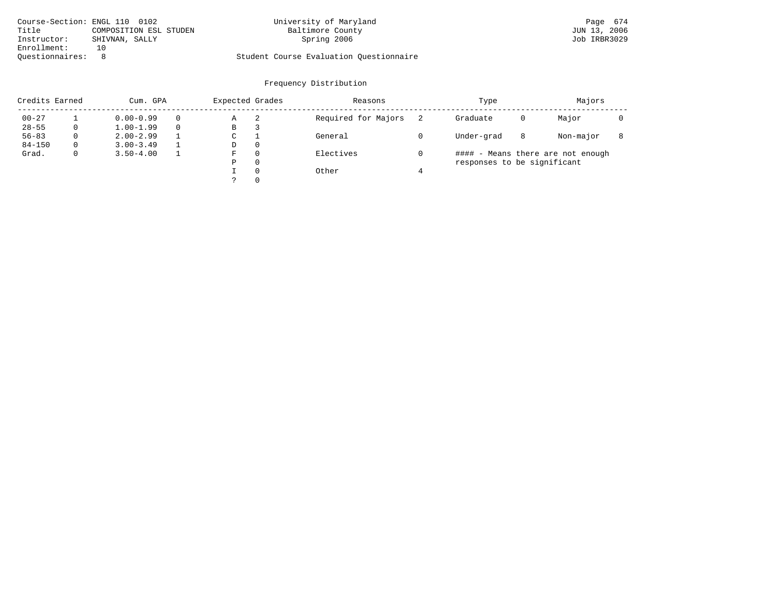Course-Section: ENGL 110 0102
Title COMPOSITION ESL STUDEN
Instructor: SHIVNAN, SALLY
Enrollment: 10
Questionnaires: 8

University of Maryland
Baltimore County
Spring 2006

Student Course Evaluation Questionnaire

JUN 13, 2006
Job IRBR3029

## Frequency Distribution

| Credits Earned | | Cum. GPA | | Expected Grades | | Reasons | | Type | | Majors | |
|---|---|---|---|---|---|---|---|---|---|---|---|
| 00-27 | 1 | 0.00-0.99 | 0 | A | 2 | Required for Majors | 2 | Graduate | 0 | Major | 0 |
| 28-55 | 0 | 1.00-1.99 | 0 | B | 3 | | | | | | |
| 56-83 | 0 | 2.00-2.99 | 1 | C | 1 | General | 0 | Under-grad | 8 | Non-major | 8 |
| 84-150 | 0 | 3.00-3.49 | 1 | D | 0 | | | | | | |
| Grad. | 0 | 3.50-4.00 | 1 | F | 0 | Electives | 0 | | | | |
| | | | | P | 0 | | | | | | |
| | | | | I | 0 | Other | 4 | | | | |
| | | | | ? | 0 | | | | | | |

#### - Means there are not enough responses to be significant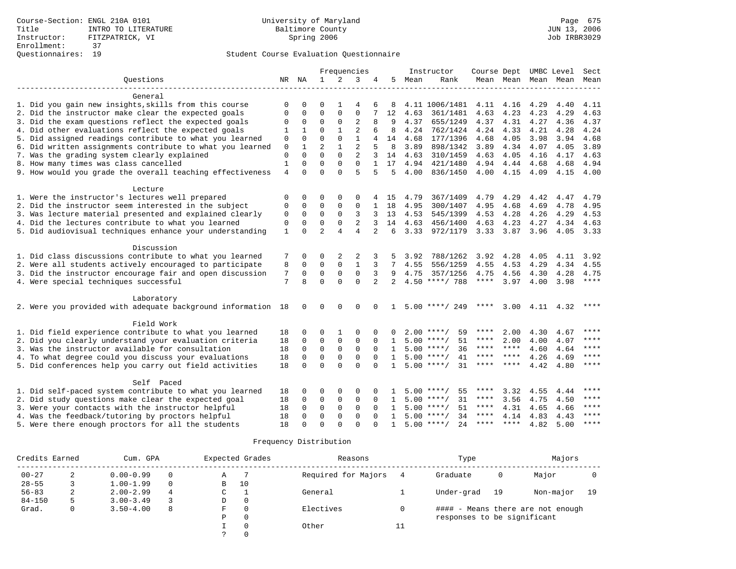Course-Section: ENGL 210A 0101
Title: INTRO TO LITERATURE
Instructor: FITZPATRICK, VI
Enrollment: 37
Questionnaires: 19

University of Maryland
Baltimore County
Spring 2006

JUN 13, 2006
Job IRBR3029

Student Course Evaluation Questionnaire

| Questions | NR | NA | 1 | 2 | 3 | 4 | 5 | Instructor Mean | Instructor Rank | Course Mean | Dept Mean | UMBC Level Mean | Level Mean | Sect Mean |
|---|---|---|---|---|---|---|---|---|---|---|---|---|---|---|
| **General** | | | | | | | | | | | | | | |
| 1. Did you gain new insights,skills from this course | 0 | 0 | 0 | 1 | 4 | 6 | 8 | 4.11 | 1006/1481 | 4.11 | 4.16 | 4.29 | 4.40 | 4.11 |
| 2. Did the instructor make clear the expected goals | 0 | 0 | 0 | 0 | 0 | 7 | 12 | 4.63 | 361/1481 | 4.63 | 4.23 | 4.23 | 4.29 | 4.63 |
| 3. Did the exam questions reflect the expected goals | 0 | 0 | 0 | 0 | 2 | 8 | 9 | 4.37 | 655/1249 | 4.37 | 4.31 | 4.27 | 4.36 | 4.37 |
| 4. Did other evaluations reflect the expected goals | 1 | 1 | 0 | 1 | 2 | 6 | 8 | 4.24 | 762/1424 | 4.24 | 4.33 | 4.21 | 4.28 | 4.24 |
| 5. Did assigned readings contribute to what you learned | 0 | 0 | 0 | 0 | 1 | 4 | 14 | 4.68 | 177/1396 | 4.68 | 4.05 | 3.98 | 3.94 | 4.68 |
| 6. Did written assignments contribute to what you learned | 0 | 1 | 2 | 1 | 2 | 5 | 8 | 3.89 | 898/1342 | 3.89 | 4.34 | 4.07 | 4.05 | 3.89 |
| 7. Was the grading system clearly explained | 0 | 0 | 0 | 0 | 2 | 3 | 14 | 4.63 | 310/1459 | 4.63 | 4.05 | 4.16 | 4.17 | 4.63 |
| 8. How many times was class cancelled | 1 | 0 | 0 | 0 | 0 | 1 | 17 | 4.94 | 421/1480 | 4.94 | 4.44 | 4.68 | 4.68 | 4.94 |
| 9. How would you grade the overall teaching effectiveness | 4 | 0 | 0 | 0 | 5 | 5 | 5 | 4.00 | 836/1450 | 4.00 | 4.15 | 4.09 | 4.15 | 4.00 |
| **Lecture** | | | | | | | | | | | | | | |
| 1. Were the instructor's lectures well prepared | 0 | 0 | 0 | 0 | 0 | 4 | 15 | 4.79 | 367/1409 | 4.79 | 4.29 | 4.42 | 4.47 | 4.79 |
| 2. Did the instructor seem interested in the subject | 0 | 0 | 0 | 0 | 0 | 1 | 18 | 4.95 | 300/1407 | 4.95 | 4.68 | 4.69 | 4.78 | 4.95 |
| 3. Was lecture material presented and explained clearly | 0 | 0 | 0 | 0 | 3 | 3 | 13 | 4.53 | 545/1399 | 4.53 | 4.28 | 4.26 | 4.29 | 4.53 |
| 4. Did the lectures contribute to what you learned | 0 | 0 | 0 | 0 | 2 | 3 | 14 | 4.63 | 456/1400 | 4.63 | 4.23 | 4.27 | 4.34 | 4.63 |
| 5. Did audiovisual techniques enhance your understanding | 1 | 0 | 2 | 4 | 4 | 2 | 6 | 3.33 | 972/1179 | 3.33 | 3.87 | 3.96 | 4.05 | 3.33 |
| **Discussion** | | | | | | | | | | | | | | |
| 1. Did class discussions contribute to what you learned | 7 | 0 | 0 | 2 | 2 | 3 | 5 | 3.92 | 788/1262 | 3.92 | 4.28 | 4.05 | 4.11 | 3.92 |
| 2. Were all students actively encouraged to participate | 8 | 0 | 0 | 0 | 1 | 3 | 7 | 4.55 | 556/1259 | 4.55 | 4.53 | 4.29 | 4.34 | 4.55 |
| 3. Did the instructor encourage fair and open discussion | 7 | 0 | 0 | 0 | 0 | 3 | 9 | 4.75 | 357/1256 | 4.75 | 4.56 | 4.30 | 4.28 | 4.75 |
| 4. Were special techniques successful | 7 | 8 | 0 | 0 | 0 | 2 | 2 | 4.50 | ****/ 788 | **** | 3.97 | 4.00 | 3.98 | **** |
| **Laboratory** | | | | | | | | | | | | | | |
| 2. Were you provided with adequate background information | 18 | 0 | 0 | 0 | 0 | 0 | 1 | 5.00 | ****/ 249 | **** | 3.00 | 4.11 | 4.32 | **** |
| **Field Work** | | | | | | | | | | | | | | |
| 1. Did field experience contribute to what you learned | 18 | 0 | 0 | 1 | 0 | 0 | 0 | 2.00 | ****/ 59 | **** | 2.00 | 4.30 | 4.67 | **** |
| 2. Did you clearly understand your evaluation criteria | 18 | 0 | 0 | 0 | 0 | 0 | 1 | 5.00 | ****/ 51 | **** | 2.00 | 4.00 | 4.07 | **** |
| 3. Was the instructor available for consultation | 18 | 0 | 0 | 0 | 0 | 0 | 1 | 5.00 | ****/ 36 | **** | **** | 4.60 | 4.64 | **** |
| 4. To what degree could you discuss your evaluations | 18 | 0 | 0 | 0 | 0 | 0 | 1 | 5.00 | ****/ 41 | **** | **** | 4.26 | 4.69 | **** |
| 5. Did conferences help you carry out field activities | 18 | 0 | 0 | 0 | 0 | 0 | 1 | 5.00 | ****/ 31 | **** | **** | 4.42 | 4.80 | **** |
| **Self Paced** | | | | | | | | | | | | | | |
| 1. Did self-paced system contribute to what you learned | 18 | 0 | 0 | 0 | 0 | 0 | 1 | 5.00 | ****/ 55 | **** | 3.32 | 4.55 | 4.44 | **** |
| 2. Did study questions make clear the expected goal | 18 | 0 | 0 | 0 | 0 | 0 | 1 | 5.00 | ****/ 31 | **** | 3.56 | 4.75 | 4.50 | **** |
| 3. Were your contacts with the instructor helpful | 18 | 0 | 0 | 0 | 0 | 0 | 1 | 5.00 | ****/ 51 | **** | 4.31 | 4.65 | 4.66 | **** |
| 4. Was the feedback/tutoring by proctors helpful | 18 | 0 | 0 | 0 | 0 | 0 | 1 | 5.00 | ****/ 34 | **** | 4.14 | 4.83 | 4.43 | **** |
| 5. Were there enough proctors for all the students | 18 | 0 | 0 | 0 | 0 | 0 | 1 | 5.00 | ****/ 24 | **** | **** | 4.82 | 5.00 | **** |

Frequency Distribution

| Credits Earned | | Cum. GPA | | Expected Grades | | Reasons | | Type | | Majors | |
|---|---|---|---|---|---|---|---|---|---|---|---|
| 00-27 | 2 | 0.00-0.99 | 0 | A | 7 | Required for Majors | 4 | Graduate | 0 | Major | 0 |
| 28-55 | 3 | 1.00-1.99 | 0 | B | 10 | | | | | | |
| 56-83 | 2 | 2.00-2.99 | 4 | C | 1 | General | 1 | Under-grad | 19 | Non-major | 19 |
| 84-150 | 5 | 3.00-3.49 | 3 | D | 0 | | | | | | |
| Grad. | 0 | 3.50-4.00 | 8 | F | 0 | Electives | 0 | | | | |
| | | | | P | 0 | | | | | | |
| | | | | I | 0 | Other | 11 | | | | |
| | | | | ? | 0 | | | | | | |

#### - Means there are not enough responses to be significant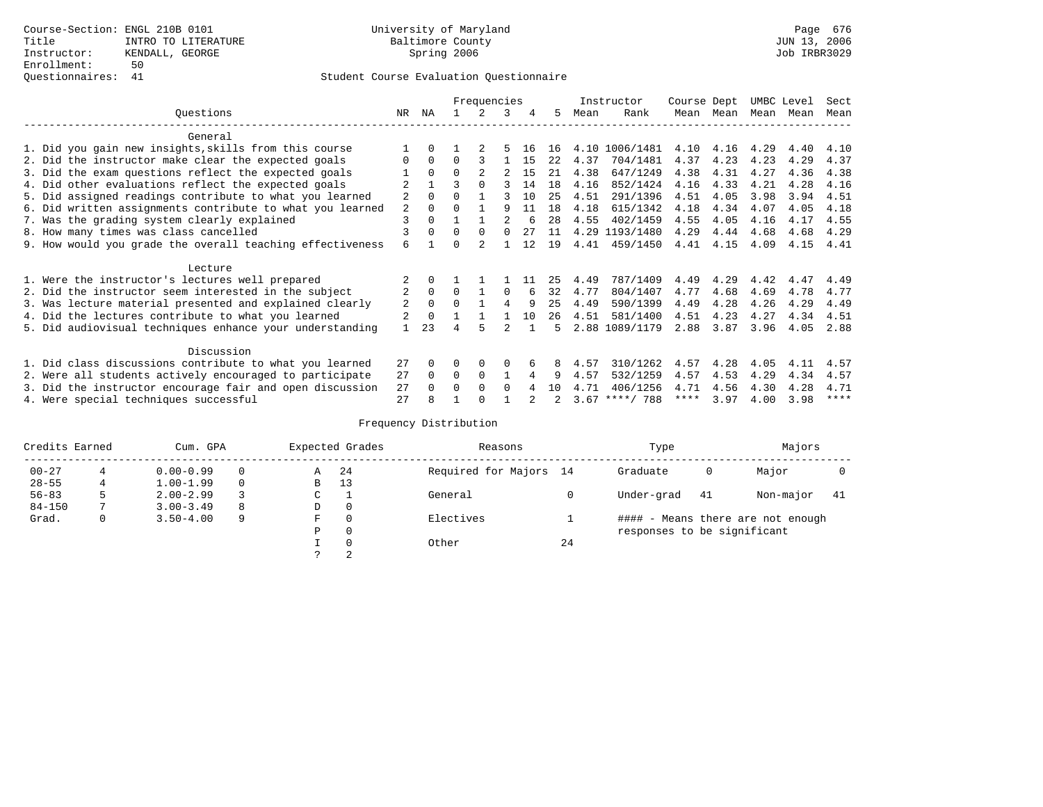Course-Section: ENGL 210B 0101
Title: INTRO TO LITERATURE
Instructor: KENDALL, GEORGE
Enrollment: 50
Questionnaires: 41

University of Maryland
Baltimore County
Spring 2006

JUN 13, 2006
Job IRBR3029

Student Course Evaluation Questionnaire

| Questions | NR | NA | 1 | 2 | 3 | 4 | 5 | Instructor Mean | Instructor Rank | Course Mean | Dept Mean | UMBC Mean | Level Mean | Sect Mean |
|---|---|---|---|---|---|---|---|---|---|---|---|---|---|---|
| **General** | | | | | | | | | | | | | | |
| 1. Did you gain new insights,skills from this course | 1 | 0 | 1 | 2 | 5 | 16 | 16 | 4.10 | 1006/1481 | 4.10 | 4.16 | 4.29 | 4.40 | 4.10 |
| 2. Did the instructor make clear the expected goals | 0 | 0 | 0 | 3 | 1 | 15 | 22 | 4.37 | 704/1481 | 4.37 | 4.23 | 4.23 | 4.29 | 4.37 |
| 3. Did the exam questions reflect the expected goals | 1 | 0 | 0 | 2 | 2 | 15 | 21 | 4.38 | 647/1249 | 4.38 | 4.31 | 4.27 | 4.36 | 4.38 |
| 4. Did other evaluations reflect the expected goals | 2 | 1 | 3 | 0 | 3 | 14 | 18 | 4.16 | 852/1424 | 4.16 | 4.33 | 4.21 | 4.28 | 4.16 |
| 5. Did assigned readings contribute to what you learned | 2 | 0 | 0 | 1 | 3 | 10 | 25 | 4.51 | 291/1396 | 4.51 | 4.05 | 3.98 | 3.94 | 4.51 |
| 6. Did written assignments contribute to what you learned | 2 | 0 | 0 | 1 | 9 | 11 | 18 | 4.18 | 615/1342 | 4.18 | 4.34 | 4.07 | 4.05 | 4.18 |
| 7. Was the grading system clearly explained | 3 | 0 | 1 | 1 | 2 | 6 | 28 | 4.55 | 402/1459 | 4.55 | 4.05 | 4.16 | 4.17 | 4.55 |
| 8. How many times was class cancelled | 3 | 0 | 0 | 0 | 0 | 27 | 11 | 4.29 | 1193/1480 | 4.29 | 4.44 | 4.68 | 4.68 | 4.29 |
| 9. How would you grade the overall teaching effectiveness | 6 | 1 | 0 | 2 | 1 | 12 | 19 | 4.41 | 459/1450 | 4.41 | 4.15 | 4.09 | 4.15 | 4.41 |
| **Lecture** | | | | | | | | | | | | | | |
| 1. Were the instructor's lectures well prepared | 2 | 0 | 1 | 1 | 1 | 11 | 25 | 4.49 | 787/1409 | 4.49 | 4.29 | 4.42 | 4.47 | 4.49 |
| 2. Did the instructor seem interested in the subject | 2 | 0 | 0 | 1 | 0 | 6 | 32 | 4.77 | 804/1407 | 4.77 | 4.68 | 4.69 | 4.78 | 4.77 |
| 3. Was lecture material presented and explained clearly | 2 | 0 | 0 | 1 | 4 | 9 | 25 | 4.49 | 590/1399 | 4.49 | 4.28 | 4.26 | 4.29 | 4.49 |
| 4. Did the lectures contribute to what you learned | 2 | 0 | 1 | 1 | 1 | 10 | 26 | 4.51 | 581/1400 | 4.51 | 4.23 | 4.27 | 4.34 | 4.51 |
| 5. Did audiovisual techniques enhance your understanding | 1 | 23 | 4 | 5 | 2 | 1 | 5 | 2.88 | 1089/1179 | 2.88 | 3.87 | 3.96 | 4.05 | 2.88 |
| **Discussion** | | | | | | | | | | | | | | |
| 1. Did class discussions contribute to what you learned | 27 | 0 | 0 | 0 | 0 | 6 | 8 | 4.57 | 310/1262 | 4.57 | 4.28 | 4.05 | 4.11 | 4.57 |
| 2. Were all students actively encouraged to participate | 27 | 0 | 0 | 0 | 1 | 4 | 9 | 4.57 | 532/1259 | 4.57 | 4.53 | 4.29 | 4.34 | 4.57 |
| 3. Did the instructor encourage fair and open discussion | 27 | 0 | 0 | 0 | 0 | 4 | 10 | 4.71 | 406/1256 | 4.71 | 4.56 | 4.30 | 4.28 | 4.71 |
| 4. Were special techniques successful | 27 | 8 | 1 | 0 | 1 | 2 | 2 | 3.67 | ****/ 788 | **** | 3.97 | 4.00 | 3.98 | **** |

Frequency Distribution

| Credits Earned | | Cum. GPA | | Expected Grades | | Reasons | | Type | | Majors | |
|---|---|---|---|---|---|---|---|---|---|---|---|
| 00-27 | 4 | 0.00-0.99 | 0 | A | 24 | Required for Majors | 14 | Graduate | 0 | Major | 0 |
| 28-55 | 4 | 1.00-1.99 | 0 | B | 13 | | | | | | |
| 56-83 | 5 | 2.00-2.99 | 3 | C | 1 | General | 0 | Under-grad | 41 | Non-major | 41 |
| 84-150 | 7 | 3.00-3.49 | 8 | D | 0 | | | | | | |
| Grad. | 0 | 3.50-4.00 | 9 | F | 0 | Electives | 1 | #### - Means there are not enough responses to be significant | | | |
| | | | | P | 0 | | | | | | |
| | | | | I | 0 | Other | 24 | | | | |
| | | | | ? | 2 | | | | | | |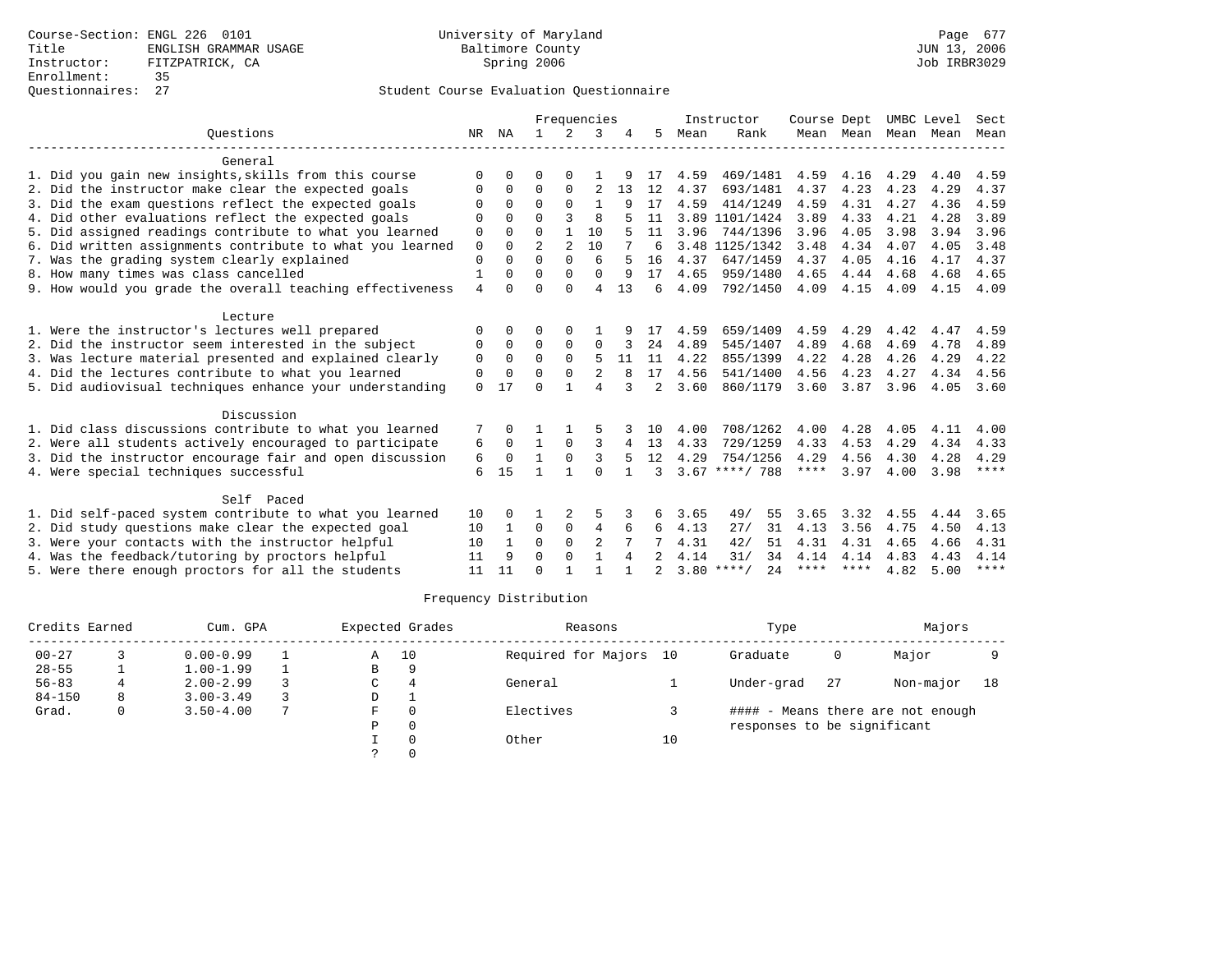Course-Section: ENGL 226 0101
Title: ENGLISH GRAMMAR USAGE
Instructor: FITZPATRICK, CA
Enrollment: 35
Questionnaires: 27

University of Maryland
Baltimore County
Spring 2006

JUN 13, 2006
Job IRBR3029

## Student Course Evaluation Questionnaire

| Questions | NR | NA | 1 | 2 | 3 | 4 | 5 | Instructor Mean | Rank | Course Mean | Dept Mean | UMBC Mean | Level Mean | Sect Mean |
|---|---|---|---|---|---|---|---|---|---|---|---|---|---|---|
| **General** | | | | | | | | | | | | | | |
| 1. Did you gain new insights,skills from this course | 0 | 0 | 0 | 0 | 1 | 9 | 17 | 4.59 | 469/1481 | 4.59 | 4.16 | 4.29 | 4.40 | 4.59 |
| 2. Did the instructor make clear the expected goals | 0 | 0 | 0 | 0 | 2 | 13 | 12 | 4.37 | 693/1481 | 4.37 | 4.23 | 4.23 | 4.29 | 4.37 |
| 3. Did the exam questions reflect the expected goals | 0 | 0 | 0 | 0 | 1 | 9 | 17 | 4.59 | 414/1249 | 4.59 | 4.31 | 4.27 | 4.36 | 4.59 |
| 4. Did other evaluations reflect the expected goals | 0 | 0 | 0 | 3 | 8 | 5 | 11 | 3.89 | 1101/1424 | 3.89 | 4.33 | 4.21 | 4.28 | 3.89 |
| 5. Did assigned readings contribute to what you learned | 0 | 0 | 0 | 1 | 10 | 5 | 11 | 3.96 | 744/1396 | 3.96 | 4.05 | 3.98 | 3.94 | 3.96 |
| 6. Did written assignments contribute to what you learned | 0 | 0 | 2 | 2 | 10 | 7 | 6 | 3.48 | 1125/1342 | 3.48 | 4.34 | 4.07 | 4.05 | 3.48 |
| 7. Was the grading system clearly explained | 0 | 0 | 0 | 0 | 6 | 5 | 16 | 4.37 | 647/1459 | 4.37 | 4.05 | 4.16 | 4.17 | 4.37 |
| 8. How many times was class cancelled | 1 | 0 | 0 | 0 | 0 | 9 | 17 | 4.65 | 959/1480 | 4.65 | 4.44 | 4.68 | 4.68 | 4.65 |
| 9. How would you grade the overall teaching effectiveness | 4 | 0 | 0 | 0 | 4 | 13 | 6 | 4.09 | 792/1450 | 4.09 | 4.15 | 4.09 | 4.15 | 4.09 |
| **Lecture** | | | | | | | | | | | | | | |
| 1. Were the instructor's lectures well prepared | 0 | 0 | 0 | 0 | 1 | 9 | 17 | 4.59 | 659/1409 | 4.59 | 4.29 | 4.42 | 4.47 | 4.59 |
| 2. Did the instructor seem interested in the subject | 0 | 0 | 0 | 0 | 0 | 3 | 24 | 4.89 | 545/1407 | 4.89 | 4.68 | 4.69 | 4.78 | 4.89 |
| 3. Was lecture material presented and explained clearly | 0 | 0 | 0 | 0 | 5 | 11 | 11 | 4.22 | 855/1399 | 4.22 | 4.28 | 4.26 | 4.29 | 4.22 |
| 4. Did the lectures contribute to what you learned | 0 | 0 | 0 | 0 | 2 | 8 | 17 | 4.56 | 541/1400 | 4.56 | 4.23 | 4.27 | 4.34 | 4.56 |
| 5. Did audiovisual techniques enhance your understanding | 0 | 17 | 0 | 1 | 4 | 3 | 2 | 3.60 | 860/1179 | 3.60 | 3.87 | 3.96 | 4.05 | 3.60 |
| **Discussion** | | | | | | | | | | | | | | |
| 1. Did class discussions contribute to what you learned | 7 | 0 | 1 | 1 | 5 | 3 | 10 | 4.00 | 708/1262 | 4.00 | 4.28 | 4.05 | 4.11 | 4.00 |
| 2. Were all students actively encouraged to participate | 6 | 0 | 1 | 0 | 3 | 4 | 13 | 4.33 | 729/1259 | 4.33 | 4.53 | 4.29 | 4.34 | 4.33 |
| 3. Did the instructor encourage fair and open discussion | 6 | 0 | 1 | 0 | 3 | 5 | 12 | 4.29 | 754/1256 | 4.29 | 4.56 | 4.30 | 4.28 | 4.29 |
| 4. Were special techniques successful | 6 | 15 | 1 | 1 | 0 | 1 | 3 | 3.67 | ****/ 788 | **** | 3.97 | 4.00 | 3.98 | **** |
| **Self Paced** | | | | | | | | | | | | | | |
| 1. Did self-paced system contribute to what you learned | 10 | 0 | 1 | 2 | 5 | 3 | 6 | 3.65 | 49/ 55 | 3.65 | 3.32 | 4.55 | 4.44 | 3.65 |
| 2. Did study questions make clear the expected goal | 10 | 1 | 0 | 0 | 4 | 6 | 6 | 4.13 | 27/ 31 | 4.13 | 3.56 | 4.75 | 4.50 | 4.13 |
| 3. Were your contacts with the instructor helpful | 10 | 1 | 0 | 0 | 2 | 7 | 7 | 4.31 | 42/ 51 | 4.31 | 4.31 | 4.65 | 4.66 | 4.31 |
| 4. Was the feedback/tutoring by proctors helpful | 11 | 9 | 0 | 0 | 1 | 4 | 2 | 4.14 | 31/ 34 | 4.14 | 4.14 | 4.83 | 4.43 | 4.14 |
| 5. Were there enough proctors for all the students | 11 | 11 | 0 | 1 | 1 | 1 | 2 | 3.80 | ****/ 24 | **** | **** | 4.82 | 5.00 | **** |

## Frequency Distribution

| Credits Earned | | Cum. GPA | | Expected Grades | | Reasons | | Type | | Majors | |
|---|---|---|---|---|---|---|---|---|---|---|---|
| 00-27 | 3 | 0.00-0.99 | 1 | A | 10 | Required for Majors | 10 | Graduate | 0 | Major | 9 |
| 28-55 | 1 | 1.00-1.99 | 1 | B | 9 | | | | | | |
| 56-83 | 4 | 2.00-2.99 | 3 | C | 4 | General | 1 | Under-grad | 27 | Non-major | 18 |
| 84-150 | 8 | 3.00-3.49 | 3 | D | 1 | | | | | | |
| Grad. | 0 | 3.50-4.00 | 7 | F | 0 | Electives | 3 | #### - Means there are not enough responses to be significant | | | |
| | | | | P | 0 | | | | | | |
| | | | | I | 0 | Other | 10 | | | | |
| | | | | ? | 0 | | | | | | |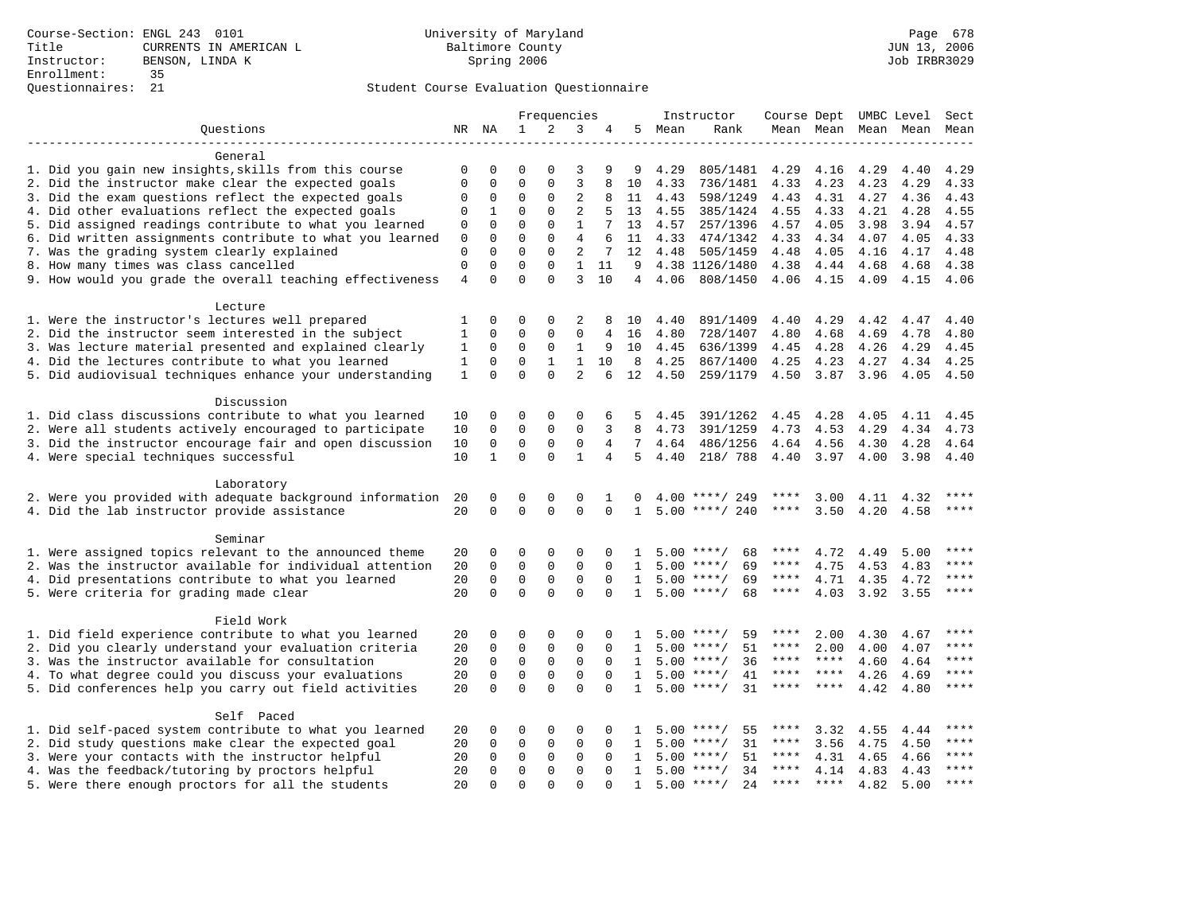Course-Section: ENGL 243 0101
Title: CURRENTS IN AMERICAN L
Instructor: BENSON, LINDA K
Enrollment: 35
Questionnaires: 21

University of Maryland
Baltimore County
Spring 2006

JUN 13, 2006
Job IRBR3029

## Student Course Evaluation Questionnaire

| Questions | NR | NA | 1 | 2 | 3 | 4 | 5 | Instructor Mean | Instructor Rank | Course Mean | Dept Mean | UMBC Level Mean | Level Mean | Sect Mean |
|---|---|---|---|---|---|---|---|---|---|---|---|---|---|---|
| **General** | | | | | | | | | | | | | | |
| 1. Did you gain new insights,skills from this course | 0 | 0 | 0 | 0 | 3 | 9 | 9 | 4.29 | 805/1481 | 4.29 | 4.16 | 4.29 | 4.40 | 4.29 |
| 2. Did the instructor make clear the expected goals | 0 | 0 | 0 | 0 | 3 | 8 | 10 | 4.33 | 736/1481 | 4.33 | 4.23 | 4.23 | 4.29 | 4.33 |
| 3. Did the exam questions reflect the expected goals | 0 | 0 | 0 | 0 | 2 | 8 | 11 | 4.43 | 598/1249 | 4.43 | 4.31 | 4.27 | 4.36 | 4.43 |
| 4. Did other evaluations reflect the expected goals | 0 | 1 | 0 | 0 | 2 | 5 | 13 | 4.55 | 385/1424 | 4.55 | 4.33 | 4.21 | 4.28 | 4.55 |
| 5. Did assigned readings contribute to what you learned | 0 | 0 | 0 | 0 | 1 | 7 | 13 | 4.57 | 257/1396 | 4.57 | 4.05 | 3.98 | 3.94 | 4.57 |
| 6. Did written assignments contribute to what you learned | 0 | 0 | 0 | 0 | 4 | 6 | 11 | 4.33 | 474/1342 | 4.33 | 4.34 | 4.07 | 4.05 | 4.33 |
| 7. Was the grading system clearly explained | 0 | 0 | 0 | 0 | 2 | 7 | 12 | 4.48 | 505/1459 | 4.48 | 4.05 | 4.16 | 4.17 | 4.48 |
| 8. How many times was class cancelled | 0 | 0 | 0 | 0 | 1 | 11 | 9 | 4.38 | 1126/1480 | 4.38 | 4.44 | 4.68 | 4.68 | 4.38 |
| 9. How would you grade the overall teaching effectiveness | 4 | 0 | 0 | 0 | 3 | 10 | 4 | 4.06 | 808/1450 | 4.06 | 4.15 | 4.09 | 4.15 | 4.06 |
| **Lecture** | | | | | | | | | | | | | | |
| 1. Were the instructor's lectures well prepared | 1 | 0 | 0 | 0 | 2 | 8 | 10 | 4.40 | 891/1409 | 4.40 | 4.29 | 4.42 | 4.47 | 4.40 |
| 2. Did the instructor seem interested in the subject | 1 | 0 | 0 | 0 | 0 | 4 | 16 | 4.80 | 728/1407 | 4.80 | 4.68 | 4.69 | 4.78 | 4.80 |
| 3. Was lecture material presented and explained clearly | 1 | 0 | 0 | 0 | 1 | 9 | 10 | 4.45 | 636/1399 | 4.45 | 4.28 | 4.26 | 4.29 | 4.45 |
| 4. Did the lectures contribute to what you learned | 1 | 0 | 0 | 1 | 1 | 10 | 8 | 4.25 | 867/1400 | 4.25 | 4.23 | 4.27 | 4.34 | 4.25 |
| 5. Did audiovisual techniques enhance your understanding | 1 | 0 | 0 | 0 | 2 | 6 | 12 | 4.50 | 259/1179 | 4.50 | 3.87 | 3.96 | 4.05 | 4.50 |
| **Discussion** | | | | | | | | | | | | | | |
| 1. Did class discussions contribute to what you learned | 10 | 0 | 0 | 0 | 0 | 6 | 5 | 4.45 | 391/1262 | 4.45 | 4.28 | 4.05 | 4.11 | 4.45 |
| 2. Were all students actively encouraged to participate | 10 | 0 | 0 | 0 | 0 | 3 | 8 | 4.73 | 391/1259 | 4.73 | 4.53 | 4.29 | 4.34 | 4.73 |
| 3. Did the instructor encourage fair and open discussion | 10 | 0 | 0 | 0 | 0 | 4 | 7 | 4.64 | 486/1256 | 4.64 | 4.56 | 4.30 | 4.28 | 4.64 |
| 4. Were special techniques successful | 10 | 1 | 0 | 0 | 1 | 4 | 5 | 4.40 | 218/ 788 | 4.40 | 3.97 | 4.00 | 3.98 | 4.40 |
| **Laboratory** | | | | | | | | | | | | | | |
| 2. Were you provided with adequate background information | 20 | 0 | 0 | 0 | 0 | 1 | 0 | 4.00 | ****/ 249 | **** | 3.00 | 4.11 | 4.32 | **** |
| 4. Did the lab instructor provide assistance | 20 | 0 | 0 | 0 | 0 | 0 | 1 | 5.00 | ****/ 240 | **** | 3.50 | 4.20 | 4.58 | **** |
| **Seminar** | | | | | | | | | | | | | | |
| 1. Were assigned topics relevant to the announced theme | 20 | 0 | 0 | 0 | 0 | 0 | 1 | 5.00 | ****/ 68 | **** | 4.72 | 4.49 | 5.00 | **** |
| 2. Was the instructor available for individual attention | 20 | 0 | 0 | 0 | 0 | 0 | 1 | 5.00 | ****/ 69 | **** | 4.75 | 4.53 | 4.83 | **** |
| 4. Did presentations contribute to what you learned | 20 | 0 | 0 | 0 | 0 | 0 | 1 | 5.00 | ****/ 69 | **** | 4.71 | 4.35 | 4.72 | **** |
| 5. Were criteria for grading made clear | 20 | 0 | 0 | 0 | 0 | 0 | 1 | 5.00 | ****/ 68 | **** | 4.03 | 3.92 | 3.55 | **** |
| **Field Work** | | | | | | | | | | | | | | |
| 1. Did field experience contribute to what you learned | 20 | 0 | 0 | 0 | 0 | 0 | 1 | 5.00 | ****/ 59 | **** | 2.00 | 4.30 | 4.67 | **** |
| 2. Did you clearly understand your evaluation criteria | 20 | 0 | 0 | 0 | 0 | 0 | 1 | 5.00 | ****/ 51 | **** | 2.00 | 4.00 | 4.07 | **** |
| 3. Was the instructor available for consultation | 20 | 0 | 0 | 0 | 0 | 0 | 1 | 5.00 | ****/ 36 | **** | **** | 4.60 | 4.64 | **** |
| 4. To what degree could you discuss your evaluations | 20 | 0 | 0 | 0 | 0 | 0 | 1 | 5.00 | ****/ 41 | **** | **** | 4.26 | 4.69 | **** |
| 5. Did conferences help you carry out field activities | 20 | 0 | 0 | 0 | 0 | 0 | 1 | 5.00 | ****/ 31 | **** | **** | 4.42 | 4.80 | **** |
| **Self Paced** | | | | | | | | | | | | | | |
| 1. Did self-paced system contribute to what you learned | 20 | 0 | 0 | 0 | 0 | 0 | 1 | 5.00 | ****/ 55 | **** | 3.32 | 4.55 | 4.44 | **** |
| 2. Did study questions make clear the expected goal | 20 | 0 | 0 | 0 | 0 | 0 | 1 | 5.00 | ****/ 31 | **** | 3.56 | 4.75 | 4.50 | **** |
| 3. Were your contacts with the instructor helpful | 20 | 0 | 0 | 0 | 0 | 0 | 1 | 5.00 | ****/ 51 | **** | 4.31 | 4.65 | 4.66 | **** |
| 4. Was the feedback/tutoring by proctors helpful | 20 | 0 | 0 | 0 | 0 | 0 | 1 | 5.00 | ****/ 34 | **** | 4.14 | 4.83 | 4.43 | **** |
| 5. Were there enough proctors for all the students | 20 | 0 | 0 | 0 | 0 | 0 | 1 | 5.00 | ****/ 24 | **** | **** | 4.82 | 5.00 | **** |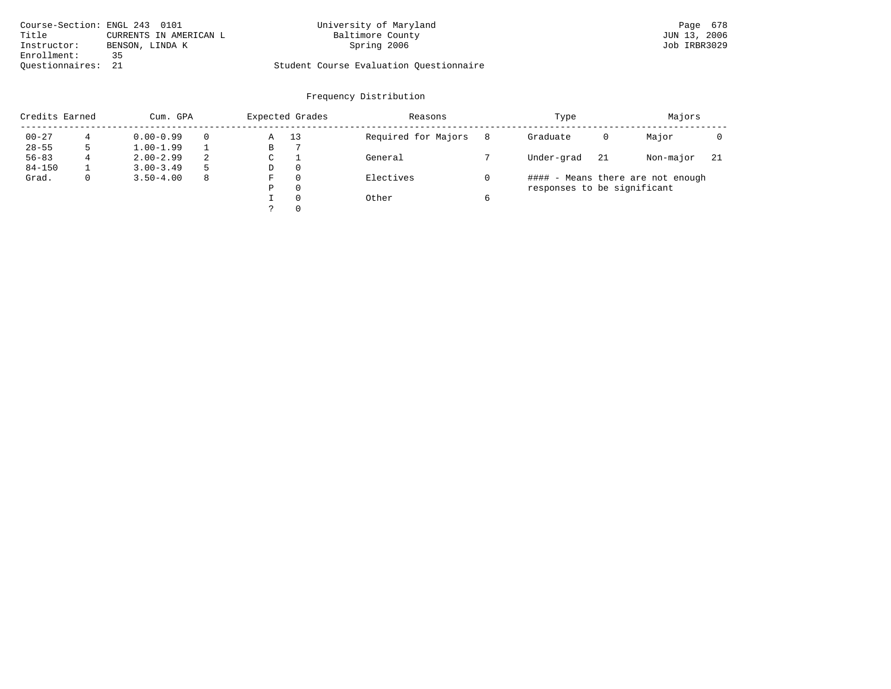Course-Section: ENGL 243 0101
Title: CURRENTS IN AMERICAN L
Instructor: BENSON, LINDA K
Enrollment: 35
Questionnaires: 21

University of Maryland
Baltimore County
Spring 2006

Student Course Evaluation Questionnaire

JUN 13, 2006
Job IRBR3029

## Frequency Distribution

| Credits Earned | | Cum. GPA | | Expected Grades | | Reasons | | Type | | Majors | |
|---|---|---|---|---|---|---|---|---|---|---|---|
| 00-27 | 4 | 0.00-0.99 | 0 | A | 13 | Required for Majors | 8 | Graduate | 0 | Major | 0 |
| 28-55 | 5 | 1.00-1.99 | 1 | B | 7 | | | | | | |
| 56-83 | 4 | 2.00-2.99 | 2 | C | 1 | General | 7 | Under-grad | 21 | Non-major | 21 |
| 84-150 | 1 | 3.00-3.49 | 5 | D | 0 | | | | | | |
| Grad. | 0 | 3.50-4.00 | 8 | F | 0 | Electives | 0 | | | | |
| | | | | P | 0 | | | | | | |
| | | | | I | 0 | Other | 6 | | | | |
| | | | | ? | 0 | | | | | | |

#### - Means there are not enough responses to be significant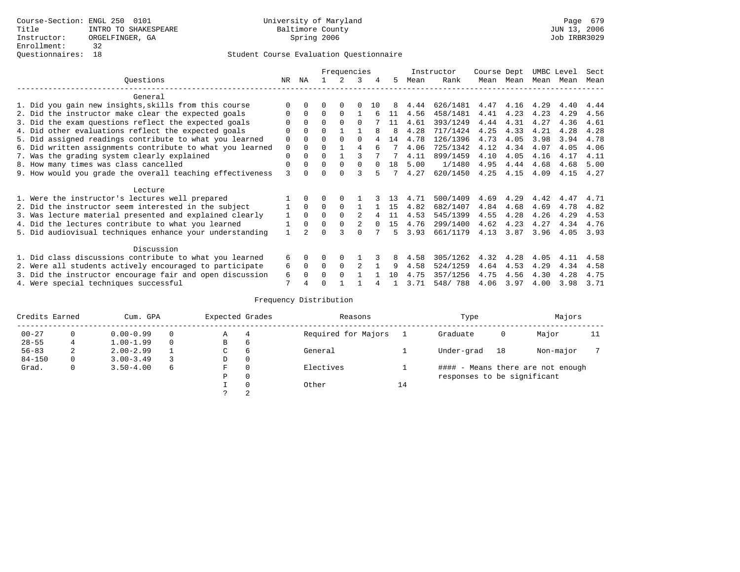Course-Section: ENGL 250 0101
Title: INTRO TO SHAKESPEARE
Instructor: ORGELFINGER, GA
Enrollment: 32
Questionnaires: 18

University of Maryland
Baltimore County
Spring 2006

Page 679
JUN 13, 2006
Job IRBR3029

Student Course Evaluation Questionnaire

| Questions | NR | NA | 1 | 2 | 3 | 4 | 5 | Instructor Mean | Rank | Course Mean | Dept Mean | UMBC Mean | Level Mean | Sect Mean |
|---|---|---|---|---|---|---|---|---|---|---|---|---|---|---|
| **General** | | | | | | | | | | | | | | |
| 1. Did you gain new insights,skills from this course | 0 | 0 | 0 | 0 | 0 | 10 | 8 | 4.44 | 626/1481 | 4.47 | 4.16 | 4.29 | 4.40 | 4.44 |
| 2. Did the instructor make clear the expected goals | 0 | 0 | 0 | 0 | 1 | 6 | 11 | 4.56 | 458/1481 | 4.41 | 4.23 | 4.23 | 4.29 | 4.56 |
| 3. Did the exam questions reflect the expected goals | 0 | 0 | 0 | 0 | 0 | 7 | 11 | 4.61 | 393/1249 | 4.44 | 4.31 | 4.27 | 4.36 | 4.61 |
| 4. Did other evaluations reflect the expected goals | 0 | 0 | 0 | 1 | 1 | 8 | 8 | 4.28 | 717/1424 | 4.25 | 4.33 | 4.21 | 4.28 | 4.28 |
| 5. Did assigned readings contribute to what you learned | 0 | 0 | 0 | 0 | 0 | 4 | 14 | 4.78 | 126/1396 | 4.73 | 4.05 | 3.98 | 3.94 | 4.78 |
| 6. Did written assignments contribute to what you learned | 0 | 0 | 0 | 1 | 4 | 6 | 7 | 4.06 | 725/1342 | 4.12 | 4.34 | 4.07 | 4.05 | 4.06 |
| 7. Was the grading system clearly explained | 0 | 0 | 0 | 1 | 3 | 7 | 7 | 4.11 | 899/1459 | 4.10 | 4.05 | 4.16 | 4.17 | 4.11 |
| 8. How many times was class cancelled | 0 | 0 | 0 | 0 | 0 | 0 | 18 | 5.00 | 1/1480 | 4.95 | 4.44 | 4.68 | 4.68 | 5.00 |
| 9. How would you grade the overall teaching effectiveness | 3 | 0 | 0 | 0 | 3 | 5 | 7 | 4.27 | 620/1450 | 4.25 | 4.15 | 4.09 | 4.15 | 4.27 |
| **Lecture** | | | | | | | | | | | | | | |
| 1. Were the instructor's lectures well prepared | 1 | 0 | 0 | 0 | 1 | 3 | 13 | 4.71 | 500/1409 | 4.69 | 4.29 | 4.42 | 4.47 | 4.71 |
| 2. Did the instructor seem interested in the subject | 1 | 0 | 0 | 0 | 1 | 1 | 15 | 4.82 | 682/1407 | 4.84 | 4.68 | 4.69 | 4.78 | 4.82 |
| 3. Was lecture material presented and explained clearly | 1 | 0 | 0 | 0 | 2 | 4 | 11 | 4.53 | 545/1399 | 4.55 | 4.28 | 4.26 | 4.29 | 4.53 |
| 4. Did the lectures contribute to what you learned | 1 | 0 | 0 | 0 | 2 | 0 | 15 | 4.76 | 299/1400 | 4.62 | 4.23 | 4.27 | 4.34 | 4.76 |
| 5. Did audiovisual techniques enhance your understanding | 1 | 2 | 0 | 3 | 0 | 7 | 5 | 3.93 | 661/1179 | 4.13 | 3.87 | 3.96 | 4.05 | 3.93 |
| **Discussion** | | | | | | | | | | | | | | |
| 1. Did class discussions contribute to what you learned | 6 | 0 | 0 | 0 | 1 | 3 | 8 | 4.58 | 305/1262 | 4.32 | 4.28 | 4.05 | 4.11 | 4.58 |
| 2. Were all students actively encouraged to participate | 6 | 0 | 0 | 0 | 2 | 1 | 9 | 4.58 | 524/1259 | 4.64 | 4.53 | 4.29 | 4.34 | 4.58 |
| 3. Did the instructor encourage fair and open discussion | 6 | 0 | 0 | 0 | 1 | 1 | 10 | 4.75 | 357/1256 | 4.75 | 4.56 | 4.30 | 4.28 | 4.75 |
| 4. Were special techniques successful | 7 | 4 | 0 | 1 | 1 | 4 | 1 | 3.71 | 548/ 788 | 4.06 | 3.97 | 4.00 | 3.98 | 3.71 |

Frequency Distribution

| Credits Earned | | Cum. GPA | | Expected Grades | | Reasons | | Type | | Majors | |
|---|---|---|---|---|---|---|---|---|---|---|---|
| 00-27 | 0 | 0.00-0.99 | 0 | A | 4 | Required for Majors | 1 | Graduate | 0 | Major | 11 |
| 28-55 | 4 | 1.00-1.99 | 0 | B | 6 | | | | | | |
| 56-83 | 2 | 2.00-2.99 | 1 | C | 6 | General | 1 | Under-grad | 18 | Non-major | 7 |
| 84-150 | 0 | 3.00-3.49 | 3 | D | 0 | | | | | | |
| Grad. | 0 | 3.50-4.00 | 6 | F | 0 | Electives | 1 | | | | |
| | | | | P | 0 | | | | | | |
| | | | | I | 0 | Other | 14 | | | | |
| | | | | ? | 2 | | | | | | |

#### - Means there are not enough responses to be significant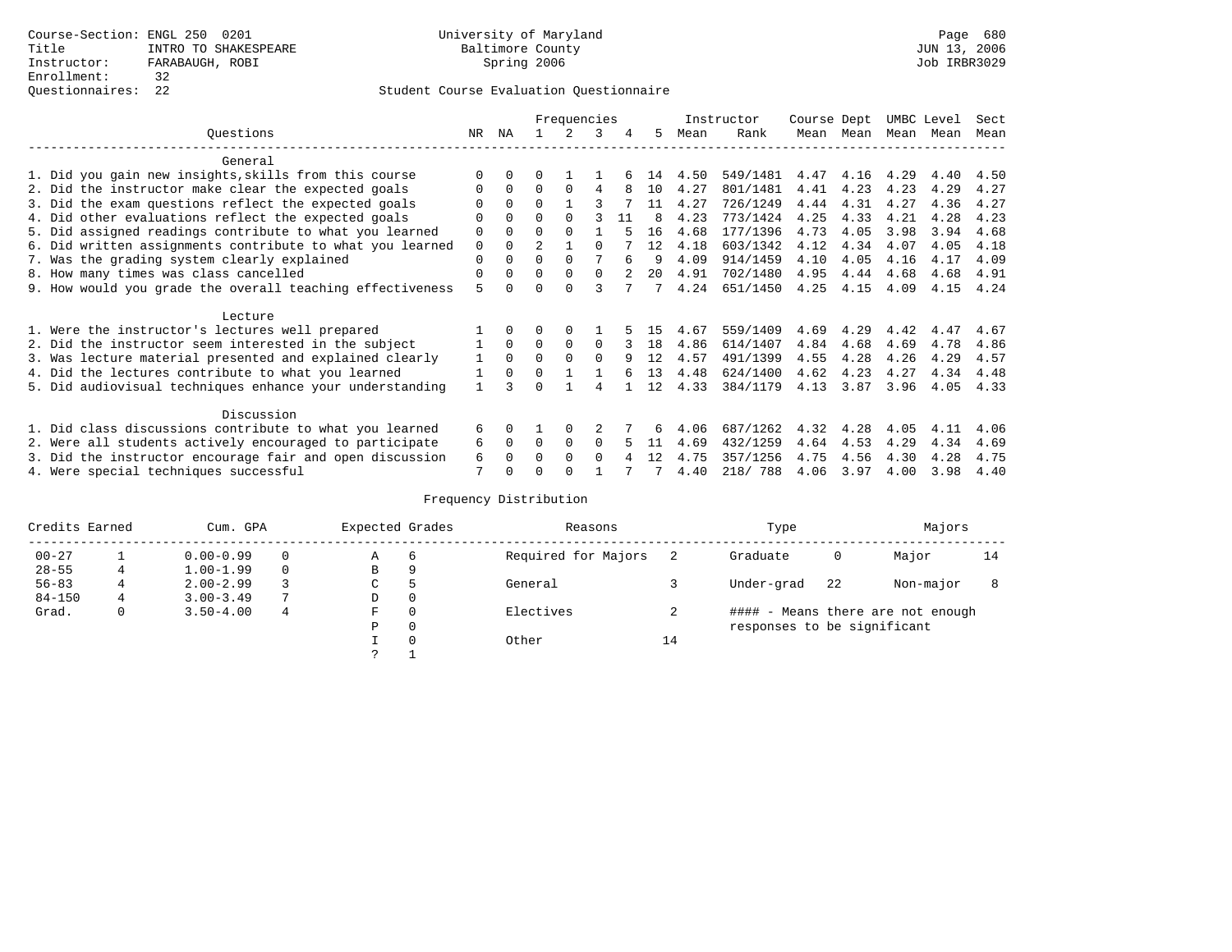Course-Section: ENGL 250 0201
Title: INTRO TO SHAKESPEARE
Instructor: FARABAUGH, ROBI
Enrollment: 32
Questionnaires: 22

University of Maryland
Baltimore County
Spring 2006

Page 680
JUN 13, 2006
Job IRBR3029

Student Course Evaluation Questionnaire

| Questions | NR | NA | 1 | 2 | 3 | 4 | 5 | Instructor Mean | Instructor Rank | Course Mean | Dept Mean | UMBC Mean | Level Mean | Sect Mean |
|---|---|---|---|---|---|---|---|---|---|---|---|---|---|---|
| **General** | | | | | | | | | | | | | | |
| 1. Did you gain new insights,skills from this course | 0 | 0 | 0 | 1 | 1 | 6 | 14 | 4.50 | 549/1481 | 4.47 | 4.16 | 4.29 | 4.40 | 4.50 |
| 2. Did the instructor make clear the expected goals | 0 | 0 | 0 | 0 | 4 | 8 | 10 | 4.27 | 801/1481 | 4.41 | 4.23 | 4.23 | 4.29 | 4.27 |
| 3. Did the exam questions reflect the expected goals | 0 | 0 | 0 | 1 | 3 | 7 | 11 | 4.27 | 726/1249 | 4.44 | 4.31 | 4.27 | 4.36 | 4.27 |
| 4. Did other evaluations reflect the expected goals | 0 | 0 | 0 | 0 | 3 | 11 | 8 | 4.23 | 773/1424 | 4.25 | 4.33 | 4.21 | 4.28 | 4.23 |
| 5. Did assigned readings contribute to what you learned | 0 | 0 | 0 | 0 | 1 | 5 | 16 | 4.68 | 177/1396 | 4.73 | 4.05 | 3.98 | 3.94 | 4.68 |
| 6. Did written assignments contribute to what you learned | 0 | 0 | 2 | 1 | 0 | 7 | 12 | 4.18 | 603/1342 | 4.12 | 4.34 | 4.07 | 4.05 | 4.18 |
| 7. Was the grading system clearly explained | 0 | 0 | 0 | 0 | 7 | 6 | 9 | 4.09 | 914/1459 | 4.10 | 4.05 | 4.16 | 4.17 | 4.09 |
| 8. How many times was class cancelled | 0 | 0 | 0 | 0 | 0 | 2 | 20 | 4.91 | 702/1480 | 4.95 | 4.44 | 4.68 | 4.68 | 4.91 |
| 9. How would you grade the overall teaching effectiveness | 5 | 0 | 0 | 0 | 3 | 7 | 7 | 4.24 | 651/1450 | 4.25 | 4.15 | 4.09 | 4.15 | 4.24 |
| **Lecture** | | | | | | | | | | | | | | |
| 1. Were the instructor's lectures well prepared | 1 | 0 | 0 | 0 | 1 | 5 | 15 | 4.67 | 559/1409 | 4.69 | 4.29 | 4.42 | 4.47 | 4.67 |
| 2. Did the instructor seem interested in the subject | 1 | 0 | 0 | 0 | 0 | 3 | 18 | 4.86 | 614/1407 | 4.84 | 4.68 | 4.69 | 4.78 | 4.86 |
| 3. Was lecture material presented and explained clearly | 1 | 0 | 0 | 0 | 0 | 9 | 12 | 4.57 | 491/1399 | 4.55 | 4.28 | 4.26 | 4.29 | 4.57 |
| 4. Did the lectures contribute to what you learned | 1 | 0 | 0 | 1 | 1 | 6 | 13 | 4.48 | 624/1400 | 4.62 | 4.23 | 4.27 | 4.34 | 4.48 |
| 5. Did audiovisual techniques enhance your understanding | 1 | 3 | 0 | 1 | 4 | 1 | 12 | 4.33 | 384/1179 | 4.13 | 3.87 | 3.96 | 4.05 | 4.33 |
| **Discussion** | | | | | | | | | | | | | | |
| 1. Did class discussions contribute to what you learned | 6 | 0 | 1 | 0 | 2 | 7 | 6 | 4.06 | 687/1262 | 4.32 | 4.28 | 4.05 | 4.11 | 4.06 |
| 2. Were all students actively encouraged to participate | 6 | 0 | 0 | 0 | 0 | 5 | 11 | 4.69 | 432/1259 | 4.64 | 4.53 | 4.29 | 4.34 | 4.69 |
| 3. Did the instructor encourage fair and open discussion | 6 | 0 | 0 | 0 | 0 | 4 | 12 | 4.75 | 357/1256 | 4.75 | 4.56 | 4.30 | 4.28 | 4.75 |
| 4. Were special techniques successful | 7 | 0 | 0 | 0 | 1 | 7 | 7 | 4.40 | 218/ 788 | 4.06 | 3.97 | 4.00 | 3.98 | 4.40 |

Frequency Distribution

| Credits Earned | | Cum. GPA | | Expected Grades | | Reasons | | Type | | Majors | |
|---|---|---|---|---|---|---|---|---|---|---|---|
| 00-27 | 1 | 0.00-0.99 | 0 | A | 6 | Required for Majors | 2 | Graduate | 0 | Major | 14 |
| 28-55 | 4 | 1.00-1.99 | 0 | B | 9 | | | | | | |
| 56-83 | 4 | 2.00-2.99 | 3 | C | 5 | General | 3 | Under-grad | 22 | Non-major | 8 |
| 84-150 | 4 | 3.00-3.49 | 7 | D | 0 | | | | | | |
| Grad. | 0 | 3.50-4.00 | 4 | F | 0 | Electives | 2 | #### - Means there are not enough responses to be significant | | | |
| | | | | P | 0 | | | | | | |
| | | | | I | 0 | Other | 14 | | | | |
| | | | | ? | 1 | | | | | | |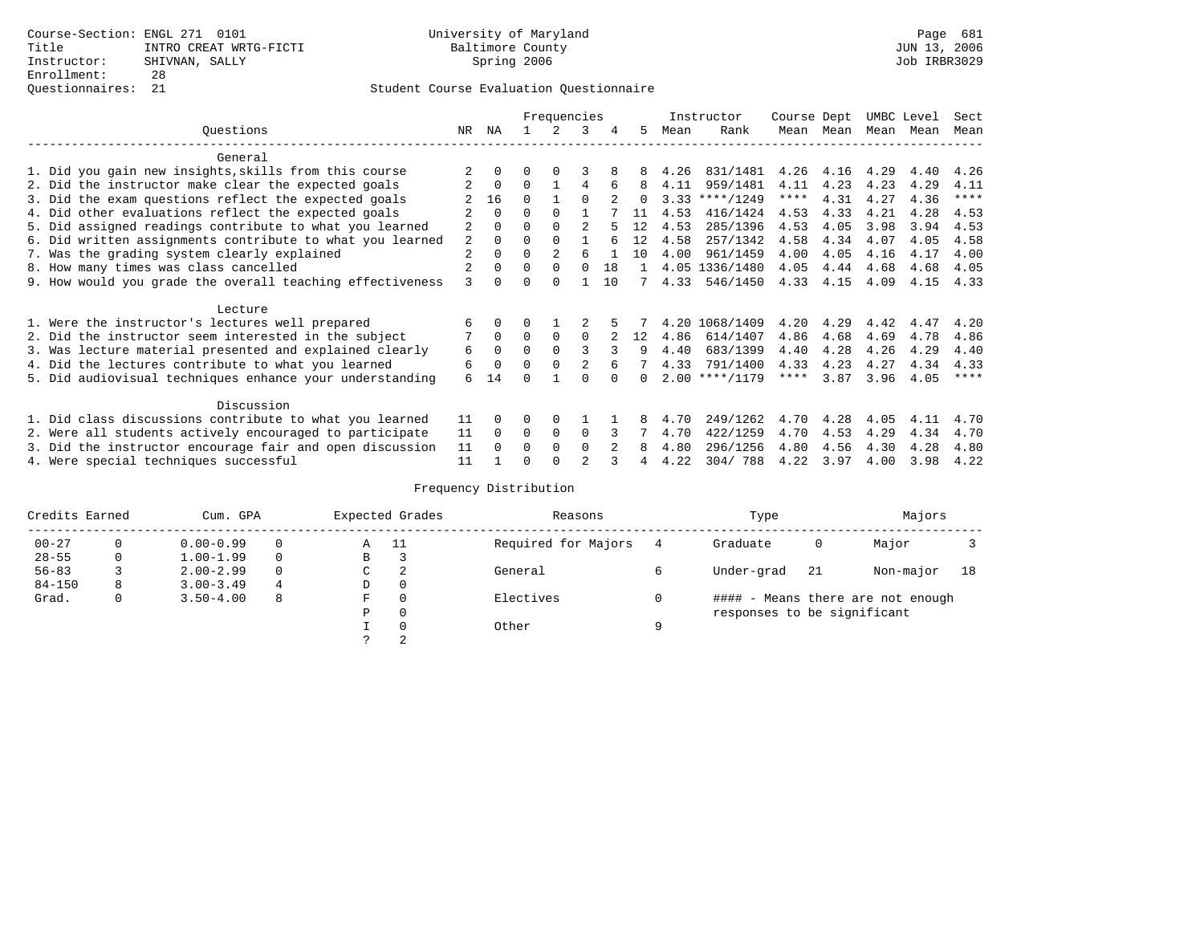Course-Section: ENGL 271 0101
Title: INTRO CREAT WRTG-FICTI
Instructor: SHIVNAN, SALLY
Enrollment: 28
Questionnaires: 21

University of Maryland
Baltimore County
Spring 2006

JUN 13, 2006
Job IRBR3029

Student Course Evaluation Questionnaire

| Questions | NR | NA | 1 | 2 | 3 | 4 | 5 | Instructor Mean | Instructor Rank | Course Mean | Dept Mean | UMBC Mean | Level Mean | Sect Mean |
|---|---|---|---|---|---|---|---|---|---|---|---|---|---|---|
| **General** | | | | | | | | | | | | | | |
| 1. Did you gain new insights,skills from this course | 2 | 0 | 0 | 0 | 3 | 8 | 8 | 4.26 | 831/1481 | 4.26 | 4.16 | 4.29 | 4.40 | 4.26 |
| 2. Did the instructor make clear the expected goals | 2 | 0 | 0 | 1 | 4 | 6 | 8 | 4.11 | 959/1481 | 4.11 | 4.23 | 4.23 | 4.29 | 4.11 |
| 3. Did the exam questions reflect the expected goals | 2 | 16 | 0 | 1 | 0 | 2 | 0 | 3.33 | ****/1249 | **** | 4.31 | 4.27 | 4.36 | **** |
| 4. Did other evaluations reflect the expected goals | 2 | 0 | 0 | 0 | 1 | 7 | 11 | 4.53 | 416/1424 | 4.53 | 4.33 | 4.21 | 4.28 | 4.53 |
| 5. Did assigned readings contribute to what you learned | 2 | 0 | 0 | 0 | 2 | 5 | 12 | 4.53 | 285/1396 | 4.53 | 4.05 | 3.98 | 3.94 | 4.53 |
| 6. Did written assignments contribute to what you learned | 2 | 0 | 0 | 0 | 1 | 6 | 12 | 4.58 | 257/1342 | 4.58 | 4.34 | 4.07 | 4.05 | 4.58 |
| 7. Was the grading system clearly explained | 2 | 0 | 0 | 2 | 6 | 1 | 10 | 4.00 | 961/1459 | 4.00 | 4.05 | 4.16 | 4.17 | 4.00 |
| 8. How many times was class cancelled | 2 | 0 | 0 | 0 | 0 | 18 | 1 | 4.05 | 1336/1480 | 4.05 | 4.44 | 4.68 | 4.68 | 4.05 |
| 9. How would you grade the overall teaching effectiveness | 3 | 0 | 0 | 0 | 1 | 10 | 7 | 4.33 | 546/1450 | 4.33 | 4.15 | 4.09 | 4.15 | 4.33 |
| **Lecture** | | | | | | | | | | | | | | |
| 1. Were the instructor's lectures well prepared | 6 | 0 | 0 | 1 | 2 | 5 | 7 | 4.20 | 1068/1409 | 4.20 | 4.29 | 4.42 | 4.47 | 4.20 |
| 2. Did the instructor seem interested in the subject | 7 | 0 | 0 | 0 | 0 | 2 | 12 | 4.86 | 614/1407 | 4.86 | 4.68 | 4.69 | 4.78 | 4.86 |
| 3. Was lecture material presented and explained clearly | 6 | 0 | 0 | 0 | 3 | 3 | 9 | 4.40 | 683/1399 | 4.40 | 4.28 | 4.26 | 4.29 | 4.40 |
| 4. Did the lectures contribute to what you learned | 6 | 0 | 0 | 0 | 2 | 6 | 7 | 4.33 | 791/1400 | 4.33 | 4.23 | 4.27 | 4.34 | 4.33 |
| 5. Did audiovisual techniques enhance your understanding | 6 | 14 | 0 | 1 | 0 | 0 | 0 | 2.00 | ****/1179 | **** | 3.87 | 3.96 | 4.05 | **** |
| **Discussion** | | | | | | | | | | | | | | |
| 1. Did class discussions contribute to what you learned | 11 | 0 | 0 | 0 | 1 | 1 | 8 | 4.70 | 249/1262 | 4.70 | 4.28 | 4.05 | 4.11 | 4.70 |
| 2. Were all students actively encouraged to participate | 11 | 0 | 0 | 0 | 0 | 3 | 7 | 4.70 | 422/1259 | 4.70 | 4.53 | 4.29 | 4.34 | 4.70 |
| 3. Did the instructor encourage fair and open discussion | 11 | 0 | 0 | 0 | 0 | 2 | 8 | 4.80 | 296/1256 | 4.80 | 4.56 | 4.30 | 4.28 | 4.80 |
| 4. Were special techniques successful | 11 | 1 | 0 | 0 | 2 | 3 | 4 | 4.22 | 304/ 788 | 4.22 | 3.97 | 4.00 | 3.98 | 4.22 |

Frequency Distribution

| Credits Earned | | Cum. GPA | | Expected Grades | | Reasons | | Type | | Majors | |
|---|---|---|---|---|---|---|---|---|---|---|---|
| 00-27 | 0 | 0.00-0.99 | 0 | A | 11 | Required for Majors | 4 | Graduate | 0 | Major | 3 |
| 28-55 | 0 | 1.00-1.99 | 0 | B | 3 | | | | | | |
| 56-83 | 3 | 2.00-2.99 | 0 | C | 2 | General | 6 | Under-grad | 21 | Non-major | 18 |
| 84-150 | 8 | 3.00-3.49 | 4 | D | 0 | | | | | | |
| Grad. | 0 | 3.50-4.00 | 8 | F | 0 | Electives | 0 | | | | |
| | | | | P | 0 | | | | | | |
| | | | | I | 0 | Other | 9 | | | | |
| | | | | ? | 2 | | | | | | |

#### - Means there are not enough responses to be significant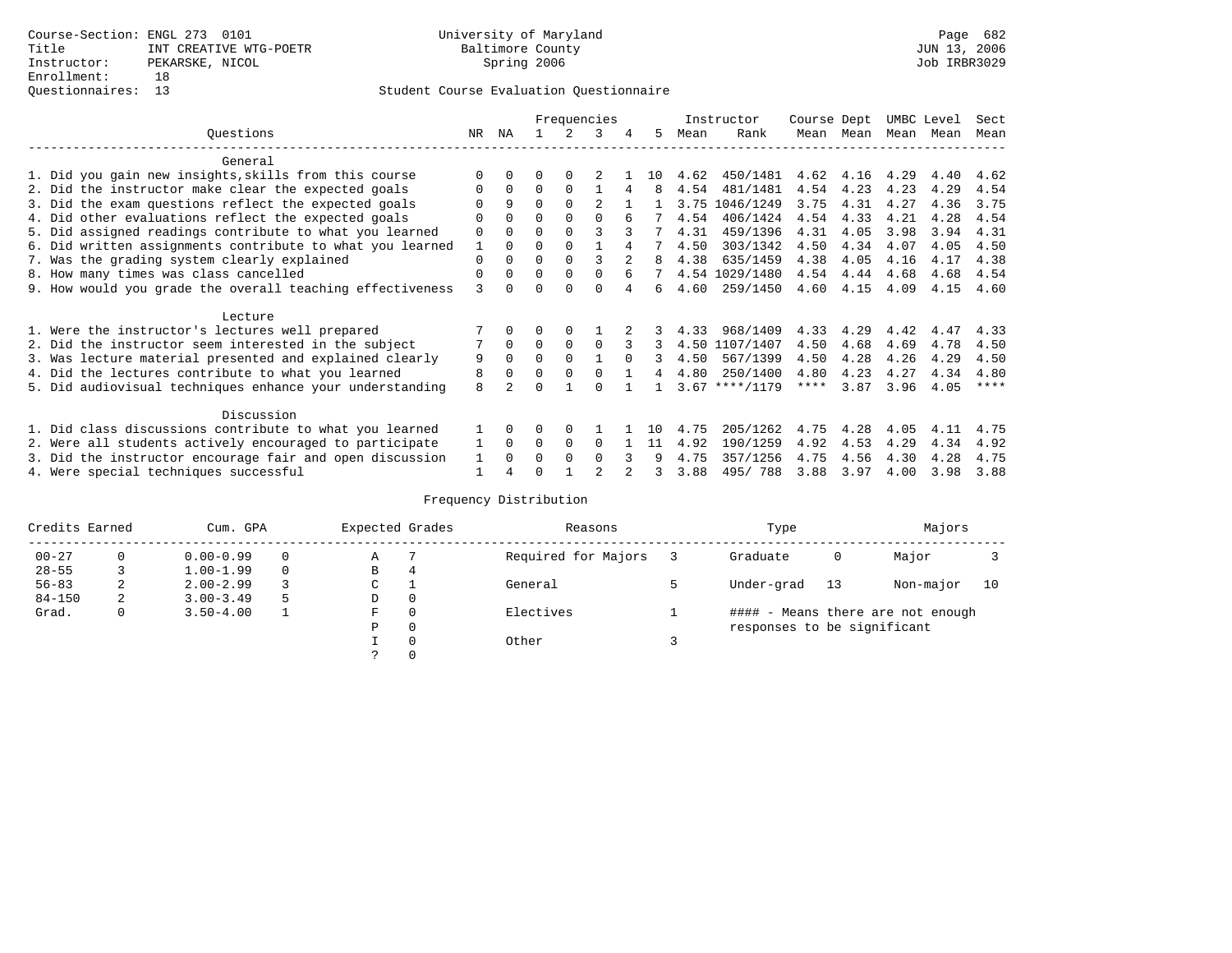Course-Section: ENGL 273 0101
Title: INT CREATIVE WTG-POETR
Instructor: PEKARSKE, NICOL
Enrollment: 18
Questionnaires: 13

University of Maryland
Baltimore County
Spring 2006

Page 682
JUN 13, 2006
Job IRBR3029

Student Course Evaluation Questionnaire

| Questions | NR | NA | 1 | 2 | 3 | 4 | 5 | Instructor Mean | Rank | Course Mean | Dept Mean | UMBC Mean | Level Mean | Sect Mean |
|---|---|---|---|---|---|---|---|---|---|---|---|---|---|---|
| **General** | | | | | | | | | | | | | | |
| 1. Did you gain new insights,skills from this course | 0 | 0 | 0 | 0 | 2 | 1 | 10 | 4.62 | 450/1481 | 4.62 | 4.16 | 4.29 | 4.40 | 4.62 |
| 2. Did the instructor make clear the expected goals | 0 | 0 | 0 | 0 | 1 | 4 | 8 | 4.54 | 481/1481 | 4.54 | 4.23 | 4.23 | 4.29 | 4.54 |
| 3. Did the exam questions reflect the expected goals | 0 | 9 | 0 | 0 | 2 | 1 | 1 | 3.75 | 1046/1249 | 3.75 | 4.31 | 4.27 | 4.36 | 3.75 |
| 4. Did other evaluations reflect the expected goals | 0 | 0 | 0 | 0 | 0 | 6 | 7 | 4.54 | 406/1424 | 4.54 | 4.33 | 4.21 | 4.28 | 4.54 |
| 5. Did assigned readings contribute to what you learned | 0 | 0 | 0 | 0 | 3 | 3 | 7 | 4.31 | 459/1396 | 4.31 | 4.05 | 3.98 | 3.94 | 4.31 |
| 6. Did written assignments contribute to what you learned | 1 | 0 | 0 | 0 | 1 | 4 | 7 | 4.50 | 303/1342 | 4.50 | 4.34 | 4.07 | 4.05 | 4.50 |
| 7. Was the grading system clearly explained | 0 | 0 | 0 | 0 | 3 | 2 | 8 | 4.38 | 635/1459 | 4.38 | 4.05 | 4.16 | 4.17 | 4.38 |
| 8. How many times was class cancelled | 0 | 0 | 0 | 0 | 0 | 6 | 7 | 4.54 | 1029/1480 | 4.54 | 4.44 | 4.68 | 4.68 | 4.54 |
| 9. How would you grade the overall teaching effectiveness | 3 | 0 | 0 | 0 | 0 | 4 | 6 | 4.60 | 259/1450 | 4.60 | 4.15 | 4.09 | 4.15 | 4.60 |
| **Lecture** | | | | | | | | | | | | | | |
| 1. Were the instructor's lectures well prepared | 7 | 0 | 0 | 0 | 1 | 2 | 3 | 4.33 | 968/1409 | 4.33 | 4.29 | 4.42 | 4.47 | 4.33 |
| 2. Did the instructor seem interested in the subject | 7 | 0 | 0 | 0 | 0 | 3 | 3 | 4.50 | 1107/1407 | 4.50 | 4.68 | 4.69 | 4.78 | 4.50 |
| 3. Was lecture material presented and explained clearly | 9 | 0 | 0 | 0 | 1 | 0 | 3 | 4.50 | 567/1399 | 4.50 | 4.28 | 4.26 | 4.29 | 4.50 |
| 4. Did the lectures contribute to what you learned | 8 | 0 | 0 | 0 | 0 | 1 | 4 | 4.80 | 250/1400 | 4.80 | 4.23 | 4.27 | 4.34 | 4.80 |
| 5. Did audiovisual techniques enhance your understanding | 8 | 2 | 0 | 1 | 0 | 1 | 1 | 3.67 | ****/1179 | **** | 3.87 | 3.96 | 4.05 | **** |
| **Discussion** | | | | | | | | | | | | | | |
| 1. Did class discussions contribute to what you learned | 1 | 0 | 0 | 0 | 1 | 1 | 10 | 4.75 | 205/1262 | 4.75 | 4.28 | 4.05 | 4.11 | 4.75 |
| 2. Were all students actively encouraged to participate | 1 | 0 | 0 | 0 | 0 | 1 | 11 | 4.92 | 190/1259 | 4.92 | 4.53 | 4.29 | 4.34 | 4.92 |
| 3. Did the instructor encourage fair and open discussion | 1 | 0 | 0 | 0 | 0 | 3 | 9 | 4.75 | 357/1256 | 4.75 | 4.56 | 4.30 | 4.28 | 4.75 |
| 4. Were special techniques successful | 1 | 4 | 0 | 1 | 2 | 2 | 3 | 3.88 | 495/ 788 | 3.88 | 3.97 | 4.00 | 3.98 | 3.88 |

Frequency Distribution

| Credits Earned | | Cum. GPA | | Expected Grades | | Reasons | | Type | | Majors | |
|---|---|---|---|---|---|---|---|---|---|---|---|
| 00-27 | 0 | 0.00-0.99 | 0 | A | 7 | Required for Majors | 3 | Graduate | 0 | Major | 3 |
| 28-55 | 3 | 1.00-1.99 | 0 | B | 4 | | | | | | |
| 56-83 | 2 | 2.00-2.99 | 3 | C | 1 | General | 5 | Under-grad | 13 | Non-major | 10 |
| 84-150 | 2 | 3.00-3.49 | 5 | D | 0 | | | | | | |
| Grad. | 0 | 3.50-4.00 | 1 | F | 0 | Electives | 1 | | | | |
| | | | | P | 0 | | | | | | |
| | | | | I | 0 | Other | 3 | | | | |
| | | | | ? | 0 | | | | | | |

#### - Means there are not enough responses to be significant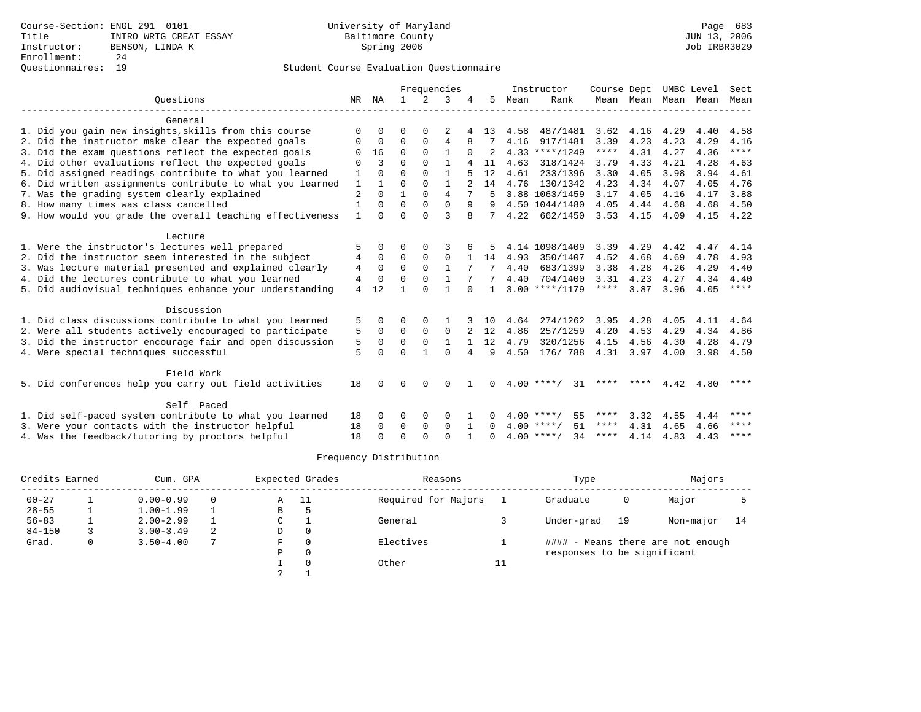Course-Section: ENGL 291 0101
Title: INTRO WRTG CREAT ESSAY
Instructor: BENSON, LINDA K
Enrollment: 24
Questionnaires: 19

University of Maryland
Baltimore County
Spring 2006

JUN 13, 2006
Job IRBR3029

Student Course Evaluation Questionnaire

| Questions | NR | NA | 1 | 2 | 3 | 4 | 5 | Instructor Mean | Rank | Course Mean | Dept Mean | UMBC Mean | Level Mean | Sect Mean |
|---|---|---|---|---|---|---|---|---|---|---|---|---|---|---|
| **General** | | | | | | | | | | | | | | |
| 1. Did you gain new insights,skills from this course | 0 | 0 | 0 | 0 | 2 | 4 | 13 | 4.58 | 487/1481 | 3.62 | 4.16 | 4.29 | 4.40 | 4.58 |
| 2. Did the instructor make clear the expected goals | 0 | 0 | 0 | 0 | 4 | 8 | 7 | 4.16 | 917/1481 | 3.39 | 4.23 | 4.23 | 4.29 | 4.16 |
| 3. Did the exam questions reflect the expected goals | 0 | 16 | 0 | 0 | 1 | 0 | 2 | 4.33 | ****/1249 | **** | 4.31 | 4.27 | 4.36 | **** |
| 4. Did other evaluations reflect the expected goals | 0 | 3 | 0 | 0 | 1 | 4 | 11 | 4.63 | 318/1424 | 3.79 | 4.33 | 4.21 | 4.28 | 4.63 |
| 5. Did assigned readings contribute to what you learned | 1 | 0 | 0 | 0 | 1 | 5 | 12 | 4.61 | 233/1396 | 3.30 | 4.05 | 3.98 | 3.94 | 4.61 |
| 6. Did written assignments contribute to what you learned | 1 | 1 | 0 | 0 | 1 | 2 | 14 | 4.76 | 130/1342 | 4.23 | 4.34 | 4.07 | 4.05 | 4.76 |
| 7. Was the grading system clearly explained | 2 | 0 | 1 | 0 | 4 | 7 | 5 | 3.88 | 1063/1459 | 3.17 | 4.05 | 4.16 | 4.17 | 3.88 |
| 8. How many times was class cancelled | 1 | 0 | 0 | 0 | 0 | 9 | 9 | 4.50 | 1044/1480 | 4.05 | 4.44 | 4.68 | 4.68 | 4.50 |
| 9. How would you grade the overall teaching effectiveness | 1 | 0 | 0 | 0 | 3 | 8 | 7 | 4.22 | 662/1450 | 3.53 | 4.15 | 4.09 | 4.15 | 4.22 |
| **Lecture** | | | | | | | | | | | | | | |
| 1. Were the instructor's lectures well prepared | 5 | 0 | 0 | 0 | 3 | 6 | 5 | 4.14 | 1098/1409 | 3.39 | 4.29 | 4.42 | 4.47 | 4.14 |
| 2. Did the instructor seem interested in the subject | 4 | 0 | 0 | 0 | 0 | 1 | 14 | 4.93 | 350/1407 | 4.52 | 4.68 | 4.69 | 4.78 | 4.93 |
| 3. Was lecture material presented and explained clearly | 4 | 0 | 0 | 0 | 1 | 7 | 7 | 4.40 | 683/1399 | 3.38 | 4.28 | 4.26 | 4.29 | 4.40 |
| 4. Did the lectures contribute to what you learned | 4 | 0 | 0 | 0 | 1 | 7 | 7 | 4.40 | 704/1400 | 3.31 | 4.23 | 4.27 | 4.34 | 4.40 |
| 5. Did audiovisual techniques enhance your understanding | 4 | 12 | 1 | 0 | 1 | 0 | 1 | 3.00 | ****/1179 | **** | 3.87 | 3.96 | 4.05 | **** |
| **Discussion** | | | | | | | | | | | | | | |
| 1. Did class discussions contribute to what you learned | 5 | 0 | 0 | 0 | 1 | 3 | 10 | 4.64 | 274/1262 | 3.95 | 4.28 | 4.05 | 4.11 | 4.64 |
| 2. Were all students actively encouraged to participate | 5 | 0 | 0 | 0 | 0 | 2 | 12 | 4.86 | 257/1259 | 4.20 | 4.53 | 4.29 | 4.34 | 4.86 |
| 3. Did the instructor encourage fair and open discussion | 5 | 0 | 0 | 0 | 1 | 1 | 12 | 4.79 | 320/1256 | 4.15 | 4.56 | 4.30 | 4.28 | 4.79 |
| 4. Were special techniques successful | 5 | 0 | 0 | 1 | 0 | 4 | 9 | 4.50 | 176/ 788 | 4.31 | 3.97 | 4.00 | 3.98 | 4.50 |
| **Field Work** | | | | | | | | | | | | | | |
| 5. Did conferences help you carry out field activities | 18 | 0 | 0 | 0 | 0 | 1 | 0 | 4.00 | ****/ 31 | **** | **** | 4.42 | 4.80 | **** |
| **Self Paced** | | | | | | | | | | | | | | |
| 1. Did self-paced system contribute to what you learned | 18 | 0 | 0 | 0 | 0 | 1 | 0 | 4.00 | ****/ 55 | **** | 3.32 | 4.55 | 4.44 | **** |
| 3. Were your contacts with the instructor helpful | 18 | 0 | 0 | 0 | 0 | 1 | 0 | 4.00 | ****/ 51 | **** | 4.31 | 4.65 | 4.66 | **** |
| 4. Was the feedback/tutoring by proctors helpful | 18 | 0 | 0 | 0 | 0 | 1 | 0 | 4.00 | ****/ 34 | **** | 4.14 | 4.83 | 4.43 | **** |

Frequency Distribution

| Credits Earned | | Cum. GPA | | Expected Grades | | Reasons | | Type | | Majors | |
|---|---|---|---|---|---|---|---|---|---|---|---|
| 00-27 | 1 | 0.00-0.99 | 0 | A | 11 | Required for Majors | 1 | Graduate | 0 | Major | 5 |
| 28-55 | 1 | 1.00-1.99 | 1 | B | 5 | | | | | | |
| 56-83 | 1 | 2.00-2.99 | 1 | C | 1 | General | 3 | Under-grad | 19 | Non-major | 14 |
| 84-150 | 3 | 3.00-3.49 | 2 | D | 0 | | | | | | |
| Grad. | 0 | 3.50-4.00 | 7 | F | 0 | Electives | 1 | #### - Means there are not enough responses to be significant | | | |
| | | | | P | 0 | | | | | | |
| | | | | I | 0 | Other | 11 | | | | |
| | | | | ? | 1 | | | | | | |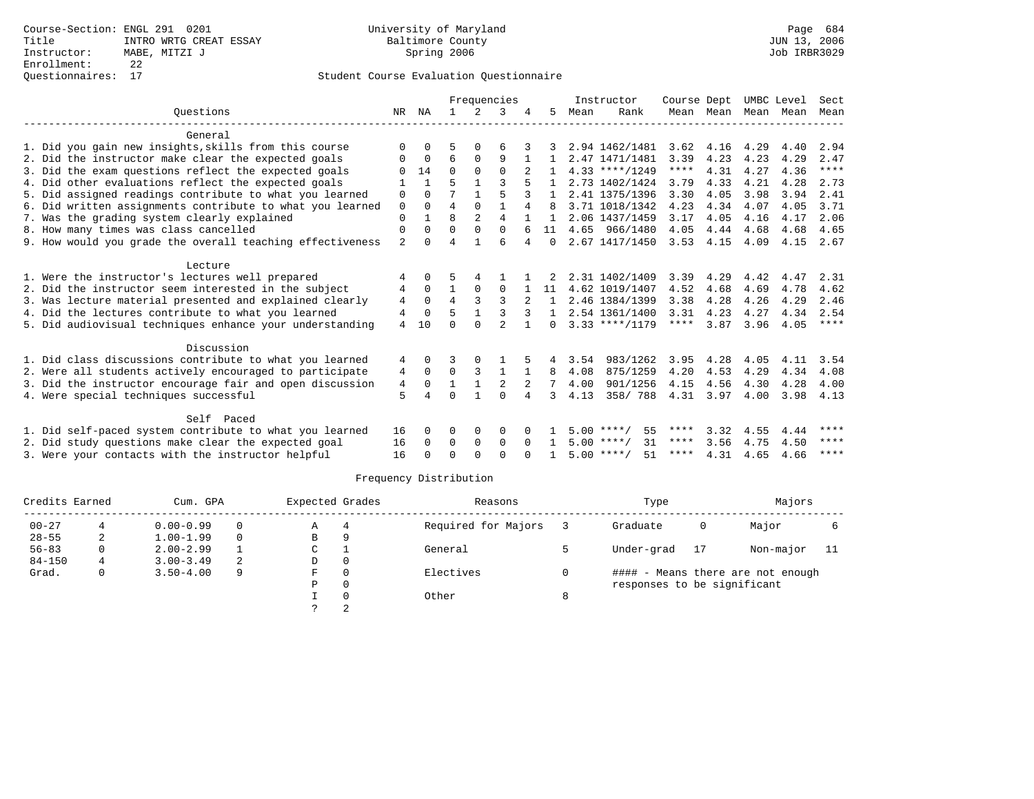Course-Section: ENGL 291 0201
Title: INTRO WRTG CREAT ESSAY
Instructor: MABE, MITZI J
Enrollment: 22
Questionnaires: 17

University of Maryland
Baltimore County
Spring 2006

Page 684
JUN 13, 2006
Job IRBR3029

Student Course Evaluation Questionnaire

| Questions | NR | NA | 1 | 2 | 3 | 4 | 5 | Instructor Mean | Instructor Rank | Course Mean | Dept Mean | UMBC Mean | Level Mean | Sect Mean |
|---|---|---|---|---|---|---|---|---|---|---|---|---|---|---|
| **General** | | | | | | | | | | | | | | |
| 1. Did you gain new insights,skills from this course | 0 | 0 | 5 | 0 | 6 | 3 | 3 | 2.94 | 1462/1481 | 3.62 | 4.16 | 4.29 | 4.40 | 2.94 |
| 2. Did the instructor make clear the expected goals | 0 | 0 | 6 | 0 | 9 | 1 | 1 | 2.47 | 1471/1481 | 3.39 | 4.23 | 4.23 | 4.29 | 2.47 |
| 3. Did the exam questions reflect the expected goals | 0 | 14 | 0 | 0 | 0 | 2 | 1 | 4.33 | ****/1249 | **** | 4.31 | 4.27 | 4.36 | **** |
| 4. Did other evaluations reflect the expected goals | 1 | 1 | 5 | 1 | 3 | 5 | 1 | 2.73 | 1402/1424 | 3.79 | 4.33 | 4.21 | 4.28 | 2.73 |
| 5. Did assigned readings contribute to what you learned | 0 | 0 | 7 | 1 | 5 | 3 | 1 | 2.41 | 1375/1396 | 3.30 | 4.05 | 3.98 | 3.94 | 2.41 |
| 6. Did written assignments contribute to what you learned | 0 | 0 | 4 | 0 | 1 | 4 | 8 | 3.71 | 1018/1342 | 4.23 | 4.34 | 4.07 | 4.05 | 3.71 |
| 7. Was the grading system clearly explained | 0 | 1 | 8 | 2 | 4 | 1 | 1 | 2.06 | 1437/1459 | 3.17 | 4.05 | 4.16 | 4.17 | 2.06 |
| 8. How many times was class cancelled | 0 | 0 | 0 | 0 | 0 | 6 | 11 | 4.65 | 966/1480 | 4.05 | 4.44 | 4.68 | 4.68 | 4.65 |
| 9. How would you grade the overall teaching effectiveness | 2 | 0 | 4 | 1 | 6 | 4 | 0 | 2.67 | 1417/1450 | 3.53 | 4.15 | 4.09 | 4.15 | 2.67 |
| **Lecture** | | | | | | | | | | | | | | |
| 1. Were the instructor's lectures well prepared | 4 | 0 | 5 | 4 | 1 | 1 | 2 | 2.31 | 1402/1409 | 3.39 | 4.29 | 4.42 | 4.47 | 2.31 |
| 2. Did the instructor seem interested in the subject | 4 | 0 | 1 | 0 | 0 | 1 | 11 | 4.62 | 1019/1407 | 4.52 | 4.68 | 4.69 | 4.78 | 4.62 |
| 3. Was lecture material presented and explained clearly | 4 | 0 | 4 | 3 | 3 | 2 | 1 | 2.46 | 1384/1399 | 3.38 | 4.28 | 4.26 | 4.29 | 2.46 |
| 4. Did the lectures contribute to what you learned | 4 | 0 | 5 | 1 | 3 | 3 | 1 | 2.54 | 1361/1400 | 3.31 | 4.23 | 4.27 | 4.34 | 2.54 |
| 5. Did audiovisual techniques enhance your understanding | 4 | 10 | 0 | 0 | 2 | 1 | 0 | 3.33 | ****/1179 | **** | 3.87 | 3.96 | 4.05 | **** |
| **Discussion** | | | | | | | | | | | | | | |
| 1. Did class discussions contribute to what you learned | 4 | 0 | 3 | 0 | 1 | 5 | 4 | 3.54 | 983/1262 | 3.95 | 4.28 | 4.05 | 4.11 | 3.54 |
| 2. Were all students actively encouraged to participate | 4 | 0 | 0 | 3 | 1 | 1 | 8 | 4.08 | 875/1259 | 4.20 | 4.53 | 4.29 | 4.34 | 4.08 |
| 3. Did the instructor encourage fair and open discussion | 4 | 0 | 1 | 1 | 2 | 2 | 7 | 4.00 | 901/1256 | 4.15 | 4.56 | 4.30 | 4.28 | 4.00 |
| 4. Were special techniques successful | 5 | 4 | 0 | 1 | 0 | 4 | 3 | 4.13 | 358/ 788 | 4.31 | 3.97 | 4.00 | 3.98 | 4.13 |
| **Self Paced** | | | | | | | | | | | | | | |
| 1. Did self-paced system contribute to what you learned | 16 | 0 | 0 | 0 | 0 | 0 | 1 | 5.00 | ****/ 55 | **** | 3.32 | 4.55 | 4.44 | **** |
| 2. Did study questions make clear the expected goal | 16 | 0 | 0 | 0 | 0 | 0 | 1 | 5.00 | ****/ 31 | **** | 3.56 | 4.75 | 4.50 | **** |
| 3. Were your contacts with the instructor helpful | 16 | 0 | 0 | 0 | 0 | 0 | 1 | 5.00 | ****/ 51 | **** | 4.31 | 4.65 | 4.66 | **** |

Frequency Distribution

| Credits Earned | | Cum. GPA | | Expected Grades | | Reasons | | Type | | Majors | |
|---|---|---|---|---|---|---|---|---|---|---|---|
| 00-27 | 4 | 0.00-0.99 | 0 | A | 4 | Required for Majors | 3 | Graduate | 0 | Major | 6 |
| 28-55 | 2 | 1.00-1.99 | 0 | B | 9 | | | | | | |
| 56-83 | 0 | 2.00-2.99 | 1 | C | 1 | General | 5 | Under-grad | 17 | Non-major | 11 |
| 84-150 | 4 | 3.00-3.49 | 2 | D | 0 | | | | | | |
| Grad. | 0 | 3.50-4.00 | 9 | F | 0 | Electives | 0 | #### - Means there are not enough responses to be significant | | | |
| | | | | P | 0 | | | | | | |
| | | | | I | 0 | Other | 8 | | | | |
| | | | | ? | 2 | | | | | | |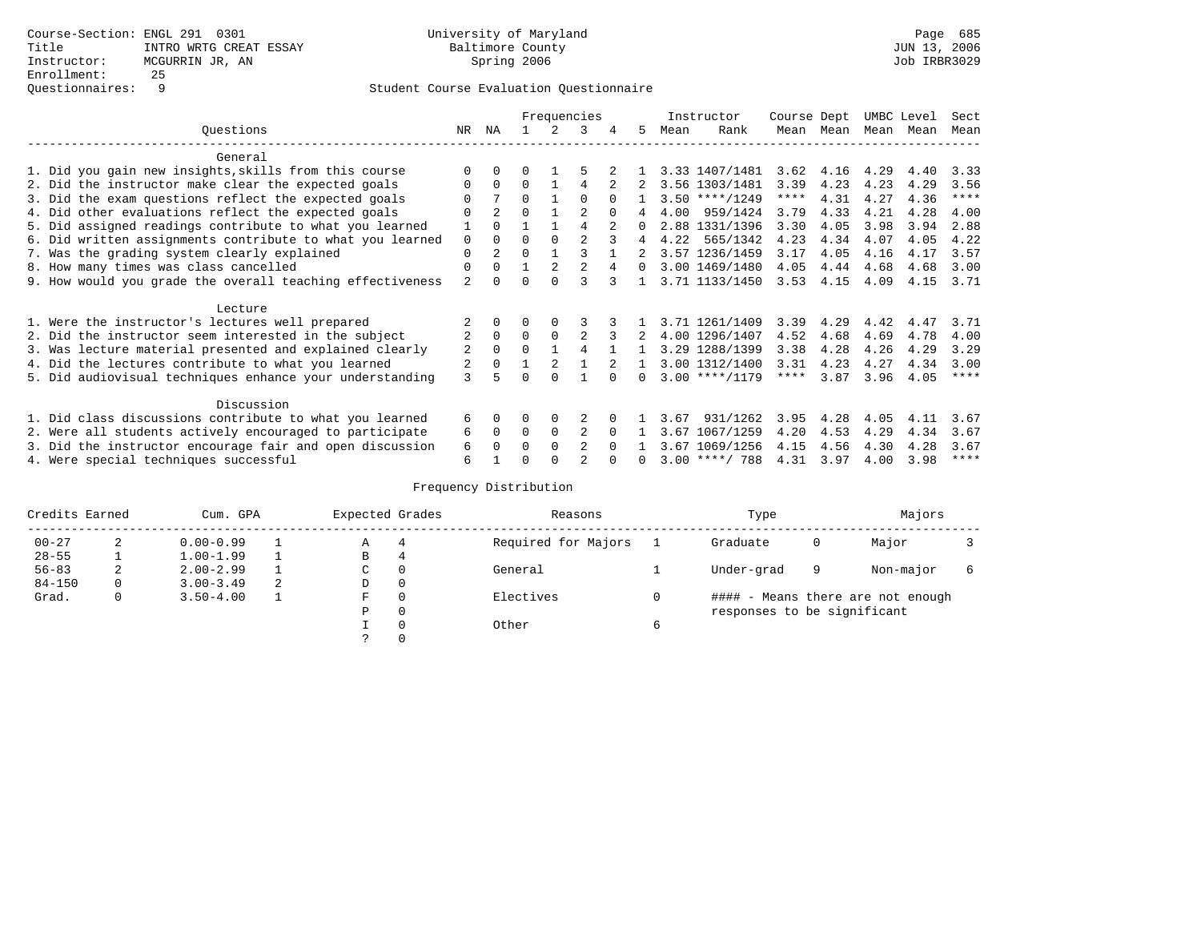Course-Section: ENGL 291 0301
Title: INTRO WRTG CREAT ESSAY
Instructor: MCGURRIN JR, AN
Enrollment: 25
Questionnaires: 9

University of Maryland
Baltimore County
Spring 2006

JUN 13, 2006
Job IRBR3029

Student Course Evaluation Questionnaire

| Questions | NR | NA | 1 | 2 | 3 | 4 | 5 | Instructor Mean | Rank | Course Mean | Dept Mean | UMBC Level Mean | Level Mean | Sect Mean |
|---|---|---|---|---|---|---|---|---|---|---|---|---|---|---|
| **General** | | | | | | | | | | | | | | |
| 1. Did you gain new insights,skills from this course | 0 | 0 | 0 | 1 | 5 | 2 | 1 | 3.33 | 1407/1481 | 3.62 | 4.16 | 4.29 | 4.40 | 3.33 |
| 2. Did the instructor make clear the expected goals | 0 | 0 | 0 | 1 | 4 | 2 | 2 | 3.56 | 1303/1481 | 3.39 | 4.23 | 4.23 | 4.29 | 3.56 |
| 3. Did the exam questions reflect the expected goals | 0 | 7 | 0 | 1 | 0 | 0 | 1 | 3.50 | ****/1249 | **** | 4.31 | 4.27 | 4.36 | **** |
| 4. Did other evaluations reflect the expected goals | 0 | 2 | 0 | 1 | 2 | 0 | 4 | 4.00 | 959/1424 | 3.79 | 4.33 | 4.21 | 4.28 | 4.00 |
| 5. Did assigned readings contribute to what you learned | 1 | 0 | 1 | 1 | 4 | 2 | 0 | 2.88 | 1331/1396 | 3.30 | 4.05 | 3.98 | 3.94 | 2.88 |
| 6. Did written assignments contribute to what you learned | 0 | 0 | 0 | 0 | 2 | 3 | 4 | 4.22 | 565/1342 | 4.23 | 4.34 | 4.07 | 4.05 | 4.22 |
| 7. Was the grading system clearly explained | 0 | 2 | 0 | 1 | 3 | 1 | 2 | 3.57 | 1236/1459 | 3.17 | 4.05 | 4.16 | 4.17 | 3.57 |
| 8. How many times was class cancelled | 0 | 0 | 1 | 2 | 2 | 4 | 0 | 3.00 | 1469/1480 | 4.05 | 4.44 | 4.68 | 4.68 | 3.00 |
| 9. How would you grade the overall teaching effectiveness | 2 | 0 | 0 | 0 | 3 | 3 | 1 | 3.71 | 1133/1450 | 3.53 | 4.15 | 4.09 | 4.15 | 3.71 |
| **Lecture** | | | | | | | | | | | | | | |
| 1. Were the instructor's lectures well prepared | 2 | 0 | 0 | 0 | 3 | 3 | 1 | 3.71 | 1261/1409 | 3.39 | 4.29 | 4.42 | 4.47 | 3.71 |
| 2. Did the instructor seem interested in the subject | 2 | 0 | 0 | 0 | 2 | 3 | 2 | 4.00 | 1296/1407 | 4.52 | 4.68 | 4.69 | 4.78 | 4.00 |
| 3. Was lecture material presented and explained clearly | 2 | 0 | 0 | 1 | 4 | 1 | 1 | 3.29 | 1288/1399 | 3.38 | 4.28 | 4.26 | 4.29 | 3.29 |
| 4. Did the lectures contribute to what you learned | 2 | 0 | 1 | 2 | 1 | 2 | 1 | 3.00 | 1312/1400 | 3.31 | 4.23 | 4.27 | 4.34 | 3.00 |
| 5. Did audiovisual techniques enhance your understanding | 3 | 5 | 0 | 0 | 1 | 0 | 0 | 3.00 | ****/1179 | **** | 3.87 | 3.96 | 4.05 | **** |
| **Discussion** | | | | | | | | | | | | | | |
| 1. Did class discussions contribute to what you learned | 6 | 0 | 0 | 0 | 2 | 0 | 1 | 3.67 | 931/1262 | 3.95 | 4.28 | 4.05 | 4.11 | 3.67 |
| 2. Were all students actively encouraged to participate | 6 | 0 | 0 | 0 | 2 | 0 | 1 | 3.67 | 1067/1259 | 4.20 | 4.53 | 4.29 | 4.34 | 3.67 |
| 3. Did the instructor encourage fair and open discussion | 6 | 0 | 0 | 0 | 2 | 0 | 1 | 3.67 | 1069/1256 | 4.15 | 4.56 | 4.30 | 4.28 | 3.67 |
| 4. Were special techniques successful | 6 | 1 | 0 | 0 | 2 | 0 | 0 | 3.00 | ****/ 788 | 4.31 | 3.97 | 4.00 | 3.98 | **** |

Frequency Distribution

| Credits Earned | | Cum. GPA | | Expected Grades | | Reasons | | Type | | Majors | |
|---|---|---|---|---|---|---|---|---|---|---|---|
| 00-27 | 2 | 0.00-0.99 | 1 | A | 4 | Required for Majors | 1 | Graduate | 0 | Major | 3 |
| 28-55 | 1 | 1.00-1.99 | 1 | B | 4 | | | | | | |
| 56-83 | 2 | 2.00-2.99 | 1 | C | 0 | General | 1 | Under-grad | 9 | Non-major | 6 |
| 84-150 | 0 | 3.00-3.49 | 2 | D | 0 | | | | | | |
| Grad. | 0 | 3.50-4.00 | 1 | F | 0 | Electives | 0 | #### - Means there are not enough responses to be significant | | | |
| | | | | P | 0 | | | | | | |
| | | | | I | 0 | Other | 6 | | | | |
| | | | | ? | 0 | | | | | | |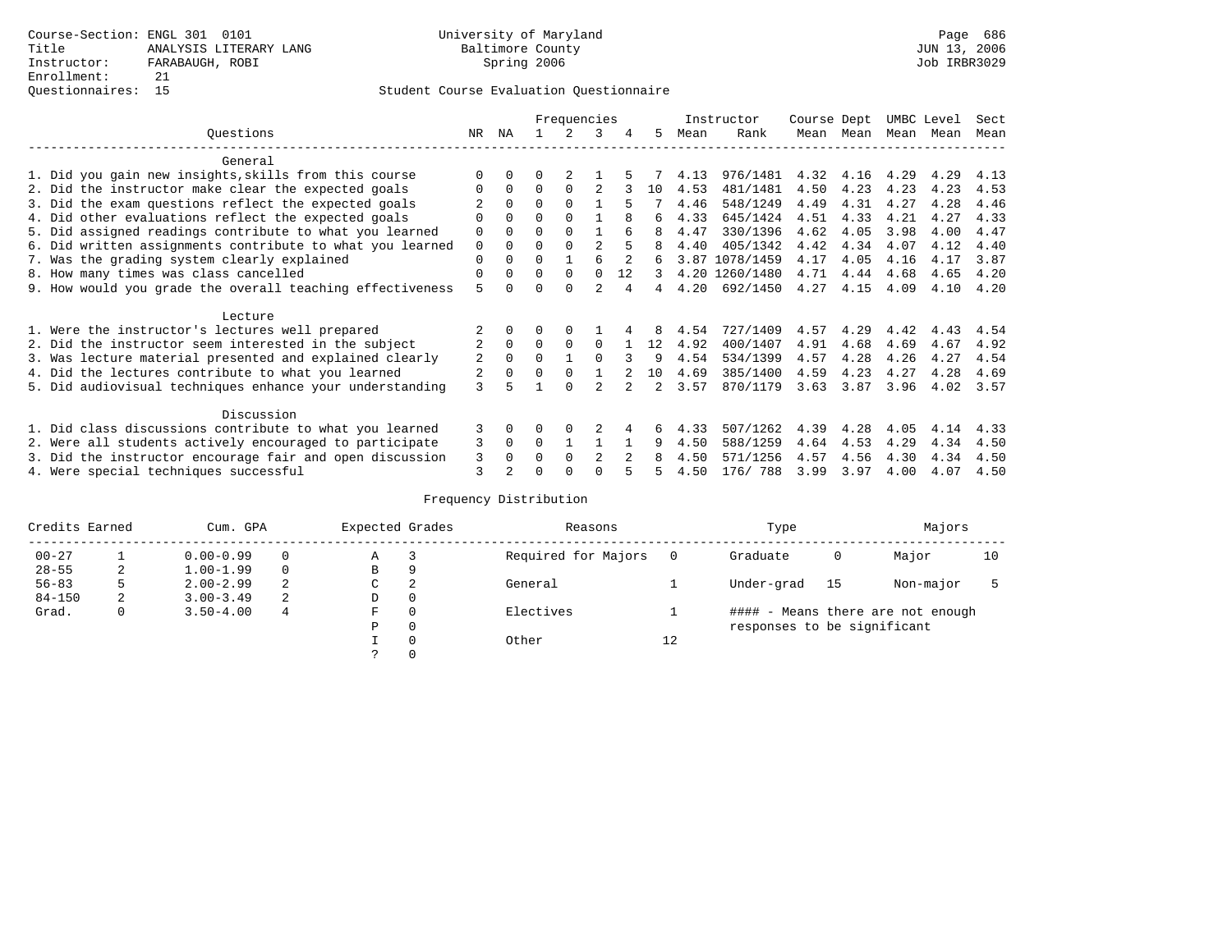Course-Section: ENGL 301 0101
Title: ANALYSIS LITERARY LANG
Instructor: FARABAUGH, ROBI
Enrollment: 21
Questionnaires: 15

University of Maryland
Baltimore County
Spring 2006

Student Course Evaluation Questionnaire

Page 686
JUN 13, 2006
Job IRBR3029

| Questions | NR | NA | 1 | 2 | 3 | 4 | 5 | Instructor Mean | Instructor Rank | Course Mean | Dept Mean | UMBC Mean | Level Mean | Sect Mean |
|---|---|---|---|---|---|---|---|---|---|---|---|---|---|---|
| **General** | | | | | | | | | | | | | | |
| 1. Did you gain new insights,skills from this course | 0 | 0 | 0 | 2 | 1 | 5 | 7 | 4.13 | 976/1481 | 4.32 | 4.16 | 4.29 | 4.29 | 4.13 |
| 2. Did the instructor make clear the expected goals | 0 | 0 | 0 | 0 | 2 | 3 | 10 | 4.53 | 481/1481 | 4.50 | 4.23 | 4.23 | 4.23 | 4.53 |
| 3. Did the exam questions reflect the expected goals | 2 | 0 | 0 | 0 | 1 | 5 | 7 | 4.46 | 548/1249 | 4.49 | 4.31 | 4.27 | 4.28 | 4.46 |
| 4. Did other evaluations reflect the expected goals | 0 | 0 | 0 | 0 | 1 | 8 | 6 | 4.33 | 645/1424 | 4.51 | 4.33 | 4.21 | 4.27 | 4.33 |
| 5. Did assigned readings contribute to what you learned | 0 | 0 | 0 | 0 | 1 | 6 | 8 | 4.47 | 330/1396 | 4.62 | 4.05 | 3.98 | 4.00 | 4.47 |
| 6. Did written assignments contribute to what you learned | 0 | 0 | 0 | 0 | 2 | 5 | 8 | 4.40 | 405/1342 | 4.42 | 4.34 | 4.07 | 4.12 | 4.40 |
| 7. Was the grading system clearly explained | 0 | 0 | 0 | 1 | 6 | 2 | 6 | 3.87 | 1078/1459 | 4.17 | 4.05 | 4.16 | 4.17 | 3.87 |
| 8. How many times was class cancelled | 0 | 0 | 0 | 0 | 0 | 12 | 3 | 4.20 | 1260/1480 | 4.71 | 4.44 | 4.68 | 4.65 | 4.20 |
| 9. How would you grade the overall teaching effectiveness | 5 | 0 | 0 | 0 | 2 | 4 | 4 | 4.20 | 692/1450 | 4.27 | 4.15 | 4.09 | 4.10 | 4.20 |
| **Lecture** | | | | | | | | | | | | | | |
| 1. Were the instructor's lectures well prepared | 2 | 0 | 0 | 0 | 1 | 4 | 8 | 4.54 | 727/1409 | 4.57 | 4.29 | 4.42 | 4.43 | 4.54 |
| 2. Did the instructor seem interested in the subject | 2 | 0 | 0 | 0 | 0 | 1 | 12 | 4.92 | 400/1407 | 4.91 | 4.68 | 4.69 | 4.67 | 4.92 |
| 3. Was lecture material presented and explained clearly | 2 | 0 | 0 | 1 | 0 | 3 | 9 | 4.54 | 534/1399 | 4.57 | 4.28 | 4.26 | 4.27 | 4.54 |
| 4. Did the lectures contribute to what you learned | 2 | 0 | 0 | 0 | 1 | 2 | 10 | 4.69 | 385/1400 | 4.59 | 4.23 | 4.27 | 4.28 | 4.69 |
| 5. Did audiovisual techniques enhance your understanding | 3 | 5 | 1 | 0 | 2 | 2 | 2 | 3.57 | 870/1179 | 3.63 | 3.87 | 3.96 | 4.02 | 3.57 |
| **Discussion** | | | | | | | | | | | | | | |
| 1. Did class discussions contribute to what you learned | 3 | 0 | 0 | 0 | 2 | 4 | 6 | 4.33 | 507/1262 | 4.39 | 4.28 | 4.05 | 4.14 | 4.33 |
| 2. Were all students actively encouraged to participate | 3 | 0 | 0 | 1 | 1 | 1 | 9 | 4.50 | 588/1259 | 4.64 | 4.53 | 4.29 | 4.34 | 4.50 |
| 3. Did the instructor encourage fair and open discussion | 3 | 0 | 0 | 0 | 2 | 2 | 8 | 4.50 | 571/1256 | 4.57 | 4.56 | 4.30 | 4.34 | 4.50 |
| 4. Were special techniques successful | 3 | 2 | 0 | 0 | 0 | 5 | 5 | 4.50 | 176/ 788 | 3.99 | 3.97 | 4.00 | 4.07 | 4.50 |

Frequency Distribution

| Credits Earned | | Cum. GPA | | Expected Grades | | Reasons | | Type | | Majors | |
|---|---|---|---|---|---|---|---|---|---|---|---|
| 00-27 | 1 | 0.00-0.99 | 0 | A | 3 | Required for Majors | 0 | Graduate | 0 | Major | 10 |
| 28-55 | 2 | 1.00-1.99 | 0 | B | 9 | | | | | | |
| 56-83 | 5 | 2.00-2.99 | 2 | C | 2 | General | 1 | Under-grad | 15 | Non-major | 5 |
| 84-150 | 2 | 3.00-3.49 | 2 | D | 0 | | | | | | |
| Grad. | 0 | 3.50-4.00 | 4 | F | 0 | Electives | 1 | #### - Means there are not enough responses to be significant | | | |
| | | | | P | 0 | | | | | | |
| | | | | I | 0 | Other | 12 | | | | |
| | | | | ? | 0 | | | | | | |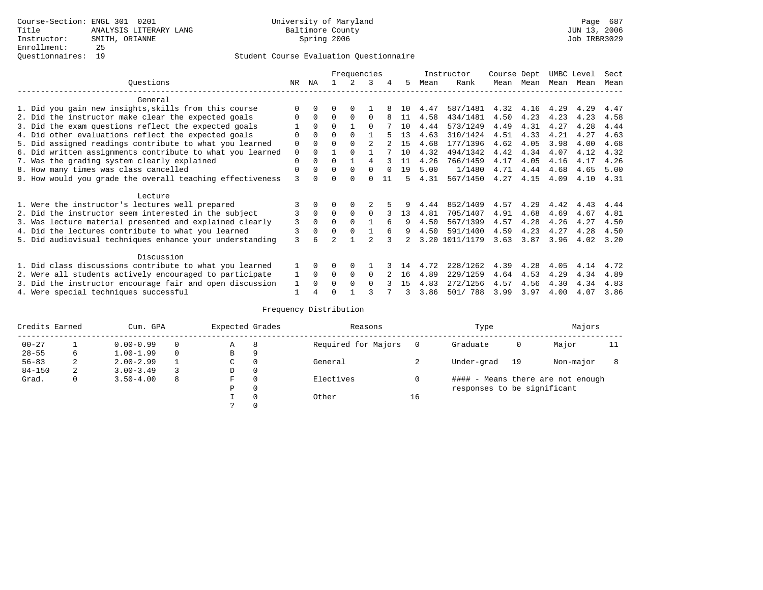Course-Section: ENGL 301 0201
Title: ANALYSIS LITERARY LANG
Instructor: SMITH, ORIANNE
Enrollment: 25
Questionnaires: 19

University of Maryland
Baltimore County
Spring 2006

Page 687
JUN 13, 2006
Job IRBR3029

Student Course Evaluation Questionnaire

| Questions | NR | NA | 1 | 2 | 3 | 4 | 5 | Instructor Mean | Instructor Rank | Course Mean | Dept Mean | UMBC Mean | Level Mean | Sect Mean |
|---|---|---|---|---|---|---|---|---|---|---|---|---|---|---|
| **General** | | | | | | | | | | | | | | |
| 1. Did you gain new insights,skills from this course | 0 | 0 | 0 | 0 | 1 | 8 | 10 | 4.47 | 587/1481 | 4.32 | 4.16 | 4.29 | 4.29 | 4.47 |
| 2. Did the instructor make clear the expected goals | 0 | 0 | 0 | 0 | 0 | 8 | 11 | 4.58 | 434/1481 | 4.50 | 4.23 | 4.23 | 4.23 | 4.58 |
| 3. Did the exam questions reflect the expected goals | 1 | 0 | 0 | 1 | 0 | 7 | 10 | 4.44 | 573/1249 | 4.49 | 4.31 | 4.27 | 4.28 | 4.44 |
| 4. Did other evaluations reflect the expected goals | 0 | 0 | 0 | 0 | 1 | 5 | 13 | 4.63 | 310/1424 | 4.51 | 4.33 | 4.21 | 4.27 | 4.63 |
| 5. Did assigned readings contribute to what you learned | 0 | 0 | 0 | 0 | 2 | 2 | 15 | 4.68 | 177/1396 | 4.62 | 4.05 | 3.98 | 4.00 | 4.68 |
| 6. Did written assignments contribute to what you learned | 0 | 0 | 1 | 0 | 1 | 7 | 10 | 4.32 | 494/1342 | 4.42 | 4.34 | 4.07 | 4.12 | 4.32 |
| 7. Was the grading system clearly explained | 0 | 0 | 0 | 1 | 4 | 3 | 11 | 4.26 | 766/1459 | 4.17 | 4.05 | 4.16 | 4.17 | 4.26 |
| 8. How many times was class cancelled | 0 | 0 | 0 | 0 | 0 | 0 | 19 | 5.00 | 1/1480 | 4.71 | 4.44 | 4.68 | 4.65 | 5.00 |
| 9. How would you grade the overall teaching effectiveness | 3 | 0 | 0 | 0 | 0 | 11 | 5 | 4.31 | 567/1450 | 4.27 | 4.15 | 4.09 | 4.10 | 4.31 |
| **Lecture** | | | | | | | | | | | | | | |
| 1. Were the instructor's lectures well prepared | 3 | 0 | 0 | 0 | 2 | 5 | 9 | 4.44 | 852/1409 | 4.57 | 4.29 | 4.42 | 4.43 | 4.44 |
| 2. Did the instructor seem interested in the subject | 3 | 0 | 0 | 0 | 0 | 3 | 13 | 4.81 | 705/1407 | 4.91 | 4.68 | 4.69 | 4.67 | 4.81 |
| 3. Was lecture material presented and explained clearly | 3 | 0 | 0 | 0 | 1 | 6 | 9 | 4.50 | 567/1399 | 4.57 | 4.28 | 4.26 | 4.27 | 4.50 |
| 4. Did the lectures contribute to what you learned | 3 | 0 | 0 | 0 | 1 | 6 | 9 | 4.50 | 591/1400 | 4.59 | 4.23 | 4.27 | 4.28 | 4.50 |
| 5. Did audiovisual techniques enhance your understanding | 3 | 6 | 2 | 1 | 2 | 3 | 2 | 3.20 | 1011/1179 | 3.63 | 3.87 | 3.96 | 4.02 | 3.20 |
| **Discussion** | | | | | | | | | | | | | | |
| 1. Did class discussions contribute to what you learned | 1 | 0 | 0 | 0 | 1 | 3 | 14 | 4.72 | 228/1262 | 4.39 | 4.28 | 4.05 | 4.14 | 4.72 |
| 2. Were all students actively encouraged to participate | 1 | 0 | 0 | 0 | 0 | 2 | 16 | 4.89 | 229/1259 | 4.64 | 4.53 | 4.29 | 4.34 | 4.89 |
| 3. Did the instructor encourage fair and open discussion | 1 | 0 | 0 | 0 | 0 | 3 | 15 | 4.83 | 272/1256 | 4.57 | 4.56 | 4.30 | 4.34 | 4.83 |
| 4. Were special techniques successful | 1 | 4 | 0 | 1 | 3 | 7 | 3 | 3.86 | 501/ 788 | 3.99 | 3.97 | 4.00 | 4.07 | 3.86 |

Frequency Distribution

| Credits Earned | | Cum. GPA | | Expected Grades | | Reasons | | Type | | Majors | |
|---|---|---|---|---|---|---|---|---|---|---|---|
| 00-27 | 1 | 0.00-0.99 | 0 | A | 8 | Required for Majors | 0 | Graduate | 0 | Major | 11 |
| 28-55 | 6 | 1.00-1.99 | 0 | B | 9 | | | | | | |
| 56-83 | 2 | 2.00-2.99 | 1 | C | 0 | General | 2 | Under-grad | 19 | Non-major | 8 |
| 84-150 | 2 | 3.00-3.49 | 3 | D | 0 | | | | | | |
| Grad. | 0 | 3.50-4.00 | 8 | F | 0 | Electives | 0 | | | | |
| | | | | P | 0 | | | | | | |
| | | | | I | 0 | Other | 16 | | | | |
| | | | | ? | 0 | | | | | | |

#### - Means there are not enough responses to be significant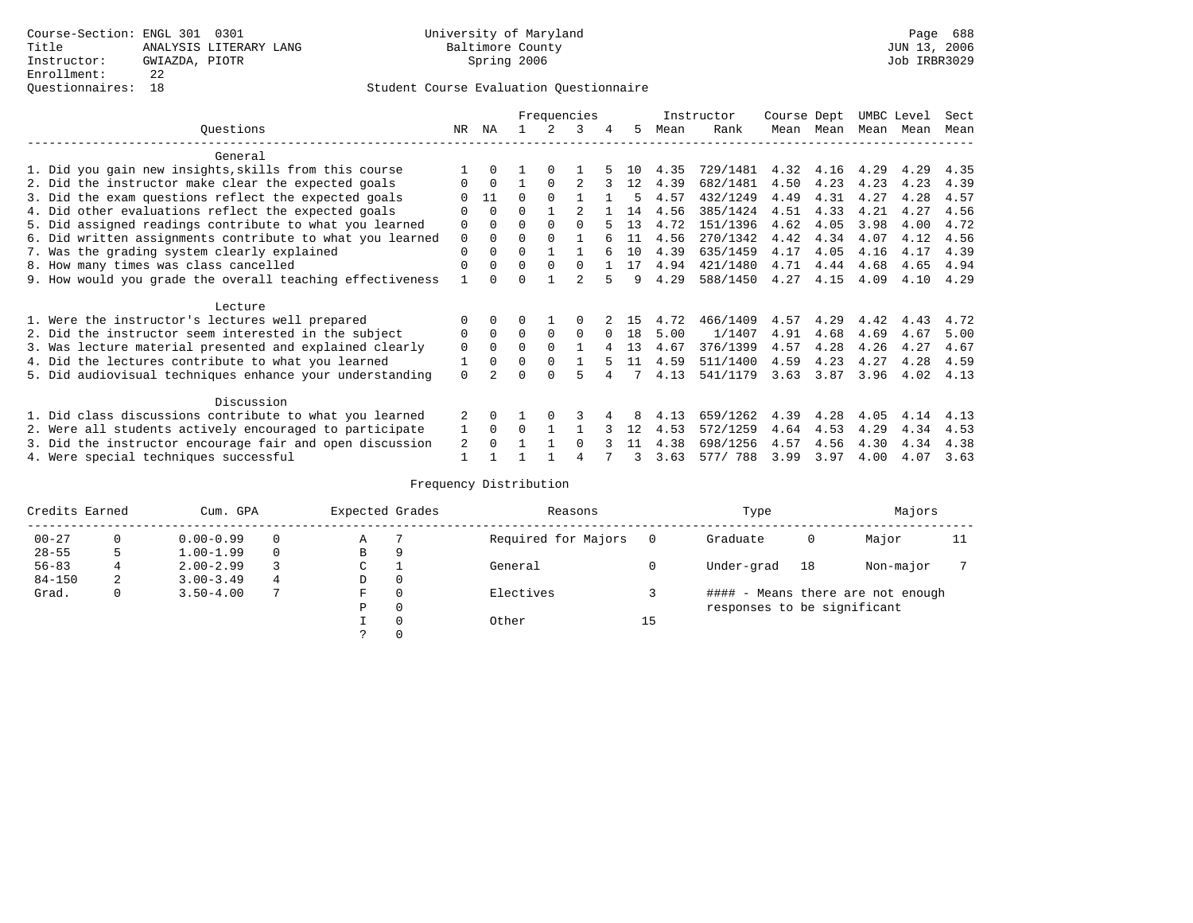Course-Section: ENGL 301 0301
Title: ANALYSIS LITERARY LANG
Instructor: GWIAZDA, PIOTR
Enrollment: 22
Questionnaires: 18

University of Maryland
Baltimore County
Spring 2006

JUN 13, 2006
Job IRBR3029

## Student Course Evaluation Questionnaire

| Questions | NR | NA | 1 | 2 | 3 | 4 | 5 | Instructor Mean | Instructor Rank | Course Dept Mean | Dept Mean | UMBC Level Mean | Level Mean | Sect Mean |
|---|---|---|---|---|---|---|---|---|---|---|---|---|---|---|
| **General** | | | | | | | | | | | | | | |
| 1. Did you gain new insights,skills from this course | 1 | 0 | 1 | 0 | 1 | 5 | 10 | 4.35 | 729/1481 | 4.32 | 4.16 | 4.29 | 4.29 | 4.35 |
| 2. Did the instructor make clear the expected goals | 0 | 0 | 1 | 0 | 2 | 3 | 12 | 4.39 | 682/1481 | 4.50 | 4.23 | 4.23 | 4.23 | 4.39 |
| 3. Did the exam questions reflect the expected goals | 0 | 11 | 0 | 0 | 1 | 1 | 5 | 4.57 | 432/1249 | 4.49 | 4.31 | 4.27 | 4.28 | 4.57 |
| 4. Did other evaluations reflect the expected goals | 0 | 0 | 0 | 1 | 2 | 1 | 14 | 4.56 | 385/1424 | 4.51 | 4.33 | 4.21 | 4.27 | 4.56 |
| 5. Did assigned readings contribute to what you learned | 0 | 0 | 0 | 0 | 0 | 5 | 13 | 4.72 | 151/1396 | 4.62 | 4.05 | 3.98 | 4.00 | 4.72 |
| 6. Did written assignments contribute to what you learned | 0 | 0 | 0 | 0 | 1 | 6 | 11 | 4.56 | 270/1342 | 4.42 | 4.34 | 4.07 | 4.12 | 4.56 |
| 7. Was the grading system clearly explained | 0 | 0 | 0 | 1 | 1 | 6 | 10 | 4.39 | 635/1459 | 4.17 | 4.05 | 4.16 | 4.17 | 4.39 |
| 8. How many times was class cancelled | 0 | 0 | 0 | 0 | 0 | 1 | 17 | 4.94 | 421/1480 | 4.71 | 4.44 | 4.68 | 4.65 | 4.94 |
| 9. How would you grade the overall teaching effectiveness | 1 | 0 | 0 | 1 | 2 | 5 | 9 | 4.29 | 588/1450 | 4.27 | 4.15 | 4.09 | 4.10 | 4.29 |
| **Lecture** | | | | | | | | | | | | | | |
| 1. Were the instructor's lectures well prepared | 0 | 0 | 0 | 1 | 0 | 2 | 15 | 4.72 | 466/1409 | 4.57 | 4.29 | 4.42 | 4.43 | 4.72 |
| 2. Did the instructor seem interested in the subject | 0 | 0 | 0 | 0 | 0 | 0 | 18 | 5.00 | 1/1407 | 4.91 | 4.68 | 4.69 | 4.67 | 5.00 |
| 3. Was lecture material presented and explained clearly | 0 | 0 | 0 | 0 | 1 | 4 | 13 | 4.67 | 376/1399 | 4.57 | 4.28 | 4.26 | 4.27 | 4.67 |
| 4. Did the lectures contribute to what you learned | 1 | 0 | 0 | 0 | 1 | 5 | 11 | 4.59 | 511/1400 | 4.59 | 4.23 | 4.27 | 4.28 | 4.59 |
| 5. Did audiovisual techniques enhance your understanding | 0 | 2 | 0 | 0 | 5 | 4 | 7 | 4.13 | 541/1179 | 3.63 | 3.87 | 3.96 | 4.02 | 4.13 |
| **Discussion** | | | | | | | | | | | | | | |
| 1. Did class discussions contribute to what you learned | 2 | 0 | 1 | 0 | 3 | 4 | 8 | 4.13 | 659/1262 | 4.39 | 4.28 | 4.05 | 4.14 | 4.13 |
| 2. Were all students actively encouraged to participate | 1 | 0 | 0 | 1 | 1 | 3 | 12 | 4.53 | 572/1259 | 4.64 | 4.53 | 4.29 | 4.34 | 4.53 |
| 3. Did the instructor encourage fair and open discussion | 2 | 0 | 1 | 1 | 0 | 3 | 11 | 4.38 | 698/1256 | 4.57 | 4.56 | 4.30 | 4.34 | 4.38 |
| 4. Were special techniques successful | 1 | 1 | 1 | 1 | 4 | 7 | 3 | 3.63 | 577/ 788 | 3.99 | 3.97 | 4.00 | 4.07 | 3.63 |

## Frequency Distribution

| Credits Earned | | Cum. GPA | | Expected Grades | | Reasons | | Type | | Majors | |
|---|---|---|---|---|---|---|---|---|---|---|---|
| 00-27 | 0 | 0.00-0.99 | 0 | A | 7 | Required for Majors | 0 | Graduate | 0 | Major | 11 |
| 28-55 | 5 | 1.00-1.99 | 0 | B | 9 | | | | | | |
| 56-83 | 4 | 2.00-2.99 | 3 | C | 1 | General | 0 | Under-grad | 18 | Non-major | 7 |
| 84-150 | 2 | 3.00-3.49 | 4 | D | 0 | | | | | | |
| Grad. | 0 | 3.50-4.00 | 7 | F | 0 | Electives | 3 | | | | |
| | | | | P | 0 | | | | | | |
| | | | | I | 0 | Other | 15 | | | | |
| | | | | ? | 0 | | | | | | |

#### - Means there are not enough responses to be significant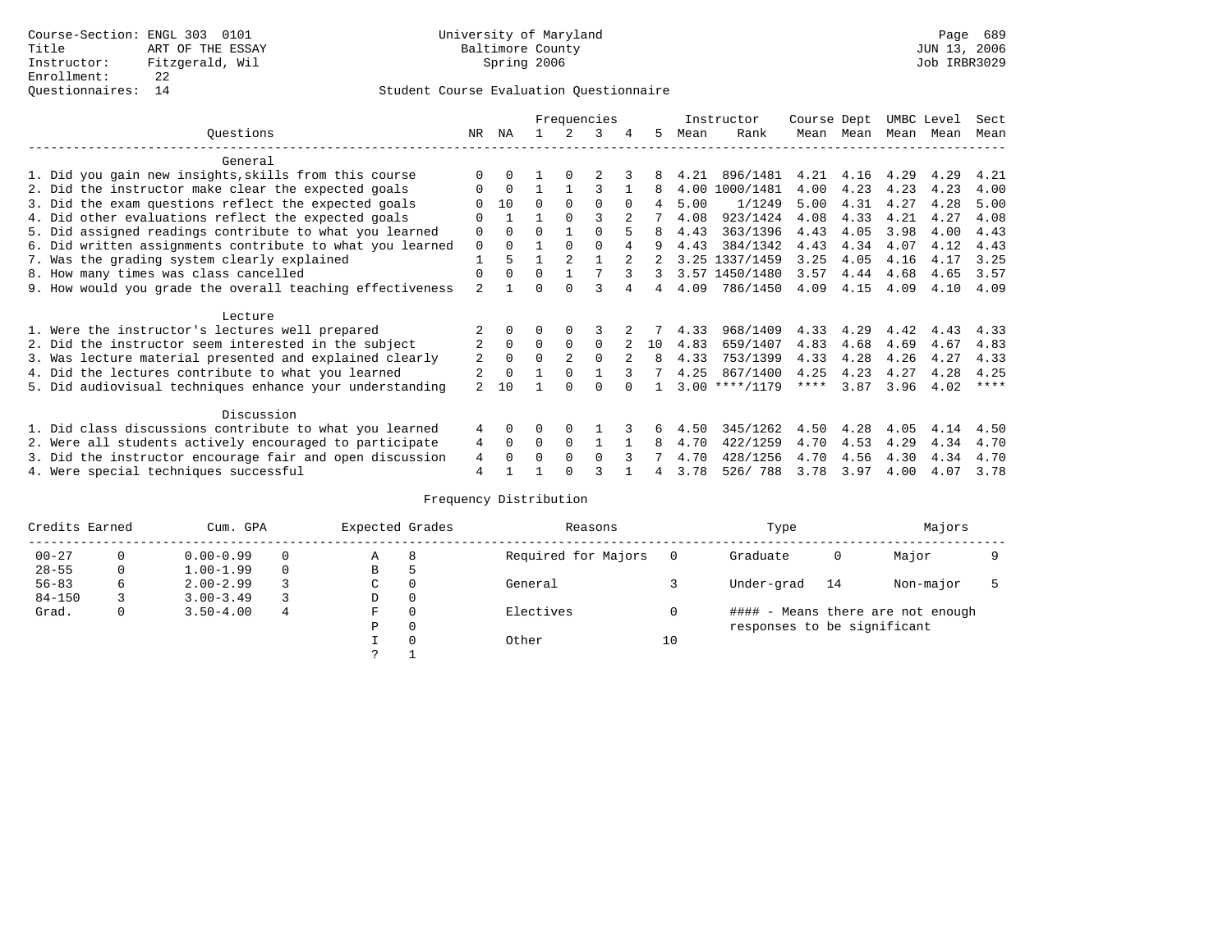Course-Section: ENGL 303 0101
Title: ART OF THE ESSAY
Instructor: Fitzgerald, Wil
Enrollment: 22
Questionnaires: 14

University of Maryland
Baltimore County
Spring 2006

Page 689
JUN 13, 2006
Job IRBR3029

Student Course Evaluation Questionnaire

| Questions | NR | NA | 1 | 2 | 3 | 4 | 5 | Instructor Mean | Instructor Rank | Course Mean | Dept Mean | UMBC Mean | Level Mean | Sect Mean |
|---|---|---|---|---|---|---|---|---|---|---|---|---|---|---|
| **General** | | | | | | | | | | | | | | |
| 1. Did you gain new insights,skills from this course | 0 | 0 | 1 | 0 | 2 | 3 | 8 | 4.21 | 896/1481 | 4.21 | 4.16 | 4.29 | 4.29 | 4.21 |
| 2. Did the instructor make clear the expected goals | 0 | 0 | 1 | 1 | 3 | 1 | 8 | 4.00 | 1000/1481 | 4.00 | 4.23 | 4.23 | 4.23 | 4.00 |
| 3. Did the exam questions reflect the expected goals | 0 | 10 | 0 | 0 | 0 | 0 | 4 | 5.00 | 1/1249 | 5.00 | 4.31 | 4.27 | 4.28 | 5.00 |
| 4. Did other evaluations reflect the expected goals | 0 | 1 | 1 | 0 | 3 | 2 | 7 | 4.08 | 923/1424 | 4.08 | 4.33 | 4.21 | 4.27 | 4.08 |
| 5. Did assigned readings contribute to what you learned | 0 | 0 | 0 | 1 | 0 | 5 | 8 | 4.43 | 363/1396 | 4.43 | 4.05 | 3.98 | 4.00 | 4.43 |
| 6. Did written assignments contribute to what you learned | 0 | 0 | 1 | 0 | 0 | 4 | 9 | 4.43 | 384/1342 | 4.43 | 4.34 | 4.07 | 4.12 | 4.43 |
| 7. Was the grading system clearly explained | 1 | 5 | 1 | 2 | 1 | 2 | 2 | 3.25 | 1337/1459 | 3.25 | 4.05 | 4.16 | 4.17 | 3.25 |
| 8. How many times was class cancelled | 0 | 0 | 0 | 1 | 7 | 3 | 3 | 3.57 | 1450/1480 | 3.57 | 4.44 | 4.68 | 4.65 | 3.57 |
| 9. How would you grade the overall teaching effectiveness | 2 | 1 | 0 | 0 | 3 | 4 | 4 | 4.09 | 786/1450 | 4.09 | 4.15 | 4.09 | 4.10 | 4.09 |
| **Lecture** | | | | | | | | | | | | | | |
| 1. Were the instructor's lectures well prepared | 2 | 0 | 0 | 0 | 3 | 2 | 7 | 4.33 | 968/1409 | 4.33 | 4.29 | 4.42 | 4.43 | 4.33 |
| 2. Did the instructor seem interested in the subject | 2 | 0 | 0 | 0 | 0 | 2 | 10 | 4.83 | 659/1407 | 4.83 | 4.68 | 4.69 | 4.67 | 4.83 |
| 3. Was lecture material presented and explained clearly | 2 | 0 | 0 | 2 | 0 | 2 | 8 | 4.33 | 753/1399 | 4.33 | 4.28 | 4.26 | 4.27 | 4.33 |
| 4. Did the lectures contribute to what you learned | 2 | 0 | 1 | 0 | 1 | 3 | 7 | 4.25 | 867/1400 | 4.25 | 4.23 | 4.27 | 4.28 | 4.25 |
| 5. Did audiovisual techniques enhance your understanding | 2 | 10 | 1 | 0 | 0 | 0 | 1 | 3.00 | ****/1179 | **** | 3.87 | 3.96 | 4.02 | **** |
| **Discussion** | | | | | | | | | | | | | | |
| 1. Did class discussions contribute to what you learned | 4 | 0 | 0 | 0 | 1 | 3 | 6 | 4.50 | 345/1262 | 4.50 | 4.28 | 4.05 | 4.14 | 4.50 |
| 2. Were all students actively encouraged to participate | 4 | 0 | 0 | 0 | 1 | 1 | 8 | 4.70 | 422/1259 | 4.70 | 4.53 | 4.29 | 4.34 | 4.70 |
| 3. Did the instructor encourage fair and open discussion | 4 | 0 | 0 | 0 | 0 | 3 | 7 | 4.70 | 428/1256 | 4.70 | 4.56 | 4.30 | 4.34 | 4.70 |
| 4. Were special techniques successful | 4 | 1 | 1 | 0 | 3 | 1 | 4 | 3.78 | 526/ 788 | 3.78 | 3.97 | 4.00 | 4.07 | 3.78 |

Frequency Distribution

| Credits Earned | | Cum. GPA | | Expected Grades | | Reasons | | Type | | Majors | |
|---|---|---|---|---|---|---|---|---|---|---|---|
| 00-27 | 0 | 0.00-0.99 | 0 | A | 8 | Required for Majors | 0 | Graduate | 0 | Major | 9 |
| 28-55 | 0 | 1.00-1.99 | 0 | B | 5 | | | | | | |
| 56-83 | 6 | 2.00-2.99 | 3 | C | 0 | General | 3 | Under-grad | 14 | Non-major | 5 |
| 84-150 | 3 | 3.00-3.49 | 3 | D | 0 | | | | | | |
| Grad. | 0 | 3.50-4.00 | 4 | F | 0 | Electives | 0 | #### - Means there are not enough responses to be significant | | | |
| | | | | P | 0 | | | | | | |
| | | | | I | 0 | Other | 10 | | | | |
| | | | | ? | 1 | | | | | | |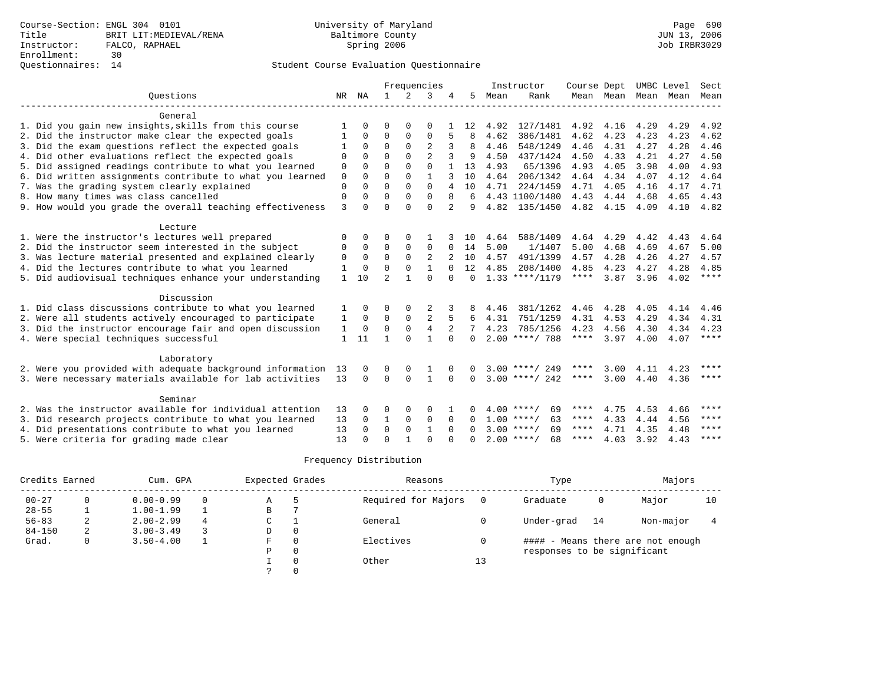Course-Section: ENGL 304 0101
Title: BRIT LIT:MEDIEVAL/RENA
Instructor: FALCO, RAPHAEL
Enrollment: 30
Questionnaires: 14

University of Maryland
Baltimore County
Spring 2006

Page 690
JUN 13, 2006
Job IRBR3029

## Student Course Evaluation Questionnaire

| Questions | NR | NA | 1 | 2 | 3 | 4 | 5 | Instructor Mean | Rank | Course Mean | Dept Mean | UMBC Mean | Level Mean | Sect Mean |
|---|---|---|---|---|---|---|---|---|---|---|---|---|---|---|
| **General** | | | | | | | | | | | | | | |
| 1. Did you gain new insights,skills from this course | 1 | 0 | 0 | 0 | 0 | 1 | 12 | 4.92 | 127/1481 | 4.92 | 4.16 | 4.29 | 4.29 | 4.92 |
| 2. Did the instructor make clear the expected goals | 1 | 0 | 0 | 0 | 0 | 5 | 8 | 4.62 | 386/1481 | 4.62 | 4.23 | 4.23 | 4.23 | 4.62 |
| 3. Did the exam questions reflect the expected goals | 1 | 0 | 0 | 0 | 2 | 3 | 8 | 4.46 | 548/1249 | 4.46 | 4.31 | 4.27 | 4.28 | 4.46 |
| 4. Did other evaluations reflect the expected goals | 0 | 0 | 0 | 0 | 2 | 3 | 9 | 4.50 | 437/1424 | 4.50 | 4.33 | 4.21 | 4.27 | 4.50 |
| 5. Did assigned readings contribute to what you learned | 0 | 0 | 0 | 0 | 0 | 1 | 13 | 4.93 | 65/1396 | 4.93 | 4.05 | 3.98 | 4.00 | 4.93 |
| 6. Did written assignments contribute to what you learned | 0 | 0 | 0 | 0 | 1 | 3 | 10 | 4.64 | 206/1342 | 4.64 | 4.34 | 4.07 | 4.12 | 4.64 |
| 7. Was the grading system clearly explained | 0 | 0 | 0 | 0 | 0 | 4 | 10 | 4.71 | 224/1459 | 4.71 | 4.05 | 4.16 | 4.17 | 4.71 |
| 8. How many times was class cancelled | 0 | 0 | 0 | 0 | 0 | 8 | 6 | 4.43 | 1100/1480 | 4.43 | 4.44 | 4.68 | 4.65 | 4.43 |
| 9. How would you grade the overall teaching effectiveness | 3 | 0 | 0 | 0 | 0 | 2 | 9 | 4.82 | 135/1450 | 4.82 | 4.15 | 4.09 | 4.10 | 4.82 |
| **Lecture** | | | | | | | | | | | | | | |
| 1. Were the instructor's lectures well prepared | 0 | 0 | 0 | 0 | 1 | 3 | 10 | 4.64 | 588/1409 | 4.64 | 4.29 | 4.42 | 4.43 | 4.64 |
| 2. Did the instructor seem interested in the subject | 0 | 0 | 0 | 0 | 0 | 0 | 14 | 5.00 | 1/1407 | 5.00 | 4.68 | 4.69 | 4.67 | 5.00 |
| 3. Was lecture material presented and explained clearly | 0 | 0 | 0 | 0 | 2 | 2 | 10 | 4.57 | 491/1399 | 4.57 | 4.28 | 4.26 | 4.27 | 4.57 |
| 4. Did the lectures contribute to what you learned | 1 | 0 | 0 | 0 | 1 | 0 | 12 | 4.85 | 208/1400 | 4.85 | 4.23 | 4.27 | 4.28 | 4.85 |
| 5. Did audiovisual techniques enhance your understanding | 1 | 10 | 2 | 1 | 0 | 0 | 0 | 1.33 | ****/1179 | **** | 3.87 | 3.96 | 4.02 | **** |
| **Discussion** | | | | | | | | | | | | | | |
| 1. Did class discussions contribute to what you learned | 1 | 0 | 0 | 0 | 2 | 3 | 8 | 4.46 | 381/1262 | 4.46 | 4.28 | 4.05 | 4.14 | 4.46 |
| 2. Were all students actively encouraged to participate | 1 | 0 | 0 | 0 | 2 | 5 | 6 | 4.31 | 751/1259 | 4.31 | 4.53 | 4.29 | 4.34 | 4.31 |
| 3. Did the instructor encourage fair and open discussion | 1 | 0 | 0 | 0 | 4 | 2 | 7 | 4.23 | 785/1256 | 4.23 | 4.56 | 4.30 | 4.34 | 4.23 |
| 4. Were special techniques successful | 1 | 11 | 1 | 0 | 1 | 0 | 0 | 2.00 | ****/ 788 | **** | 3.97 | 4.00 | 4.07 | **** |
| **Laboratory** | | | | | | | | | | | | | | |
| 2. Were you provided with adequate background information | 13 | 0 | 0 | 0 | 1 | 0 | 0 | 3.00 | ****/ 249 | **** | 3.00 | 4.11 | 4.23 | **** |
| 3. Were necessary materials available for lab activities | 13 | 0 | 0 | 0 | 1 | 0 | 0 | 3.00 | ****/ 242 | **** | 3.00 | 4.40 | 4.36 | **** |
| **Seminar** | | | | | | | | | | | | | | |
| 2. Was the instructor available for individual attention | 13 | 0 | 0 | 0 | 0 | 1 | 0 | 4.00 | ****/ 69 | **** | 4.75 | 4.53 | 4.66 | **** |
| 3. Did research projects contribute to what you learned | 13 | 0 | 1 | 0 | 0 | 0 | 0 | 1.00 | ****/ 63 | **** | 4.33 | 4.44 | 4.56 | **** |
| 4. Did presentations contribute to what you learned | 13 | 0 | 0 | 0 | 1 | 0 | 0 | 3.00 | ****/ 69 | **** | 4.71 | 4.35 | 4.48 | **** |
| 5. Were criteria for grading made clear | 13 | 0 | 0 | 1 | 0 | 0 | 0 | 2.00 | ****/ 68 | **** | 4.03 | 3.92 | 4.43 | **** |

## Frequency Distribution

| Credits Earned | | Cum. GPA | | Expected Grades | | Reasons | | Type | | Majors | |
|---|---|---|---|---|---|---|---|---|---|---|---|
| 00-27 | 0 | 0.00-0.99 | 0 | A | 5 | Required for Majors | 0 | Graduate | 0 | Major | 10 |
| 28-55 | 1 | 1.00-1.99 | 1 | B | 7 | | | | | | |
| 56-83 | 2 | 2.00-2.99 | 4 | C | 1 | General | 0 | Under-grad | 14 | Non-major | 4 |
| 84-150 | 2 | 3.00-3.49 | 3 | D | 0 | | | | | | |
| Grad. | 0 | 3.50-4.00 | 1 | F | 0 | Electives | 0 | #### - Means there are not enough responses to be significant | | | |
| | | | | P | 0 | | | | | | |
| | | | | I | 0 | Other | 13 | | | | |
| | | | | ? | 0 | | | | | | |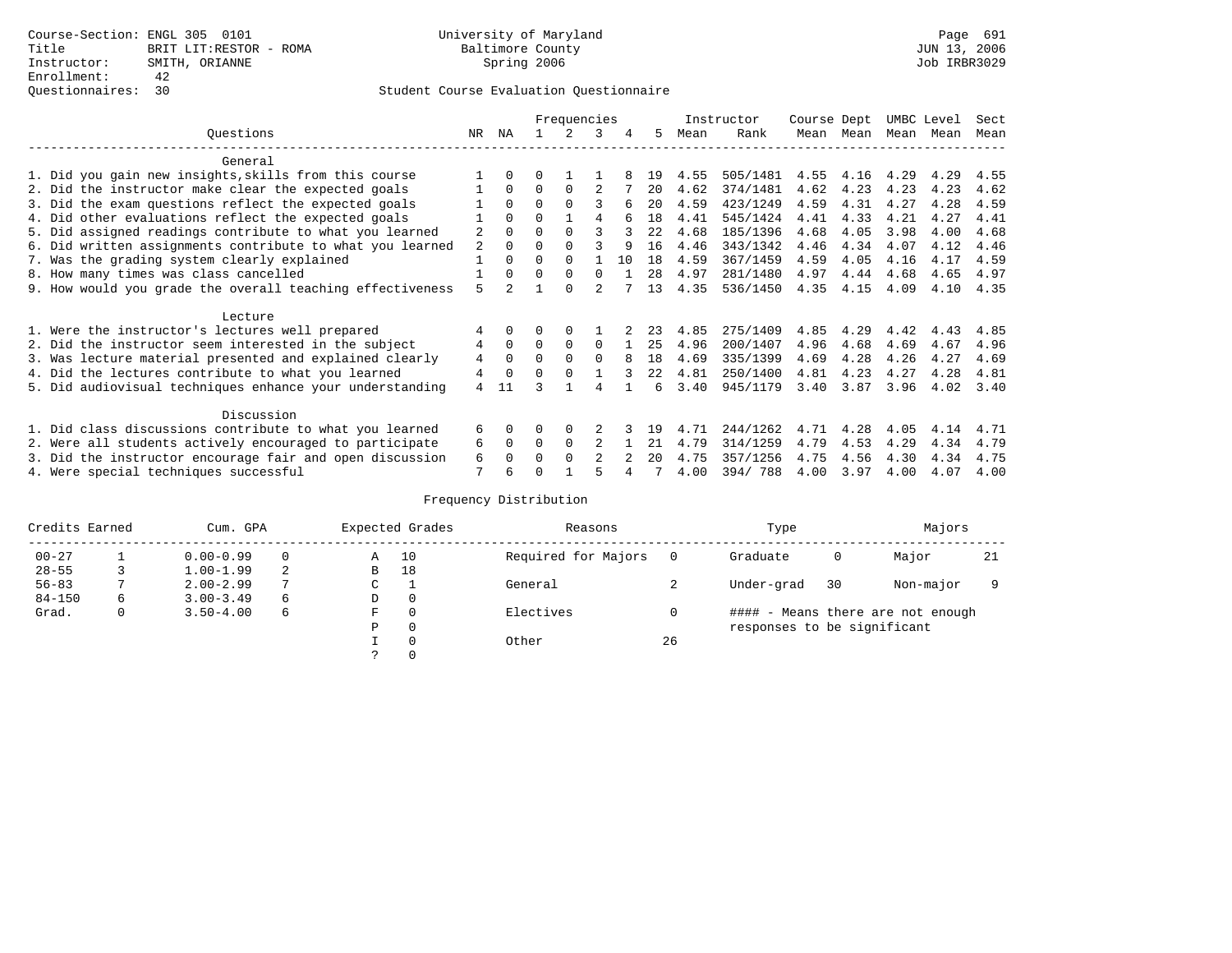Course-Section: ENGL 305 0101
Title: BRIT LIT:RESTOR - ROMA
Instructor: SMITH, ORIANNE
Enrollment: 42
Questionnaires: 30

University of Maryland
Baltimore County
Spring 2006

JUN 13, 2006
Job IRBR3029

## Student Course Evaluation Questionnaire

| Questions | NR | NA | 1 | 2 | 3 | 4 | 5 | Instructor Mean | Instructor Rank | Course Mean | Dept Mean | UMBC Mean | Level Mean | Sect Mean |
|---|---|---|---|---|---|---|---|---|---|---|---|---|---|---|
| **General** | | | | | | | | | | | | | | |
| 1. Did you gain new insights,skills from this course | 1 | 0 | 0 | 1 | 1 | 8 | 19 | 4.55 | 505/1481 | 4.55 | 4.16 | 4.29 | 4.29 | 4.55 |
| 2. Did the instructor make clear the expected goals | 1 | 0 | 0 | 0 | 2 | 7 | 20 | 4.62 | 374/1481 | 4.62 | 4.23 | 4.23 | 4.23 | 4.62 |
| 3. Did the exam questions reflect the expected goals | 1 | 0 | 0 | 0 | 3 | 6 | 20 | 4.59 | 423/1249 | 4.59 | 4.31 | 4.27 | 4.28 | 4.59 |
| 4. Did other evaluations reflect the expected goals | 1 | 0 | 0 | 1 | 4 | 6 | 18 | 4.41 | 545/1424 | 4.41 | 4.33 | 4.21 | 4.27 | 4.41 |
| 5. Did assigned readings contribute to what you learned | 2 | 0 | 0 | 0 | 3 | 3 | 22 | 4.68 | 185/1396 | 4.68 | 4.05 | 3.98 | 4.00 | 4.68 |
| 6. Did written assignments contribute to what you learned | 2 | 0 | 0 | 0 | 3 | 9 | 16 | 4.46 | 343/1342 | 4.46 | 4.34 | 4.07 | 4.12 | 4.46 |
| 7. Was the grading system clearly explained | 1 | 0 | 0 | 0 | 1 | 10 | 18 | 4.59 | 367/1459 | 4.59 | 4.05 | 4.16 | 4.17 | 4.59 |
| 8. How many times was class cancelled | 1 | 0 | 0 | 0 | 0 | 1 | 28 | 4.97 | 281/1480 | 4.97 | 4.44 | 4.68 | 4.65 | 4.97 |
| 9. How would you grade the overall teaching effectiveness | 5 | 2 | 1 | 0 | 2 | 7 | 13 | 4.35 | 536/1450 | 4.35 | 4.15 | 4.09 | 4.10 | 4.35 |
| **Lecture** | | | | | | | | | | | | | | |
| 1. Were the instructor's lectures well prepared | 4 | 0 | 0 | 0 | 1 | 2 | 23 | 4.85 | 275/1409 | 4.85 | 4.29 | 4.42 | 4.43 | 4.85 |
| 2. Did the instructor seem interested in the subject | 4 | 0 | 0 | 0 | 0 | 1 | 25 | 4.96 | 200/1407 | 4.96 | 4.68 | 4.69 | 4.67 | 4.96 |
| 3. Was lecture material presented and explained clearly | 4 | 0 | 0 | 0 | 0 | 8 | 18 | 4.69 | 335/1399 | 4.69 | 4.28 | 4.26 | 4.27 | 4.69 |
| 4. Did the lectures contribute to what you learned | 4 | 0 | 0 | 0 | 1 | 3 | 22 | 4.81 | 250/1400 | 4.81 | 4.23 | 4.27 | 4.28 | 4.81 |
| 5. Did audiovisual techniques enhance your understanding | 4 | 11 | 3 | 1 | 4 | 1 | 6 | 3.40 | 945/1179 | 3.40 | 3.87 | 3.96 | 4.02 | 3.40 |
| **Discussion** | | | | | | | | | | | | | | |
| 1. Did class discussions contribute to what you learned | 6 | 0 | 0 | 0 | 2 | 3 | 19 | 4.71 | 244/1262 | 4.71 | 4.28 | 4.05 | 4.14 | 4.71 |
| 2. Were all students actively encouraged to participate | 6 | 0 | 0 | 0 | 2 | 1 | 21 | 4.79 | 314/1259 | 4.79 | 4.53 | 4.29 | 4.34 | 4.79 |
| 3. Did the instructor encourage fair and open discussion | 6 | 0 | 0 | 0 | 2 | 2 | 20 | 4.75 | 357/1256 | 4.75 | 4.56 | 4.30 | 4.34 | 4.75 |
| 4. Were special techniques successful | 7 | 6 | 0 | 1 | 5 | 4 | 7 | 4.00 | 394/ 788 | 4.00 | 3.97 | 4.00 | 4.07 | 4.00 |

## Frequency Distribution

| Credits Earned | | Cum. GPA | | Expected Grades | | Reasons | | Type | | Majors | |
|---|---|---|---|---|---|---|---|---|---|---|---|
| 00-27 | 1 | 0.00-0.99 | 0 | A | 10 | Required for Majors | 0 | Graduate | 0 | Major | 21 |
| 28-55 | 3 | 1.00-1.99 | 2 | B | 18 | | | | | | |
| 56-83 | 7 | 2.00-2.99 | 7 | C | 1 | General | 2 | Under-grad | 30 | Non-major | 9 |
| 84-150 | 6 | 3.00-3.49 | 6 | D | 0 | | | | | | |
| Grad. | 0 | 3.50-4.00 | 6 | F | 0 | Electives | 0 | #### - Means there are not enough responses to be significant | | | |
| | | | | P | 0 | | | | | | |
| | | | | I | 0 | Other | 26 | | | | |
| | | | | ? | 0 | | | | | | |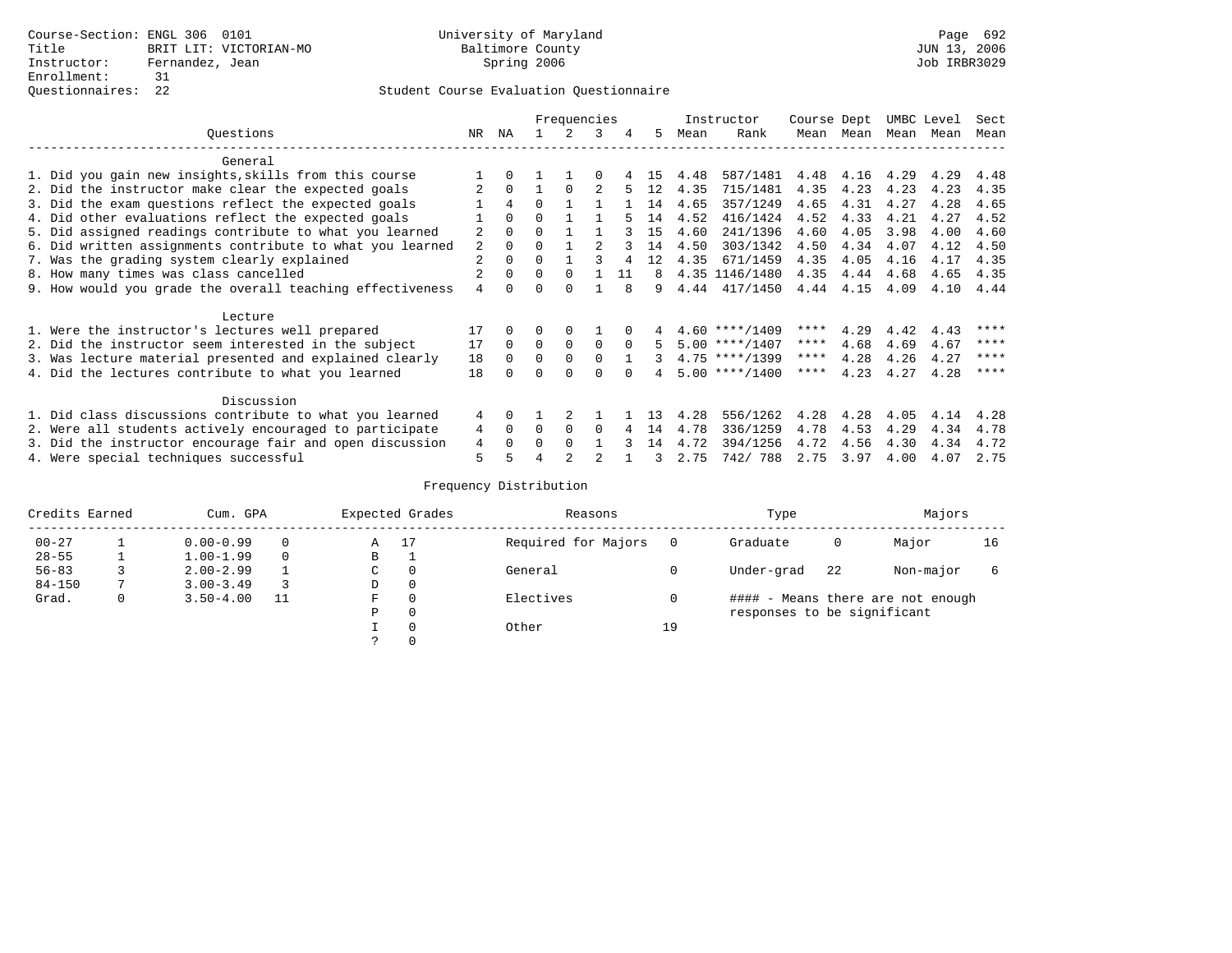Course-Section: ENGL 306 0101
Title: BRIT LIT: VICTORIAN-MO
Instructor: Fernandez, Jean
Enrollment: 31
Questionnaires: 22

University of Maryland
Baltimore County
Spring 2006

JUN 13, 2006
Job IRBR3029

Student Course Evaluation Questionnaire

| Questions | NR | NA | 1 | 2 | 3 | 4 | 5 | Instructor Mean | Instructor Rank | Course Mean | Dept Mean | UMBC Mean | Level Mean | Sect Mean |
|---|---|---|---|---|---|---|---|---|---|---|---|---|---|---|
| **General** | | | | | | | | | | | | | | |
| 1. Did you gain new insights,skills from this course | 1 | 0 | 1 | 1 | 0 | 4 | 15 | 4.48 | 587/1481 | 4.48 | 4.16 | 4.29 | 4.29 | 4.48 |
| 2. Did the instructor make clear the expected goals | 2 | 0 | 1 | 0 | 2 | 5 | 12 | 4.35 | 715/1481 | 4.35 | 4.23 | 4.23 | 4.23 | 4.35 |
| 3. Did the exam questions reflect the expected goals | 1 | 4 | 0 | 1 | 1 | 1 | 14 | 4.65 | 357/1249 | 4.65 | 4.31 | 4.27 | 4.28 | 4.65 |
| 4. Did other evaluations reflect the expected goals | 1 | 0 | 0 | 1 | 1 | 5 | 14 | 4.52 | 416/1424 | 4.52 | 4.33 | 4.21 | 4.27 | 4.52 |
| 5. Did assigned readings contribute to what you learned | 2 | 0 | 0 | 1 | 1 | 3 | 15 | 4.60 | 241/1396 | 4.60 | 4.05 | 3.98 | 4.00 | 4.60 |
| 6. Did written assignments contribute to what you learned | 2 | 0 | 0 | 1 | 2 | 3 | 14 | 4.50 | 303/1342 | 4.50 | 4.34 | 4.07 | 4.12 | 4.50 |
| 7. Was the grading system clearly explained | 2 | 0 | 0 | 1 | 3 | 4 | 12 | 4.35 | 671/1459 | 4.35 | 4.05 | 4.16 | 4.17 | 4.35 |
| 8. How many times was class cancelled | 2 | 0 | 0 | 0 | 1 | 11 | 8 | 4.35 | 1146/1480 | 4.35 | 4.44 | 4.68 | 4.65 | 4.35 |
| 9. How would you grade the overall teaching effectiveness | 4 | 0 | 0 | 0 | 1 | 8 | 9 | 4.44 | 417/1450 | 4.44 | 4.15 | 4.09 | 4.10 | 4.44 |
| **Lecture** | | | | | | | | | | | | | | |
| 1. Were the instructor's lectures well prepared | 17 | 0 | 0 | 0 | 1 | 0 | 4 | 4.60 | ****/1409 | **** | 4.29 | 4.42 | 4.43 | **** |
| 2. Did the instructor seem interested in the subject | 17 | 0 | 0 | 0 | 0 | 0 | 5 | 5.00 | ****/1407 | **** | 4.68 | 4.69 | 4.67 | **** |
| 3. Was lecture material presented and explained clearly | 18 | 0 | 0 | 0 | 0 | 1 | 3 | 4.75 | ****/1399 | **** | 4.28 | 4.26 | 4.27 | **** |
| 4. Did the lectures contribute to what you learned | 18 | 0 | 0 | 0 | 0 | 0 | 4 | 5.00 | ****/1400 | **** | 4.23 | 4.27 | 4.28 | **** |
| **Discussion** | | | | | | | | | | | | | | |
| 1. Did class discussions contribute to what you learned | 4 | 0 | 1 | 2 | 1 | 1 | 13 | 4.28 | 556/1262 | 4.28 | 4.28 | 4.05 | 4.14 | 4.28 |
| 2. Were all students actively encouraged to participate | 4 | 0 | 0 | 0 | 0 | 4 | 14 | 4.78 | 336/1259 | 4.78 | 4.53 | 4.29 | 4.34 | 4.78 |
| 3. Did the instructor encourage fair and open discussion | 4 | 0 | 0 | 0 | 1 | 3 | 14 | 4.72 | 394/1256 | 4.72 | 4.56 | 4.30 | 4.34 | 4.72 |
| 4. Were special techniques successful | 5 | 5 | 4 | 2 | 2 | 1 | 3 | 2.75 | 742/ 788 | 2.75 | 3.97 | 4.00 | 4.07 | 2.75 |

Frequency Distribution

| Credits Earned | | Cum. GPA | | Expected Grades | | Reasons | | Type | | Majors | |
|---|---|---|---|---|---|---|---|---|---|---|---|
| 00-27 | 1 | 0.00-0.99 | 0 | A | 17 | Required for Majors | 0 | Graduate | 0 | Major | 16 |
| 28-55 | 1 | 1.00-1.99 | 0 | B | 1 | | | | | | |
| 56-83 | 3 | 2.00-2.99 | 1 | C | 0 | General | 0 | Under-grad | 22 | Non-major | 6 |
| 84-150 | 7 | 3.00-3.49 | 3 | D | 0 | | | | | | |
| Grad. | 0 | 3.50-4.00 | 11 | F | 0 | Electives | 0 | #### - Means there are not enough responses to be significant | | | |
| | | | | P | 0 | | | | | | |
| | | | | I | 0 | Other | 19 | | | | |
| | | | | ? | 0 | | | | | | |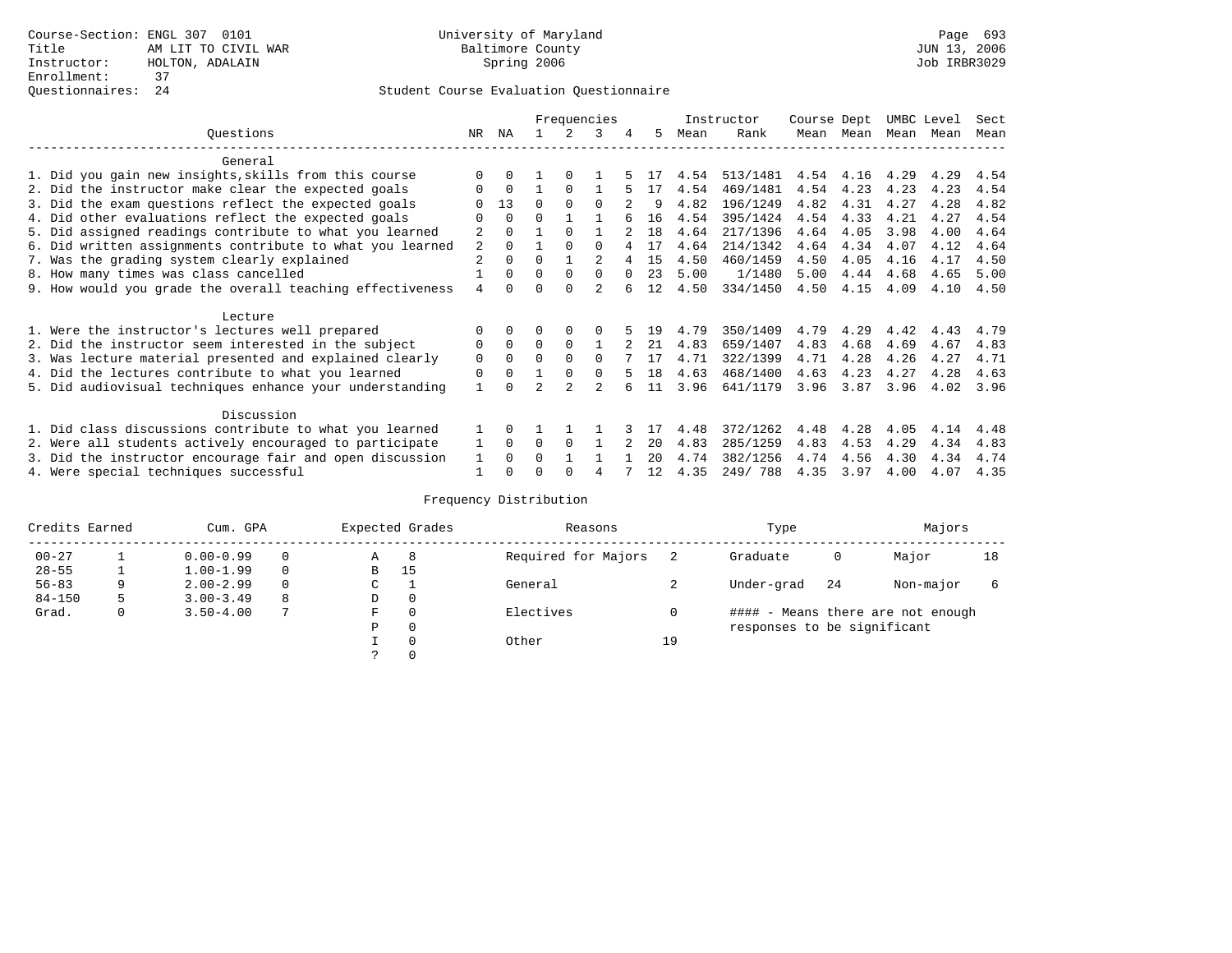Course-Section: ENGL 307 0101
Title: AM LIT TO CIVIL WAR
Instructor: HOLTON, ADALAIN
Enrollment: 37
Questionnaires: 24

University of Maryland
Baltimore County
Spring 2006

Page 693
JUN 13, 2006
Job IRBR3029

## Student Course Evaluation Questionnaire

| Questions | NR | NA | 1 | 2 | 3 | 4 | 5 | Instructor Mean | Instructor Rank | Course Mean | Dept Mean | UMBC Level Mean | Level Mean | Sect Mean |
|---|---|---|---|---|---|---|---|---|---|---|---|---|---|---|
| **General** | | | | | | | | | | | | | | |
| 1. Did you gain new insights,skills from this course | 0 | 0 | 1 | 0 | 1 | 5 | 17 | 4.54 | 513/1481 | 4.54 | 4.16 | 4.29 | 4.29 | 4.54 |
| 2. Did the instructor make clear the expected goals | 0 | 0 | 1 | 0 | 1 | 5 | 17 | 4.54 | 469/1481 | 4.54 | 4.23 | 4.23 | 4.23 | 4.54 |
| 3. Did the exam questions reflect the expected goals | 0 | 13 | 0 | 0 | 0 | 2 | 9 | 4.82 | 196/1249 | 4.82 | 4.31 | 4.27 | 4.28 | 4.82 |
| 4. Did other evaluations reflect the expected goals | 0 | 0 | 0 | 1 | 1 | 6 | 16 | 4.54 | 395/1424 | 4.54 | 4.33 | 4.21 | 4.27 | 4.54 |
| 5. Did assigned readings contribute to what you learned | 2 | 0 | 1 | 0 | 1 | 2 | 18 | 4.64 | 217/1396 | 4.64 | 4.05 | 3.98 | 4.00 | 4.64 |
| 6. Did written assignments contribute to what you learned | 2 | 0 | 1 | 0 | 0 | 4 | 17 | 4.64 | 214/1342 | 4.64 | 4.34 | 4.07 | 4.12 | 4.64 |
| 7. Was the grading system clearly explained | 2 | 0 | 0 | 1 | 2 | 4 | 15 | 4.50 | 460/1459 | 4.50 | 4.05 | 4.16 | 4.17 | 4.50 |
| 8. How many times was class cancelled | 1 | 0 | 0 | 0 | 0 | 0 | 23 | 5.00 | 1/1480 | 5.00 | 4.44 | 4.68 | 4.65 | 5.00 |
| 9. How would you grade the overall teaching effectiveness | 4 | 0 | 0 | 0 | 2 | 6 | 12 | 4.50 | 334/1450 | 4.50 | 4.15 | 4.09 | 4.10 | 4.50 |
| **Lecture** | | | | | | | | | | | | | | |
| 1. Were the instructor's lectures well prepared | 0 | 0 | 0 | 0 | 0 | 5 | 19 | 4.79 | 350/1409 | 4.79 | 4.29 | 4.42 | 4.43 | 4.79 |
| 2. Did the instructor seem interested in the subject | 0 | 0 | 0 | 0 | 1 | 2 | 21 | 4.83 | 659/1407 | 4.83 | 4.68 | 4.69 | 4.67 | 4.83 |
| 3. Was lecture material presented and explained clearly | 0 | 0 | 0 | 0 | 0 | 7 | 17 | 4.71 | 322/1399 | 4.71 | 4.28 | 4.26 | 4.27 | 4.71 |
| 4. Did the lectures contribute to what you learned | 0 | 0 | 1 | 0 | 0 | 5 | 18 | 4.63 | 468/1400 | 4.63 | 4.23 | 4.27 | 4.28 | 4.63 |
| 5. Did audiovisual techniques enhance your understanding | 1 | 0 | 2 | 2 | 2 | 6 | 11 | 3.96 | 641/1179 | 3.96 | 3.87 | 3.96 | 4.02 | 3.96 |
| **Discussion** | | | | | | | | | | | | | | |
| 1. Did class discussions contribute to what you learned | 1 | 0 | 1 | 1 | 1 | 3 | 17 | 4.48 | 372/1262 | 4.48 | 4.28 | 4.05 | 4.14 | 4.48 |
| 2. Were all students actively encouraged to participate | 1 | 0 | 0 | 0 | 1 | 2 | 20 | 4.83 | 285/1259 | 4.83 | 4.53 | 4.29 | 4.34 | 4.83 |
| 3. Did the instructor encourage fair and open discussion | 1 | 0 | 0 | 1 | 1 | 1 | 20 | 4.74 | 382/1256 | 4.74 | 4.56 | 4.30 | 4.34 | 4.74 |
| 4. Were special techniques successful | 1 | 0 | 0 | 0 | 4 | 7 | 12 | 4.35 | 249/ 788 | 4.35 | 3.97 | 4.00 | 4.07 | 4.35 |

### Frequency Distribution

| Credits Earned | | Cum. GPA | | Expected Grades | | Reasons | | Type | | Majors | |
|---|---|---|---|---|---|---|---|---|---|---|---|
| 00-27 | 1 | 0.00-0.99 | 0 | A | 8 | Required for Majors | 2 | Graduate | 0 | Major | 18 |
| 28-55 | 1 | 1.00-1.99 | 0 | B | 15 | | | | | | |
| 56-83 | 9 | 2.00-2.99 | 0 | C | 1 | General | 2 | Under-grad | 24 | Non-major | 6 |
| 84-150 | 5 | 3.00-3.49 | 8 | D | 0 | | | | | | |
| Grad. | 0 | 3.50-4.00 | 7 | F | 0 | Electives | 0 | | | | |
| | | | | P | 0 | | | | | | |
| | | | | I | 0 | Other | 19 | | | | |
| | | | | ? | 0 | | | | | | |

#### - Means there are not enough responses to be significant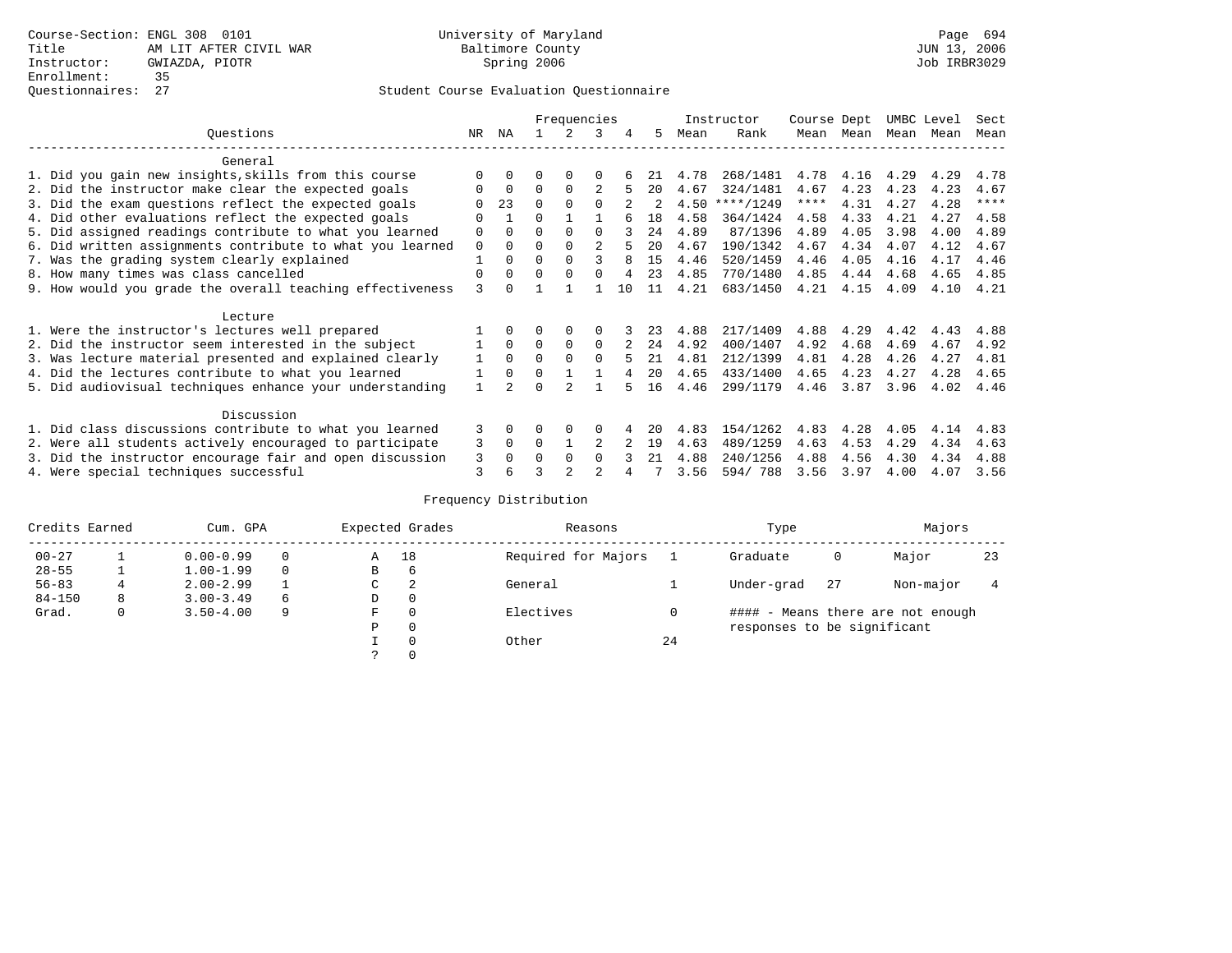Course-Section: ENGL 308 0101
Title: AM LIT AFTER CIVIL WAR
Instructor: GWIAZDA, PIOTR
Enrollment: 35
Questionnaires: 27

University of Maryland
Baltimore County
Spring 2006

JUN 13, 2006
Job IRBR3029

## Student Course Evaluation Questionnaire

| Questions | NR | NA | 1 | 2 | 3 | 4 | 5 | Instructor Mean | Instructor Rank | Course Mean | Dept Mean | UMBC Mean | Level Mean | Sect Mean |
|---|---|---|---|---|---|---|---|---|---|---|---|---|---|---|
| **General** | | | | | | | | | | | | | | |
| 1. Did you gain new insights,skills from this course | 0 | 0 | 0 | 0 | 0 | 6 | 21 | 4.78 | 268/1481 | 4.78 | 4.16 | 4.29 | 4.29 | 4.78 |
| 2. Did the instructor make clear the expected goals | 0 | 0 | 0 | 0 | 2 | 5 | 20 | 4.67 | 324/1481 | 4.67 | 4.23 | 4.23 | 4.23 | 4.67 |
| 3. Did the exam questions reflect the expected goals | 0 | 23 | 0 | 0 | 0 | 2 | 2 | 4.50 | ****/1249 | **** | 4.31 | 4.27 | 4.28 | **** |
| 4. Did other evaluations reflect the expected goals | 0 | 1 | 0 | 1 | 1 | 6 | 18 | 4.58 | 364/1424 | 4.58 | 4.33 | 4.21 | 4.27 | 4.58 |
| 5. Did assigned readings contribute to what you learned | 0 | 0 | 0 | 0 | 0 | 3 | 24 | 4.89 | 87/1396 | 4.89 | 4.05 | 3.98 | 4.00 | 4.89 |
| 6. Did written assignments contribute to what you learned | 0 | 0 | 0 | 0 | 2 | 5 | 20 | 4.67 | 190/1342 | 4.67 | 4.34 | 4.07 | 4.12 | 4.67 |
| 7. Was the grading system clearly explained | 1 | 0 | 0 | 0 | 3 | 8 | 15 | 4.46 | 520/1459 | 4.46 | 4.05 | 4.16 | 4.17 | 4.46 |
| 8. How many times was class cancelled | 0 | 0 | 0 | 0 | 0 | 4 | 23 | 4.85 | 770/1480 | 4.85 | 4.44 | 4.68 | 4.65 | 4.85 |
| 9. How would you grade the overall teaching effectiveness | 3 | 0 | 1 | 1 | 1 | 10 | 11 | 4.21 | 683/1450 | 4.21 | 4.15 | 4.09 | 4.10 | 4.21 |
| **Lecture** | | | | | | | | | | | | | | |
| 1. Were the instructor's lectures well prepared | 1 | 0 | 0 | 0 | 0 | 3 | 23 | 4.88 | 217/1409 | 4.88 | 4.29 | 4.42 | 4.43 | 4.88 |
| 2. Did the instructor seem interested in the subject | 1 | 0 | 0 | 0 | 0 | 2 | 24 | 4.92 | 400/1407 | 4.92 | 4.68 | 4.69 | 4.67 | 4.92 |
| 3. Was lecture material presented and explained clearly | 1 | 0 | 0 | 0 | 0 | 5 | 21 | 4.81 | 212/1399 | 4.81 | 4.28 | 4.26 | 4.27 | 4.81 |
| 4. Did the lectures contribute to what you learned | 1 | 0 | 0 | 1 | 1 | 4 | 20 | 4.65 | 433/1400 | 4.65 | 4.23 | 4.27 | 4.28 | 4.65 |
| 5. Did audiovisual techniques enhance your understanding | 1 | 2 | 0 | 2 | 1 | 5 | 16 | 4.46 | 299/1179 | 4.46 | 3.87 | 3.96 | 4.02 | 4.46 |
| **Discussion** | | | | | | | | | | | | | | |
| 1. Did class discussions contribute to what you learned | 3 | 0 | 0 | 0 | 0 | 4 | 20 | 4.83 | 154/1262 | 4.83 | 4.28 | 4.05 | 4.14 | 4.83 |
| 2. Were all students actively encouraged to participate | 3 | 0 | 0 | 1 | 2 | 2 | 19 | 4.63 | 489/1259 | 4.63 | 4.53 | 4.29 | 4.34 | 4.63 |
| 3. Did the instructor encourage fair and open discussion | 3 | 0 | 0 | 0 | 0 | 3 | 21 | 4.88 | 240/1256 | 4.88 | 4.56 | 4.30 | 4.34 | 4.88 |
| 4. Were special techniques successful | 3 | 6 | 3 | 2 | 2 | 4 | 7 | 3.56 | 594/ 788 | 3.56 | 3.97 | 4.00 | 4.07 | 3.56 |

## Frequency Distribution

| Credits Earned | | Cum. GPA | | Expected Grades | | Reasons | | Type | | Majors | |
|---|---|---|---|---|---|---|---|---|---|---|---|
| 00-27 | 1 | 0.00-0.99 | 0 | A | 18 | Required for Majors | 1 | Graduate | 0 | Major | 23 |
| 28-55 | 1 | 1.00-1.99 | 0 | B | 6 | | | | | | |
| 56-83 | 4 | 2.00-2.99 | 1 | C | 2 | General | 1 | Under-grad | 27 | Non-major | 4 |
| 84-150 | 8 | 3.00-3.49 | 6 | D | 0 | | | | | | |
| Grad. | 0 | 3.50-4.00 | 9 | F | 0 | Electives | 0 | #### - Means there are not enough responses to be significant | | | |
| | | | | P | 0 | | | | | | |
| | | | | I | 0 | Other | 24 | | | | |
| | | | | ? | 0 | | | | | | |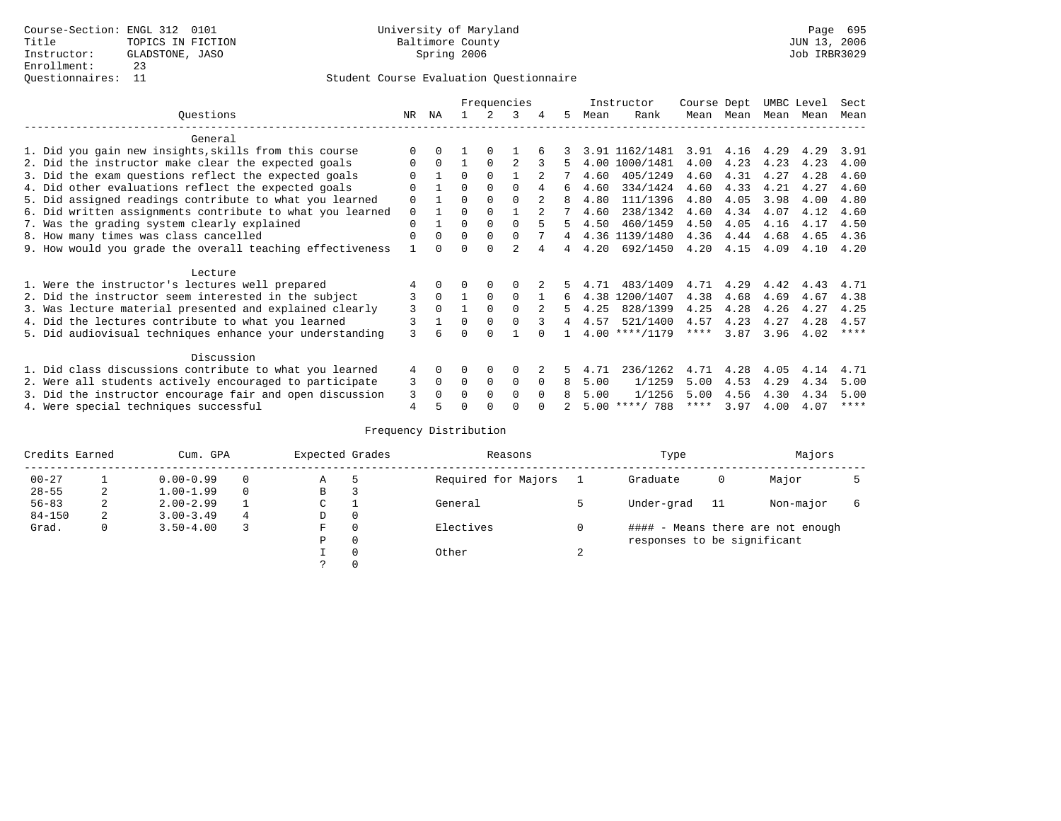Course-Section: ENGL 312 0101
Title: TOPICS IN FICTION
Instructor: GLADSTONE, JASO
Enrollment: 23
Questionnaires: 11

University of Maryland
Baltimore County
Spring 2006

Page 695
JUN 13, 2006
Job IRBR3029

## Student Course Evaluation Questionnaire

| Questions | NR | NA | 1 | 2 | 3 | 4 | 5 | Instructor Mean | Instructor Rank | Course Mean | Dept Mean | UMBC Mean | Level Mean | Sect Mean |
|---|---|---|---|---|---|---|---|---|---|---|---|---|---|---|
| **General** | | | | | | | | | | | | | | |
| 1. Did you gain new insights,skills from this course | 0 | 0 | 1 | 0 | 1 | 6 | 3 | 3.91 | 1162/1481 | 3.91 | 4.16 | 4.29 | 4.29 | 3.91 |
| 2. Did the instructor make clear the expected goals | 0 | 0 | 1 | 0 | 2 | 3 | 5 | 4.00 | 1000/1481 | 4.00 | 4.23 | 4.23 | 4.23 | 4.00 |
| 3. Did the exam questions reflect the expected goals | 0 | 1 | 0 | 0 | 1 | 2 | 7 | 4.60 | 405/1249 | 4.60 | 4.31 | 4.27 | 4.28 | 4.60 |
| 4. Did other evaluations reflect the expected goals | 0 | 1 | 0 | 0 | 0 | 4 | 6 | 4.60 | 334/1424 | 4.60 | 4.33 | 4.21 | 4.27 | 4.60 |
| 5. Did assigned readings contribute to what you learned | 0 | 1 | 0 | 0 | 0 | 2 | 8 | 4.80 | 111/1396 | 4.80 | 4.05 | 3.98 | 4.00 | 4.80 |
| 6. Did written assignments contribute to what you learned | 0 | 1 | 0 | 0 | 1 | 2 | 7 | 4.60 | 238/1342 | 4.60 | 4.34 | 4.07 | 4.12 | 4.60 |
| 7. Was the grading system clearly explained | 0 | 1 | 0 | 0 | 0 | 5 | 5 | 4.50 | 460/1459 | 4.50 | 4.05 | 4.16 | 4.17 | 4.50 |
| 8. How many times was class cancelled | 0 | 0 | 0 | 0 | 0 | 7 | 4 | 4.36 | 1139/1480 | 4.36 | 4.44 | 4.68 | 4.65 | 4.36 |
| 9. How would you grade the overall teaching effectiveness | 1 | 0 | 0 | 0 | 2 | 4 | 4 | 4.20 | 692/1450 | 4.20 | 4.15 | 4.09 | 4.10 | 4.20 |
| **Lecture** | | | | | | | | | | | | | | |
| 1. Were the instructor's lectures well prepared | 4 | 0 | 0 | 0 | 0 | 2 | 5 | 4.71 | 483/1409 | 4.71 | 4.29 | 4.42 | 4.43 | 4.71 |
| 2. Did the instructor seem interested in the subject | 3 | 0 | 1 | 0 | 0 | 1 | 6 | 4.38 | 1200/1407 | 4.38 | 4.68 | 4.69 | 4.67 | 4.38 |
| 3. Was lecture material presented and explained clearly | 3 | 0 | 1 | 0 | 0 | 2 | 5 | 4.25 | 828/1399 | 4.25 | 4.28 | 4.26 | 4.27 | 4.25 |
| 4. Did the lectures contribute to what you learned | 3 | 1 | 0 | 0 | 0 | 3 | 4 | 4.57 | 521/1400 | 4.57 | 4.23 | 4.27 | 4.28 | 4.57 |
| 5. Did audiovisual techniques enhance your understanding | 3 | 6 | 0 | 0 | 1 | 0 | 1 | 4.00 | ****/1179 | **** | 3.87 | 3.96 | 4.02 | **** |
| **Discussion** | | | | | | | | | | | | | | |
| 1. Did class discussions contribute to what you learned | 4 | 0 | 0 | 0 | 0 | 2 | 5 | 4.71 | 236/1262 | 4.71 | 4.28 | 4.05 | 4.14 | 4.71 |
| 2. Were all students actively encouraged to participate | 3 | 0 | 0 | 0 | 0 | 0 | 8 | 5.00 | 1/1259 | 5.00 | 4.53 | 4.29 | 4.34 | 5.00 |
| 3. Did the instructor encourage fair and open discussion | 3 | 0 | 0 | 0 | 0 | 0 | 8 | 5.00 | 1/1256 | 5.00 | 4.56 | 4.30 | 4.34 | 5.00 |
| 4. Were special techniques successful | 4 | 5 | 0 | 0 | 0 | 0 | 2 | 5.00 | ****/ 788 | **** | 3.97 | 4.00 | 4.07 | **** |

## Frequency Distribution

| Credits Earned | | Cum. GPA | | Expected Grades | | Reasons | | Type | | Majors | |
|---|---|---|---|---|---|---|---|---|---|---|---|
| 00-27 | 1 | 0.00-0.99 | 0 | A | 5 | Required for Majors | 1 | Graduate | 0 | Major | 5 |
| 28-55 | 2 | 1.00-1.99 | 0 | B | 3 | | | | | | |
| 56-83 | 2 | 2.00-2.99 | 1 | C | 1 | General | 5 | Under-grad | 11 | Non-major | 6 |
| 84-150 | 2 | 3.00-3.49 | 4 | D | 0 | | | | | | |
| Grad. | 0 | 3.50-4.00 | 3 | F | 0 | Electives | 0 | #### - Means there are not enough responses to be significant | | | |
| | | | | P | 0 | | | | | | |
| | | | | I | 0 | Other | 2 | | | | |
| | | | | ? | 0 | | | | | | |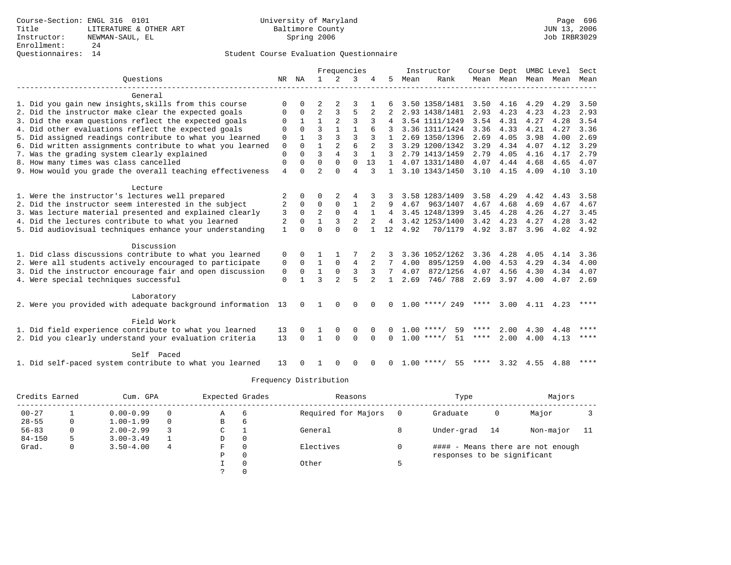Course-Section: ENGL 316 0101
Title: LITERATURE & OTHER ART
Instructor: NEWMAN-SAUL, EL
Enrollment: 24
Questionnaires: 14

University of Maryland
Baltimore County
Spring 2006

Page 696
JUN 13, 2006
Job IRBR3029

## Student Course Evaluation Questionnaire

| Questions | NR | NA | 1 | 2 | 3 | 4 | 5 | Instructor Mean | Instructor Rank | Course Mean | Dept Mean | UMBC Level Mean | Level Mean | Sect Mean |
|---|---|---|---|---|---|---|---|---|---|---|---|---|---|---|
| **General** | | | | | | | | | | | | | | |
| 1. Did you gain new insights,skills from this course | 0 | 0 | 2 | 2 | 3 | 1 | 6 | 3.50 | 1358/1481 | 3.50 | 4.16 | 4.29 | 4.29 | 3.50 |
| 2. Did the instructor make clear the expected goals | 0 | 0 | 2 | 3 | 5 | 2 | 2 | 2.93 | 1438/1481 | 2.93 | 4.23 | 4.23 | 4.23 | 2.93 |
| 3. Did the exam questions reflect the expected goals | 0 | 1 | 1 | 2 | 3 | 3 | 4 | 3.54 | 1111/1249 | 3.54 | 4.31 | 4.27 | 4.28 | 3.54 |
| 4. Did other evaluations reflect the expected goals | 0 | 0 | 3 | 1 | 1 | 6 | 3 | 3.36 | 1311/1424 | 3.36 | 4.33 | 4.21 | 4.27 | 3.36 |
| 5. Did assigned readings contribute to what you learned | 0 | 1 | 3 | 3 | 3 | 3 | 1 | 2.69 | 1350/1396 | 2.69 | 4.05 | 3.98 | 4.00 | 2.69 |
| 6. Did written assignments contribute to what you learned | 0 | 0 | 1 | 2 | 6 | 2 | 3 | 3.29 | 1200/1342 | 3.29 | 4.34 | 4.07 | 4.12 | 3.29 |
| 7. Was the grading system clearly explained | 0 | 0 | 3 | 4 | 3 | 1 | 3 | 2.79 | 1413/1459 | 2.79 | 4.05 | 4.16 | 4.17 | 2.79 |
| 8. How many times was class cancelled | 0 | 0 | 0 | 0 | 0 | 13 | 1 | 4.07 | 1331/1480 | 4.07 | 4.44 | 4.68 | 4.65 | 4.07 |
| 9. How would you grade the overall teaching effectiveness | 4 | 0 | 2 | 0 | 4 | 3 | 1 | 3.10 | 1343/1450 | 3.10 | 4.15 | 4.09 | 4.10 | 3.10 |
| **Lecture** | | | | | | | | | | | | | | |
| 1. Were the instructor's lectures well prepared | 2 | 0 | 0 | 2 | 4 | 3 | 3 | 3.58 | 1283/1409 | 3.58 | 4.29 | 4.42 | 4.43 | 3.58 |
| 2. Did the instructor seem interested in the subject | 2 | 0 | 0 | 0 | 1 | 2 | 9 | 4.67 | 963/1407 | 4.67 | 4.68 | 4.69 | 4.67 | 4.67 |
| 3. Was lecture material presented and explained clearly | 3 | 0 | 2 | 0 | 4 | 1 | 4 | 3.45 | 1248/1399 | 3.45 | 4.28 | 4.26 | 4.27 | 3.45 |
| 4. Did the lectures contribute to what you learned | 2 | 0 | 1 | 3 | 2 | 2 | 4 | 3.42 | 1253/1400 | 3.42 | 4.23 | 4.27 | 4.28 | 3.42 |
| 5. Did audiovisual techniques enhance your understanding | 1 | 0 | 0 | 0 | 0 | 1 | 12 | 4.92 | 70/1179 | 4.92 | 3.87 | 3.96 | 4.02 | 4.92 |
| **Discussion** | | | | | | | | | | | | | | |
| 1. Did class discussions contribute to what you learned | 0 | 0 | 1 | 1 | 7 | 2 | 3 | 3.36 | 1052/1262 | 3.36 | 4.28 | 4.05 | 4.14 | 3.36 |
| 2. Were all students actively encouraged to participate | 0 | 0 | 1 | 0 | 4 | 2 | 7 | 4.00 | 895/1259 | 4.00 | 4.53 | 4.29 | 4.34 | 4.00 |
| 3. Did the instructor encourage fair and open discussion | 0 | 0 | 1 | 0 | 3 | 3 | 7 | 4.07 | 872/1256 | 4.07 | 4.56 | 4.30 | 4.34 | 4.07 |
| 4. Were special techniques successful | 0 | 1 | 3 | 2 | 5 | 2 | 1 | 2.69 | 746/ 788 | 2.69 | 3.97 | 4.00 | 4.07 | 2.69 |
| **Laboratory** | | | | | | | | | | | | | | |
| 2. Were you provided with adequate background information | 13 | 0 | 1 | 0 | 0 | 0 | 0 | 1.00 | \*\*\*\*/ 249 | \*\*\*\* | 3.00 | 4.11 | 4.23 | \*\*\*\* |
| **Field Work** | | | | | | | | | | | | | | |
| 1. Did field experience contribute to what you learned | 13 | 0 | 1 | 0 | 0 | 0 | 0 | 1.00 | \*\*\*\*/ 59 | \*\*\*\* | 2.00 | 4.30 | 4.48 | \*\*\*\* |
| 2. Did you clearly understand your evaluation criteria | 13 | 0 | 1 | 0 | 0 | 0 | 0 | 1.00 | \*\*\*\*/ 51 | \*\*\*\* | 2.00 | 4.00 | 4.13 | \*\*\*\* |
| **Self Paced** | | | | | | | | | | | | | | |
| 1. Did self-paced system contribute to what you learned | 13 | 0 | 1 | 0 | 0 | 0 | 0 | 1.00 | \*\*\*\*/ 55 | \*\*\*\* | 3.32 | 4.55 | 4.88 | \*\*\*\* |

## Frequency Distribution

| Credits Earned | | Cum. GPA | | Expected Grades | | Reasons | | Type | | Majors | |
|---|---|---|---|---|---|---|---|---|---|---|---|
| 00-27 | 1 | 0.00-0.99 | 0 | A | 6 | Required for Majors | 0 | Graduate | 0 | Major | 3 |
| 28-55 | 0 | 1.00-1.99 | 0 | B | 6 | | | | | | |
| 56-83 | 0 | 2.00-2.99 | 3 | C | 1 | General | 8 | Under-grad | 14 | Non-major | 11 |
| 84-150 | 5 | 3.00-3.49 | 1 | D | 0 | | | | | | |
| Grad. | 0 | 3.50-4.00 | 4 | F | 0 | Electives | 0 | #### - Means there are not enough responses to be significant | | | |
| | | | | P | 0 | | | | | | |
| | | | | I | 0 | Other | 5 | | | | |
| | | | | ? | 0 | | | | | | |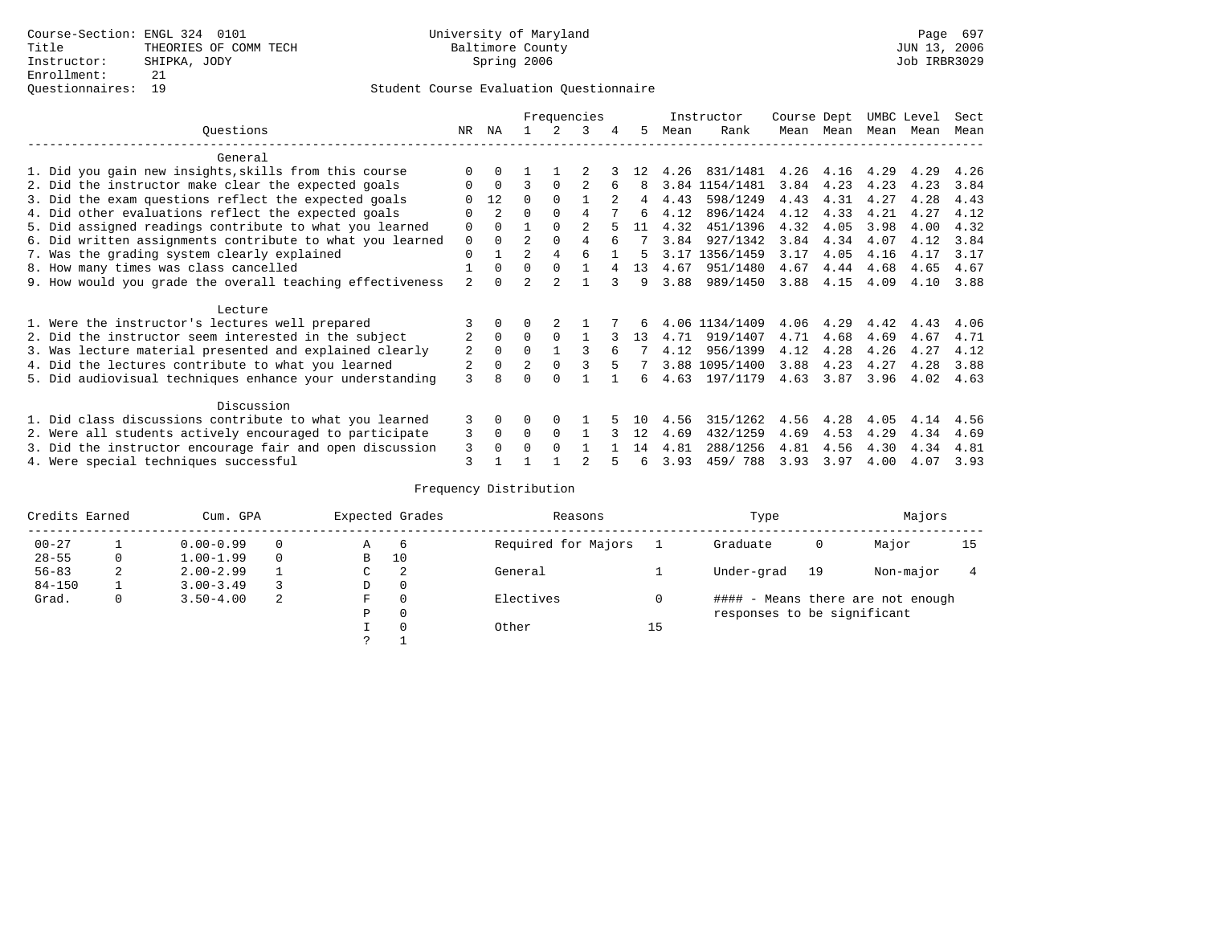Course-Section: ENGL 324 0101
Title: THEORIES OF COMM TECH
Instructor: SHIPKA, JODY
Enrollment: 21
Questionnaires: 19

University of Maryland
Baltimore County
Spring 2006

JUN 13, 2006
Job IRBR3029

## Student Course Evaluation Questionnaire

| Questions | NR | NA | 1 | 2 | 3 | 4 | 5 | Instructor Mean | Instructor Rank | Course Mean | Dept Mean | UMBC Mean | Level Mean | Sect Mean |
|---|---|---|---|---|---|---|---|---|---|---|---|---|---|---|
| **General** | | | | | | | | | | | | | | |
| 1. Did you gain new insights,skills from this course | 0 | 0 | 1 | 1 | 2 | 3 | 12 | 4.26 | 831/1481 | 4.26 | 4.16 | 4.29 | 4.29 | 4.26 |
| 2. Did the instructor make clear the expected goals | 0 | 0 | 3 | 0 | 2 | 6 | 8 | 3.84 | 1154/1481 | 3.84 | 4.23 | 4.23 | 4.23 | 3.84 |
| 3. Did the exam questions reflect the expected goals | 0 | 12 | 0 | 0 | 1 | 2 | 4 | 4.43 | 598/1249 | 4.43 | 4.31 | 4.27 | 4.28 | 4.43 |
| 4. Did other evaluations reflect the expected goals | 0 | 2 | 0 | 0 | 4 | 7 | 6 | 4.12 | 896/1424 | 4.12 | 4.33 | 4.21 | 4.27 | 4.12 |
| 5. Did assigned readings contribute to what you learned | 0 | 0 | 1 | 0 | 2 | 5 | 11 | 4.32 | 451/1396 | 4.32 | 4.05 | 3.98 | 4.00 | 4.32 |
| 6. Did written assignments contribute to what you learned | 0 | 0 | 2 | 0 | 4 | 6 | 7 | 3.84 | 927/1342 | 3.84 | 4.34 | 4.07 | 4.12 | 3.84 |
| 7. Was the grading system clearly explained | 0 | 1 | 2 | 4 | 6 | 1 | 5 | 3.17 | 1356/1459 | 3.17 | 4.05 | 4.16 | 4.17 | 3.17 |
| 8. How many times was class cancelled | 1 | 0 | 0 | 0 | 1 | 4 | 13 | 4.67 | 951/1480 | 4.67 | 4.44 | 4.68 | 4.65 | 4.67 |
| 9. How would you grade the overall teaching effectiveness | 2 | 0 | 2 | 2 | 1 | 3 | 9 | 3.88 | 989/1450 | 3.88 | 4.15 | 4.09 | 4.10 | 3.88 |
| **Lecture** | | | | | | | | | | | | | | |
| 1. Were the instructor's lectures well prepared | 3 | 0 | 0 | 2 | 1 | 7 | 6 | 4.06 | 1134/1409 | 4.06 | 4.29 | 4.42 | 4.43 | 4.06 |
| 2. Did the instructor seem interested in the subject | 2 | 0 | 0 | 0 | 1 | 3 | 13 | 4.71 | 919/1407 | 4.71 | 4.68 | 4.69 | 4.67 | 4.71 |
| 3. Was lecture material presented and explained clearly | 2 | 0 | 0 | 1 | 3 | 6 | 7 | 4.12 | 956/1399 | 4.12 | 4.28 | 4.26 | 4.27 | 4.12 |
| 4. Did the lectures contribute to what you learned | 2 | 0 | 2 | 0 | 3 | 5 | 7 | 3.88 | 1095/1400 | 3.88 | 4.23 | 4.27 | 4.28 | 3.88 |
| 5. Did audiovisual techniques enhance your understanding | 3 | 8 | 0 | 0 | 1 | 1 | 6 | 4.63 | 197/1179 | 4.63 | 3.87 | 3.96 | 4.02 | 4.63 |
| **Discussion** | | | | | | | | | | | | | | |
| 1. Did class discussions contribute to what you learned | 3 | 0 | 0 | 0 | 1 | 5 | 10 | 4.56 | 315/1262 | 4.56 | 4.28 | 4.05 | 4.14 | 4.56 |
| 2. Were all students actively encouraged to participate | 3 | 0 | 0 | 0 | 1 | 3 | 12 | 4.69 | 432/1259 | 4.69 | 4.53 | 4.29 | 4.34 | 4.69 |
| 3. Did the instructor encourage fair and open discussion | 3 | 0 | 0 | 0 | 1 | 1 | 14 | 4.81 | 288/1256 | 4.81 | 4.56 | 4.30 | 4.34 | 4.81 |
| 4. Were special techniques successful | 3 | 1 | 1 | 1 | 2 | 5 | 6 | 3.93 | 459/ 788 | 3.93 | 3.97 | 4.00 | 4.07 | 3.93 |

## Frequency Distribution

| Credits Earned | | Cum. GPA | | Expected Grades | | Reasons | | Type | | Majors | |
|---|---|---|---|---|---|---|---|---|---|---|---|
| 00-27 | 1 | 0.00-0.99 | 0 | A | 6 | Required for Majors | 1 | Graduate | 0 | Major | 15 |
| 28-55 | 0 | 1.00-1.99 | 0 | B | 10 | | | | | | |
| 56-83 | 2 | 2.00-2.99 | 1 | C | 2 | General | 1 | Under-grad | 19 | Non-major | 4 |
| 84-150 | 1 | 3.00-3.49 | 3 | D | 0 | | | | | | |
| Grad. | 0 | 3.50-4.00 | 2 | F | 0 | Electives | 0 | #### - Means there are not enough responses to be significant | | | |
| | | | | P | 0 | | | | | | |
| | | | | I | 0 | Other | 15 | | | | |
| | | | | ? | 1 | | | | | | |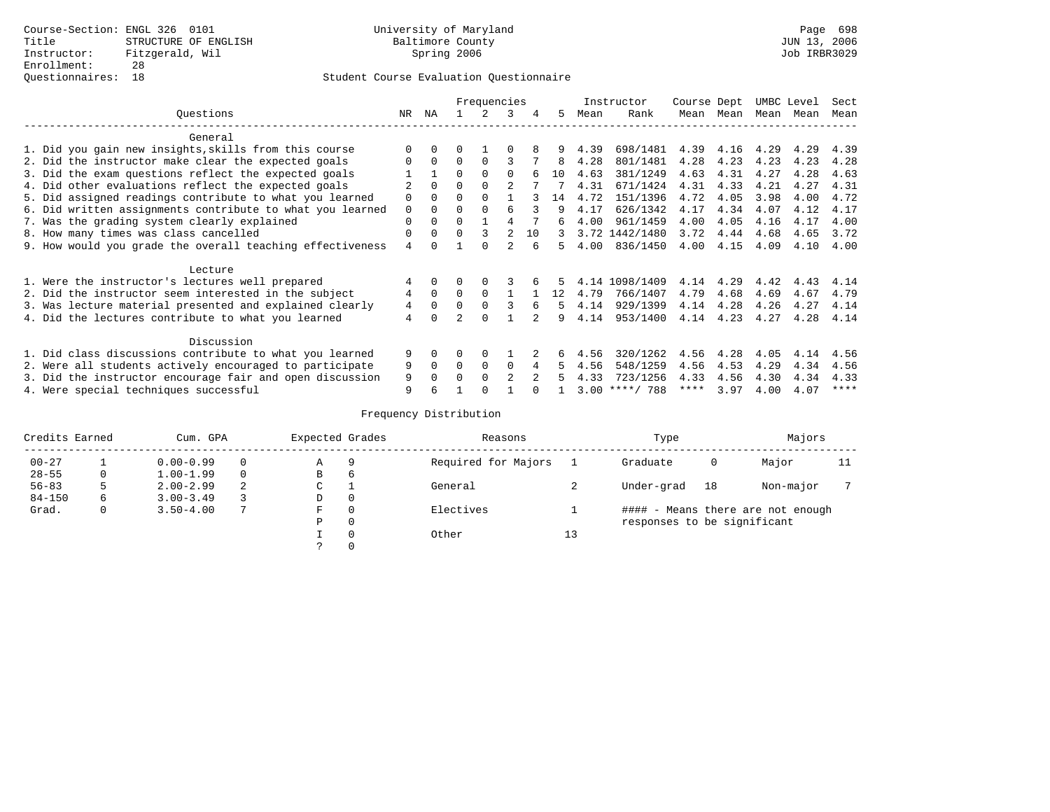Course-Section: ENGL 326 0101
Title: STRUCTURE OF ENGLISH
Instructor: Fitzgerald, Wil
Enrollment: 28
Questionnaires: 18

University of Maryland
Baltimore County
Spring 2006

JUN 13, 2006
Job IRBR3029

Student Course Evaluation Questionnaire

| Questions | NR | NA | 1 | 2 | 3 | 4 | 5 | Instructor Mean | Rank | Course Mean | Dept Mean | UMBC Level Mean | Level Mean | Sect Mean |
|---|---|---|---|---|---|---|---|---|---|---|---|---|---|---|
| **General** | | | | | | | | | | | | | | |
| 1. Did you gain new insights,skills from this course | 0 | 0 | 0 | 1 | 0 | 8 | 9 | 4.39 | 698/1481 | 4.39 | 4.16 | 4.29 | 4.29 | 4.39 |
| 2. Did the instructor make clear the expected goals | 0 | 0 | 0 | 0 | 3 | 7 | 8 | 4.28 | 801/1481 | 4.28 | 4.23 | 4.23 | 4.23 | 4.28 |
| 3. Did the exam questions reflect the expected goals | 1 | 1 | 0 | 0 | 0 | 6 | 10 | 4.63 | 381/1249 | 4.63 | 4.31 | 4.27 | 4.28 | 4.63 |
| 4. Did other evaluations reflect the expected goals | 2 | 0 | 0 | 0 | 2 | 7 | 7 | 4.31 | 671/1424 | 4.31 | 4.33 | 4.21 | 4.27 | 4.31 |
| 5. Did assigned readings contribute to what you learned | 0 | 0 | 0 | 0 | 1 | 3 | 14 | 4.72 | 151/1396 | 4.72 | 4.05 | 3.98 | 4.00 | 4.72 |
| 6. Did written assignments contribute to what you learned | 0 | 0 | 0 | 0 | 6 | 3 | 9 | 4.17 | 626/1342 | 4.17 | 4.34 | 4.07 | 4.12 | 4.17 |
| 7. Was the grading system clearly explained | 0 | 0 | 0 | 1 | 4 | 7 | 6 | 4.00 | 961/1459 | 4.00 | 4.05 | 4.16 | 4.17 | 4.00 |
| 8. How many times was class cancelled | 0 | 0 | 0 | 3 | 2 | 10 | 3 | 3.72 | 1442/1480 | 3.72 | 4.44 | 4.68 | 4.65 | 3.72 |
| 9. How would you grade the overall teaching effectiveness | 4 | 0 | 1 | 0 | 2 | 6 | 5 | 4.00 | 836/1450 | 4.00 | 4.15 | 4.09 | 4.10 | 4.00 |
| **Lecture** | | | | | | | | | | | | | | |
| 1. Were the instructor's lectures well prepared | 4 | 0 | 0 | 0 | 3 | 6 | 5 | 4.14 | 1098/1409 | 4.14 | 4.29 | 4.42 | 4.43 | 4.14 |
| 2. Did the instructor seem interested in the subject | 4 | 0 | 0 | 0 | 1 | 1 | 12 | 4.79 | 766/1407 | 4.79 | 4.68 | 4.69 | 4.67 | 4.79 |
| 3. Was lecture material presented and explained clearly | 4 | 0 | 0 | 0 | 3 | 6 | 5 | 4.14 | 929/1399 | 4.14 | 4.28 | 4.26 | 4.27 | 4.14 |
| 4. Did the lectures contribute to what you learned | 4 | 0 | 2 | 0 | 1 | 2 | 9 | 4.14 | 953/1400 | 4.14 | 4.23 | 4.27 | 4.28 | 4.14 |
| **Discussion** | | | | | | | | | | | | | | |
| 1. Did class discussions contribute to what you learned | 9 | 0 | 0 | 0 | 1 | 2 | 6 | 4.56 | 320/1262 | 4.56 | 4.28 | 4.05 | 4.14 | 4.56 |
| 2. Were all students actively encouraged to participate | 9 | 0 | 0 | 0 | 0 | 4 | 5 | 4.56 | 548/1259 | 4.56 | 4.53 | 4.29 | 4.34 | 4.56 |
| 3. Did the instructor encourage fair and open discussion | 9 | 0 | 0 | 0 | 2 | 2 | 5 | 4.33 | 723/1256 | 4.33 | 4.56 | 4.30 | 4.34 | 4.33 |
| 4. Were special techniques successful | 9 | 6 | 1 | 0 | 1 | 0 | 1 | 3.00 | ****/ 788 | **** | 3.97 | 4.00 | 4.07 | **** |

Frequency Distribution

| Credits Earned | | Cum. GPA | | Expected Grades | | Reasons | | Type | | Majors | |
|---|---|---|---|---|---|---|---|---|---|---|---|
| 00-27 | 1 | 0.00-0.99 | 0 | A | 9 | Required for Majors | 1 | Graduate | 0 | Major | 11 |
| 28-55 | 0 | 1.00-1.99 | 0 | B | 6 | | | | | | |
| 56-83 | 5 | 2.00-2.99 | 2 | C | 1 | General | 2 | Under-grad | 18 | Non-major | 7 |
| 84-150 | 6 | 3.00-3.49 | 3 | D | 0 | | | | | | |
| Grad. | 0 | 3.50-4.00 | 7 | F | 0 | Electives | 1 | #### - Means there are not enough responses to be significant | | | |
| | | | | P | 0 | | | | | | |
| | | | | I | 0 | Other | 13 | | | | |
| | | | | ? | 0 | | | | | | |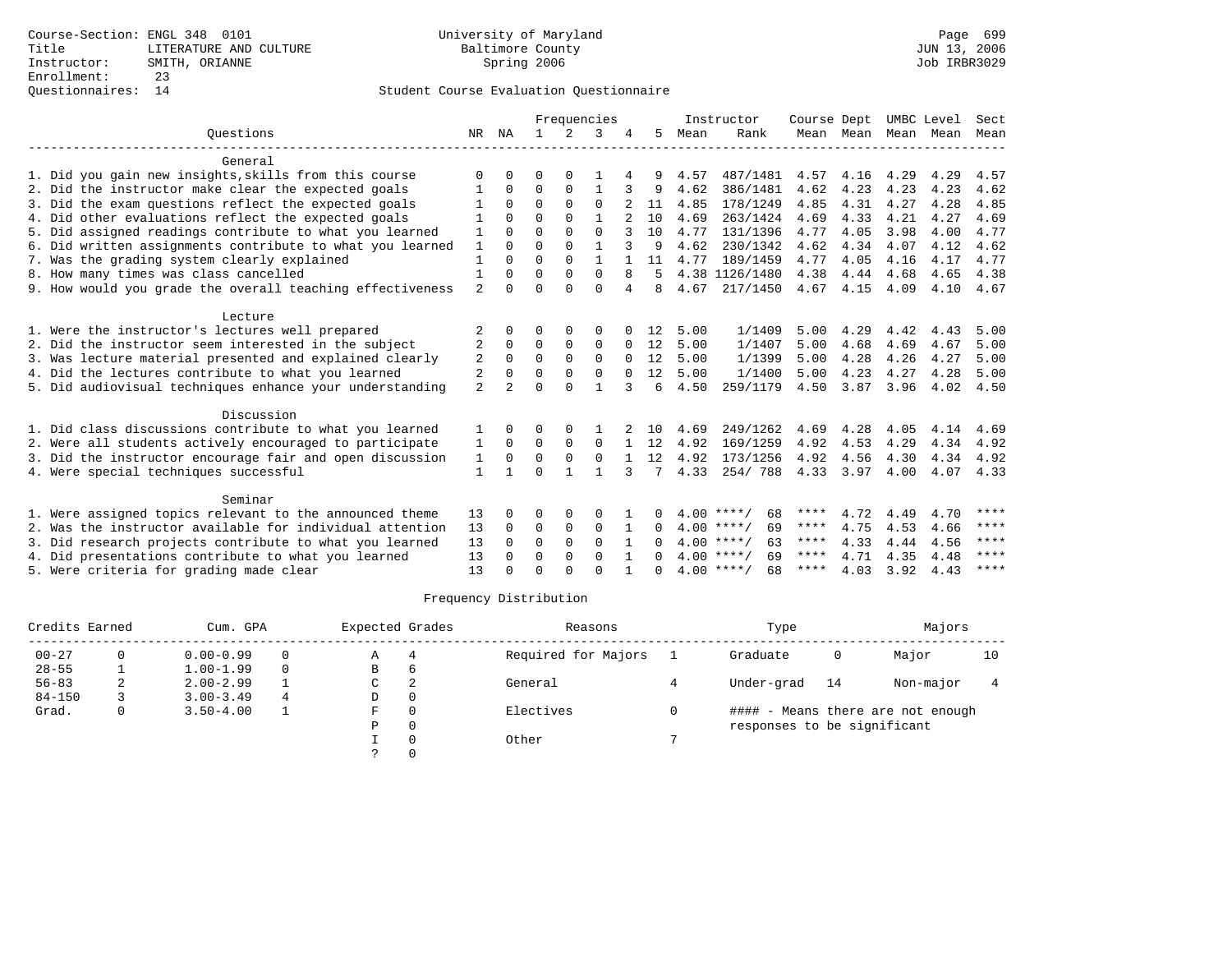Course-Section: ENGL 348 0101
Title: LITERATURE AND CULTURE
Instructor: SMITH, ORIANNE
Enrollment: 23
Questionnaires: 14

University of Maryland
Baltimore County
Spring 2006

Page 699
JUN 13, 2006
Job IRBR3029

## Student Course Evaluation Questionnaire

| Questions | NR | NA | 1 | 2 | 3 | 4 | 5 | Instructor Mean | Rank | Course Mean | Dept Mean | UMBC Mean | Level Mean | Sect Mean |
|---|---|---|---|---|---|---|---|---|---|---|---|---|---|---|
| **General** | | | | | | | | | | | | | | |
| 1. Did you gain new insights,skills from this course | 0 | 0 | 0 | 0 | 1 | 4 | 9 | 4.57 | 487/1481 | 4.57 | 4.16 | 4.29 | 4.29 | 4.57 |
| 2. Did the instructor make clear the expected goals | 1 | 0 | 0 | 0 | 1 | 3 | 9 | 4.62 | 386/1481 | 4.62 | 4.23 | 4.23 | 4.23 | 4.62 |
| 3. Did the exam questions reflect the expected goals | 1 | 0 | 0 | 0 | 0 | 2 | 11 | 4.85 | 178/1249 | 4.85 | 4.31 | 4.27 | 4.28 | 4.85 |
| 4. Did other evaluations reflect the expected goals | 1 | 0 | 0 | 0 | 1 | 2 | 10 | 4.69 | 263/1424 | 4.69 | 4.33 | 4.21 | 4.27 | 4.69 |
| 5. Did assigned readings contribute to what you learned | 1 | 0 | 0 | 0 | 0 | 3 | 10 | 4.77 | 131/1396 | 4.77 | 4.05 | 3.98 | 4.00 | 4.77 |
| 6. Did written assignments contribute to what you learned | 1 | 0 | 0 | 0 | 1 | 3 | 9 | 4.62 | 230/1342 | 4.62 | 4.34 | 4.07 | 4.12 | 4.62 |
| 7. Was the grading system clearly explained | 1 | 0 | 0 | 0 | 1 | 1 | 11 | 4.77 | 189/1459 | 4.77 | 4.05 | 4.16 | 4.17 | 4.77 |
| 8. How many times was class cancelled | 1 | 0 | 0 | 0 | 0 | 8 | 5 | 4.38 | 1126/1480 | 4.38 | 4.44 | 4.68 | 4.65 | 4.38 |
| 9. How would you grade the overall teaching effectiveness | 2 | 0 | 0 | 0 | 0 | 4 | 8 | 4.67 | 217/1450 | 4.67 | 4.15 | 4.09 | 4.10 | 4.67 |
| **Lecture** | | | | | | | | | | | | | | |
| 1. Were the instructor's lectures well prepared | 2 | 0 | 0 | 0 | 0 | 0 | 12 | 5.00 | 1/1409 | 5.00 | 4.29 | 4.42 | 4.43 | 5.00 |
| 2. Did the instructor seem interested in the subject | 2 | 0 | 0 | 0 | 0 | 0 | 12 | 5.00 | 1/1407 | 5.00 | 4.68 | 4.69 | 4.67 | 5.00 |
| 3. Was lecture material presented and explained clearly | 2 | 0 | 0 | 0 | 0 | 0 | 12 | 5.00 | 1/1399 | 5.00 | 4.28 | 4.26 | 4.27 | 5.00 |
| 4. Did the lectures contribute to what you learned | 2 | 0 | 0 | 0 | 0 | 0 | 12 | 5.00 | 1/1400 | 5.00 | 4.23 | 4.27 | 4.28 | 5.00 |
| 5. Did audiovisual techniques enhance your understanding | 2 | 2 | 0 | 0 | 1 | 3 | 6 | 4.50 | 259/1179 | 4.50 | 3.87 | 3.96 | 4.02 | 4.50 |
| **Discussion** | | | | | | | | | | | | | | |
| 1. Did class discussions contribute to what you learned | 1 | 0 | 0 | 0 | 1 | 2 | 10 | 4.69 | 249/1262 | 4.69 | 4.28 | 4.05 | 4.14 | 4.69 |
| 2. Were all students actively encouraged to participate | 1 | 0 | 0 | 0 | 0 | 1 | 12 | 4.92 | 169/1259 | 4.92 | 4.53 | 4.29 | 4.34 | 4.92 |
| 3. Did the instructor encourage fair and open discussion | 1 | 0 | 0 | 0 | 0 | 1 | 12 | 4.92 | 173/1256 | 4.92 | 4.56 | 4.30 | 4.34 | 4.92 |
| 4. Were special techniques successful | 1 | 1 | 0 | 1 | 1 | 3 | 7 | 4.33 | 254/ 788 | 4.33 | 3.97 | 4.00 | 4.07 | 4.33 |
| **Seminar** | | | | | | | | | | | | | | |
| 1. Were assigned topics relevant to the announced theme | 13 | 0 | 0 | 0 | 0 | 1 | 0 | 4.00 | ****/ 68 | **** | 4.72 | 4.49 | 4.70 | **** |
| 2. Was the instructor available for individual attention | 13 | 0 | 0 | 0 | 0 | 1 | 0 | 4.00 | ****/ 69 | **** | 4.75 | 4.53 | 4.66 | **** |
| 3. Did research projects contribute to what you learned | 13 | 0 | 0 | 0 | 0 | 1 | 0 | 4.00 | ****/ 63 | **** | 4.33 | 4.44 | 4.56 | **** |
| 4. Did presentations contribute to what you learned | 13 | 0 | 0 | 0 | 0 | 1 | 0 | 4.00 | ****/ 69 | **** | 4.71 | 4.35 | 4.48 | **** |
| 5. Were criteria for grading made clear | 13 | 0 | 0 | 0 | 0 | 1 | 0 | 4.00 | ****/ 68 | **** | 4.03 | 3.92 | 4.43 | **** |

## Frequency Distribution

| Credits Earned | | Cum. GPA | | Expected Grades | | Reasons | | Type | | Majors | |
|---|---|---|---|---|---|---|---|---|---|---|---|
| 00-27 | 0 | 0.00-0.99 | 0 | A | 4 | Required for Majors | 1 | Graduate | 0 | Major | 10 |
| 28-55 | 1 | 1.00-1.99 | 0 | B | 6 | | | | | | |
| 56-83 | 2 | 2.00-2.99 | 1 | C | 2 | General | 4 | Under-grad | 14 | Non-major | 4 |
| 84-150 | 3 | 3.00-3.49 | 4 | D | 0 | | | | | | |
| Grad. | 0 | 3.50-4.00 | 1 | F | 0 | Electives | 0 | #### - Means there are not enough responses to be significant | | | |
| | | | | P | 0 | | | | | | |
| | | | | I | 0 | Other | 7 | | | | |
| | | | | ? | 0 | | | | | | |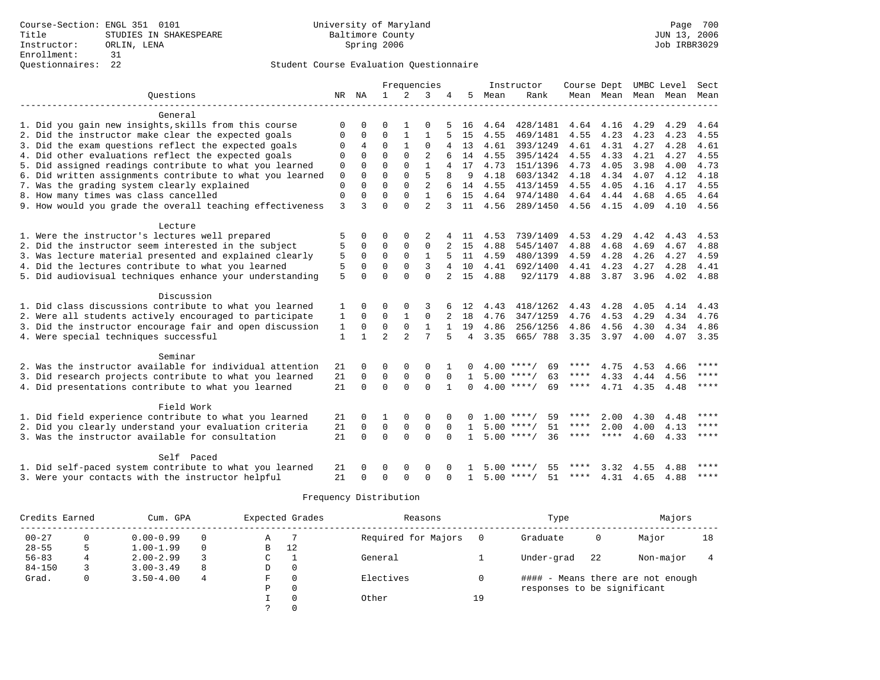Course-Section: ENGL 351 0101
Title: STUDIES IN SHAKESPEARE
Instructor: ORLIN, LENA
Enrollment: 31
Questionnaires: 22

University of Maryland
Baltimore County
Spring 2006

JUN 13, 2006
Job IRBR3029

Student Course Evaluation Questionnaire

| Questions | NR | NA | 1 | 2 | 3 | 4 | 5 | Instructor Mean | Instructor Rank | Course Mean | Dept Mean | UMBC Mean | Level Mean | Sect Mean |
|---|---|---|---|---|---|---|---|---|---|---|---|---|---|---|
| **General** | | | | | | | | | | | | | | |
| 1. Did you gain new insights,skills from this course | 0 | 0 | 0 | 1 | 0 | 5 | 16 | 4.64 | 428/1481 | 4.64 | 4.16 | 4.29 | 4.29 | 4.64 |
| 2. Did the instructor make clear the expected goals | 0 | 0 | 0 | 1 | 1 | 5 | 15 | 4.55 | 469/1481 | 4.55 | 4.23 | 4.23 | 4.23 | 4.55 |
| 3. Did the exam questions reflect the expected goals | 0 | 4 | 0 | 1 | 0 | 4 | 13 | 4.61 | 393/1249 | 4.61 | 4.31 | 4.27 | 4.28 | 4.61 |
| 4. Did other evaluations reflect the expected goals | 0 | 0 | 0 | 0 | 2 | 6 | 14 | 4.55 | 395/1424 | 4.55 | 4.33 | 4.21 | 4.27 | 4.55 |
| 5. Did assigned readings contribute to what you learned | 0 | 0 | 0 | 0 | 1 | 4 | 17 | 4.73 | 151/1396 | 4.73 | 4.05 | 3.98 | 4.00 | 4.73 |
| 6. Did written assignments contribute to what you learned | 0 | 0 | 0 | 0 | 5 | 8 | 9 | 4.18 | 603/1342 | 4.18 | 4.34 | 4.07 | 4.12 | 4.18 |
| 7. Was the grading system clearly explained | 0 | 0 | 0 | 0 | 2 | 6 | 14 | 4.55 | 413/1459 | 4.55 | 4.05 | 4.16 | 4.17 | 4.55 |
| 8. How many times was class cancelled | 0 | 0 | 0 | 0 | 1 | 6 | 15 | 4.64 | 974/1480 | 4.64 | 4.44 | 4.68 | 4.65 | 4.64 |
| 9. How would you grade the overall teaching effectiveness | 3 | 3 | 0 | 0 | 2 | 3 | 11 | 4.56 | 289/1450 | 4.56 | 4.15 | 4.09 | 4.10 | 4.56 |
| **Lecture** | | | | | | | | | | | | | | |
| 1. Were the instructor's lectures well prepared | 5 | 0 | 0 | 0 | 2 | 4 | 11 | 4.53 | 739/1409 | 4.53 | 4.29 | 4.42 | 4.43 | 4.53 |
| 2. Did the instructor seem interested in the subject | 5 | 0 | 0 | 0 | 0 | 2 | 15 | 4.88 | 545/1407 | 4.88 | 4.68 | 4.69 | 4.67 | 4.88 |
| 3. Was lecture material presented and explained clearly | 5 | 0 | 0 | 0 | 1 | 5 | 11 | 4.59 | 480/1399 | 4.59 | 4.28 | 4.26 | 4.27 | 4.59 |
| 4. Did the lectures contribute to what you learned | 5 | 0 | 0 | 0 | 3 | 4 | 10 | 4.41 | 692/1400 | 4.41 | 4.23 | 4.27 | 4.28 | 4.41 |
| 5. Did audiovisual techniques enhance your understanding | 5 | 0 | 0 | 0 | 0 | 2 | 15 | 4.88 | 92/1179 | 4.88 | 3.87 | 3.96 | 4.02 | 4.88 |
| **Discussion** | | | | | | | | | | | | | | |
| 1. Did class discussions contribute to what you learned | 1 | 0 | 0 | 0 | 3 | 6 | 12 | 4.43 | 418/1262 | 4.43 | 4.28 | 4.05 | 4.14 | 4.43 |
| 2. Were all students actively encouraged to participate | 1 | 0 | 0 | 1 | 0 | 2 | 18 | 4.76 | 347/1259 | 4.76 | 4.53 | 4.29 | 4.34 | 4.76 |
| 3. Did the instructor encourage fair and open discussion | 1 | 0 | 0 | 0 | 1 | 1 | 19 | 4.86 | 256/1256 | 4.86 | 4.56 | 4.30 | 4.34 | 4.86 |
| 4. Were special techniques successful | 1 | 1 | 2 | 2 | 7 | 5 | 4 | 3.35 | 665/ 788 | 3.35 | 3.97 | 4.00 | 4.07 | 3.35 |
| **Seminar** | | | | | | | | | | | | | | |
| 2. Was the instructor available for individual attention | 21 | 0 | 0 | 0 | 0 | 1 | 0 | 4.00 | ****/ 69 | **** | 4.75 | 4.53 | 4.66 | **** |
| 3. Did research projects contribute to what you learned | 21 | 0 | 0 | 0 | 0 | 0 | 1 | 5.00 | ****/ 63 | **** | 4.33 | 4.44 | 4.56 | **** |
| 4. Did presentations contribute to what you learned | 21 | 0 | 0 | 0 | 0 | 1 | 0 | 4.00 | ****/ 69 | **** | 4.71 | 4.35 | 4.48 | **** |
| **Field Work** | | | | | | | | | | | | | | |
| 1. Did field experience contribute to what you learned | 21 | 0 | 1 | 0 | 0 | 0 | 0 | 1.00 | ****/ 59 | **** | 2.00 | 4.30 | 4.48 | **** |
| 2. Did you clearly understand your evaluation criteria | 21 | 0 | 0 | 0 | 0 | 0 | 1 | 5.00 | ****/ 51 | **** | 2.00 | 4.00 | 4.13 | **** |
| 3. Was the instructor available for consultation | 21 | 0 | 0 | 0 | 0 | 0 | 1 | 5.00 | ****/ 36 | **** | **** | 4.60 | 4.33 | **** |
| **Self Paced** | | | | | | | | | | | | | | |
| 1. Did self-paced system contribute to what you learned | 21 | 0 | 0 | 0 | 0 | 0 | 1 | 5.00 | ****/ 55 | **** | 3.32 | 4.55 | 4.88 | **** |
| 3. Were your contacts with the instructor helpful | 21 | 0 | 0 | 0 | 0 | 0 | 1 | 5.00 | ****/ 51 | **** | 4.31 | 4.65 | 4.88 | **** |

Frequency Distribution

| Credits Earned | | Cum. GPA | | Expected Grades | | Reasons | | Type | | Majors | |
|---|---|---|---|---|---|---|---|---|---|---|---|
| 00-27 | 0 | 0.00-0.99 | 0 | A | 7 | Required for Majors | 0 | Graduate | 0 | Major | 18 |
| 28-55 | 5 | 1.00-1.99 | 0 | B | 12 | | | | | | |
| 56-83 | 4 | 2.00-2.99 | 3 | C | 1 | General | 1 | Under-grad | 22 | Non-major | 4 |
| 84-150 | 3 | 3.00-3.49 | 8 | D | 0 | | | | | | |
| Grad. | 0 | 3.50-4.00 | 4 | F | 0 | Electives | 0 | | | | |
| | | | | P | 0 | | | | | | |
| | | | | I | 0 | Other | 19 | | | | |
| | | | | ? | 0 | | | | | | |

#### - Means there are not enough responses to be significant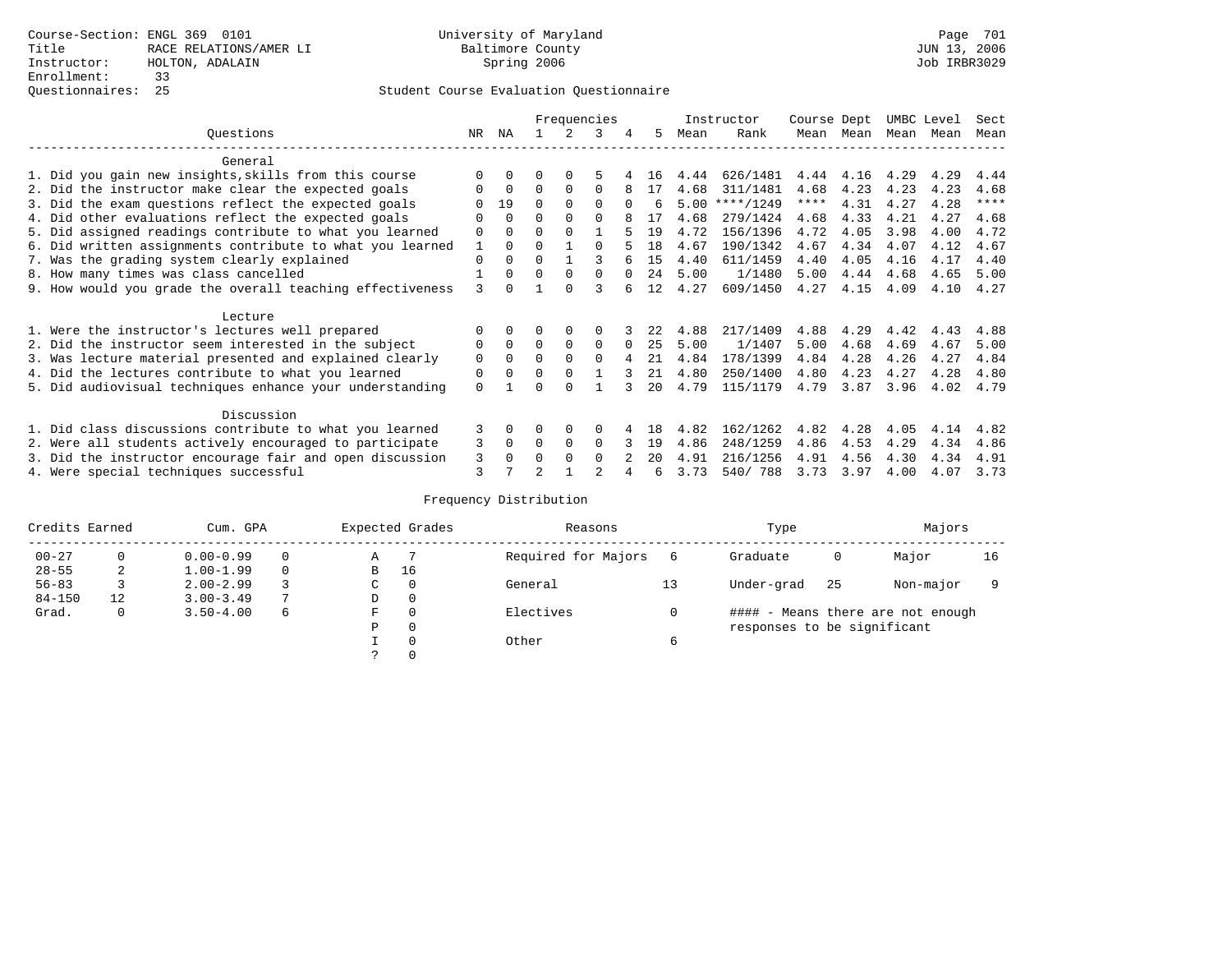Course-Section: ENGL 369 0101
Title: RACE RELATIONS/AMER LI
Instructor: HOLTON, ADALAIN
Enrollment: 33
Questionnaires: 25

University of Maryland
Baltimore County
Spring 2006

JUN 13, 2006
Job IRBR3029

Student Course Evaluation Questionnaire

| Questions | NR | NA | 1 | 2 | 3 | 4 | 5 | Instructor Mean | Instructor Rank | Course Mean | Dept Mean | UMBC Mean | Level Mean | Sect Mean |
|---|---|---|---|---|---|---|---|---|---|---|---|---|---|---|
| **General** | | | | | | | | | | | | | | |
| 1. Did you gain new insights,skills from this course | 0 | 0 | 0 | 0 | 5 | 4 | 16 | 4.44 | 626/1481 | 4.44 | 4.16 | 4.29 | 4.29 | 4.44 |
| 2. Did the instructor make clear the expected goals | 0 | 0 | 0 | 0 | 0 | 8 | 17 | 4.68 | 311/1481 | 4.68 | 4.23 | 4.23 | 4.23 | 4.68 |
| 3. Did the exam questions reflect the expected goals | 0 | 19 | 0 | 0 | 0 | 0 | 6 | 5.00 | ****/1249 | **** | 4.31 | 4.27 | 4.28 | **** |
| 4. Did other evaluations reflect the expected goals | 0 | 0 | 0 | 0 | 0 | 8 | 17 | 4.68 | 279/1424 | 4.68 | 4.33 | 4.21 | 4.27 | 4.68 |
| 5. Did assigned readings contribute to what you learned | 0 | 0 | 0 | 0 | 1 | 5 | 19 | 4.72 | 156/1396 | 4.72 | 4.05 | 3.98 | 4.00 | 4.72 |
| 6. Did written assignments contribute to what you learned | 1 | 0 | 0 | 1 | 0 | 5 | 18 | 4.67 | 190/1342 | 4.67 | 4.34 | 4.07 | 4.12 | 4.67 |
| 7. Was the grading system clearly explained | 0 | 0 | 0 | 1 | 3 | 6 | 15 | 4.40 | 611/1459 | 4.40 | 4.05 | 4.16 | 4.17 | 4.40 |
| 8. How many times was class cancelled | 1 | 0 | 0 | 0 | 0 | 0 | 24 | 5.00 | 1/1480 | 5.00 | 4.44 | 4.68 | 4.65 | 5.00 |
| 9. How would you grade the overall teaching effectiveness | 3 | 0 | 1 | 0 | 3 | 6 | 12 | 4.27 | 609/1450 | 4.27 | 4.15 | 4.09 | 4.10 | 4.27 |
| **Lecture** | | | | | | | | | | | | | | |
| 1. Were the instructor's lectures well prepared | 0 | 0 | 0 | 0 | 0 | 3 | 22 | 4.88 | 217/1409 | 4.88 | 4.29 | 4.42 | 4.43 | 4.88 |
| 2. Did the instructor seem interested in the subject | 0 | 0 | 0 | 0 | 0 | 0 | 25 | 5.00 | 1/1407 | 5.00 | 4.68 | 4.69 | 4.67 | 5.00 |
| 3. Was lecture material presented and explained clearly | 0 | 0 | 0 | 0 | 0 | 4 | 21 | 4.84 | 178/1399 | 4.84 | 4.28 | 4.26 | 4.27 | 4.84 |
| 4. Did the lectures contribute to what you learned | 0 | 0 | 0 | 0 | 1 | 3 | 21 | 4.80 | 250/1400 | 4.80 | 4.23 | 4.27 | 4.28 | 4.80 |
| 5. Did audiovisual techniques enhance your understanding | 0 | 1 | 0 | 0 | 1 | 3 | 20 | 4.79 | 115/1179 | 4.79 | 3.87 | 3.96 | 4.02 | 4.79 |
| **Discussion** | | | | | | | | | | | | | | |
| 1. Did class discussions contribute to what you learned | 3 | 0 | 0 | 0 | 0 | 4 | 18 | 4.82 | 162/1262 | 4.82 | 4.28 | 4.05 | 4.14 | 4.82 |
| 2. Were all students actively encouraged to participate | 3 | 0 | 0 | 0 | 0 | 3 | 19 | 4.86 | 248/1259 | 4.86 | 4.53 | 4.29 | 4.34 | 4.86 |
| 3. Did the instructor encourage fair and open discussion | 3 | 0 | 0 | 0 | 0 | 2 | 20 | 4.91 | 216/1256 | 4.91 | 4.56 | 4.30 | 4.34 | 4.91 |
| 4. Were special techniques successful | 3 | 7 | 2 | 1 | 2 | 4 | 6 | 3.73 | 540/ 788 | 3.73 | 3.97 | 4.00 | 4.07 | 3.73 |

Frequency Distribution

| Credits Earned | | Cum. GPA | | Expected Grades | | Reasons | | Type | | Majors | |
|---|---|---|---|---|---|---|---|---|---|---|---|
| 00-27 | 0 | 0.00-0.99 | 0 | A | 7 | Required for Majors | 6 | Graduate | 0 | Major | 16 |
| 28-55 | 2 | 1.00-1.99 | 0 | B | 16 | | | | | | |
| 56-83 | 3 | 2.00-2.99 | 3 | C | 0 | General | 13 | Under-grad | 25 | Non-major | 9 |
| 84-150 | 12 | 3.00-3.49 | 7 | D | 0 | | | | | | |
| Grad. | 0 | 3.50-4.00 | 6 | F | 0 | Electives | 0 | #### - Means there are not enough responses to be significant | | | |
| | | | | P | 0 | | | | | | |
| | | | | I | 0 | Other | 6 | | | | |
| | | | | ? | 0 | | | | | | |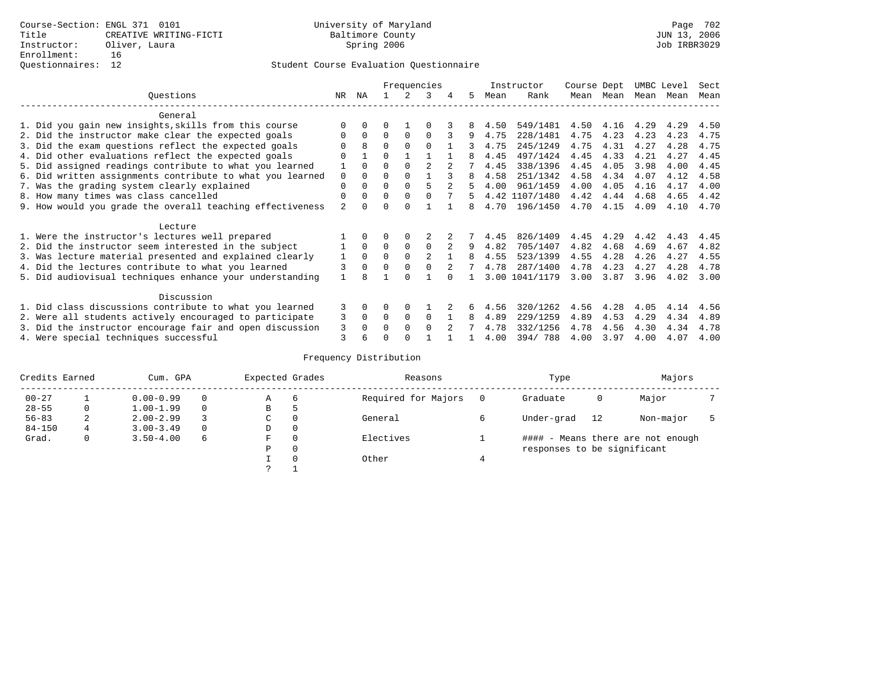Course-Section: ENGL 371 0101
Title: CREATIVE WRITING-FICTI
Instructor: Oliver, Laura
Enrollment: 16
Questionnaires: 12

University of Maryland
Baltimore County
Spring 2006

Page 702
JUN 13, 2006
Job IRBR3029

Student Course Evaluation Questionnaire

| Questions | NR | NA | 1 | 2 | 3 | 4 | 5 | Instructor Mean | Rank | Course Mean | Dept Mean | UMBC Mean | Level Mean | Sect Mean |
|---|---|---|---|---|---|---|---|---|---|---|---|---|---|---|
| **General** | | | | | | | | | | | | | | |
| 1. Did you gain new insights,skills from this course | 0 | 0 | 0 | 1 | 0 | 3 | 8 | 4.50 | 549/1481 | 4.50 | 4.16 | 4.29 | 4.29 | 4.50 |
| 2. Did the instructor make clear the expected goals | 0 | 0 | 0 | 0 | 0 | 3 | 9 | 4.75 | 228/1481 | 4.75 | 4.23 | 4.23 | 4.23 | 4.75 |
| 3. Did the exam questions reflect the expected goals | 0 | 8 | 0 | 0 | 0 | 1 | 3 | 4.75 | 245/1249 | 4.75 | 4.31 | 4.27 | 4.28 | 4.75 |
| 4. Did other evaluations reflect the expected goals | 0 | 1 | 0 | 1 | 1 | 1 | 8 | 4.45 | 497/1424 | 4.45 | 4.33 | 4.21 | 4.27 | 4.45 |
| 5. Did assigned readings contribute to what you learned | 1 | 0 | 0 | 0 | 2 | 2 | 7 | 4.45 | 338/1396 | 4.45 | 4.05 | 3.98 | 4.00 | 4.45 |
| 6. Did written assignments contribute to what you learned | 0 | 0 | 0 | 0 | 1 | 3 | 8 | 4.58 | 251/1342 | 4.58 | 4.34 | 4.07 | 4.12 | 4.58 |
| 7. Was the grading system clearly explained | 0 | 0 | 0 | 0 | 5 | 2 | 5 | 4.00 | 961/1459 | 4.00 | 4.05 | 4.16 | 4.17 | 4.00 |
| 8. How many times was class cancelled | 0 | 0 | 0 | 0 | 0 | 7 | 5 | 4.42 | 1107/1480 | 4.42 | 4.44 | 4.68 | 4.65 | 4.42 |
| 9. How would you grade the overall teaching effectiveness | 2 | 0 | 0 | 0 | 1 | 1 | 8 | 4.70 | 196/1450 | 4.70 | 4.15 | 4.09 | 4.10 | 4.70 |
| **Lecture** | | | | | | | | | | | | | | |
| 1. Were the instructor's lectures well prepared | 1 | 0 | 0 | 0 | 2 | 2 | 7 | 4.45 | 826/1409 | 4.45 | 4.29 | 4.42 | 4.43 | 4.45 |
| 2. Did the instructor seem interested in the subject | 1 | 0 | 0 | 0 | 0 | 2 | 9 | 4.82 | 705/1407 | 4.82 | 4.68 | 4.69 | 4.67 | 4.82 |
| 3. Was lecture material presented and explained clearly | 1 | 0 | 0 | 0 | 2 | 1 | 8 | 4.55 | 523/1399 | 4.55 | 4.28 | 4.26 | 4.27 | 4.55 |
| 4. Did the lectures contribute to what you learned | 3 | 0 | 0 | 0 | 0 | 2 | 7 | 4.78 | 287/1400 | 4.78 | 4.23 | 4.27 | 4.28 | 4.78 |
| 5. Did audiovisual techniques enhance your understanding | 1 | 8 | 1 | 0 | 1 | 0 | 1 | 3.00 | 1041/1179 | 3.00 | 3.87 | 3.96 | 4.02 | 3.00 |
| **Discussion** | | | | | | | | | | | | | | |
| 1. Did class discussions contribute to what you learned | 3 | 0 | 0 | 0 | 1 | 2 | 6 | 4.56 | 320/1262 | 4.56 | 4.28 | 4.05 | 4.14 | 4.56 |
| 2. Were all students actively encouraged to participate | 3 | 0 | 0 | 0 | 0 | 1 | 8 | 4.89 | 229/1259 | 4.89 | 4.53 | 4.29 | 4.34 | 4.89 |
| 3. Did the instructor encourage fair and open discussion | 3 | 0 | 0 | 0 | 0 | 2 | 7 | 4.78 | 332/1256 | 4.78 | 4.56 | 4.30 | 4.34 | 4.78 |
| 4. Were special techniques successful | 3 | 6 | 0 | 0 | 1 | 1 | 1 | 4.00 | 394/ 788 | 4.00 | 3.97 | 4.00 | 4.07 | 4.00 |

Frequency Distribution

| Credits Earned | | Cum. GPA | | Expected Grades | | Reasons | | Type | | Majors | |
|---|---|---|---|---|---|---|---|---|---|---|---|
| 00-27 | 1 | 0.00-0.99 | 0 | A | 6 | Required for Majors | 0 | Graduate | 0 | Major | 7 |
| 28-55 | 0 | 1.00-1.99 | 0 | B | 5 | | | | | | |
| 56-83 | 2 | 2.00-2.99 | 3 | C | 0 | General | 6 | Under-grad | 12 | Non-major | 5 |
| 84-150 | 4 | 3.00-3.49 | 0 | D | 0 | | | | | | |
| Grad. | 0 | 3.50-4.00 | 6 | F | 0 | Electives | 1 | #### - Means there are not enough responses to be significant | | | |
| | | | | P | 0 | | | | | | |
| | | | | I | 0 | Other | 4 | | | | |
| | | | | ? | 1 | | | | | | |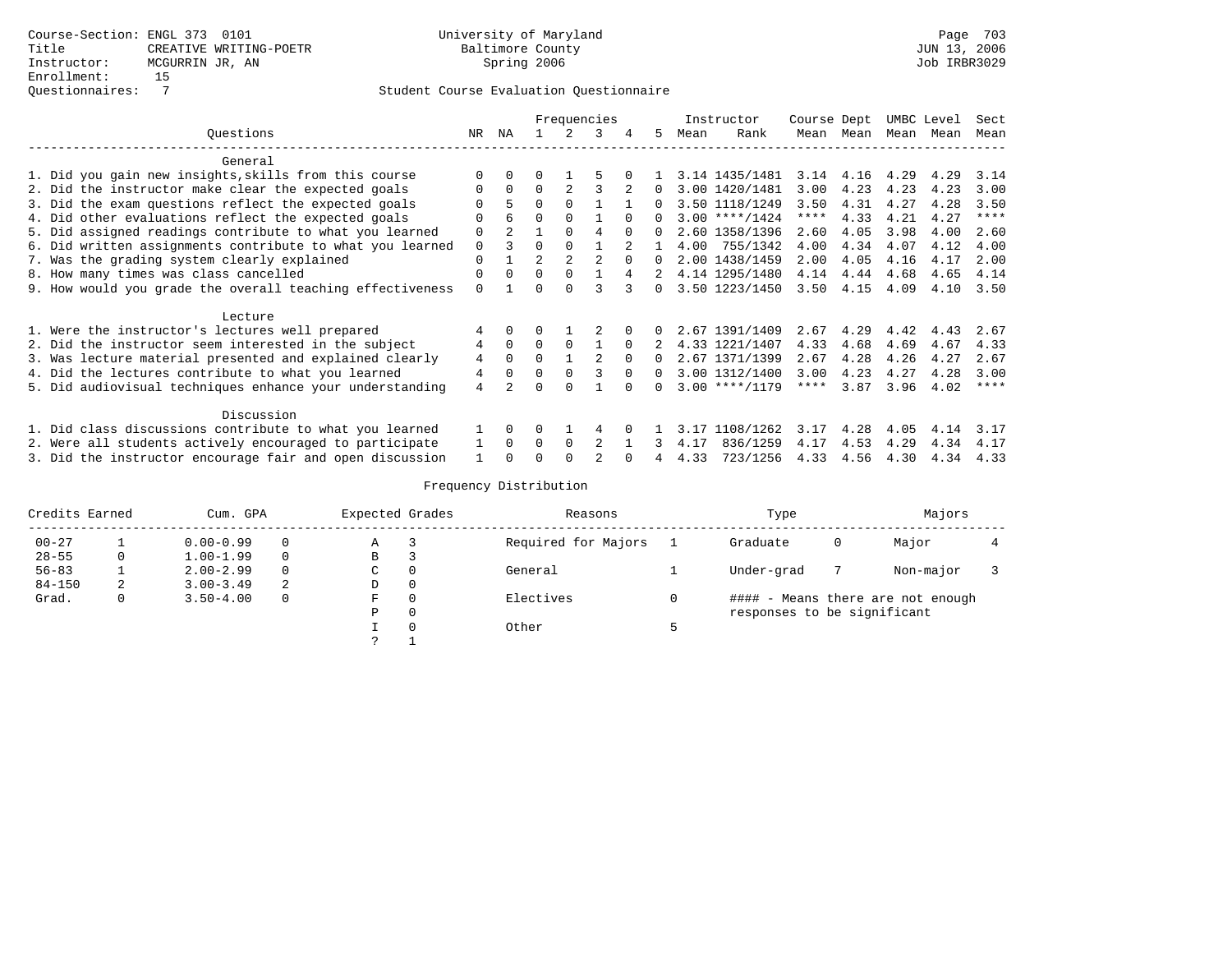Course-Section: ENGL 373 0101
Title: CREATIVE WRITING-POETR
Instructor: MCGURRIN JR, AN
Enrollment: 15
Questionnaires: 7

University of Maryland
Baltimore County
Spring 2006

JUN 13, 2006
Job IRBR3029

Student Course Evaluation Questionnaire

| Questions | NR | NA | 1 | 2 | 3 | 4 | 5 | Instructor Mean | Instructor Rank | Course Mean | Dept Mean | UMBC Mean | Level Mean | Sect Mean |
|---|---|---|---|---|---|---|---|---|---|---|---|---|---|---|
| **General** | | | | | | | | | | | | | | |
| 1. Did you gain new insights,skills from this course | 0 | 0 | 0 | 1 | 5 | 0 | 1 | 3.14 | 1435/1481 | 3.14 | 4.16 | 4.29 | 4.29 | 3.14 |
| 2. Did the instructor make clear the expected goals | 0 | 0 | 0 | 2 | 3 | 2 | 0 | 3.00 | 1420/1481 | 3.00 | 4.23 | 4.23 | 4.23 | 3.00 |
| 3. Did the exam questions reflect the expected goals | 0 | 5 | 0 | 0 | 1 | 1 | 0 | 3.50 | 1118/1249 | 3.50 | 4.31 | 4.27 | 4.28 | 3.50 |
| 4. Did other evaluations reflect the expected goals | 0 | 6 | 0 | 0 | 1 | 0 | 0 | 3.00 | ****/1424 | **** | 4.33 | 4.21 | 4.27 | **** |
| 5. Did assigned readings contribute to what you learned | 0 | 2 | 1 | 0 | 4 | 0 | 0 | 2.60 | 1358/1396 | 2.60 | 4.05 | 3.98 | 4.00 | 2.60 |
| 6. Did written assignments contribute to what you learned | 0 | 3 | 0 | 0 | 1 | 2 | 1 | 4.00 | 755/1342 | 4.00 | 4.34 | 4.07 | 4.12 | 4.00 |
| 7. Was the grading system clearly explained | 0 | 1 | 2 | 2 | 2 | 0 | 0 | 2.00 | 1438/1459 | 2.00 | 4.05 | 4.16 | 4.17 | 2.00 |
| 8. How many times was class cancelled | 0 | 0 | 0 | 0 | 1 | 4 | 2 | 4.14 | 1295/1480 | 4.14 | 4.44 | 4.68 | 4.65 | 4.14 |
| 9. How would you grade the overall teaching effectiveness | 0 | 1 | 0 | 0 | 3 | 3 | 0 | 3.50 | 1223/1450 | 3.50 | 4.15 | 4.09 | 4.10 | 3.50 |
| **Lecture** | | | | | | | | | | | | | | |
| 1. Were the instructor's lectures well prepared | 4 | 0 | 0 | 1 | 2 | 0 | 0 | 2.67 | 1391/1409 | 2.67 | 4.29 | 4.42 | 4.43 | 2.67 |
| 2. Did the instructor seem interested in the subject | 4 | 0 | 0 | 0 | 1 | 0 | 2 | 4.33 | 1221/1407 | 4.33 | 4.68 | 4.69 | 4.67 | 4.33 |
| 3. Was lecture material presented and explained clearly | 4 | 0 | 0 | 1 | 2 | 0 | 0 | 2.67 | 1371/1399 | 2.67 | 4.28 | 4.26 | 4.27 | 2.67 |
| 4. Did the lectures contribute to what you learned | 4 | 0 | 0 | 0 | 3 | 0 | 0 | 3.00 | 1312/1400 | 3.00 | 4.23 | 4.27 | 4.28 | 3.00 |
| 5. Did audiovisual techniques enhance your understanding | 4 | 2 | 0 | 0 | 1 | 0 | 0 | 3.00 | ****/1179 | **** | 3.87 | 3.96 | 4.02 | **** |
| **Discussion** | | | | | | | | | | | | | | |
| 1. Did class discussions contribute to what you learned | 1 | 0 | 0 | 1 | 4 | 0 | 1 | 3.17 | 1108/1262 | 3.17 | 4.28 | 4.05 | 4.14 | 3.17 |
| 2. Were all students actively encouraged to participate | 1 | 0 | 0 | 0 | 2 | 1 | 3 | 4.17 | 836/1259 | 4.17 | 4.53 | 4.29 | 4.34 | 4.17 |
| 3. Did the instructor encourage fair and open discussion | 1 | 0 | 0 | 0 | 2 | 0 | 4 | 4.33 | 723/1256 | 4.33 | 4.56 | 4.30 | 4.34 | 4.33 |

Frequency Distribution

| Credits Earned | | Cum. GPA | | Expected Grades | | Reasons | | Type | | Majors | |
|---|---|---|---|---|---|---|---|---|---|---|---|
| 00-27 | 1 | 0.00-0.99 | 0 | A | 3 | Required for Majors | 1 | Graduate | 0 | Major | 4 |
| 28-55 | 0 | 1.00-1.99 | 0 | B | 3 | | | | | | |
| 56-83 | 1 | 2.00-2.99 | 0 | C | 0 | General | 1 | Under-grad | 7 | Non-major | 3 |
| 84-150 | 2 | 3.00-3.49 | 2 | D | 0 | | | | | | |
| Grad. | 0 | 3.50-4.00 | 0 | F | 0 | Electives | 0 | | | | |
| | | | | P | 0 | | | | | | |
| | | | | I | 0 | Other | 5 | | | | |
| | | | | ? | 1 | | | | | | |

#### - Means there are not enough responses to be significant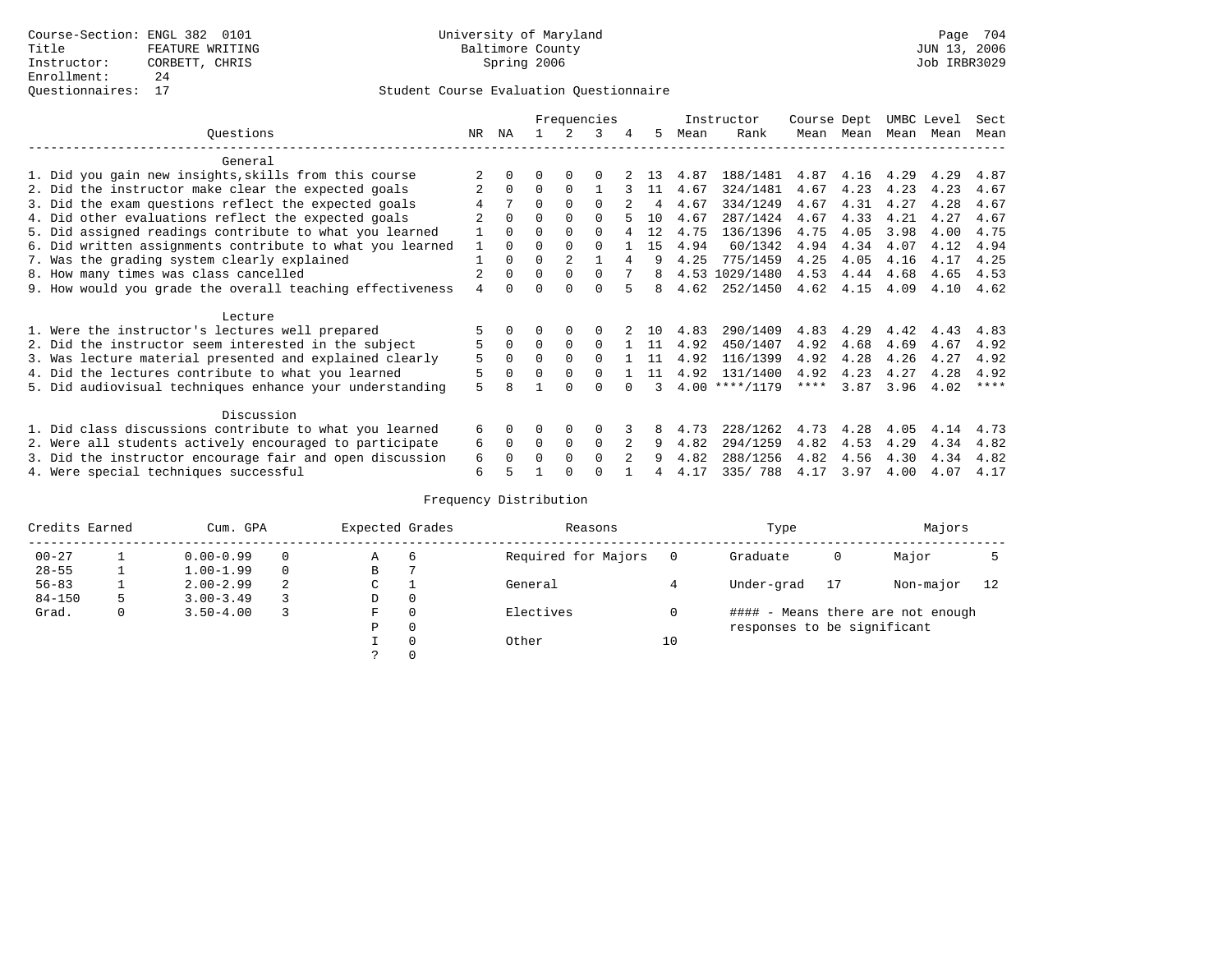Course-Section: ENGL 382 0101
Title: FEATURE WRITING
Instructor: CORBETT, CHRIS
Enrollment: 24
Questionnaires: 17

University of Maryland
Baltimore County
Spring 2006

JUN 13, 2006
Job IRBR3029

Student Course Evaluation Questionnaire

| Questions | NR | NA | 1 | 2 | 3 | 4 | 5 | Instructor Mean | Instructor Rank | Course Mean | Dept Mean | UMBC Level Mean | Level Mean | Sect Mean |
|---|---|---|---|---|---|---|---|---|---|---|---|---|---|---|
| **General** | | | | | | | | | | | | | | |
| 1. Did you gain new insights,skills from this course | 2 | 0 | 0 | 0 | 0 | 2 | 13 | 4.87 | 188/1481 | 4.87 | 4.16 | 4.29 | 4.29 | 4.87 |
| 2. Did the instructor make clear the expected goals | 2 | 0 | 0 | 0 | 1 | 3 | 11 | 4.67 | 324/1481 | 4.67 | 4.23 | 4.23 | 4.23 | 4.67 |
| 3. Did the exam questions reflect the expected goals | 4 | 7 | 0 | 0 | 0 | 2 | 4 | 4.67 | 334/1249 | 4.67 | 4.31 | 4.27 | 4.28 | 4.67 |
| 4. Did other evaluations reflect the expected goals | 2 | 0 | 0 | 0 | 0 | 5 | 10 | 4.67 | 287/1424 | 4.67 | 4.33 | 4.21 | 4.27 | 4.67 |
| 5. Did assigned readings contribute to what you learned | 1 | 0 | 0 | 0 | 0 | 4 | 12 | 4.75 | 136/1396 | 4.75 | 4.05 | 3.98 | 4.00 | 4.75 |
| 6. Did written assignments contribute to what you learned | 1 | 0 | 0 | 0 | 0 | 1 | 15 | 4.94 | 60/1342 | 4.94 | 4.34 | 4.07 | 4.12 | 4.94 |
| 7. Was the grading system clearly explained | 1 | 0 | 0 | 2 | 1 | 4 | 9 | 4.25 | 775/1459 | 4.25 | 4.05 | 4.16 | 4.17 | 4.25 |
| 8. How many times was class cancelled | 2 | 0 | 0 | 0 | 0 | 7 | 8 | 4.53 | 1029/1480 | 4.53 | 4.44 | 4.68 | 4.65 | 4.53 |
| 9. How would you grade the overall teaching effectiveness | 4 | 0 | 0 | 0 | 0 | 5 | 8 | 4.62 | 252/1450 | 4.62 | 4.15 | 4.09 | 4.10 | 4.62 |
| **Lecture** | | | | | | | | | | | | | | |
| 1. Were the instructor's lectures well prepared | 5 | 0 | 0 | 0 | 0 | 2 | 10 | 4.83 | 290/1409 | 4.83 | 4.29 | 4.42 | 4.43 | 4.83 |
| 2. Did the instructor seem interested in the subject | 5 | 0 | 0 | 0 | 0 | 1 | 11 | 4.92 | 450/1407 | 4.92 | 4.68 | 4.69 | 4.67 | 4.92 |
| 3. Was lecture material presented and explained clearly | 5 | 0 | 0 | 0 | 0 | 1 | 11 | 4.92 | 116/1399 | 4.92 | 4.28 | 4.26 | 4.27 | 4.92 |
| 4. Did the lectures contribute to what you learned | 5 | 0 | 0 | 0 | 0 | 1 | 11 | 4.92 | 131/1400 | 4.92 | 4.23 | 4.27 | 4.28 | 4.92 |
| 5. Did audiovisual techniques enhance your understanding | 5 | 8 | 1 | 0 | 0 | 0 | 3 | 4.00 | ****/1179 | **** | 3.87 | 3.96 | 4.02 | **** |
| **Discussion** | | | | | | | | | | | | | | |
| 1. Did class discussions contribute to what you learned | 6 | 0 | 0 | 0 | 0 | 3 | 8 | 4.73 | 228/1262 | 4.73 | 4.28 | 4.05 | 4.14 | 4.73 |
| 2. Were all students actively encouraged to participate | 6 | 0 | 0 | 0 | 0 | 2 | 9 | 4.82 | 294/1259 | 4.82 | 4.53 | 4.29 | 4.34 | 4.82 |
| 3. Did the instructor encourage fair and open discussion | 6 | 0 | 0 | 0 | 0 | 2 | 9 | 4.82 | 288/1256 | 4.82 | 4.56 | 4.30 | 4.34 | 4.82 |
| 4. Were special techniques successful | 6 | 5 | 1 | 0 | 0 | 1 | 4 | 4.17 | 335/ 788 | 4.17 | 3.97 | 4.00 | 4.07 | 4.17 |

Frequency Distribution

| Credits Earned | | Cum. GPA | | Expected Grades | | Reasons | | Type | | Majors | |
|---|---|---|---|---|---|---|---|---|---|---|---|
| 00-27 | 1 | 0.00-0.99 | 0 | A | 6 | Required for Majors | 0 | Graduate | 0 | Major | 5 |
| 28-55 | 1 | 1.00-1.99 | 0 | B | 7 | | | | | | |
| 56-83 | 1 | 2.00-2.99 | 2 | C | 1 | General | 4 | Under-grad | 17 | Non-major | 12 |
| 84-150 | 5 | 3.00-3.49 | 3 | D | 0 | | | | | | |
| Grad. | 0 | 3.50-4.00 | 3 | F | 0 | Electives | 0 | | | | |
| | | | | P | 0 | | | | | | |
| | | | | I | 0 | Other | 10 | | | | |
| | | | | ? | 0 | | | | | | |

#### - Means there are not enough responses to be significant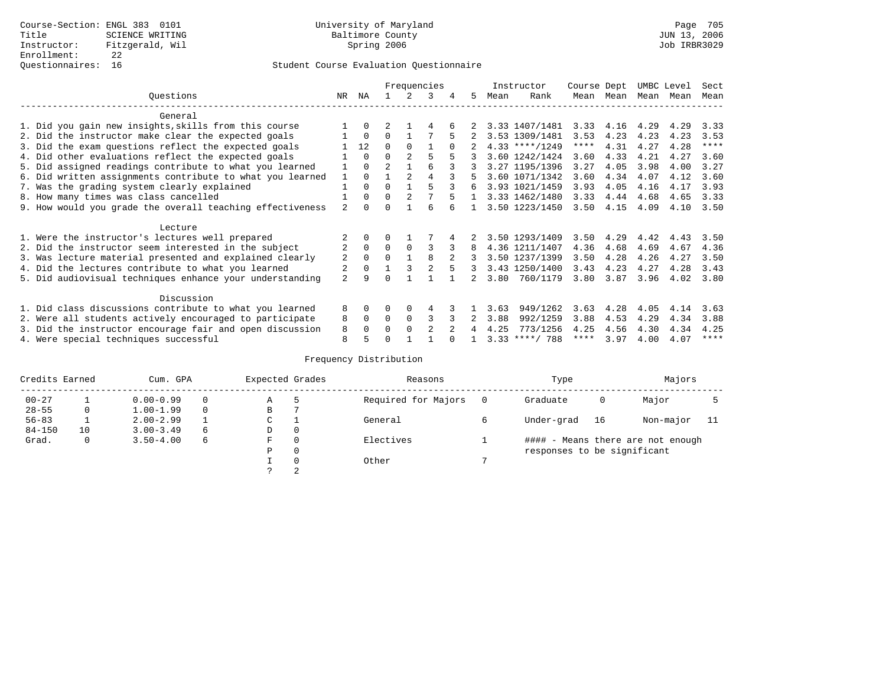Course-Section: ENGL 383 0101
Title: SCIENCE WRITING
Instructor: Fitzgerald, Wil
Enrollment: 22
Questionnaires: 16

University of Maryland
Baltimore County
Spring 2006

JUN 13, 2006
Job IRBR3029

Student Course Evaluation Questionnaire

| Questions | NR | NA | 1 | 2 | 3 | 4 | 5 | Instructor Mean | Instructor Rank | Course Mean | Dept Mean | UMBC Mean | Level Mean | Sect Mean |
|---|---|---|---|---|---|---|---|---|---|---|---|---|---|---|
| **General** | | | | | | | | | | | | | | |
| 1. Did you gain new insights,skills from this course | 1 | 0 | 2 | 1 | 4 | 6 | 2 | 3.33 | 1407/1481 | 3.33 | 4.16 | 4.29 | 4.29 | 3.33 |
| 2. Did the instructor make clear the expected goals | 1 | 0 | 0 | 1 | 7 | 5 | 2 | 3.53 | 1309/1481 | 3.53 | 4.23 | 4.23 | 4.23 | 3.53 |
| 3. Did the exam questions reflect the expected goals | 1 | 12 | 0 | 0 | 1 | 0 | 2 | 4.33 | ****/1249 | **** | 4.31 | 4.27 | 4.28 | **** |
| 4. Did other evaluations reflect the expected goals | 1 | 0 | 0 | 2 | 5 | 5 | 3 | 3.60 | 1242/1424 | 3.60 | 4.33 | 4.21 | 4.27 | 3.60 |
| 5. Did assigned readings contribute to what you learned | 1 | 0 | 2 | 1 | 6 | 3 | 3 | 3.27 | 1195/1396 | 3.27 | 4.05 | 3.98 | 4.00 | 3.27 |
| 6. Did written assignments contribute to what you learned | 1 | 0 | 1 | 2 | 4 | 3 | 5 | 3.60 | 1071/1342 | 3.60 | 4.34 | 4.07 | 4.12 | 3.60 |
| 7. Was the grading system clearly explained | 1 | 0 | 0 | 1 | 5 | 3 | 6 | 3.93 | 1021/1459 | 3.93 | 4.05 | 4.16 | 4.17 | 3.93 |
| 8. How many times was class cancelled | 1 | 0 | 0 | 2 | 7 | 5 | 1 | 3.33 | 1462/1480 | 3.33 | 4.44 | 4.68 | 4.65 | 3.33 |
| 9. How would you grade the overall teaching effectiveness | 2 | 0 | 0 | 1 | 6 | 6 | 1 | 3.50 | 1223/1450 | 3.50 | 4.15 | 4.09 | 4.10 | 3.50 |
| **Lecture** | | | | | | | | | | | | | | |
| 1. Were the instructor's lectures well prepared | 2 | 0 | 0 | 1 | 7 | 4 | 2 | 3.50 | 1293/1409 | 3.50 | 4.29 | 4.42 | 4.43 | 3.50 |
| 2. Did the instructor seem interested in the subject | 2 | 0 | 0 | 0 | 3 | 3 | 8 | 4.36 | 1211/1407 | 4.36 | 4.68 | 4.69 | 4.67 | 4.36 |
| 3. Was lecture material presented and explained clearly | 2 | 0 | 0 | 1 | 8 | 2 | 3 | 3.50 | 1237/1399 | 3.50 | 4.28 | 4.26 | 4.27 | 3.50 |
| 4. Did the lectures contribute to what you learned | 2 | 0 | 1 | 3 | 2 | 5 | 3 | 3.43 | 1250/1400 | 3.43 | 4.23 | 4.27 | 4.28 | 3.43 |
| 5. Did audiovisual techniques enhance your understanding | 2 | 9 | 0 | 1 | 1 | 1 | 2 | 3.80 | 760/1179 | 3.80 | 3.87 | 3.96 | 4.02 | 3.80 |
| **Discussion** | | | | | | | | | | | | | | |
| 1. Did class discussions contribute to what you learned | 8 | 0 | 0 | 0 | 4 | 3 | 1 | 3.63 | 949/1262 | 3.63 | 4.28 | 4.05 | 4.14 | 3.63 |
| 2. Were all students actively encouraged to participate | 8 | 0 | 0 | 0 | 3 | 3 | 2 | 3.88 | 992/1259 | 3.88 | 4.53 | 4.29 | 4.34 | 3.88 |
| 3. Did the instructor encourage fair and open discussion | 8 | 0 | 0 | 0 | 2 | 2 | 4 | 4.25 | 773/1256 | 4.25 | 4.56 | 4.30 | 4.34 | 4.25 |
| 4. Were special techniques successful | 8 | 5 | 0 | 1 | 1 | 0 | 1 | 3.33 | ****/ 788 | **** | 3.97 | 4.00 | 4.07 | **** |

Frequency Distribution

| Credits Earned | | Cum. GPA | | Expected Grades | | Reasons | | Type | | Majors | |
|---|---|---|---|---|---|---|---|---|---|---|---|
| 00-27 | 1 | 0.00-0.99 | 0 | A | 5 | Required for Majors | 0 | Graduate | 0 | Major | 5 |
| 28-55 | 0 | 1.00-1.99 | 0 | B | 7 | | | | | | |
| 56-83 | 1 | 2.00-2.99 | 1 | C | 1 | General | 6 | Under-grad | 16 | Non-major | 11 |
| 84-150 | 10 | 3.00-3.49 | 6 | D | 0 | | | | | | |
| Grad. | 0 | 3.50-4.00 | 6 | F | 0 | Electives | 1 | | | | |
| | | | | P | 0 | | | | | | |
| | | | | I | 0 | Other | 7 | | | | |
| | | | | ? | 2 | | | | | | |

#### - Means there are not enough responses to be significant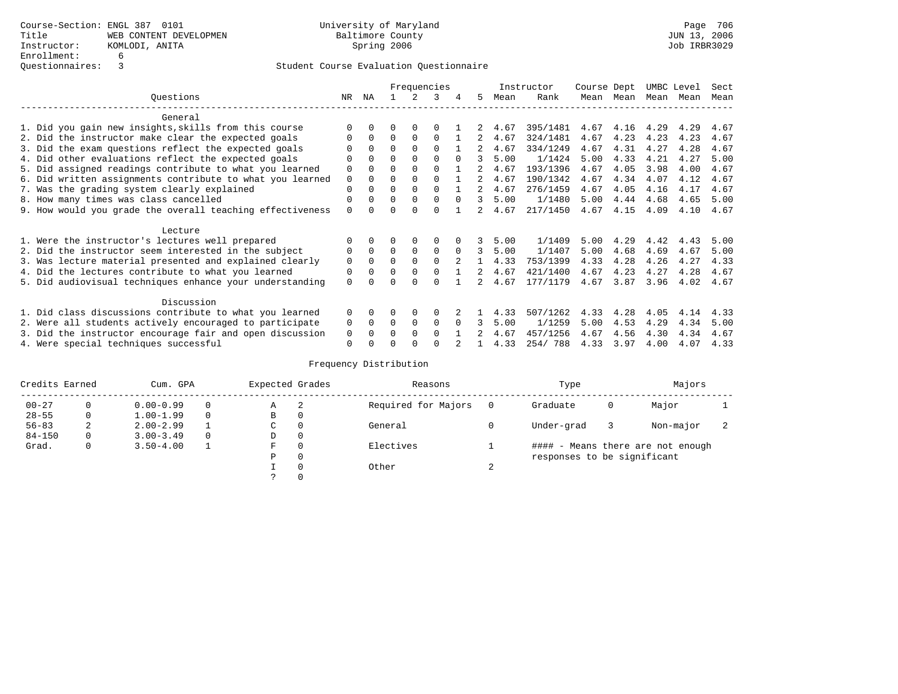Course-Section: ENGL 387 0101
Title: WEB CONTENT DEVELOPMEN
Instructor: KOMLODI, ANITA
Enrollment: 6
Questionnaires: 3

University of Maryland
Baltimore County
Spring 2006

JUN 13, 2006
Job IRBR3029

Student Course Evaluation Questionnaire

| Questions | NR | NA | 1 | 2 | 3 | 4 | 5 | Instructor Mean | Rank | Course Mean | Dept Mean | UMBC Level Mean | Level Mean | Sect Mean |
|---|---|---|---|---|---|---|---|---|---|---|---|---|---|---|
| **General** | | | | | | | | | | | | | | |
| 1. Did you gain new insights,skills from this course | 0 | 0 | 0 | 0 | 0 | 1 | 2 | 4.67 | 395/1481 | 4.67 | 4.16 | 4.29 | 4.29 | 4.67 |
| 2. Did the instructor make clear the expected goals | 0 | 0 | 0 | 0 | 0 | 1 | 2 | 4.67 | 324/1481 | 4.67 | 4.23 | 4.23 | 4.23 | 4.67 |
| 3. Did the exam questions reflect the expected goals | 0 | 0 | 0 | 0 | 0 | 1 | 2 | 4.67 | 334/1249 | 4.67 | 4.31 | 4.27 | 4.28 | 4.67 |
| 4. Did other evaluations reflect the expected goals | 0 | 0 | 0 | 0 | 0 | 0 | 3 | 5.00 | 1/1424 | 5.00 | 4.33 | 4.21 | 4.27 | 5.00 |
| 5. Did assigned readings contribute to what you learned | 0 | 0 | 0 | 0 | 0 | 1 | 2 | 4.67 | 193/1396 | 4.67 | 4.05 | 3.98 | 4.00 | 4.67 |
| 6. Did written assignments contribute to what you learned | 0 | 0 | 0 | 0 | 0 | 1 | 2 | 4.67 | 190/1342 | 4.67 | 4.34 | 4.07 | 4.12 | 4.67 |
| 7. Was the grading system clearly explained | 0 | 0 | 0 | 0 | 0 | 1 | 2 | 4.67 | 276/1459 | 4.67 | 4.05 | 4.16 | 4.17 | 4.67 |
| 8. How many times was class cancelled | 0 | 0 | 0 | 0 | 0 | 0 | 3 | 5.00 | 1/1480 | 5.00 | 4.44 | 4.68 | 4.65 | 5.00 |
| 9. How would you grade the overall teaching effectiveness | 0 | 0 | 0 | 0 | 0 | 1 | 2 | 4.67 | 217/1450 | 4.67 | 4.15 | 4.09 | 4.10 | 4.67 |
| **Lecture** | | | | | | | | | | | | | | |
| 1. Were the instructor's lectures well prepared | 0 | 0 | 0 | 0 | 0 | 0 | 3 | 5.00 | 1/1409 | 5.00 | 4.29 | 4.42 | 4.43 | 5.00 |
| 2. Did the instructor seem interested in the subject | 0 | 0 | 0 | 0 | 0 | 0 | 3 | 5.00 | 1/1407 | 5.00 | 4.68 | 4.69 | 4.67 | 5.00 |
| 3. Was lecture material presented and explained clearly | 0 | 0 | 0 | 0 | 0 | 2 | 1 | 4.33 | 753/1399 | 4.33 | 4.28 | 4.26 | 4.27 | 4.33 |
| 4. Did the lectures contribute to what you learned | 0 | 0 | 0 | 0 | 0 | 1 | 2 | 4.67 | 421/1400 | 4.67 | 4.23 | 4.27 | 4.28 | 4.67 |
| 5. Did audiovisual techniques enhance your understanding | 0 | 0 | 0 | 0 | 0 | 1 | 2 | 4.67 | 177/1179 | 4.67 | 3.87 | 3.96 | 4.02 | 4.67 |
| **Discussion** | | | | | | | | | | | | | | |
| 1. Did class discussions contribute to what you learned | 0 | 0 | 0 | 0 | 0 | 2 | 1 | 4.33 | 507/1262 | 4.33 | 4.28 | 4.05 | 4.14 | 4.33 |
| 2. Were all students actively encouraged to participate | 0 | 0 | 0 | 0 | 0 | 0 | 3 | 5.00 | 1/1259 | 5.00 | 4.53 | 4.29 | 4.34 | 5.00 |
| 3. Did the instructor encourage fair and open discussion | 0 | 0 | 0 | 0 | 0 | 1 | 2 | 4.67 | 457/1256 | 4.67 | 4.56 | 4.30 | 4.34 | 4.67 |
| 4. Were special techniques successful | 0 | 0 | 0 | 0 | 0 | 2 | 1 | 4.33 | 254/ 788 | 4.33 | 3.97 | 4.00 | 4.07 | 4.33 |

Frequency Distribution

| Credits Earned | | Cum. GPA | | Expected Grades | | Reasons | | Type | | Majors | |
|---|---|---|---|---|---|---|---|---|---|---|---|
| 00-27 | 0 | 0.00-0.99 | 0 | A | 2 | Required for Majors | 0 | Graduate | 0 | Major | 1 |
| 28-55 | 0 | 1.00-1.99 | 0 | B | 0 | | | | | | |
| 56-83 | 2 | 2.00-2.99 | 1 | C | 0 | General | 0 | Under-grad | 3 | Non-major | 2 |
| 84-150 | 0 | 3.00-3.49 | 0 | D | 0 | | | | | | |
| Grad. | 0 | 3.50-4.00 | 1 | F | 0 | Electives | 1 | #### - Means there are not enough responses to be significant | | | |
| | | | | P | 0 | | | | | | |
| | | | | I | 0 | Other | 2 | | | | |
| | | | | ? | 0 | | | | | | |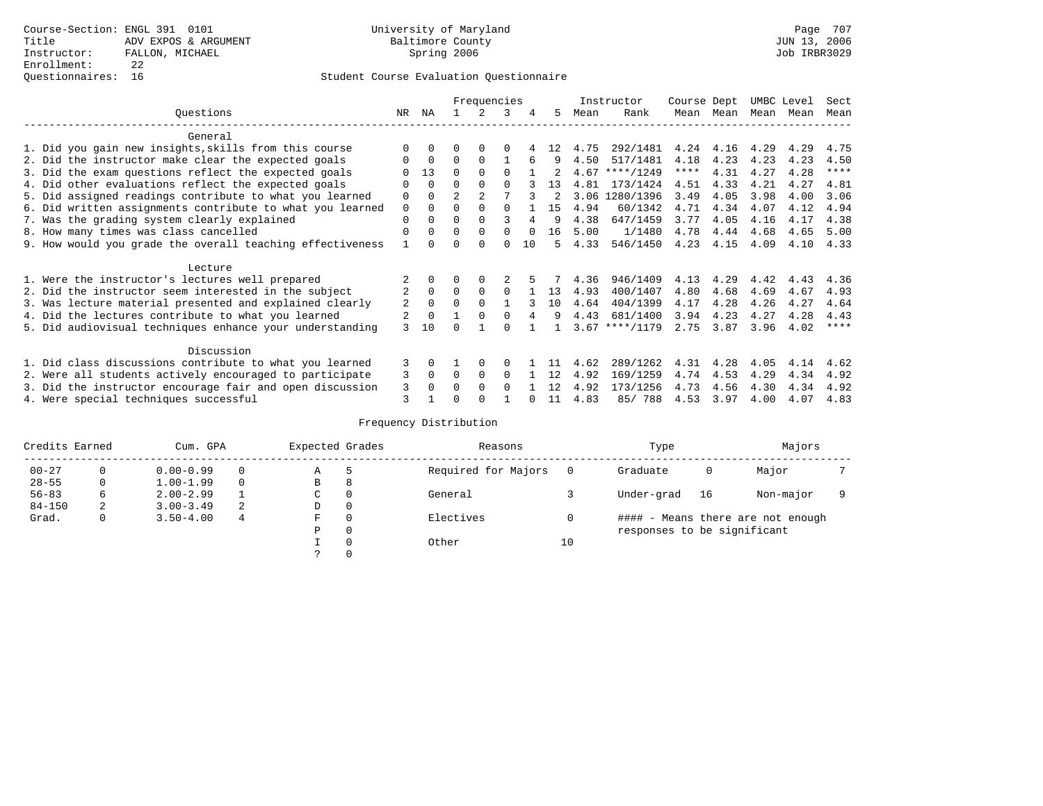Course-Section: ENGL 391 0101
Title: ADV EXPOS & ARGUMENT
Instructor: FALLON, MICHAEL
Enrollment: 22
Questionnaires: 16

University of Maryland
Baltimore County
Spring 2006

Student Course Evaluation Questionnaire

| Questions | NR | NA | 1 | 2 | 3 | 4 | 5 | Instructor Mean | Instructor Rank | Course Dept Mean | Dept Mean | UMBC Level Mean | Level Mean | Sect Mean |
|---|---|---|---|---|---|---|---|---|---|---|---|---|---|---|
| **General** | | | | | | | | | | | | | | |
| 1. Did you gain new insights,skills from this course | 0 | 0 | 0 | 0 | 0 | 4 | 12 | 4.75 | 292/1481 | 4.24 | 4.16 | 4.29 | 4.29 | 4.75 |
| 2. Did the instructor make clear the expected goals | 0 | 0 | 0 | 0 | 1 | 6 | 9 | 4.50 | 517/1481 | 4.18 | 4.23 | 4.23 | 4.23 | 4.50 |
| 3. Did the exam questions reflect the expected goals | 0 | 13 | 0 | 0 | 0 | 1 | 2 | 4.67 | ****/1249 | **** | 4.31 | 4.27 | 4.28 | **** |
| 4. Did other evaluations reflect the expected goals | 0 | 0 | 0 | 0 | 0 | 3 | 13 | 4.81 | 173/1424 | 4.51 | 4.33 | 4.21 | 4.27 | 4.81 |
| 5. Did assigned readings contribute to what you learned | 0 | 0 | 2 | 2 | 7 | 3 | 2 | 3.06 | 1280/1396 | 3.49 | 4.05 | 3.98 | 4.00 | 3.06 |
| 6. Did written assignments contribute to what you learned | 0 | 0 | 0 | 0 | 0 | 1 | 15 | 4.94 | 60/1342 | 4.71 | 4.34 | 4.07 | 4.12 | 4.94 |
| 7. Was the grading system clearly explained | 0 | 0 | 0 | 0 | 3 | 4 | 9 | 4.38 | 647/1459 | 3.77 | 4.05 | 4.16 | 4.17 | 4.38 |
| 8. How many times was class cancelled | 0 | 0 | 0 | 0 | 0 | 0 | 16 | 5.00 | 1/1480 | 4.78 | 4.44 | 4.68 | 4.65 | 5.00 |
| 9. How would you grade the overall teaching effectiveness | 1 | 0 | 0 | 0 | 0 | 10 | 5 | 4.33 | 546/1450 | 4.23 | 4.15 | 4.09 | 4.10 | 4.33 |
| **Lecture** | | | | | | | | | | | | | | |
| 1. Were the instructor's lectures well prepared | 2 | 0 | 0 | 0 | 2 | 5 | 7 | 4.36 | 946/1409 | 4.13 | 4.29 | 4.42 | 4.43 | 4.36 |
| 2. Did the instructor seem interested in the subject | 2 | 0 | 0 | 0 | 0 | 1 | 13 | 4.93 | 400/1407 | 4.80 | 4.68 | 4.69 | 4.67 | 4.93 |
| 3. Was lecture material presented and explained clearly | 2 | 0 | 0 | 0 | 1 | 3 | 10 | 4.64 | 404/1399 | 4.17 | 4.28 | 4.26 | 4.27 | 4.64 |
| 4. Did the lectures contribute to what you learned | 2 | 0 | 1 | 0 | 0 | 4 | 9 | 4.43 | 681/1400 | 3.94 | 4.23 | 4.27 | 4.28 | 4.43 |
| 5. Did audiovisual techniques enhance your understanding | 3 | 10 | 0 | 1 | 0 | 1 | 1 | 3.67 | ****/1179 | 2.75 | 3.87 | 3.96 | 4.02 | **** |
| **Discussion** | | | | | | | | | | | | | | |
| 1. Did class discussions contribute to what you learned | 3 | 0 | 1 | 0 | 0 | 1 | 11 | 4.62 | 289/1262 | 4.31 | 4.28 | 4.05 | 4.14 | 4.62 |
| 2. Were all students actively encouraged to participate | 3 | 0 | 0 | 0 | 0 | 1 | 12 | 4.92 | 169/1259 | 4.74 | 4.53 | 4.29 | 4.34 | 4.92 |
| 3. Did the instructor encourage fair and open discussion | 3 | 0 | 0 | 0 | 0 | 1 | 12 | 4.92 | 173/1256 | 4.73 | 4.56 | 4.30 | 4.34 | 4.92 |
| 4. Were special techniques successful | 3 | 1 | 0 | 0 | 1 | 0 | 11 | 4.83 | 85/ 788 | 4.53 | 3.97 | 4.00 | 4.07 | 4.83 |

Frequency Distribution

| Credits Earned | | Cum. GPA | | Expected Grades | | Reasons | | Type | | Majors | |
|---|---|---|---|---|---|---|---|---|---|---|---|
| 00-27 | 0 | 0.00-0.99 | 0 | A | 5 | Required for Majors | 0 | Graduate | 0 | Major | 7 |
| 28-55 | 0 | 1.00-1.99 | 0 | B | 8 | | | | | | |
| 56-83 | 6 | 2.00-2.99 | 1 | C | 0 | General | 3 | Under-grad | 16 | Non-major | 9 |
| 84-150 | 2 | 3.00-3.49 | 2 | D | 0 | | | | | | |
| Grad. | 0 | 3.50-4.00 | 4 | F | 0 | Electives | 0 | #### - Means there are not enough responses to be significant | | | |
| | | | | P | 0 | | | | | | |
| | | | | I | 0 | Other | 10 | | | | |
| | | | | ? | 0 | | | | | | |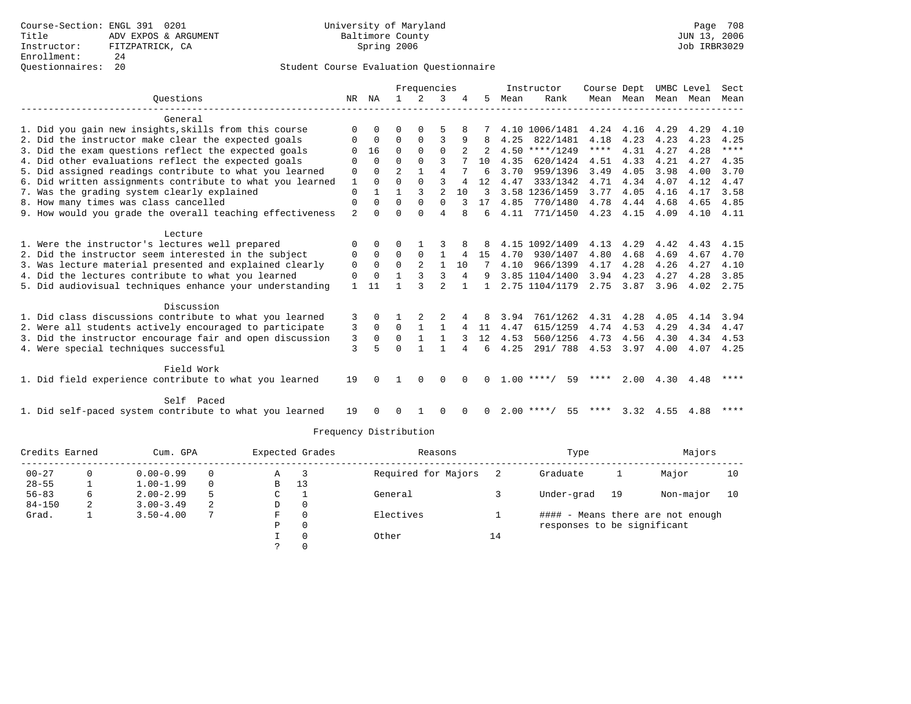Course-Section: ENGL 391 0201
Title: ADV EXPOS & ARGUMENT
Instructor: FITZPATRICK, CA
Enrollment: 24
Questionnaires: 20

University of Maryland
Baltimore County
Spring 2006

Page 708
JUN 13, 2006
Job IRBR3029

Student Course Evaluation Questionnaire

| Questions | NR | NA | 1 | 2 | 3 | 4 | 5 | Instructor Mean | Instructor Rank | Course Mean | Dept Mean | UMBC Mean | Level Mean | Sect Mean |
|---|---|---|---|---|---|---|---|---|---|---|---|---|---|---|
| **General** | | | | | | | | | | | | | | |
| 1. Did you gain new insights,skills from this course | 0 | 0 | 0 | 0 | 5 | 8 | 7 | 4.10 | 1006/1481 | 4.24 | 4.16 | 4.29 | 4.29 | 4.10 |
| 2. Did the instructor make clear the expected goals | 0 | 0 | 0 | 0 | 3 | 9 | 8 | 4.25 | 822/1481 | 4.18 | 4.23 | 4.23 | 4.23 | 4.25 |
| 3. Did the exam questions reflect the expected goals | 0 | 16 | 0 | 0 | 0 | 2 | 2 | 4.50 | ****/1249 | **** | 4.31 | 4.27 | 4.28 | **** |
| 4. Did other evaluations reflect the expected goals | 0 | 0 | 0 | 0 | 3 | 7 | 10 | 4.35 | 620/1424 | 4.51 | 4.33 | 4.21 | 4.27 | 4.35 |
| 5. Did assigned readings contribute to what you learned | 0 | 0 | 2 | 1 | 4 | 7 | 6 | 3.70 | 959/1396 | 3.49 | 4.05 | 3.98 | 4.00 | 3.70 |
| 6. Did written assignments contribute to what you learned | 1 | 0 | 0 | 0 | 3 | 4 | 12 | 4.47 | 333/1342 | 4.71 | 4.34 | 4.07 | 4.12 | 4.47 |
| 7. Was the grading system clearly explained | 0 | 1 | 1 | 3 | 2 | 10 | 3 | 3.58 | 1236/1459 | 3.77 | 4.05 | 4.16 | 4.17 | 3.58 |
| 8. How many times was class cancelled | 0 | 0 | 0 | 0 | 0 | 3 | 17 | 4.85 | 770/1480 | 4.78 | 4.44 | 4.68 | 4.65 | 4.85 |
| 9. How would you grade the overall teaching effectiveness | 2 | 0 | 0 | 0 | 4 | 8 | 6 | 4.11 | 771/1450 | 4.23 | 4.15 | 4.09 | 4.10 | 4.11 |
| **Lecture** | | | | | | | | | | | | | | |
| 1. Were the instructor's lectures well prepared | 0 | 0 | 0 | 1 | 3 | 8 | 8 | 4.15 | 1092/1409 | 4.13 | 4.29 | 4.42 | 4.43 | 4.15 |
| 2. Did the instructor seem interested in the subject | 0 | 0 | 0 | 0 | 1 | 4 | 15 | 4.70 | 930/1407 | 4.80 | 4.68 | 4.69 | 4.67 | 4.70 |
| 3. Was lecture material presented and explained clearly | 0 | 0 | 0 | 2 | 1 | 10 | 7 | 4.10 | 966/1399 | 4.17 | 4.28 | 4.26 | 4.27 | 4.10 |
| 4. Did the lectures contribute to what you learned | 0 | 0 | 1 | 3 | 3 | 4 | 9 | 3.85 | 1104/1400 | 3.94 | 4.23 | 4.27 | 4.28 | 3.85 |
| 5. Did audiovisual techniques enhance your understanding | 1 | 11 | 1 | 3 | 2 | 1 | 1 | 2.75 | 1104/1179 | 2.75 | 3.87 | 3.96 | 4.02 | 2.75 |
| **Discussion** | | | | | | | | | | | | | | |
| 1. Did class discussions contribute to what you learned | 3 | 0 | 1 | 2 | 2 | 4 | 8 | 3.94 | 761/1262 | 4.31 | 4.28 | 4.05 | 4.14 | 3.94 |
| 2. Were all students actively encouraged to participate | 3 | 0 | 0 | 1 | 1 | 4 | 11 | 4.47 | 615/1259 | 4.74 | 4.53 | 4.29 | 4.34 | 4.47 |
| 3. Did the instructor encourage fair and open discussion | 3 | 0 | 0 | 1 | 1 | 3 | 12 | 4.53 | 560/1256 | 4.73 | 4.56 | 4.30 | 4.34 | 4.53 |
| 4. Were special techniques successful | 3 | 5 | 0 | 1 | 1 | 4 | 6 | 4.25 | 291/ 788 | 4.53 | 3.97 | 4.00 | 4.07 | 4.25 |
| **Field Work** | | | | | | | | | | | | | | |
| 1. Did field experience contribute to what you learned | 19 | 0 | 1 | 0 | 0 | 0 | 0 | 1.00 | ****/ 59 | **** | 2.00 | 4.30 | 4.48 | **** |
| **Self Paced** | | | | | | | | | | | | | | |
| 1. Did self-paced system contribute to what you learned | 19 | 0 | 0 | 1 | 0 | 0 | 0 | 2.00 | ****/ 55 | **** | 3.32 | 4.55 | 4.88 | **** |

Frequency Distribution

| Credits Earned | | Cum. GPA | | Expected Grades | | Reasons | | Type | | Majors | |
|---|---|---|---|---|---|---|---|---|---|---|---|
| 00-27 | 0 | 0.00-0.99 | 0 | A | 3 | Required for Majors | 2 | Graduate | 1 | Major | 10 |
| 28-55 | 1 | 1.00-1.99 | 0 | B | 13 | | | | | | |
| 56-83 | 6 | 2.00-2.99 | 5 | C | 1 | General | 3 | Under-grad | 19 | Non-major | 10 |
| 84-150 | 2 | 3.00-3.49 | 2 | D | 0 | | | | | | |
| Grad. | 1 | 3.50-4.00 | 7 | F | 0 | Electives | 1 | #### - Means there are not enough responses to be significant | | | |
| | | | | P | 0 | | | | | | |
| | | | | I | 0 | Other | 14 | | | | |
| | | | | ? | 0 | | | | | | |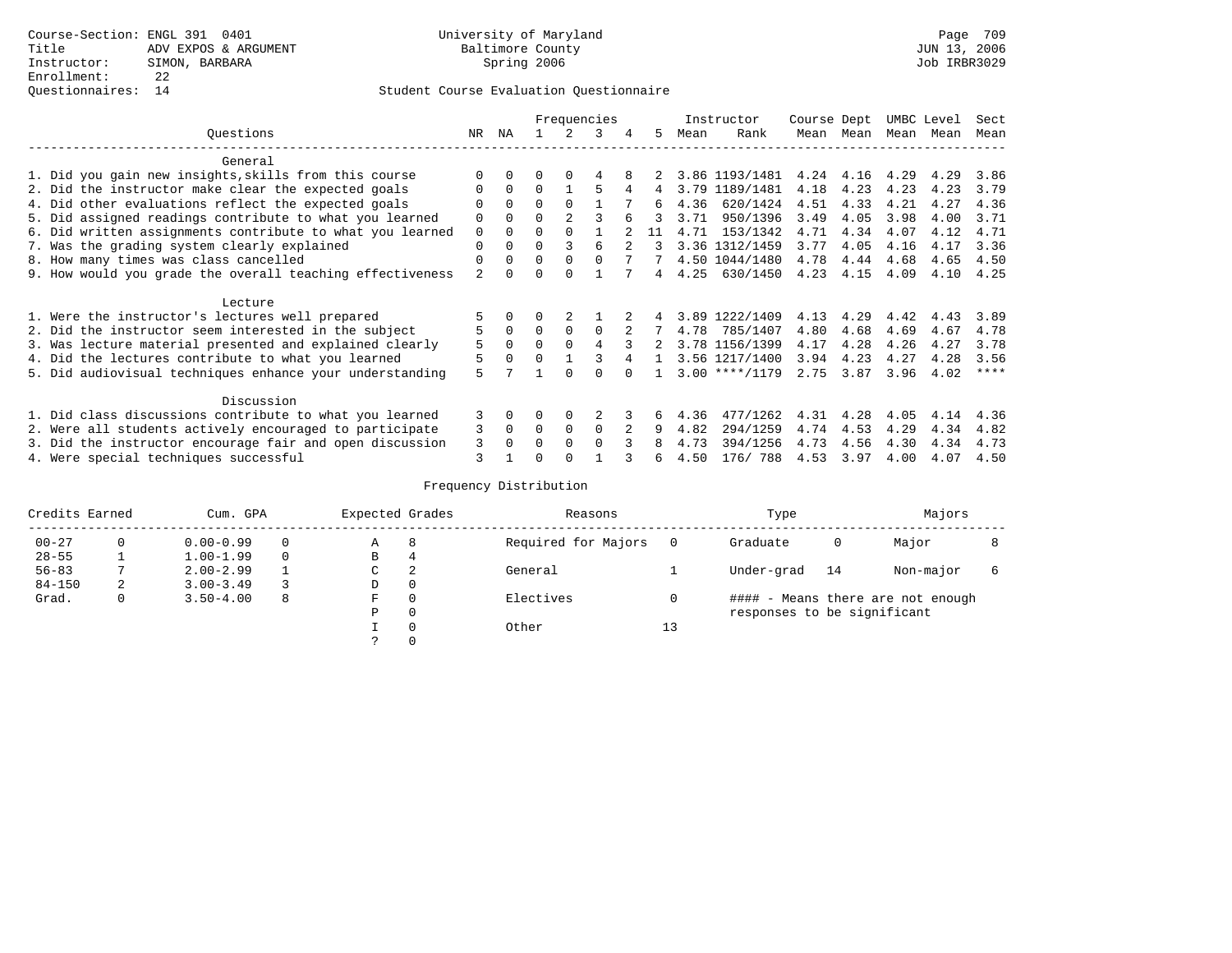Course-Section: ENGL 391 0401
Title: ADV EXPOS & ARGUMENT
Instructor: SIMON, BARBARA
Enrollment: 22
Questionnaires: 14

University of Maryland
Baltimore County
Spring 2006

JUN 13, 2006
Job IRBR3029

## Student Course Evaluation Questionnaire

| Questions | NR | NA | 1 | 2 | 3 | 4 | 5 | Instructor Mean | Rank | Course Mean | Dept Mean | UMBC Mean | Level Mean | Sect Mean |
|---|---|---|---|---|---|---|---|---|---|---|---|---|---|---|
| **General** | | | | | | | | | | | | | | |
| 1. Did you gain new insights,skills from this course | 0 | 0 | 0 | 0 | 4 | 8 | 2 | 3.86 | 1193/1481 | 4.24 | 4.16 | 4.29 | 4.29 | 3.86 |
| 2. Did the instructor make clear the expected goals | 0 | 0 | 0 | 1 | 5 | 4 | 4 | 3.79 | 1189/1481 | 4.18 | 4.23 | 4.23 | 4.23 | 3.79 |
| 4. Did other evaluations reflect the expected goals | 0 | 0 | 0 | 0 | 1 | 7 | 6 | 4.36 | 620/1424 | 4.51 | 4.33 | 4.21 | 4.27 | 4.36 |
| 5. Did assigned readings contribute to what you learned | 0 | 0 | 0 | 2 | 3 | 6 | 3 | 3.71 | 950/1396 | 3.49 | 4.05 | 3.98 | 4.00 | 3.71 |
| 6. Did written assignments contribute to what you learned | 0 | 0 | 0 | 0 | 1 | 2 | 11 | 4.71 | 153/1342 | 4.71 | 4.34 | 4.07 | 4.12 | 4.71 |
| 7. Was the grading system clearly explained | 0 | 0 | 0 | 3 | 6 | 2 | 3 | 3.36 | 1312/1459 | 3.77 | 4.05 | 4.16 | 4.17 | 3.36 |
| 8. How many times was class cancelled | 0 | 0 | 0 | 0 | 0 | 7 | 7 | 4.50 | 1044/1480 | 4.78 | 4.44 | 4.68 | 4.65 | 4.50 |
| 9. How would you grade the overall teaching effectiveness | 2 | 0 | 0 | 0 | 1 | 7 | 4 | 4.25 | 630/1450 | 4.23 | 4.15 | 4.09 | 4.10 | 4.25 |
| **Lecture** | | | | | | | | | | | | | | |
| 1. Were the instructor's lectures well prepared | 5 | 0 | 0 | 2 | 1 | 2 | 4 | 3.89 | 1222/1409 | 4.13 | 4.29 | 4.42 | 4.43 | 3.89 |
| 2. Did the instructor seem interested in the subject | 5 | 0 | 0 | 0 | 0 | 2 | 7 | 4.78 | 785/1407 | 4.80 | 4.68 | 4.69 | 4.67 | 4.78 |
| 3. Was lecture material presented and explained clearly | 5 | 0 | 0 | 0 | 4 | 3 | 2 | 3.78 | 1156/1399 | 4.17 | 4.28 | 4.26 | 4.27 | 3.78 |
| 4. Did the lectures contribute to what you learned | 5 | 0 | 0 | 1 | 3 | 4 | 1 | 3.56 | 1217/1400 | 3.94 | 4.23 | 4.27 | 4.28 | 3.56 |
| 5. Did audiovisual techniques enhance your understanding | 5 | 7 | 1 | 0 | 0 | 0 | 1 | 3.00 | ****/1179 | 2.75 | 3.87 | 3.96 | 4.02 | **** |
| **Discussion** | | | | | | | | | | | | | | |
| 1. Did class discussions contribute to what you learned | 3 | 0 | 0 | 0 | 2 | 3 | 6 | 4.36 | 477/1262 | 4.31 | 4.28 | 4.05 | 4.14 | 4.36 |
| 2. Were all students actively encouraged to participate | 3 | 0 | 0 | 0 | 0 | 2 | 9 | 4.82 | 294/1259 | 4.74 | 4.53 | 4.29 | 4.34 | 4.82 |
| 3. Did the instructor encourage fair and open discussion | 3 | 0 | 0 | 0 | 0 | 3 | 8 | 4.73 | 394/1256 | 4.73 | 4.56 | 4.30 | 4.34 | 4.73 |
| 4. Were special techniques successful | 3 | 1 | 0 | 0 | 1 | 3 | 6 | 4.50 | 176/ 788 | 4.53 | 3.97 | 4.00 | 4.07 | 4.50 |

## Frequency Distribution

| Credits Earned | | Cum. GPA | | Expected Grades | | Reasons | | Type | | Majors | |
|---|---|---|---|---|---|---|---|---|---|---|---|
| 00-27 | 0 | 0.00-0.99 | 0 | A | 8 | Required for Majors | 0 | Graduate | 0 | Major | 8 |
| 28-55 | 1 | 1.00-1.99 | 0 | B | 4 | | | | | | |
| 56-83 | 7 | 2.00-2.99 | 1 | C | 2 | General | 1 | Under-grad | 14 | Non-major | 6 |
| 84-150 | 2 | 3.00-3.49 | 3 | D | 0 | | | | | | |
| Grad. | 0 | 3.50-4.00 | 8 | F | 0 | Electives | 0 | | | | |
| | | | | P | 0 | | | | | | |
| | | | | I | 0 | Other | 13 | | | | |
| | | | | ? | 0 | | | | | | |

#### - Means there are not enough responses to be significant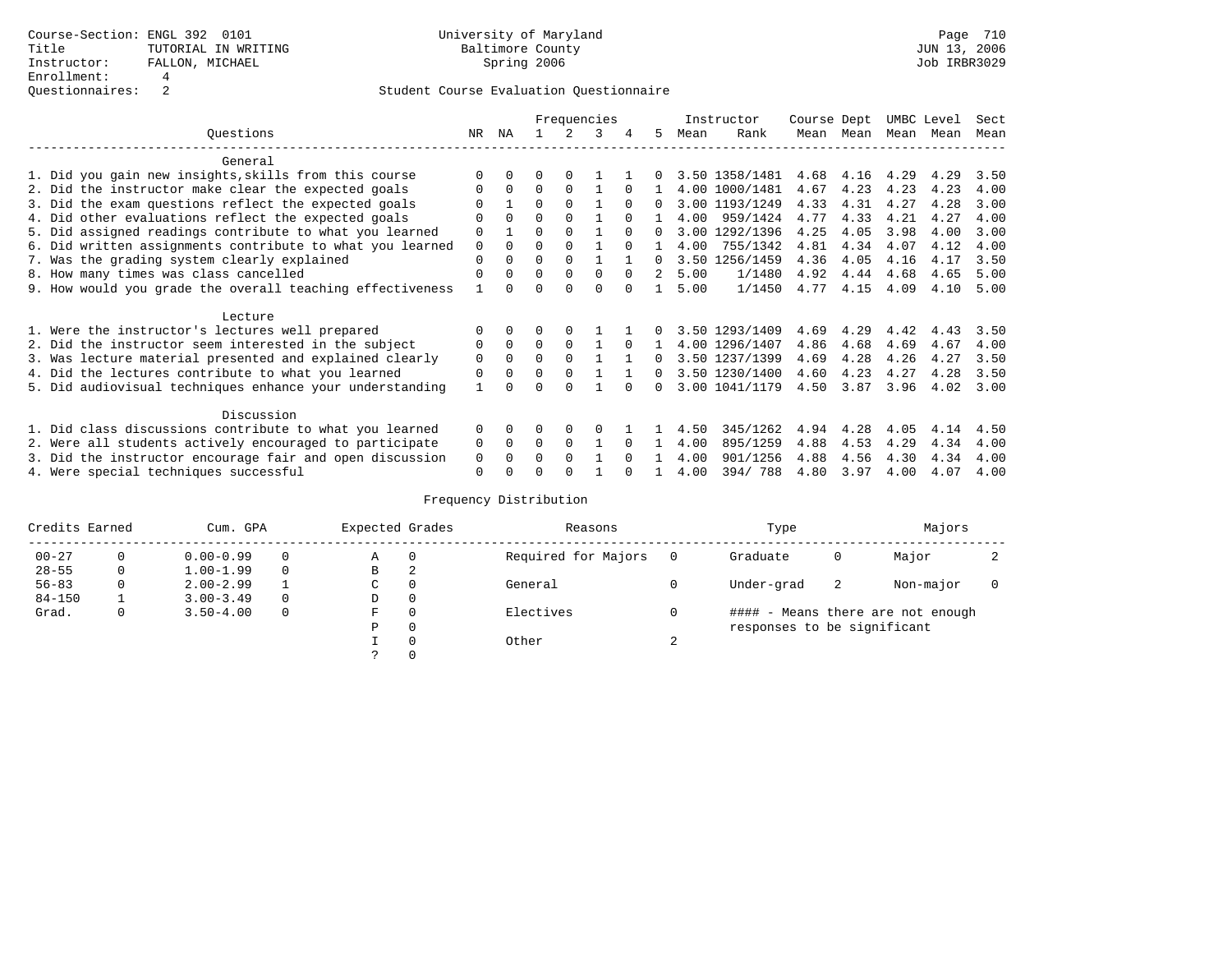Course-Section: ENGL 392 0101
Title: TUTORIAL IN WRITING
Instructor: FALLON, MICHAEL
Enrollment: 4
Questionnaires: 2

University of Maryland
Baltimore County
Spring 2006

JUN 13, 2006
Job IRBR3029

Student Course Evaluation Questionnaire

| Questions | NR | NA | 1 | 2 | 3 | 4 | 5 | Instructor Mean | Instructor Rank | Course Mean | Dept Mean | UMBC Mean | Level Mean | Sect Mean |
|---|---|---|---|---|---|---|---|---|---|---|---|---|---|---|
| **General** | | | | | | | | | | | | | | |
| 1. Did you gain new insights,skills from this course | 0 | 0 | 0 | 0 | 1 | 1 | 0 | 3.50 | 1358/1481 | 4.68 | 4.16 | 4.29 | 4.29 | 3.50 |
| 2. Did the instructor make clear the expected goals | 0 | 0 | 0 | 0 | 1 | 0 | 1 | 4.00 | 1000/1481 | 4.67 | 4.23 | 4.23 | 4.23 | 4.00 |
| 3. Did the exam questions reflect the expected goals | 0 | 1 | 0 | 0 | 1 | 0 | 0 | 3.00 | 1193/1249 | 4.33 | 4.31 | 4.27 | 4.28 | 3.00 |
| 4. Did other evaluations reflect the expected goals | 0 | 0 | 0 | 0 | 1 | 0 | 1 | 4.00 | 959/1424 | 4.77 | 4.33 | 4.21 | 4.27 | 4.00 |
| 5. Did assigned readings contribute to what you learned | 0 | 1 | 0 | 0 | 1 | 0 | 0 | 3.00 | 1292/1396 | 4.25 | 4.05 | 3.98 | 4.00 | 3.00 |
| 6. Did written assignments contribute to what you learned | 0 | 0 | 0 | 0 | 1 | 0 | 1 | 4.00 | 755/1342 | 4.81 | 4.34 | 4.07 | 4.12 | 4.00 |
| 7. Was the grading system clearly explained | 0 | 0 | 0 | 0 | 1 | 1 | 0 | 3.50 | 1256/1459 | 4.36 | 4.05 | 4.16 | 4.17 | 3.50 |
| 8. How many times was class cancelled | 0 | 0 | 0 | 0 | 0 | 0 | 2 | 5.00 | 1/1480 | 4.92 | 4.44 | 4.68 | 4.65 | 5.00 |
| 9. How would you grade the overall teaching effectiveness | 1 | 0 | 0 | 0 | 0 | 0 | 1 | 5.00 | 1/1450 | 4.77 | 4.15 | 4.09 | 4.10 | 5.00 |
| **Lecture** | | | | | | | | | | | | | | |
| 1. Were the instructor's lectures well prepared | 0 | 0 | 0 | 0 | 1 | 1 | 0 | 3.50 | 1293/1409 | 4.69 | 4.29 | 4.42 | 4.43 | 3.50 |
| 2. Did the instructor seem interested in the subject | 0 | 0 | 0 | 0 | 1 | 0 | 1 | 4.00 | 1296/1407 | 4.86 | 4.68 | 4.69 | 4.67 | 4.00 |
| 3. Was lecture material presented and explained clearly | 0 | 0 | 0 | 0 | 1 | 1 | 0 | 3.50 | 1237/1399 | 4.69 | 4.28 | 4.26 | 4.27 | 3.50 |
| 4. Did the lectures contribute to what you learned | 0 | 0 | 0 | 0 | 1 | 1 | 0 | 3.50 | 1230/1400 | 4.60 | 4.23 | 4.27 | 4.28 | 3.50 |
| 5. Did audiovisual techniques enhance your understanding | 1 | 0 | 0 | 0 | 1 | 0 | 0 | 3.00 | 1041/1179 | 4.50 | 3.87 | 3.96 | 4.02 | 3.00 |
| **Discussion** | | | | | | | | | | | | | | |
| 1. Did class discussions contribute to what you learned | 0 | 0 | 0 | 0 | 0 | 1 | 1 | 4.50 | 345/1262 | 4.94 | 4.28 | 4.05 | 4.14 | 4.50 |
| 2. Were all students actively encouraged to participate | 0 | 0 | 0 | 0 | 1 | 0 | 1 | 4.00 | 895/1259 | 4.88 | 4.53 | 4.29 | 4.34 | 4.00 |
| 3. Did the instructor encourage fair and open discussion | 0 | 0 | 0 | 0 | 1 | 0 | 1 | 4.00 | 901/1256 | 4.88 | 4.56 | 4.30 | 4.34 | 4.00 |
| 4. Were special techniques successful | 0 | 0 | 0 | 0 | 1 | 0 | 1 | 4.00 | 394/ 788 | 4.80 | 3.97 | 4.00 | 4.07 | 4.00 |

Frequency Distribution

| Credits Earned | | Cum. GPA | | Expected Grades | | Reasons | | Type | | Majors | |
|---|---|---|---|---|---|---|---|---|---|---|---|
| 00-27 | 0 | 0.00-0.99 | 0 | A | 0 | Required for Majors | 0 | Graduate | 0 | Major | 2 |
| 28-55 | 0 | 1.00-1.99 | 0 | B | 2 | | | | | | |
| 56-83 | 0 | 2.00-2.99 | 1 | C | 0 | General | 0 | Under-grad | 2 | Non-major | 0 |
| 84-150 | 1 | 3.00-3.49 | 0 | D | 0 | | | | | | |
| Grad. | 0 | 3.50-4.00 | 0 | F | 0 | Electives | 0 | #### - Means there are not enough responses to be significant | | | |
| | | | | P | 0 | | | | | | |
| | | | | I | 0 | Other | 2 | | | | |
| | | | | ? | 0 | | | | | | |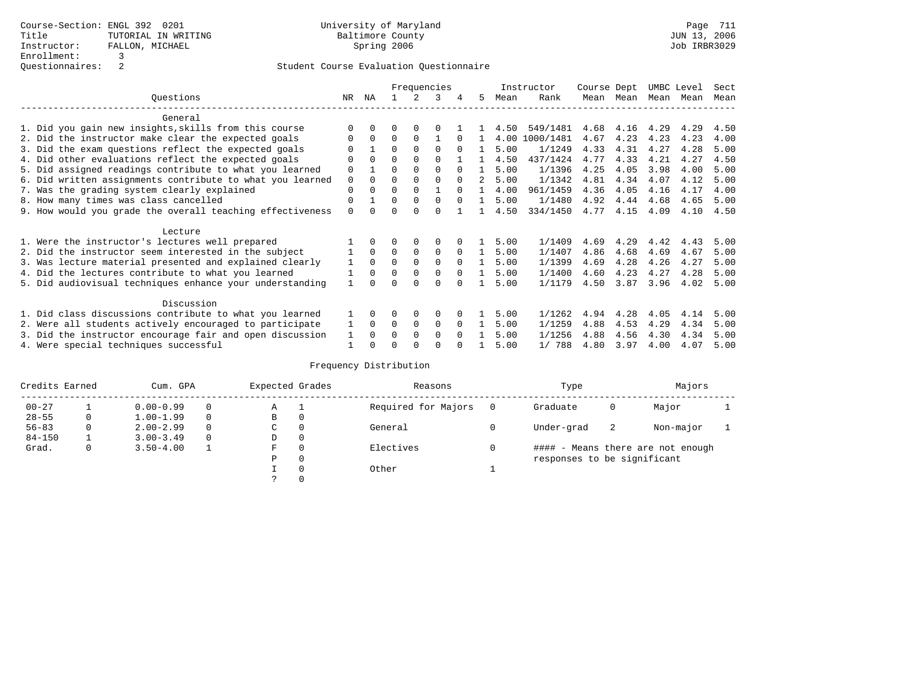Course-Section: ENGL 392 0201
Title: TUTORIAL IN WRITING
Instructor: FALLON, MICHAEL
Enrollment: 3
Questionnaires: 2

University of Maryland
Baltimore County
Spring 2006

JUN 13, 2006
Job IRBR3029

Student Course Evaluation Questionnaire

| Questions | NR | NA | 1 | 2 | 3 | 4 | 5 | Instructor Mean | Instructor Rank | Course Mean | Dept Mean | UMBC Mean | Level Mean | Sect Mean |
|---|---|---|---|---|---|---|---|---|---|---|---|---|---|---|
| **General** | | | | | | | | | | | | | | |
| 1. Did you gain new insights,skills from this course | 0 | 0 | 0 | 0 | 0 | 1 | 1 | 4.50 | 549/1481 | 4.68 | 4.16 | 4.29 | 4.29 | 4.50 |
| 2. Did the instructor make clear the expected goals | 0 | 0 | 0 | 0 | 1 | 0 | 1 | 4.00 | 1000/1481 | 4.67 | 4.23 | 4.23 | 4.23 | 4.00 |
| 3. Did the exam questions reflect the expected goals | 0 | 1 | 0 | 0 | 0 | 0 | 1 | 5.00 | 1/1249 | 4.33 | 4.31 | 4.27 | 4.28 | 5.00 |
| 4. Did other evaluations reflect the expected goals | 0 | 0 | 0 | 0 | 0 | 1 | 1 | 4.50 | 437/1424 | 4.77 | 4.33 | 4.21 | 4.27 | 4.50 |
| 5. Did assigned readings contribute to what you learned | 0 | 1 | 0 | 0 | 0 | 0 | 1 | 5.00 | 1/1396 | 4.25 | 4.05 | 3.98 | 4.00 | 5.00 |
| 6. Did written assignments contribute to what you learned | 0 | 0 | 0 | 0 | 0 | 0 | 2 | 5.00 | 1/1342 | 4.81 | 4.34 | 4.07 | 4.12 | 5.00 |
| 7. Was the grading system clearly explained | 0 | 0 | 0 | 0 | 1 | 0 | 1 | 4.00 | 961/1459 | 4.36 | 4.05 | 4.16 | 4.17 | 4.00 |
| 8. How many times was class cancelled | 0 | 1 | 0 | 0 | 0 | 0 | 1 | 5.00 | 1/1480 | 4.92 | 4.44 | 4.68 | 4.65 | 5.00 |
| 9. How would you grade the overall teaching effectiveness | 0 | 0 | 0 | 0 | 0 | 1 | 1 | 4.50 | 334/1450 | 4.77 | 4.15 | 4.09 | 4.10 | 4.50 |
| **Lecture** | | | | | | | | | | | | | | |
| 1. Were the instructor's lectures well prepared | 1 | 0 | 0 | 0 | 0 | 0 | 1 | 5.00 | 1/1409 | 4.69 | 4.29 | 4.42 | 4.43 | 5.00 |
| 2. Did the instructor seem interested in the subject | 1 | 0 | 0 | 0 | 0 | 0 | 1 | 5.00 | 1/1407 | 4.86 | 4.68 | 4.69 | 4.67 | 5.00 |
| 3. Was lecture material presented and explained clearly | 1 | 0 | 0 | 0 | 0 | 0 | 1 | 5.00 | 1/1399 | 4.69 | 4.28 | 4.26 | 4.27 | 5.00 |
| 4. Did the lectures contribute to what you learned | 1 | 0 | 0 | 0 | 0 | 0 | 1 | 5.00 | 1/1400 | 4.60 | 4.23 | 4.27 | 4.28 | 5.00 |
| 5. Did audiovisual techniques enhance your understanding | 1 | 0 | 0 | 0 | 0 | 0 | 1 | 5.00 | 1/1179 | 4.50 | 3.87 | 3.96 | 4.02 | 5.00 |
| **Discussion** | | | | | | | | | | | | | | |
| 1. Did class discussions contribute to what you learned | 1 | 0 | 0 | 0 | 0 | 0 | 1 | 5.00 | 1/1262 | 4.94 | 4.28 | 4.05 | 4.14 | 5.00 |
| 2. Were all students actively encouraged to participate | 1 | 0 | 0 | 0 | 0 | 0 | 1 | 5.00 | 1/1259 | 4.88 | 4.53 | 4.29 | 4.34 | 5.00 |
| 3. Did the instructor encourage fair and open discussion | 1 | 0 | 0 | 0 | 0 | 0 | 1 | 5.00 | 1/1256 | 4.88 | 4.56 | 4.30 | 4.34 | 5.00 |
| 4. Were special techniques successful | 1 | 0 | 0 | 0 | 0 | 0 | 1 | 5.00 | 1/ 788 | 4.80 | 3.97 | 4.00 | 4.07 | 5.00 |

Frequency Distribution

| Credits Earned | | Cum. GPA | | Expected Grades | | Reasons | | Type | | Majors | |
|---|---|---|---|---|---|---|---|---|---|---|---|
| 00-27 | 1 | 0.00-0.99 | 0 | A | 1 | Required for Majors | 0 | Graduate | 0 | Major | 1 |
| 28-55 | 0 | 1.00-1.99 | 0 | B | 0 | | | | | | |
| 56-83 | 0 | 2.00-2.99 | 0 | C | 0 | General | 0 | Under-grad | 2 | Non-major | 1 |
| 84-150 | 1 | 3.00-3.49 | 0 | D | 0 | | | | | | |
| Grad. | 0 | 3.50-4.00 | 1 | F | 0 | Electives | 0 | #### - Means there are not enough responses to be significant | | | |
| | | | | P | 0 | | | | | | |
| | | | | I | 0 | Other | 1 | | | | |
| | | | | ? | 0 | | | | | | |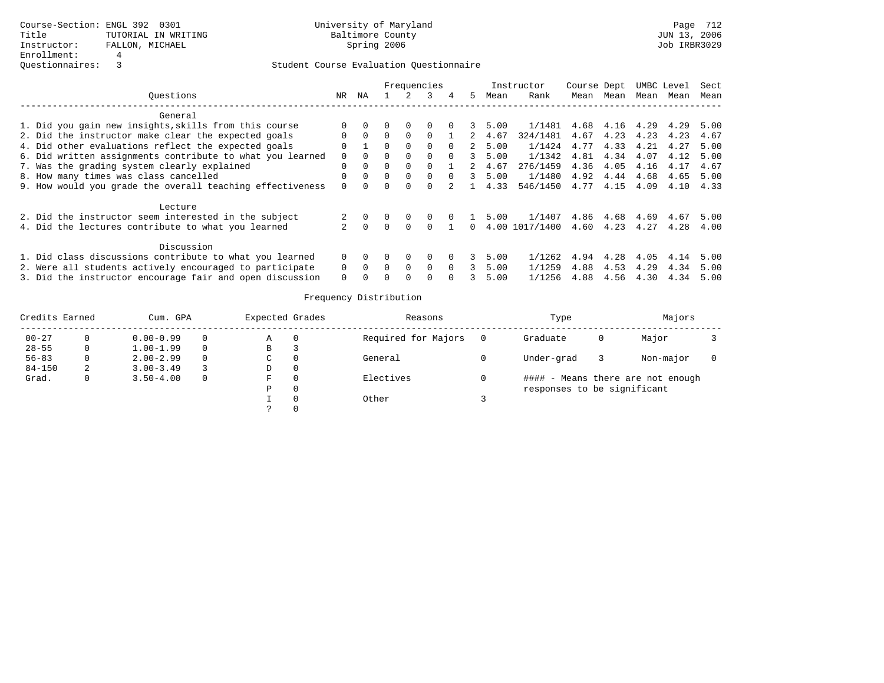Course-Section: ENGL 392 0301
Title: TUTORIAL IN WRITING
Instructor: FALLON, MICHAEL
Enrollment: 4
Questionnaires: 3

University of Maryland
Baltimore County
Spring 2006

JUN 13, 2006
Job IRBR3029

## Student Course Evaluation Questionnaire

| Questions | NR | NA | 1 | 2 | 3 | 4 | 5 | Instructor Mean | Instructor Rank | Course Mean | Dept Mean | UMBC Mean | Level Mean | Sect Mean |
|---|---|---|---|---|---|---|---|---|---|---|---|---|---|---|
| **General** | | | | | | | | | | | | | | |
| 1. Did you gain new insights,skills from this course | 0 | 0 | 0 | 0 | 0 | 0 | 3 | 5.00 | 1/1481 | 4.68 | 4.16 | 4.29 | 4.29 | 5.00 |
| 2. Did the instructor make clear the expected goals | 0 | 0 | 0 | 0 | 0 | 1 | 2 | 4.67 | 324/1481 | 4.67 | 4.23 | 4.23 | 4.23 | 4.67 |
| 4. Did other evaluations reflect the expected goals | 0 | 1 | 0 | 0 | 0 | 0 | 2 | 5.00 | 1/1424 | 4.77 | 4.33 | 4.21 | 4.27 | 5.00 |
| 6. Did written assignments contribute to what you learned | 0 | 0 | 0 | 0 | 0 | 0 | 3 | 5.00 | 1/1342 | 4.81 | 4.34 | 4.07 | 4.12 | 5.00 |
| 7. Was the grading system clearly explained | 0 | 0 | 0 | 0 | 0 | 1 | 2 | 4.67 | 276/1459 | 4.36 | 4.05 | 4.16 | 4.17 | 4.67 |
| 8. How many times was class cancelled | 0 | 0 | 0 | 0 | 0 | 0 | 3 | 5.00 | 1/1480 | 4.92 | 4.44 | 4.68 | 4.65 | 5.00 |
| 9. How would you grade the overall teaching effectiveness | 0 | 0 | 0 | 0 | 0 | 2 | 1 | 4.33 | 546/1450 | 4.77 | 4.15 | 4.09 | 4.10 | 4.33 |
| **Lecture** | | | | | | | | | | | | | | |
| 2. Did the instructor seem interested in the subject | 2 | 0 | 0 | 0 | 0 | 0 | 1 | 5.00 | 1/1407 | 4.86 | 4.68 | 4.69 | 4.67 | 5.00 |
| 4. Did the lectures contribute to what you learned | 2 | 0 | 0 | 0 | 0 | 1 | 0 | 4.00 | 1017/1400 | 4.60 | 4.23 | 4.27 | 4.28 | 4.00 |
| **Discussion** | | | | | | | | | | | | | | |
| 1. Did class discussions contribute to what you learned | 0 | 0 | 0 | 0 | 0 | 0 | 3 | 5.00 | 1/1262 | 4.94 | 4.28 | 4.05 | 4.14 | 5.00 |
| 2. Were all students actively encouraged to participate | 0 | 0 | 0 | 0 | 0 | 0 | 3 | 5.00 | 1/1259 | 4.88 | 4.53 | 4.29 | 4.34 | 5.00 |
| 3. Did the instructor encourage fair and open discussion | 0 | 0 | 0 | 0 | 0 | 0 | 3 | 5.00 | 1/1256 | 4.88 | 4.56 | 4.30 | 4.34 | 5.00 |

## Frequency Distribution

| Credits Earned | | Cum. GPA | | Expected Grades | | Reasons | | Type | | Majors | |
|---|---|---|---|---|---|---|---|---|---|---|---|
| 00-27 | 0 | 0.00-0.99 | 0 | A | 0 | Required for Majors | 0 | Graduate | 0 | Major | 3 |
| 28-55 | 0 | 1.00-1.99 | 0 | B | 3 | | | | | | |
| 56-83 | 0 | 2.00-2.99 | 0 | C | 0 | General | 0 | Under-grad | 3 | Non-major | 0 |
| 84-150 | 2 | 3.00-3.49 | 3 | D | 0 | | | | | | |
| Grad. | 0 | 3.50-4.00 | 0 | F | 0 | Electives | 0 | #### - Means there are not enough responses to be significant | | | |
| | | | | P | 0 | | | | | | |
| | | | | I | 0 | Other | 3 | | | | |
| | | | | ? | 0 | | | | | | |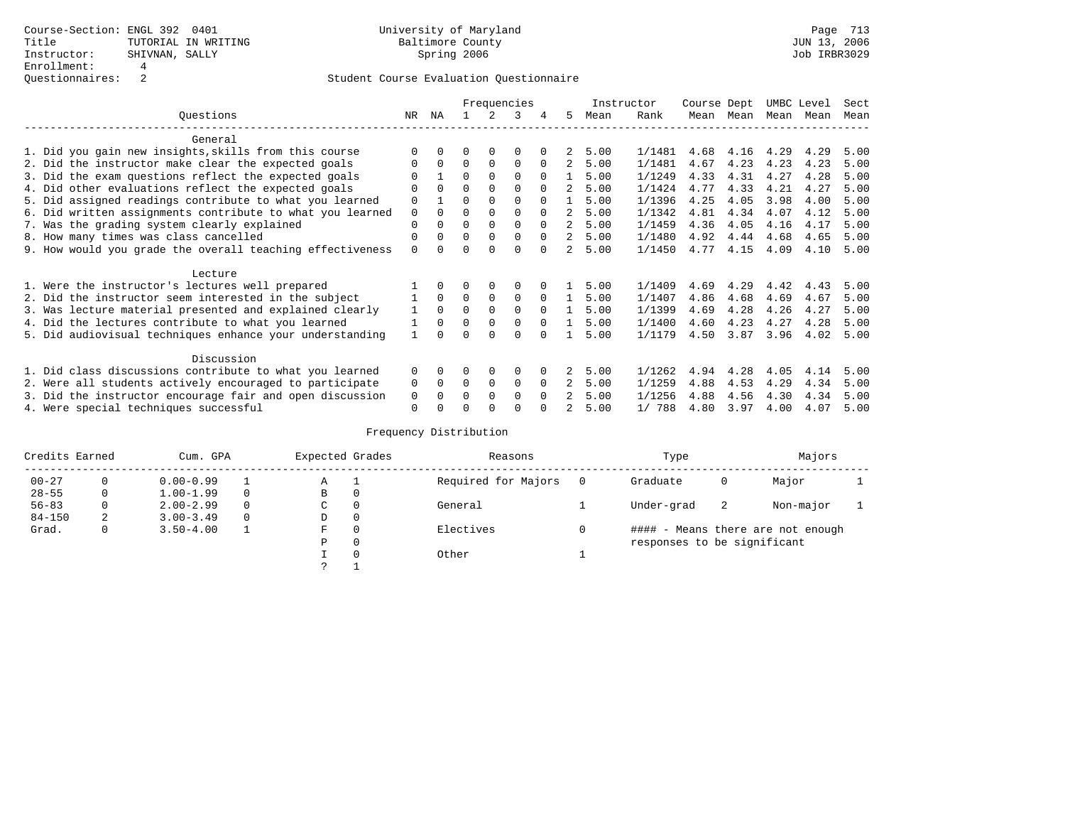Course-Section: ENGL 392 0401
Title: TUTORIAL IN WRITING
Instructor: SHIVNAN, SALLY
Enrollment: 4
Questionnaires: 2

University of Maryland
Baltimore County
Spring 2006

Page 713
JUN 13, 2006
Job IRBR3029

Student Course Evaluation Questionnaire

| Questions | NR | NA | 1 | 2 | 3 | 4 | 5 | Instructor Mean | Rank | Course Mean | Dept Mean | UMBC Mean | Level Mean | Sect Mean |
|---|---|---|---|---|---|---|---|---|---|---|---|---|---|---|
| **General** | | | | | | | | | | | | | | |
| 1. Did you gain new insights,skills from this course | 0 | 0 | 0 | 0 | 0 | 0 | 2 | 5.00 | 1/1481 | 4.68 | 4.16 | 4.29 | 4.29 | 5.00 |
| 2. Did the instructor make clear the expected goals | 0 | 0 | 0 | 0 | 0 | 0 | 2 | 5.00 | 1/1481 | 4.67 | 4.23 | 4.23 | 4.23 | 5.00 |
| 3. Did the exam questions reflect the expected goals | 0 | 1 | 0 | 0 | 0 | 0 | 1 | 5.00 | 1/1249 | 4.33 | 4.31 | 4.27 | 4.28 | 5.00 |
| 4. Did other evaluations reflect the expected goals | 0 | 0 | 0 | 0 | 0 | 0 | 2 | 5.00 | 1/1424 | 4.77 | 4.33 | 4.21 | 4.27 | 5.00 |
| 5. Did assigned readings contribute to what you learned | 0 | 1 | 0 | 0 | 0 | 0 | 1 | 5.00 | 1/1396 | 4.25 | 4.05 | 3.98 | 4.00 | 5.00 |
| 6. Did written assignments contribute to what you learned | 0 | 0 | 0 | 0 | 0 | 0 | 2 | 5.00 | 1/1342 | 4.81 | 4.34 | 4.07 | 4.12 | 5.00 |
| 7. Was the grading system clearly explained | 0 | 0 | 0 | 0 | 0 | 0 | 2 | 5.00 | 1/1459 | 4.36 | 4.05 | 4.16 | 4.17 | 5.00 |
| 8. How many times was class cancelled | 0 | 0 | 0 | 0 | 0 | 0 | 2 | 5.00 | 1/1480 | 4.92 | 4.44 | 4.68 | 4.65 | 5.00 |
| 9. How would you grade the overall teaching effectiveness | 0 | 0 | 0 | 0 | 0 | 0 | 2 | 5.00 | 1/1450 | 4.77 | 4.15 | 4.09 | 4.10 | 5.00 |
| **Lecture** | | | | | | | | | | | | | | |
| 1. Were the instructor's lectures well prepared | 1 | 0 | 0 | 0 | 0 | 0 | 1 | 5.00 | 1/1409 | 4.69 | 4.29 | 4.42 | 4.43 | 5.00 |
| 2. Did the instructor seem interested in the subject | 1 | 0 | 0 | 0 | 0 | 0 | 1 | 5.00 | 1/1407 | 4.86 | 4.68 | 4.69 | 4.67 | 5.00 |
| 3. Was lecture material presented and explained clearly | 1 | 0 | 0 | 0 | 0 | 0 | 1 | 5.00 | 1/1399 | 4.69 | 4.28 | 4.26 | 4.27 | 5.00 |
| 4. Did the lectures contribute to what you learned | 1 | 0 | 0 | 0 | 0 | 0 | 1 | 5.00 | 1/1400 | 4.60 | 4.23 | 4.27 | 4.28 | 5.00 |
| 5. Did audiovisual techniques enhance your understanding | 1 | 0 | 0 | 0 | 0 | 0 | 1 | 5.00 | 1/1179 | 4.50 | 3.87 | 3.96 | 4.02 | 5.00 |
| **Discussion** | | | | | | | | | | | | | | |
| 1. Did class discussions contribute to what you learned | 0 | 0 | 0 | 0 | 0 | 0 | 2 | 5.00 | 1/1262 | 4.94 | 4.28 | 4.05 | 4.14 | 5.00 |
| 2. Were all students actively encouraged to participate | 0 | 0 | 0 | 0 | 0 | 0 | 2 | 5.00 | 1/1259 | 4.88 | 4.53 | 4.29 | 4.34 | 5.00 |
| 3. Did the instructor encourage fair and open discussion | 0 | 0 | 0 | 0 | 0 | 0 | 2 | 5.00 | 1/1256 | 4.88 | 4.56 | 4.30 | 4.34 | 5.00 |
| 4. Were special techniques successful | 0 | 0 | 0 | 0 | 0 | 0 | 2 | 5.00 | 1/ 788 | 4.80 | 3.97 | 4.00 | 4.07 | 5.00 |

Frequency Distribution

| Credits Earned | | Cum. GPA | | Expected Grades | | Reasons | | Type | | Majors | |
|---|---|---|---|---|---|---|---|---|---|---|---|
| 00-27 | 0 | 0.00-0.99 | 1 | A | 1 | Required for Majors | 0 | Graduate | 0 | Major | 1 |
| 28-55 | 0 | 1.00-1.99 | 0 | B | 0 | | | | | | |
| 56-83 | 0 | 2.00-2.99 | 0 | C | 0 | General | 1 | Under-grad | 2 | Non-major | 1 |
| 84-150 | 2 | 3.00-3.49 | 0 | D | 0 | | | | | | |
| Grad. | 0 | 3.50-4.00 | 1 | F | 0 | Electives | 0 | #### - Means there are not enough responses to be significant | | | |
| | | | | P | 0 | | | | | | |
| | | | | I | 0 | Other | 1 | | | | |
| | | | | ? | 1 | | | | | | |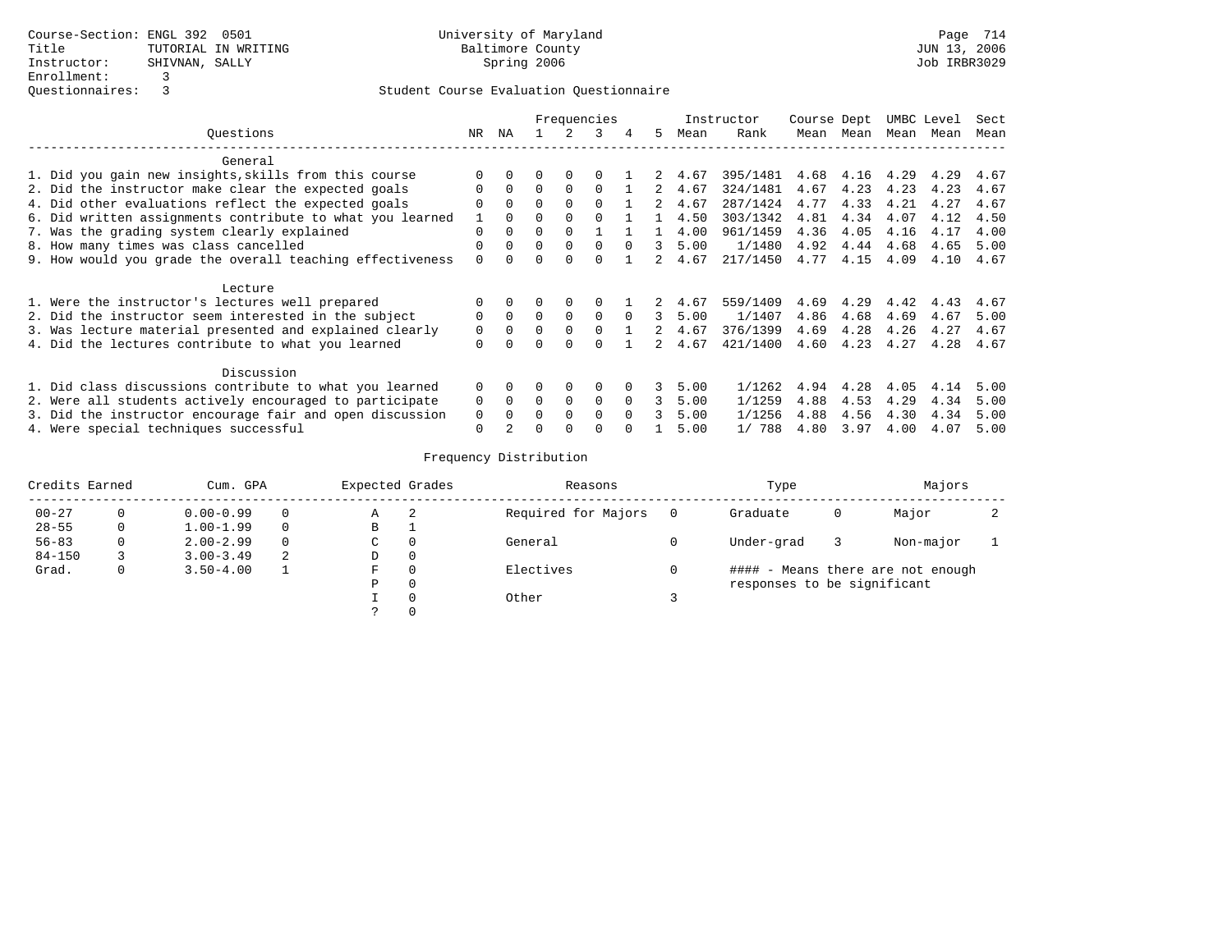Course-Section: ENGL 392 0501
Title: TUTORIAL IN WRITING
Instructor: SHIVNAN, SALLY
Enrollment: 3
Questionnaires: 3

University of Maryland
Baltimore County
Spring 2006

Page 714
JUN 13, 2006
Job IRBR3029

Student Course Evaluation Questionnaire

| Questions | NR | NA | 1 | 2 | 3 | 4 | 5 | Instructor Mean | Instructor Rank | Course Dept Mean | Dept Mean | UMBC Level Mean | Level Mean | Sect Mean |
|---|---|---|---|---|---|---|---|---|---|---|---|---|---|---|
| **General** | | | | | | | | | | | | | | |
| 1. Did you gain new insights,skills from this course | 0 | 0 | 0 | 0 | 0 | 1 | 2 | 4.67 | 395/1481 | 4.68 | 4.16 | 4.29 | 4.29 | 4.67 |
| 2. Did the instructor make clear the expected goals | 0 | 0 | 0 | 0 | 0 | 1 | 2 | 4.67 | 324/1481 | 4.67 | 4.23 | 4.23 | 4.23 | 4.67 |
| 4. Did other evaluations reflect the expected goals | 0 | 0 | 0 | 0 | 0 | 1 | 2 | 4.67 | 287/1424 | 4.77 | 4.33 | 4.21 | 4.27 | 4.67 |
| 6. Did written assignments contribute to what you learned | 1 | 0 | 0 | 0 | 0 | 1 | 1 | 4.50 | 303/1342 | 4.81 | 4.34 | 4.07 | 4.12 | 4.50 |
| 7. Was the grading system clearly explained | 0 | 0 | 0 | 0 | 1 | 1 | 1 | 4.00 | 961/1459 | 4.36 | 4.05 | 4.16 | 4.17 | 4.00 |
| 8. How many times was class cancelled | 0 | 0 | 0 | 0 | 0 | 0 | 3 | 5.00 | 1/1480 | 4.92 | 4.44 | 4.68 | 4.65 | 5.00 |
| 9. How would you grade the overall teaching effectiveness | 0 | 0 | 0 | 0 | 0 | 1 | 2 | 4.67 | 217/1450 | 4.77 | 4.15 | 4.09 | 4.10 | 4.67 |
| **Lecture** | | | | | | | | | | | | | | |
| 1. Were the instructor's lectures well prepared | 0 | 0 | 0 | 0 | 0 | 1 | 2 | 4.67 | 559/1409 | 4.69 | 4.29 | 4.42 | 4.43 | 4.67 |
| 2. Did the instructor seem interested in the subject | 0 | 0 | 0 | 0 | 0 | 0 | 3 | 5.00 | 1/1407 | 4.86 | 4.68 | 4.69 | 4.67 | 5.00 |
| 3. Was lecture material presented and explained clearly | 0 | 0 | 0 | 0 | 0 | 1 | 2 | 4.67 | 376/1399 | 4.69 | 4.28 | 4.26 | 4.27 | 4.67 |
| 4. Did the lectures contribute to what you learned | 0 | 0 | 0 | 0 | 0 | 1 | 2 | 4.67 | 421/1400 | 4.60 | 4.23 | 4.27 | 4.28 | 4.67 |
| **Discussion** | | | | | | | | | | | | | | |
| 1. Did class discussions contribute to what you learned | 0 | 0 | 0 | 0 | 0 | 0 | 3 | 5.00 | 1/1262 | 4.94 | 4.28 | 4.05 | 4.14 | 5.00 |
| 2. Were all students actively encouraged to participate | 0 | 0 | 0 | 0 | 0 | 0 | 3 | 5.00 | 1/1259 | 4.88 | 4.53 | 4.29 | 4.34 | 5.00 |
| 3. Did the instructor encourage fair and open discussion | 0 | 0 | 0 | 0 | 0 | 0 | 3 | 5.00 | 1/1256 | 4.88 | 4.56 | 4.30 | 4.34 | 5.00 |
| 4. Were special techniques successful | 0 | 2 | 0 | 0 | 0 | 0 | 1 | 5.00 | 1/ 788 | 4.80 | 3.97 | 4.00 | 4.07 | 5.00 |

Frequency Distribution

| Credits Earned | | Cum. GPA | | Expected Grades | | Reasons | | Type | | Majors | |
|---|---|---|---|---|---|---|---|---|---|---|---|
| 00-27 | 0 | 0.00-0.99 | 0 | A | 2 | Required for Majors | 0 | Graduate | 0 | Major | 2 |
| 28-55 | 0 | 1.00-1.99 | 0 | B | 1 | | | | | | |
| 56-83 | 0 | 2.00-2.99 | 0 | C | 0 | General | 0 | Under-grad | 3 | Non-major | 1 |
| 84-150 | 3 | 3.00-3.49 | 2 | D | 0 | | | | | | |
| Grad. | 0 | 3.50-4.00 | 1 | F | 0 | Electives | 0 | #### - Means there are not enough responses to be significant | | | |
| | | | | P | 0 | | | | | | |
| | | | | I | 0 | Other | 3 | | | | |
| | | | | ? | 0 | | | | | | |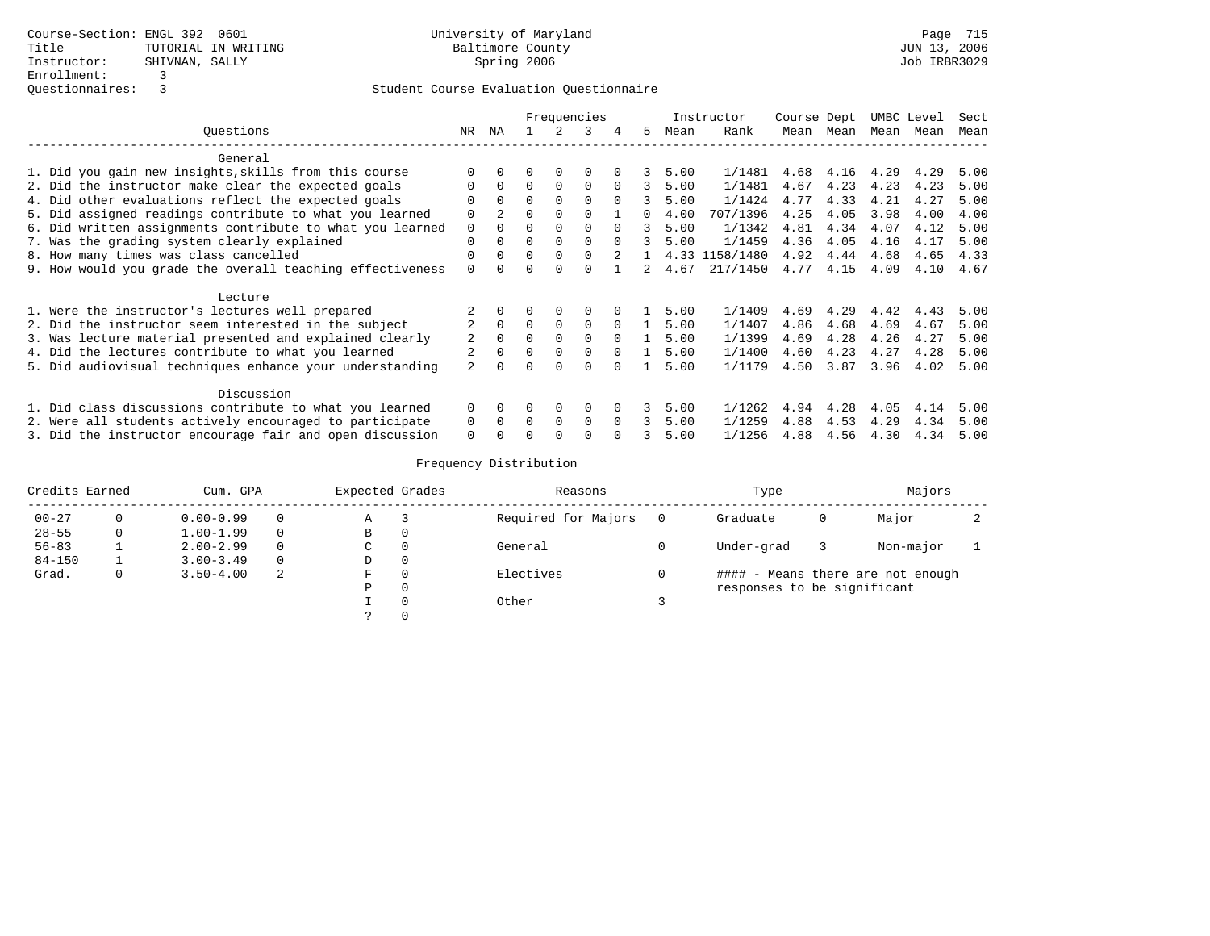Course-Section: ENGL 392 0601
Title: TUTORIAL IN WRITING
Instructor: SHIVNAN, SALLY
Enrollment: 3
Questionnaires: 3

University of Maryland
Baltimore County
Spring 2006

JUN 13, 2006
Job IRBR3029

Student Course Evaluation Questionnaire

| Questions | NR | NA | 1 | 2 | 3 | 4 | 5 | Instructor Mean | Instructor Rank | Course Mean | Dept Mean | UMBC Mean | Level Mean | Sect Mean |
|---|---|---|---|---|---|---|---|---|---|---|---|---|---|---|
| **General** | | | | | | | | | | | | | | |
| 1. Did you gain new insights,skills from this course | 0 | 0 | 0 | 0 | 0 | 0 | 3 | 5.00 | 1/1481 | 4.68 | 4.16 | 4.29 | 4.29 | 5.00 |
| 2. Did the instructor make clear the expected goals | 0 | 0 | 0 | 0 | 0 | 0 | 3 | 5.00 | 1/1481 | 4.67 | 4.23 | 4.23 | 4.23 | 5.00 |
| 4. Did other evaluations reflect the expected goals | 0 | 0 | 0 | 0 | 0 | 0 | 3 | 5.00 | 1/1424 | 4.77 | 4.33 | 4.21 | 4.27 | 5.00 |
| 5. Did assigned readings contribute to what you learned | 0 | 2 | 0 | 0 | 0 | 1 | 0 | 4.00 | 707/1396 | 4.25 | 4.05 | 3.98 | 4.00 | 4.00 |
| 6. Did written assignments contribute to what you learned | 0 | 0 | 0 | 0 | 0 | 0 | 3 | 5.00 | 1/1342 | 4.81 | 4.34 | 4.07 | 4.12 | 5.00 |
| 7. Was the grading system clearly explained | 0 | 0 | 0 | 0 | 0 | 0 | 3 | 5.00 | 1/1459 | 4.36 | 4.05 | 4.16 | 4.17 | 5.00 |
| 8. How many times was class cancelled | 0 | 0 | 0 | 0 | 0 | 2 | 1 | 4.33 | 1158/1480 | 4.92 | 4.44 | 4.68 | 4.65 | 4.33 |
| 9. How would you grade the overall teaching effectiveness | 0 | 0 | 0 | 0 | 0 | 1 | 2 | 4.67 | 217/1450 | 4.77 | 4.15 | 4.09 | 4.10 | 4.67 |
| **Lecture** | | | | | | | | | | | | | | |
| 1. Were the instructor's lectures well prepared | 2 | 0 | 0 | 0 | 0 | 0 | 1 | 5.00 | 1/1409 | 4.69 | 4.29 | 4.42 | 4.43 | 5.00 |
| 2. Did the instructor seem interested in the subject | 2 | 0 | 0 | 0 | 0 | 0 | 1 | 5.00 | 1/1407 | 4.86 | 4.68 | 4.69 | 4.67 | 5.00 |
| 3. Was lecture material presented and explained clearly | 2 | 0 | 0 | 0 | 0 | 0 | 1 | 5.00 | 1/1399 | 4.69 | 4.28 | 4.26 | 4.27 | 5.00 |
| 4. Did the lectures contribute to what you learned | 2 | 0 | 0 | 0 | 0 | 0 | 1 | 5.00 | 1/1400 | 4.60 | 4.23 | 4.27 | 4.28 | 5.00 |
| 5. Did audiovisual techniques enhance your understanding | 2 | 0 | 0 | 0 | 0 | 0 | 1 | 5.00 | 1/1179 | 4.50 | 3.87 | 3.96 | 4.02 | 5.00 |
| **Discussion** | | | | | | | | | | | | | | |
| 1. Did class discussions contribute to what you learned | 0 | 0 | 0 | 0 | 0 | 0 | 3 | 5.00 | 1/1262 | 4.94 | 4.28 | 4.05 | 4.14 | 5.00 |
| 2. Were all students actively encouraged to participate | 0 | 0 | 0 | 0 | 0 | 0 | 3 | 5.00 | 1/1259 | 4.88 | 4.53 | 4.29 | 4.34 | 5.00 |
| 3. Did the instructor encourage fair and open discussion | 0 | 0 | 0 | 0 | 0 | 0 | 3 | 5.00 | 1/1256 | 4.88 | 4.56 | 4.30 | 4.34 | 5.00 |

Frequency Distribution

| Credits Earned | | Cum. GPA | | Expected Grades | | Reasons | | Type | | Majors | |
|---|---|---|---|---|---|---|---|---|---|---|---|
| 00-27 | 0 | 0.00-0.99 | 0 | A | 3 | Required for Majors | 0 | Graduate | 0 | Major | 2 |
| 28-55 | 0 | 1.00-1.99 | 0 | B | 0 | | | | | | |
| 56-83 | 1 | 2.00-2.99 | 0 | C | 0 | General | 0 | Under-grad | 3 | Non-major | 1 |
| 84-150 | 1 | 3.00-3.49 | 0 | D | 0 | | | | | | |
| Grad. | 0 | 3.50-4.00 | 2 | F | 0 | Electives | 0 | | | | |
| | | | | P | 0 | | | | | | |
| | | | | I | 0 | Other | 3 | | | | |
| | | | | ? | 0 | | | | | | |

#### - Means there are not enough responses to be significant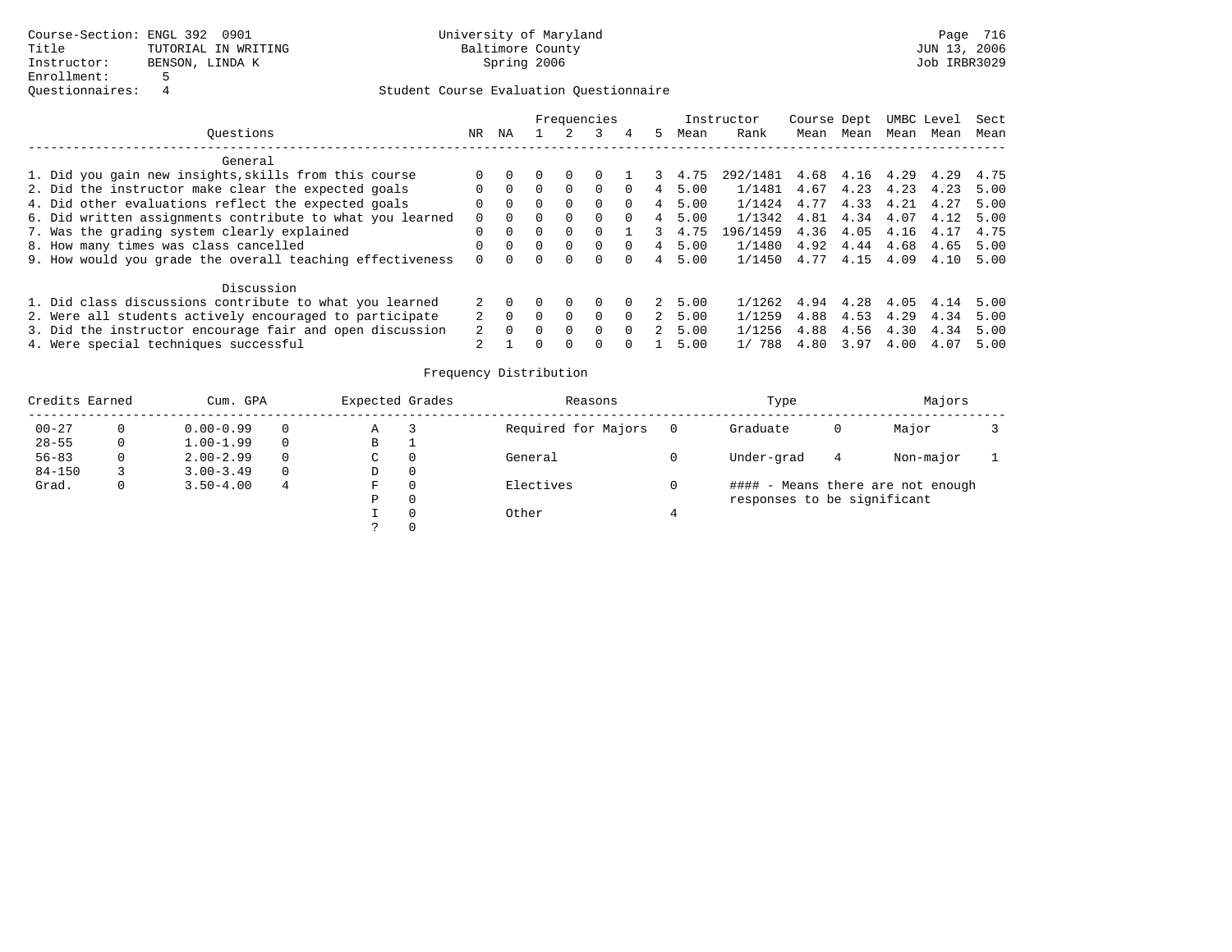Course-Section: ENGL 392 0901
Title: TUTORIAL IN WRITING
Instructor: BENSON, LINDA K
Enrollment: 5
Questionnaires: 4

University of Maryland
Baltimore County
Spring 2006

JUN 13, 2006
Job IRBR3029

Student Course Evaluation Questionnaire

| Questions | NR | NA | 1 | 2 | 3 | 4 | 5 | Instructor Mean | Rank | Course Mean | Dept Mean | UMBC Mean | Level Mean | Sect Mean |
|---|---|---|---|---|---|---|---|---|---|---|---|---|---|---|
| **General** | | | | | | | | | | | | | | |
| 1. Did you gain new insights,skills from this course | 0 | 0 | 0 | 0 | 0 | 1 | 3 | 4.75 | 292/1481 | 4.68 | 4.16 | 4.29 | 4.29 | 4.75 |
| 2. Did the instructor make clear the expected goals | 0 | 0 | 0 | 0 | 0 | 0 | 4 | 5.00 | 1/1481 | 4.67 | 4.23 | 4.23 | 4.23 | 5.00 |
| 4. Did other evaluations reflect the expected goals | 0 | 0 | 0 | 0 | 0 | 0 | 4 | 5.00 | 1/1424 | 4.77 | 4.33 | 4.21 | 4.27 | 5.00 |
| 6. Did written assignments contribute to what you learned | 0 | 0 | 0 | 0 | 0 | 0 | 4 | 5.00 | 1/1342 | 4.81 | 4.34 | 4.07 | 4.12 | 5.00 |
| 7. Was the grading system clearly explained | 0 | 0 | 0 | 0 | 0 | 1 | 3 | 4.75 | 196/1459 | 4.36 | 4.05 | 4.16 | 4.17 | 4.75 |
| 8. How many times was class cancelled | 0 | 0 | 0 | 0 | 0 | 0 | 4 | 5.00 | 1/1480 | 4.92 | 4.44 | 4.68 | 4.65 | 5.00 |
| 9. How would you grade the overall teaching effectiveness | 0 | 0 | 0 | 0 | 0 | 0 | 4 | 5.00 | 1/1450 | 4.77 | 4.15 | 4.09 | 4.10 | 5.00 |
| **Discussion** | | | | | | | | | | | | | | |
| 1. Did class discussions contribute to what you learned | 2 | 0 | 0 | 0 | 0 | 0 | 2 | 5.00 | 1/1262 | 4.94 | 4.28 | 4.05 | 4.14 | 5.00 |
| 2. Were all students actively encouraged to participate | 2 | 0 | 0 | 0 | 0 | 0 | 2 | 5.00 | 1/1259 | 4.88 | 4.53 | 4.29 | 4.34 | 5.00 |
| 3. Did the instructor encourage fair and open discussion | 2 | 0 | 0 | 0 | 0 | 0 | 2 | 5.00 | 1/1256 | 4.88 | 4.56 | 4.30 | 4.34 | 5.00 |
| 4. Were special techniques successful | 2 | 1 | 0 | 0 | 0 | 0 | 1 | 5.00 | 1/ 788 | 4.80 | 3.97 | 4.00 | 4.07 | 5.00 |

Frequency Distribution

| Credits Earned | | Cum. GPA | | Expected Grades | | Reasons | | Type | | Majors | |
|---|---|---|---|---|---|---|---|---|---|---|---|
| 00-27 | 0 | 0.00-0.99 | 0 | A | 3 | Required for Majors | 0 | Graduate | 0 | Major | 3 |
| 28-55 | 0 | 1.00-1.99 | 0 | B | 1 | | | | | | |
| 56-83 | 0 | 2.00-2.99 | 0 | C | 0 | General | 0 | Under-grad | 4 | Non-major | 1 |
| 84-150 | 3 | 3.00-3.49 | 0 | D | 0 | | | | | | |
| Grad. | 0 | 3.50-4.00 | 4 | F | 0 | Electives | 0 | #### - Means there are not enough responses to be significant | | | |
| | | | | P | 0 | | | | | | |
| | | | | I | 0 | Other | 4 | | | | |
| | | | | ? | 0 | | | | | | |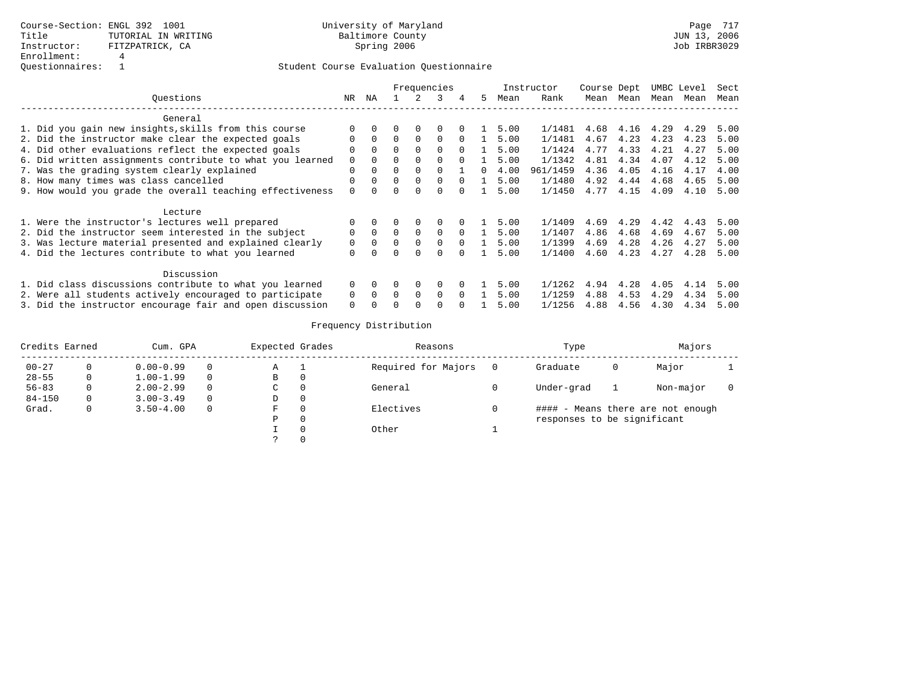Course-Section: ENGL 392 1001
Title: TUTORIAL IN WRITING
Instructor: FITZPATRICK, CA
Enrollment: 4
Questionnaires: 1

University of Maryland
Baltimore County
Spring 2006

JUN 13, 2006
Job IRBR3029

Student Course Evaluation Questionnaire

| Questions | NR | NA | 1 | 2 | 3 | 4 | 5 | Instructor Mean | Rank | Course Mean | Dept Mean | UMBC Mean | Level Mean | Sect Mean |
|---|---|---|---|---|---|---|---|---|---|---|---|---|---|---|
| **General** | | | | | | | | | | | | | | |
| 1. Did you gain new insights,skills from this course | 0 | 0 | 0 | 0 | 0 | 0 | 1 | 5.00 | 1/1481 | 4.68 | 4.16 | 4.29 | 4.29 | 5.00 |
| 2. Did the instructor make clear the expected goals | 0 | 0 | 0 | 0 | 0 | 0 | 1 | 5.00 | 1/1481 | 4.67 | 4.23 | 4.23 | 4.23 | 5.00 |
| 4. Did other evaluations reflect the expected goals | 0 | 0 | 0 | 0 | 0 | 0 | 1 | 5.00 | 1/1424 | 4.77 | 4.33 | 4.21 | 4.27 | 5.00 |
| 6. Did written assignments contribute to what you learned | 0 | 0 | 0 | 0 | 0 | 0 | 1 | 5.00 | 1/1342 | 4.81 | 4.34 | 4.07 | 4.12 | 5.00 |
| 7. Was the grading system clearly explained | 0 | 0 | 0 | 0 | 0 | 1 | 0 | 4.00 | 961/1459 | 4.36 | 4.05 | 4.16 | 4.17 | 4.00 |
| 8. How many times was class cancelled | 0 | 0 | 0 | 0 | 0 | 0 | 1 | 5.00 | 1/1480 | 4.92 | 4.44 | 4.68 | 4.65 | 5.00 |
| 9. How would you grade the overall teaching effectiveness | 0 | 0 | 0 | 0 | 0 | 0 | 1 | 5.00 | 1/1450 | 4.77 | 4.15 | 4.09 | 4.10 | 5.00 |
| **Lecture** | | | | | | | | | | | | | | |
| 1. Were the instructor's lectures well prepared | 0 | 0 | 0 | 0 | 0 | 0 | 1 | 5.00 | 1/1409 | 4.69 | 4.29 | 4.42 | 4.43 | 5.00 |
| 2. Did the instructor seem interested in the subject | 0 | 0 | 0 | 0 | 0 | 0 | 1 | 5.00 | 1/1407 | 4.86 | 4.68 | 4.69 | 4.67 | 5.00 |
| 3. Was lecture material presented and explained clearly | 0 | 0 | 0 | 0 | 0 | 0 | 1 | 5.00 | 1/1399 | 4.69 | 4.28 | 4.26 | 4.27 | 5.00 |
| 4. Did the lectures contribute to what you learned | 0 | 0 | 0 | 0 | 0 | 0 | 1 | 5.00 | 1/1400 | 4.60 | 4.23 | 4.27 | 4.28 | 5.00 |
| **Discussion** | | | | | | | | | | | | | | |
| 1. Did class discussions contribute to what you learned | 0 | 0 | 0 | 0 | 0 | 0 | 1 | 5.00 | 1/1262 | 4.94 | 4.28 | 4.05 | 4.14 | 5.00 |
| 2. Were all students actively encouraged to participate | 0 | 0 | 0 | 0 | 0 | 0 | 1 | 5.00 | 1/1259 | 4.88 | 4.53 | 4.29 | 4.34 | 5.00 |
| 3. Did the instructor encourage fair and open discussion | 0 | 0 | 0 | 0 | 0 | 0 | 1 | 5.00 | 1/1256 | 4.88 | 4.56 | 4.30 | 4.34 | 5.00 |

Frequency Distribution

| Credits Earned | | Cum. GPA | | Expected Grades | | Reasons | | Type | | Majors | |
|---|---|---|---|---|---|---|---|---|---|---|---|
| 00-27 | 0 | 0.00-0.99 | 0 | A | 1 | Required for Majors | 0 | Graduate | 0 | Major | 1 |
| 28-55 | 0 | 1.00-1.99 | 0 | B | 0 | | | | | | |
| 56-83 | 0 | 2.00-2.99 | 0 | C | 0 | General | 0 | Under-grad | 1 | Non-major | 0 |
| 84-150 | 0 | 3.00-3.49 | 0 | D | 0 | | | | | | |
| Grad. | 0 | 3.50-4.00 | 0 | F | 0 | Electives | 0 | | | | |
| | | | | P | 0 | | | | | | |
| | | | | I | 0 | Other | 1 | | | | |
| | | | | ? | 0 | | | | | | |

#### - Means there are not enough responses to be significant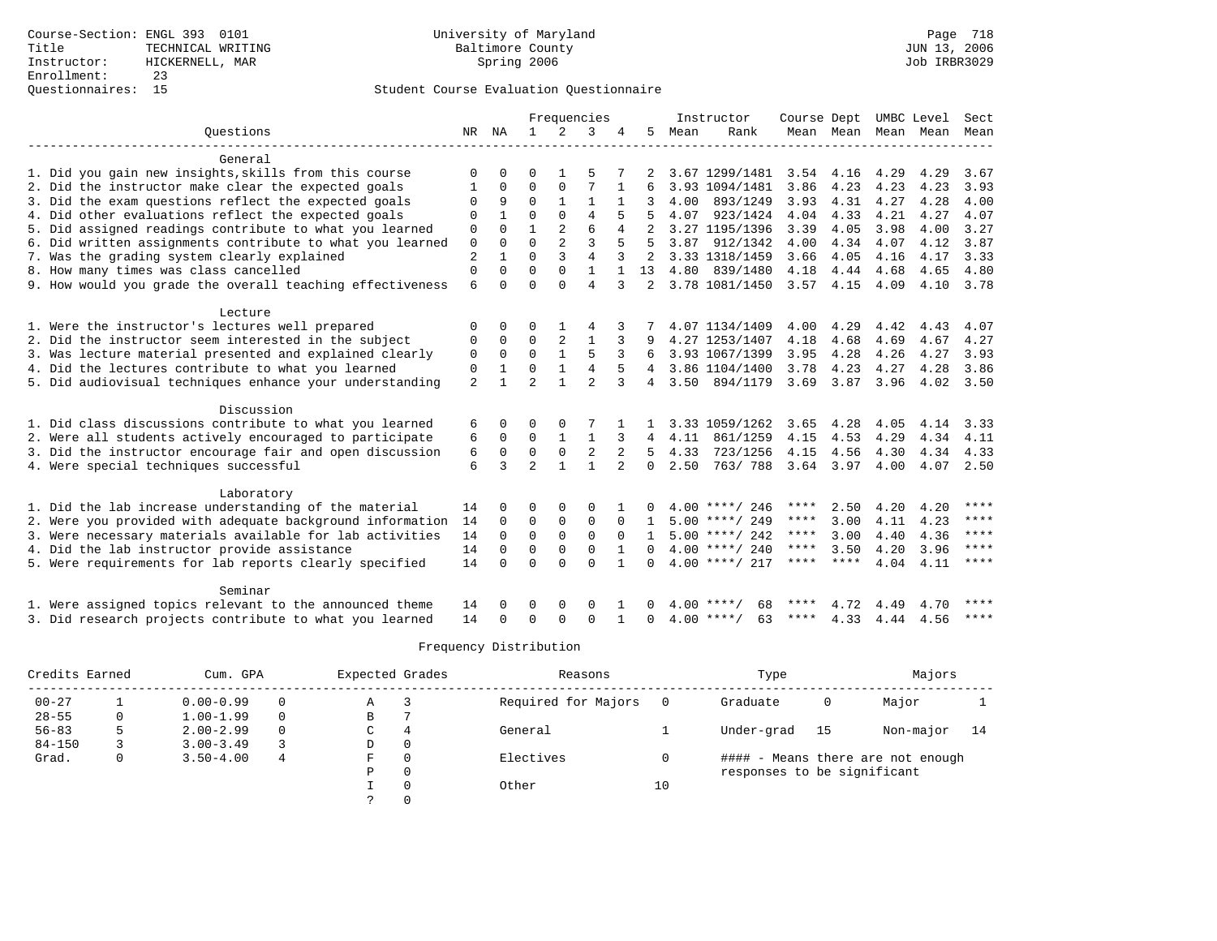Course-Section: ENGL 393 0101
Title: TECHNICAL WRITING
Instructor: HICKERNELL, MAR
Enrollment: 23
Questionnaires: 15

University of Maryland
Baltimore County
Spring 2006

Page 718
JUN 13, 2006
Job IRBR3029

Student Course Evaluation Questionnaire

| Questions | NR | NA | 1 | 2 | 3 | 4 | 5 | Instructor Mean | Rank | Course Mean | Dept Mean | UMBC Mean | Level Mean | Sect Mean |
|---|---|---|---|---|---|---|---|---|---|---|---|---|---|---|
| **General** | | | | | | | | | | | | | | |
| 1. Did you gain new insights,skills from this course | 0 | 0 | 0 | 1 | 5 | 7 | 2 | 3.67 | 1299/1481 | 3.54 | 4.16 | 4.29 | 4.29 | 3.67 |
| 2. Did the instructor make clear the expected goals | 1 | 0 | 0 | 0 | 7 | 1 | 6 | 3.93 | 1094/1481 | 3.86 | 4.23 | 4.23 | 4.23 | 3.93 |
| 3. Did the exam questions reflect the expected goals | 0 | 9 | 0 | 1 | 1 | 1 | 3 | 4.00 | 893/1249 | 3.93 | 4.31 | 4.27 | 4.28 | 4.00 |
| 4. Did other evaluations reflect the expected goals | 0 | 1 | 0 | 0 | 4 | 5 | 5 | 4.07 | 923/1424 | 4.04 | 4.33 | 4.21 | 4.27 | 4.07 |
| 5. Did assigned readings contribute to what you learned | 0 | 0 | 1 | 2 | 6 | 4 | 2 | 3.27 | 1195/1396 | 3.39 | 4.05 | 3.98 | 4.00 | 3.27 |
| 6. Did written assignments contribute to what you learned | 0 | 0 | 0 | 2 | 3 | 5 | 5 | 3.87 | 912/1342 | 4.00 | 4.34 | 4.07 | 4.12 | 3.87 |
| 7. Was the grading system clearly explained | 2 | 1 | 0 | 3 | 4 | 3 | 2 | 3.33 | 1318/1459 | 3.66 | 4.05 | 4.16 | 4.17 | 3.33 |
| 8. How many times was class cancelled | 0 | 0 | 0 | 0 | 1 | 1 | 13 | 4.80 | 839/1480 | 4.18 | 4.44 | 4.68 | 4.65 | 4.80 |
| 9. How would you grade the overall teaching effectiveness | 6 | 0 | 0 | 0 | 4 | 3 | 2 | 3.78 | 1081/1450 | 3.57 | 4.15 | 4.09 | 4.10 | 3.78 |
| **Lecture** | | | | | | | | | | | | | | |
| 1. Were the instructor's lectures well prepared | 0 | 0 | 0 | 1 | 4 | 3 | 7 | 4.07 | 1134/1409 | 4.00 | 4.29 | 4.42 | 4.43 | 4.07 |
| 2. Did the instructor seem interested in the subject | 0 | 0 | 0 | 2 | 1 | 3 | 9 | 4.27 | 1253/1407 | 4.18 | 4.68 | 4.69 | 4.67 | 4.27 |
| 3. Was lecture material presented and explained clearly | 0 | 0 | 0 | 1 | 5 | 3 | 6 | 3.93 | 1067/1399 | 3.95 | 4.28 | 4.26 | 4.27 | 3.93 |
| 4. Did the lectures contribute to what you learned | 0 | 1 | 0 | 1 | 4 | 5 | 4 | 3.86 | 1104/1400 | 3.78 | 4.23 | 4.27 | 4.28 | 3.86 |
| 5. Did audiovisual techniques enhance your understanding | 2 | 1 | 2 | 1 | 2 | 3 | 4 | 3.50 | 894/1179 | 3.69 | 3.87 | 3.96 | 4.02 | 3.50 |
| **Discussion** | | | | | | | | | | | | | | |
| 1. Did class discussions contribute to what you learned | 6 | 0 | 0 | 0 | 7 | 1 | 1 | 3.33 | 1059/1262 | 3.65 | 4.28 | 4.05 | 4.14 | 3.33 |
| 2. Were all students actively encouraged to participate | 6 | 0 | 0 | 1 | 1 | 3 | 4 | 4.11 | 861/1259 | 4.15 | 4.53 | 4.29 | 4.34 | 4.11 |
| 3. Did the instructor encourage fair and open discussion | 6 | 0 | 0 | 0 | 2 | 2 | 5 | 4.33 | 723/1256 | 4.15 | 4.56 | 4.30 | 4.34 | 4.33 |
| 4. Were special techniques successful | 6 | 3 | 2 | 1 | 1 | 2 | 0 | 2.50 | 763/ 788 | 3.64 | 3.97 | 4.00 | 4.07 | 2.50 |
| **Laboratory** | | | | | | | | | | | | | | |
| 1. Did the lab increase understanding of the material | 14 | 0 | 0 | 0 | 0 | 1 | 0 | 4.00 | ****/ 246 | **** | 2.50 | 4.20 | 4.20 | **** |
| 2. Were you provided with adequate background information | 14 | 0 | 0 | 0 | 0 | 0 | 1 | 5.00 | ****/ 249 | **** | 3.00 | 4.11 | 4.23 | **** |
| 3. Were necessary materials available for lab activities | 14 | 0 | 0 | 0 | 0 | 0 | 1 | 5.00 | ****/ 242 | **** | 3.00 | 4.40 | 4.36 | **** |
| 4. Did the lab instructor provide assistance | 14 | 0 | 0 | 0 | 0 | 1 | 0 | 4.00 | ****/ 240 | **** | 3.50 | 4.20 | 3.96 | **** |
| 5. Were requirements for lab reports clearly specified | 14 | 0 | 0 | 0 | 0 | 1 | 0 | 4.00 | ****/ 217 | **** | **** | 4.04 | 4.11 | **** |
| **Seminar** | | | | | | | | | | | | | | |
| 1. Were assigned topics relevant to the announced theme | 14 | 0 | 0 | 0 | 0 | 1 | 0 | 4.00 | ****/ 68 | **** | 4.72 | 4.49 | 4.70 | **** |
| 3. Did research projects contribute to what you learned | 14 | 0 | 0 | 0 | 0 | 1 | 0 | 4.00 | ****/ 63 | **** | 4.33 | 4.44 | 4.56 | **** |

Frequency Distribution

| Credits Earned | | Cum. GPA | | Expected Grades | | Reasons | | Type | | Majors | |
|---|---|---|---|---|---|---|---|---|---|---|---|
| 00-27 | 1 | 0.00-0.99 | 0 | A | 3 | Required for Majors | 0 | Graduate | 0 | Major | 1 |
| 28-55 | 0 | 1.00-1.99 | 0 | B | 7 | | | | | | |
| 56-83 | 5 | 2.00-2.99 | 0 | C | 4 | General | 1 | Under-grad | 15 | Non-major | 14 |
| 84-150 | 3 | 3.00-3.49 | 3 | D | 0 | | | | | | |
| Grad. | 0 | 3.50-4.00 | 4 | F | 0 | Electives | 0 | | | | |
| | | | | P | 0 | | | | | | |
| | | | | I | 0 | Other | 10 | | | | |
| | | | | ? | 0 | | | | | | |

#### - Means there are not enough responses to be significant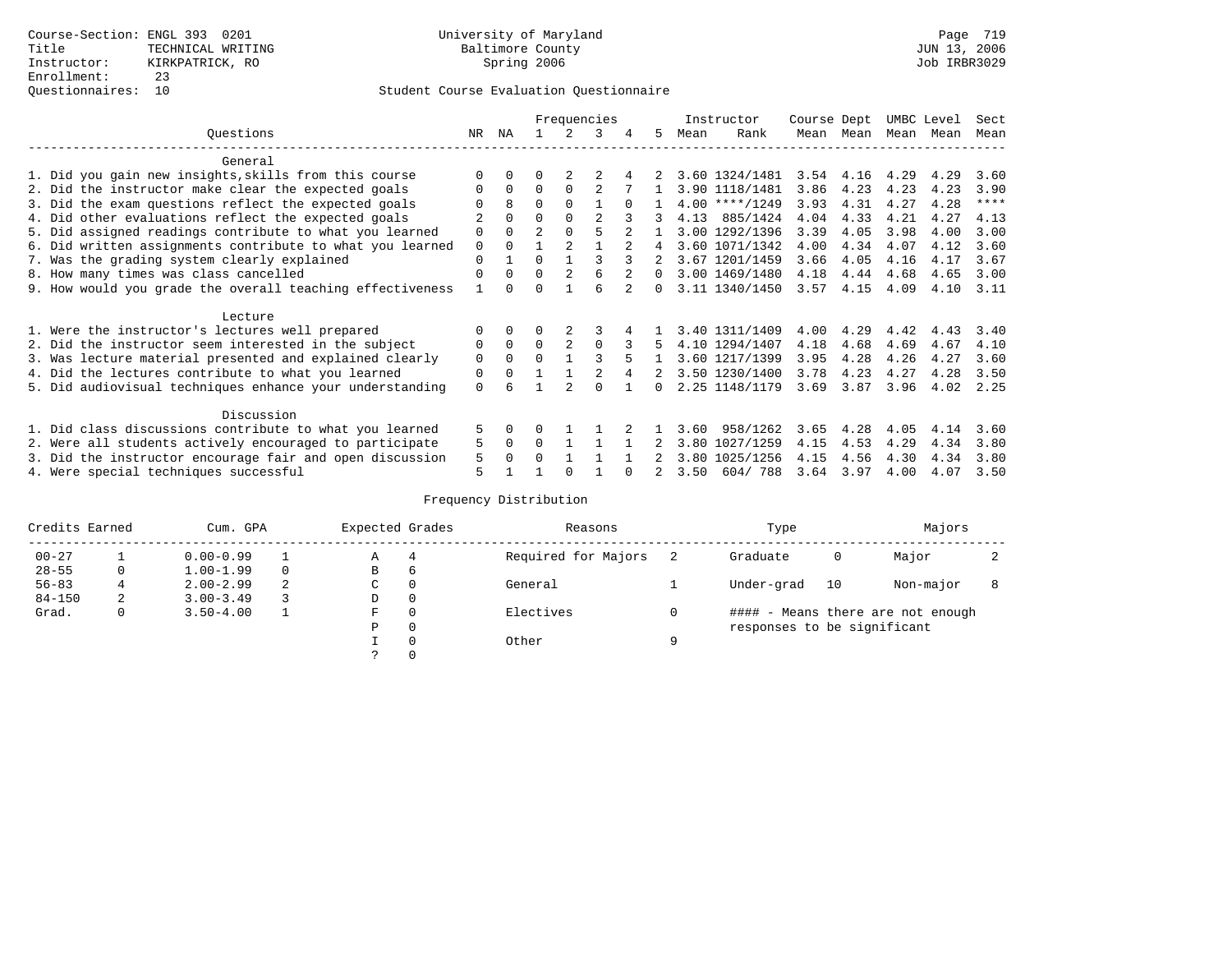Course-Section: ENGL 393 0201
Title: TECHNICAL WRITING
Instructor: KIRKPATRICK, RO
Enrollment: 23
Questionnaires: 10

University of Maryland
Baltimore County
Spring 2006

JUN 13, 2006
Job IRBR3029

Student Course Evaluation Questionnaire

| Questions | NR | NA | 1 | 2 | 3 | 4 | 5 | Instructor Mean | Instructor Rank | Course Mean | Dept Mean | UMBC Mean | Level Mean | Sect Mean |
|---|---|---|---|---|---|---|---|---|---|---|---|---|---|---|
| **General** | | | | | | | | | | | | | | |
| 1. Did you gain new insights,skills from this course | 0 | 0 | 0 | 2 | 2 | 4 | 2 | 3.60 | 1324/1481 | 3.54 | 4.16 | 4.29 | 4.29 | 3.60 |
| 2. Did the instructor make clear the expected goals | 0 | 0 | 0 | 0 | 2 | 7 | 1 | 3.90 | 1118/1481 | 3.86 | 4.23 | 4.23 | 4.23 | 3.90 |
| 3. Did the exam questions reflect the expected goals | 0 | 8 | 0 | 0 | 1 | 0 | 1 | 4.00 | ****/1249 | 3.93 | 4.31 | 4.27 | 4.28 | **** |
| 4. Did other evaluations reflect the expected goals | 2 | 0 | 0 | 0 | 2 | 3 | 3 | 4.13 | 885/1424 | 4.04 | 4.33 | 4.21 | 4.27 | 4.13 |
| 5. Did assigned readings contribute to what you learned | 0 | 0 | 2 | 0 | 5 | 2 | 1 | 3.00 | 1292/1396 | 3.39 | 4.05 | 3.98 | 4.00 | 3.00 |
| 6. Did written assignments contribute to what you learned | 0 | 0 | 1 | 2 | 1 | 2 | 4 | 3.60 | 1071/1342 | 4.00 | 4.34 | 4.07 | 4.12 | 3.60 |
| 7. Was the grading system clearly explained | 0 | 1 | 0 | 1 | 3 | 3 | 2 | 3.67 | 1201/1459 | 3.66 | 4.05 | 4.16 | 4.17 | 3.67 |
| 8. How many times was class cancelled | 0 | 0 | 0 | 2 | 6 | 2 | 0 | 3.00 | 1469/1480 | 4.18 | 4.44 | 4.68 | 4.65 | 3.00 |
| 9. How would you grade the overall teaching effectiveness | 1 | 0 | 0 | 1 | 6 | 2 | 0 | 3.11 | 1340/1450 | 3.57 | 4.15 | 4.09 | 4.10 | 3.11 |
| **Lecture** | | | | | | | | | | | | | | |
| 1. Were the instructor's lectures well prepared | 0 | 0 | 0 | 2 | 3 | 4 | 1 | 3.40 | 1311/1409 | 4.00 | 4.29 | 4.42 | 4.43 | 3.40 |
| 2. Did the instructor seem interested in the subject | 0 | 0 | 0 | 2 | 0 | 3 | 5 | 4.10 | 1294/1407 | 4.18 | 4.68 | 4.69 | 4.67 | 4.10 |
| 3. Was lecture material presented and explained clearly | 0 | 0 | 0 | 1 | 3 | 5 | 1 | 3.60 | 1217/1399 | 3.95 | 4.28 | 4.26 | 4.27 | 3.60 |
| 4. Did the lectures contribute to what you learned | 0 | 0 | 1 | 1 | 2 | 4 | 2 | 3.50 | 1230/1400 | 3.78 | 4.23 | 4.27 | 4.28 | 3.50 |
| 5. Did audiovisual techniques enhance your understanding | 0 | 6 | 1 | 2 | 0 | 1 | 0 | 2.25 | 1148/1179 | 3.69 | 3.87 | 3.96 | 4.02 | 2.25 |
| **Discussion** | | | | | | | | | | | | | | |
| 1. Did class discussions contribute to what you learned | 5 | 0 | 0 | 1 | 1 | 2 | 1 | 3.60 | 958/1262 | 3.65 | 4.28 | 4.05 | 4.14 | 3.60 |
| 2. Were all students actively encouraged to participate | 5 | 0 | 0 | 1 | 1 | 1 | 2 | 3.80 | 1027/1259 | 4.15 | 4.53 | 4.29 | 4.34 | 3.80 |
| 3. Did the instructor encourage fair and open discussion | 5 | 0 | 0 | 1 | 1 | 1 | 2 | 3.80 | 1025/1256 | 4.15 | 4.56 | 4.30 | 4.34 | 3.80 |
| 4. Were special techniques successful | 5 | 1 | 1 | 0 | 1 | 0 | 2 | 3.50 | 604/ 788 | 3.64 | 3.97 | 4.00 | 4.07 | 3.50 |

Frequency Distribution

| Credits Earned | | Cum. GPA | | Expected Grades | | Reasons | | Type | | Majors | |
|---|---|---|---|---|---|---|---|---|---|---|---|
| 00-27 | 1 | 0.00-0.99 | 1 | A | 4 | Required for Majors | 2 | Graduate | 0 | Major | 2 |
| 28-55 | 0 | 1.00-1.99 | 0 | B | 6 | | | | | | |
| 56-83 | 4 | 2.00-2.99 | 2 | C | 0 | General | 1 | Under-grad | 10 | Non-major | 8 |
| 84-150 | 2 | 3.00-3.49 | 3 | D | 0 | | | | | | |
| Grad. | 0 | 3.50-4.00 | 1 | F | 0 | Electives | 0 | #### - Means there are not enough responses to be significant | | | |
| | | | | P | 0 | | | | | | |
| | | | | I | 0 | Other | 9 | | | | |
| | | | | ? | 0 | | | | | | |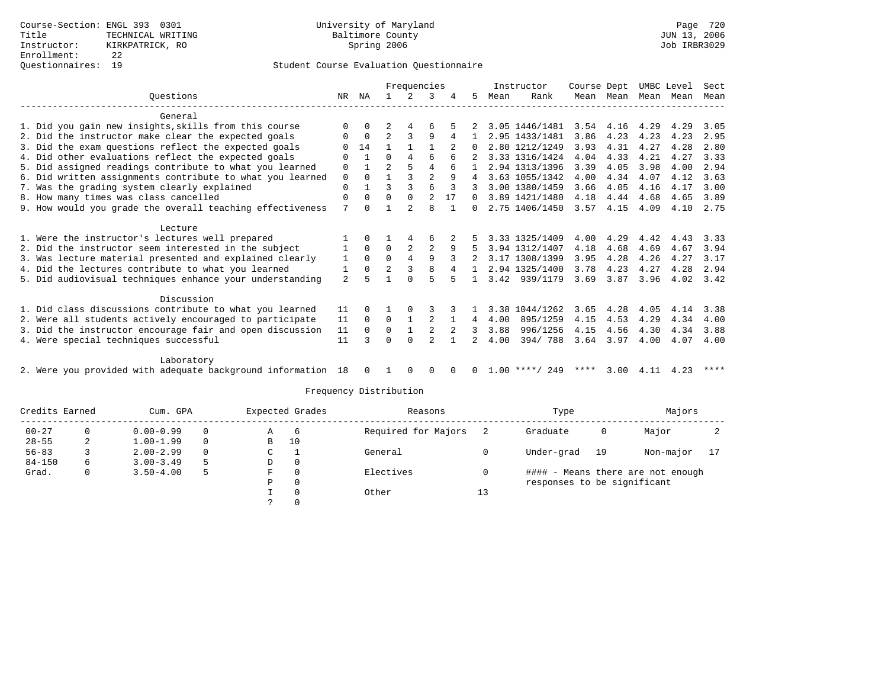Course-Section: ENGL 393 0301
Title: TECHNICAL WRITING
Instructor: KIRKPATRICK, RO
Enrollment: 22
Questionnaires: 19

University of Maryland
Baltimore County
Spring 2006

JUN 13, 2006
Job IRBR3029

Student Course Evaluation Questionnaire

| Questions | NR | NA | 1 | 2 | 3 | 4 | 5 | Instructor Mean | Instructor Rank | Course Mean | Dept Mean | UMBC Mean | Level Mean | Sect Mean |
|---|---|---|---|---|---|---|---|---|---|---|---|---|---|---|
| **General** | | | | | | | | | | | | | | |
| 1. Did you gain new insights,skills from this course | 0 | 0 | 2 | 4 | 6 | 5 | 2 | 3.05 | 1446/1481 | 3.54 | 4.16 | 4.29 | 4.29 | 3.05 |
| 2. Did the instructor make clear the expected goals | 0 | 0 | 2 | 3 | 9 | 4 | 1 | 2.95 | 1433/1481 | 3.86 | 4.23 | 4.23 | 4.23 | 2.95 |
| 3. Did the exam questions reflect the expected goals | 0 | 14 | 1 | 1 | 1 | 2 | 0 | 2.80 | 1212/1249 | 3.93 | 4.31 | 4.27 | 4.28 | 2.80 |
| 4. Did other evaluations reflect the expected goals | 0 | 1 | 0 | 4 | 6 | 6 | 2 | 3.33 | 1316/1424 | 4.04 | 4.33 | 4.21 | 4.27 | 3.33 |
| 5. Did assigned readings contribute to what you learned | 0 | 1 | 2 | 5 | 4 | 6 | 1 | 2.94 | 1313/1396 | 3.39 | 4.05 | 3.98 | 4.00 | 2.94 |
| 6. Did written assignments contribute to what you learned | 0 | 0 | 1 | 3 | 2 | 9 | 4 | 3.63 | 1055/1342 | 4.00 | 4.34 | 4.07 | 4.12 | 3.63 |
| 7. Was the grading system clearly explained | 0 | 1 | 3 | 3 | 6 | 3 | 3 | 3.00 | 1380/1459 | 3.66 | 4.05 | 4.16 | 4.17 | 3.00 |
| 8. How many times was class cancelled | 0 | 0 | 0 | 0 | 2 | 17 | 0 | 3.89 | 1421/1480 | 4.18 | 4.44 | 4.68 | 4.65 | 3.89 |
| 9. How would you grade the overall teaching effectiveness | 7 | 0 | 1 | 2 | 8 | 1 | 0 | 2.75 | 1406/1450 | 3.57 | 4.15 | 4.09 | 4.10 | 2.75 |
| **Lecture** | | | | | | | | | | | | | | |
| 1. Were the instructor's lectures well prepared | 1 | 0 | 1 | 4 | 6 | 2 | 5 | 3.33 | 1325/1409 | 4.00 | 4.29 | 4.42 | 4.43 | 3.33 |
| 2. Did the instructor seem interested in the subject | 1 | 0 | 0 | 2 | 2 | 9 | 5 | 3.94 | 1312/1407 | 4.18 | 4.68 | 4.69 | 4.67 | 3.94 |
| 3. Was lecture material presented and explained clearly | 1 | 0 | 0 | 4 | 9 | 3 | 2 | 3.17 | 1308/1399 | 3.95 | 4.28 | 4.26 | 4.27 | 3.17 |
| 4. Did the lectures contribute to what you learned | 1 | 0 | 2 | 3 | 8 | 4 | 1 | 2.94 | 1325/1400 | 3.78 | 4.23 | 4.27 | 4.28 | 2.94 |
| 5. Did audiovisual techniques enhance your understanding | 2 | 5 | 1 | 0 | 5 | 5 | 1 | 3.42 | 939/1179 | 3.69 | 3.87 | 3.96 | 4.02 | 3.42 |
| **Discussion** | | | | | | | | | | | | | | |
| 1. Did class discussions contribute to what you learned | 11 | 0 | 1 | 0 | 3 | 3 | 1 | 3.38 | 1044/1262 | 3.65 | 4.28 | 4.05 | 4.14 | 3.38 |
| 2. Were all students actively encouraged to participate | 11 | 0 | 0 | 1 | 2 | 1 | 4 | 4.00 | 895/1259 | 4.15 | 4.53 | 4.29 | 4.34 | 4.00 |
| 3. Did the instructor encourage fair and open discussion | 11 | 0 | 0 | 1 | 2 | 2 | 3 | 3.88 | 996/1256 | 4.15 | 4.56 | 4.30 | 4.34 | 3.88 |
| 4. Were special techniques successful | 11 | 3 | 0 | 0 | 2 | 1 | 2 | 4.00 | 394/ 788 | 3.64 | 3.97 | 4.00 | 4.07 | 4.00 |
| **Laboratory** | | | | | | | | | | | | | | |
| 2. Were you provided with adequate background information | 18 | 0 | 1 | 0 | 0 | 0 | 0 | 1.00 | ****/ 249 | **** | 3.00 | 4.11 | 4.23 | **** |

Frequency Distribution

| Credits Earned | | Cum. GPA | | Expected Grades | | Reasons | | Type | | Majors | |
|---|---|---|---|---|---|---|---|---|---|---|---|
| 00-27 | 0 | 0.00-0.99 | 0 | A | 6 | Required for Majors | 2 | Graduate | 0 | Major | 2 |
| 28-55 | 2 | 1.00-1.99 | 0 | B | 10 | | | | | | |
| 56-83 | 3 | 2.00-2.99 | 0 | C | 1 | General | 0 | Under-grad | 19 | Non-major | 17 |
| 84-150 | 6 | 3.00-3.49 | 5 | D | 0 | | | | | | |
| Grad. | 0 | 3.50-4.00 | 5 | F | 0 | Electives | 0 | | | | |
| | | | | P | 0 | | | | | | |
| | | | | I | 0 | Other | 13 | | | | |
| | | | | ? | 0 | | | | | | |

#### - Means there are not enough responses to be significant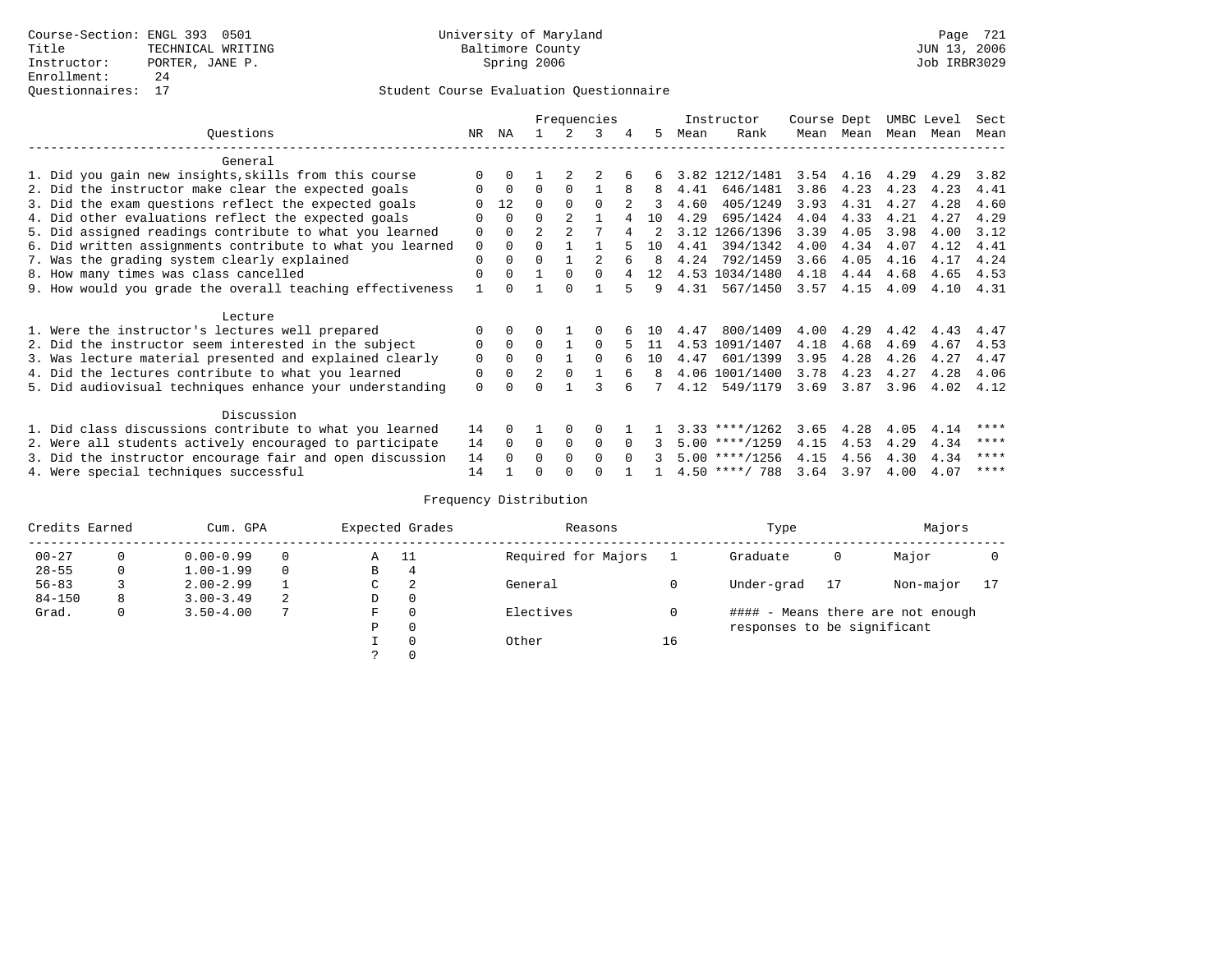Course-Section: ENGL 393 0501
Title: TECHNICAL WRITING
Instructor: PORTER, JANE P.
Enrollment: 24
Questionnaires: 17

University of Maryland
Baltimore County
Spring 2006

JUN 13, 2006
Job IRBR3029

## Student Course Evaluation Questionnaire

| Questions | NR | NA | 1 | 2 | 3 | 4 | 5 | Instructor Mean | Instructor Rank | Course Mean | Dept Mean | UMBC Mean | Level Mean | Sect Mean |
|---|---|---|---|---|---|---|---|---|---|---|---|---|---|---|
| **General** | | | | | | | | | | | | | | |
| 1. Did you gain new insights,skills from this course | 0 | 0 | 1 | 2 | 2 | 6 | 6 | 3.82 | 1212/1481 | 3.54 | 4.16 | 4.29 | 4.29 | 3.82 |
| 2. Did the instructor make clear the expected goals | 0 | 0 | 0 | 0 | 1 | 8 | 8 | 4.41 | 646/1481 | 3.86 | 4.23 | 4.23 | 4.23 | 4.41 |
| 3. Did the exam questions reflect the expected goals | 0 | 12 | 0 | 0 | 0 | 2 | 3 | 4.60 | 405/1249 | 3.93 | 4.31 | 4.27 | 4.28 | 4.60 |
| 4. Did other evaluations reflect the expected goals | 0 | 0 | 0 | 2 | 1 | 4 | 10 | 4.29 | 695/1424 | 4.04 | 4.33 | 4.21 | 4.27 | 4.29 |
| 5. Did assigned readings contribute to what you learned | 0 | 0 | 2 | 2 | 7 | 4 | 2 | 3.12 | 1266/1396 | 3.39 | 4.05 | 3.98 | 4.00 | 3.12 |
| 6. Did written assignments contribute to what you learned | 0 | 0 | 0 | 1 | 1 | 5 | 10 | 4.41 | 394/1342 | 4.00 | 4.34 | 4.07 | 4.12 | 4.41 |
| 7. Was the grading system clearly explained | 0 | 0 | 0 | 1 | 2 | 6 | 8 | 4.24 | 792/1459 | 3.66 | 4.05 | 4.16 | 4.17 | 4.24 |
| 8. How many times was class cancelled | 0 | 0 | 1 | 0 | 0 | 4 | 12 | 4.53 | 1034/1480 | 4.18 | 4.44 | 4.68 | 4.65 | 4.53 |
| 9. How would you grade the overall teaching effectiveness | 1 | 0 | 1 | 0 | 1 | 5 | 9 | 4.31 | 567/1450 | 3.57 | 4.15 | 4.09 | 4.10 | 4.31 |
| **Lecture** | | | | | | | | | | | | | | |
| 1. Were the instructor's lectures well prepared | 0 | 0 | 0 | 1 | 0 | 6 | 10 | 4.47 | 800/1409 | 4.00 | 4.29 | 4.42 | 4.43 | 4.47 |
| 2. Did the instructor seem interested in the subject | 0 | 0 | 0 | 1 | 0 | 5 | 11 | 4.53 | 1091/1407 | 4.18 | 4.68 | 4.69 | 4.67 | 4.53 |
| 3. Was lecture material presented and explained clearly | 0 | 0 | 0 | 1 | 0 | 6 | 10 | 4.47 | 601/1399 | 3.95 | 4.28 | 4.26 | 4.27 | 4.47 |
| 4. Did the lectures contribute to what you learned | 0 | 0 | 2 | 0 | 1 | 6 | 8 | 4.06 | 1001/1400 | 3.78 | 4.23 | 4.27 | 4.28 | 4.06 |
| 5. Did audiovisual techniques enhance your understanding | 0 | 0 | 0 | 1 | 3 | 6 | 7 | 4.12 | 549/1179 | 3.69 | 3.87 | 3.96 | 4.02 | 4.12 |
| **Discussion** | | | | | | | | | | | | | | |
| 1. Did class discussions contribute to what you learned | 14 | 0 | 1 | 0 | 0 | 1 | 1 | 3.33 | ****/1262 | 3.65 | 4.28 | 4.05 | 4.14 | **** |
| 2. Were all students actively encouraged to participate | 14 | 0 | 0 | 0 | 0 | 0 | 3 | 5.00 | ****/1259 | 4.15 | 4.53 | 4.29 | 4.34 | **** |
| 3. Did the instructor encourage fair and open discussion | 14 | 0 | 0 | 0 | 0 | 0 | 3 | 5.00 | ****/1256 | 4.15 | 4.56 | 4.30 | 4.34 | **** |
| 4. Were special techniques successful | 14 | 1 | 0 | 0 | 0 | 1 | 1 | 4.50 | ****/ 788 | 3.64 | 3.97 | 4.00 | 4.07 | **** |

## Frequency Distribution

| Credits Earned | | Cum. GPA | | Expected Grades | | Reasons | | Type | | Majors | |
|---|---|---|---|---|---|---|---|---|---|---|---|
| 00-27 | 0 | 0.00-0.99 | 0 | A | 11 | Required for Majors | 1 | Graduate | 0 | Major | 0 |
| 28-55 | 0 | 1.00-1.99 | 0 | B | 4 | | | | | | |
| 56-83 | 3 | 2.00-2.99 | 1 | C | 2 | General | 0 | Under-grad | 17 | Non-major | 17 |
| 84-150 | 8 | 3.00-3.49 | 2 | D | 0 | | | | | | |
| Grad. | 0 | 3.50-4.00 | 7 | F | 0 | Electives | 0 | | | | |
| | | | | P | 0 | | | | | | |
| | | | | I | 0 | Other | 16 | | | | |
| | | | | ? | 0 | | | | | | |

#### - Means there are not enough responses to be significant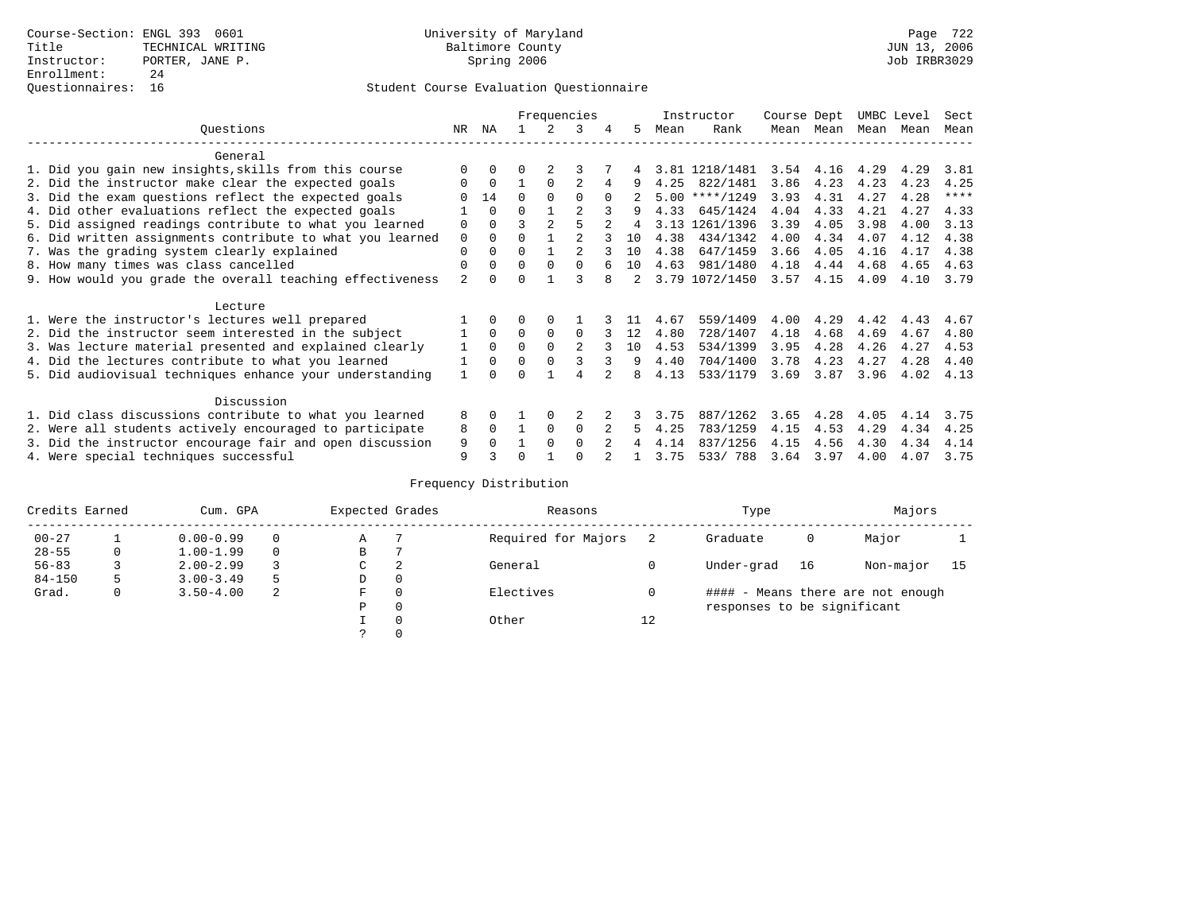Course-Section: ENGL 393 0601
Title: TECHNICAL WRITING
Instructor: PORTER, JANE P.
Enrollment: 24
Questionnaires: 16

University of Maryland
Baltimore County
Spring 2006

JUN 13, 2006
Job IRBR3029

## Student Course Evaluation Questionnaire

| Questions | NR | NA | 1 | 2 | 3 | 4 | 5 | Instructor Mean | Rank | Course Mean | Dept Mean | UMBC Mean | Level Mean | Sect Mean |
|---|---|---|---|---|---|---|---|---|---|---|---|---|---|---|
| **General** | | | | | | | | | | | | | | |
| 1. Did you gain new insights,skills from this course | 0 | 0 | 0 | 2 | 3 | 7 | 4 | 3.81 | 1218/1481 | 3.54 | 4.16 | 4.29 | 4.29 | 3.81 |
| 2. Did the instructor make clear the expected goals | 0 | 0 | 1 | 0 | 2 | 4 | 9 | 4.25 | 822/1481 | 3.86 | 4.23 | 4.23 | 4.23 | 4.25 |
| 3. Did the exam questions reflect the expected goals | 0 | 14 | 0 | 0 | 0 | 0 | 2 | 5.00 | ****/1249 | 3.93 | 4.31 | 4.27 | 4.28 | **** |
| 4. Did other evaluations reflect the expected goals | 1 | 0 | 0 | 1 | 2 | 3 | 9 | 4.33 | 645/1424 | 4.04 | 4.33 | 4.21 | 4.27 | 4.33 |
| 5. Did assigned readings contribute to what you learned | 0 | 0 | 3 | 2 | 5 | 2 | 4 | 3.13 | 1261/1396 | 3.39 | 4.05 | 3.98 | 4.00 | 3.13 |
| 6. Did written assignments contribute to what you learned | 0 | 0 | 0 | 1 | 2 | 3 | 10 | 4.38 | 434/1342 | 4.00 | 4.34 | 4.07 | 4.12 | 4.38 |
| 7. Was the grading system clearly explained | 0 | 0 | 0 | 1 | 2 | 3 | 10 | 4.38 | 647/1459 | 3.66 | 4.05 | 4.16 | 4.17 | 4.38 |
| 8. How many times was class cancelled | 0 | 0 | 0 | 0 | 0 | 6 | 10 | 4.63 | 981/1480 | 4.18 | 4.44 | 4.68 | 4.65 | 4.63 |
| 9. How would you grade the overall teaching effectiveness | 2 | 0 | 0 | 1 | 3 | 8 | 2 | 3.79 | 1072/1450 | 3.57 | 4.15 | 4.09 | 4.10 | 3.79 |
| **Lecture** | | | | | | | | | | | | | | |
| 1. Were the instructor's lectures well prepared | 1 | 0 | 0 | 0 | 1 | 3 | 11 | 4.67 | 559/1409 | 4.00 | 4.29 | 4.42 | 4.43 | 4.67 |
| 2. Did the instructor seem interested in the subject | 1 | 0 | 0 | 0 | 0 | 3 | 12 | 4.80 | 728/1407 | 4.18 | 4.68 | 4.69 | 4.67 | 4.80 |
| 3. Was lecture material presented and explained clearly | 1 | 0 | 0 | 0 | 2 | 3 | 10 | 4.53 | 534/1399 | 3.95 | 4.28 | 4.26 | 4.27 | 4.53 |
| 4. Did the lectures contribute to what you learned | 1 | 0 | 0 | 0 | 3 | 3 | 9 | 4.40 | 704/1400 | 3.78 | 4.23 | 4.27 | 4.28 | 4.40 |
| 5. Did audiovisual techniques enhance your understanding | 1 | 0 | 0 | 1 | 4 | 2 | 8 | 4.13 | 533/1179 | 3.69 | 3.87 | 3.96 | 4.02 | 4.13 |
| **Discussion** | | | | | | | | | | | | | | |
| 1. Did class discussions contribute to what you learned | 8 | 0 | 1 | 0 | 2 | 2 | 3 | 3.75 | 887/1262 | 3.65 | 4.28 | 4.05 | 4.14 | 3.75 |
| 2. Were all students actively encouraged to participate | 8 | 0 | 1 | 0 | 0 | 2 | 5 | 4.25 | 783/1259 | 4.15 | 4.53 | 4.29 | 4.34 | 4.25 |
| 3. Did the instructor encourage fair and open discussion | 9 | 0 | 1 | 0 | 0 | 2 | 4 | 4.14 | 837/1256 | 4.15 | 4.56 | 4.30 | 4.34 | 4.14 |
| 4. Were special techniques successful | 9 | 3 | 0 | 1 | 0 | 2 | 1 | 3.75 | 533/ 788 | 3.64 | 3.97 | 4.00 | 4.07 | 3.75 |

## Frequency Distribution

| Credits Earned | | Cum. GPA | | Expected Grades | | Reasons | | Type | | Majors | |
|---|---|---|---|---|---|---|---|---|---|---|---|
| 00-27 | 1 | 0.00-0.99 | 0 | A | 7 | Required for Majors | 2 | Graduate | 0 | Major | 1 |
| 28-55 | 0 | 1.00-1.99 | 0 | B | 7 | | | | | | |
| 56-83 | 3 | 2.00-2.99 | 3 | C | 2 | General | 0 | Under-grad | 16 | Non-major | 15 |
| 84-150 | 5 | 3.00-3.49 | 5 | D | 0 | | | | | | |
| Grad. | 0 | 3.50-4.00 | 2 | F | 0 | Electives | 0 | #### - Means there are not enough responses to be significant | | | |
| | | | | P | 0 | | | | | | |
| | | | | I | 0 | Other | 12 | | | | |
| | | | | ? | 0 | | | | | | |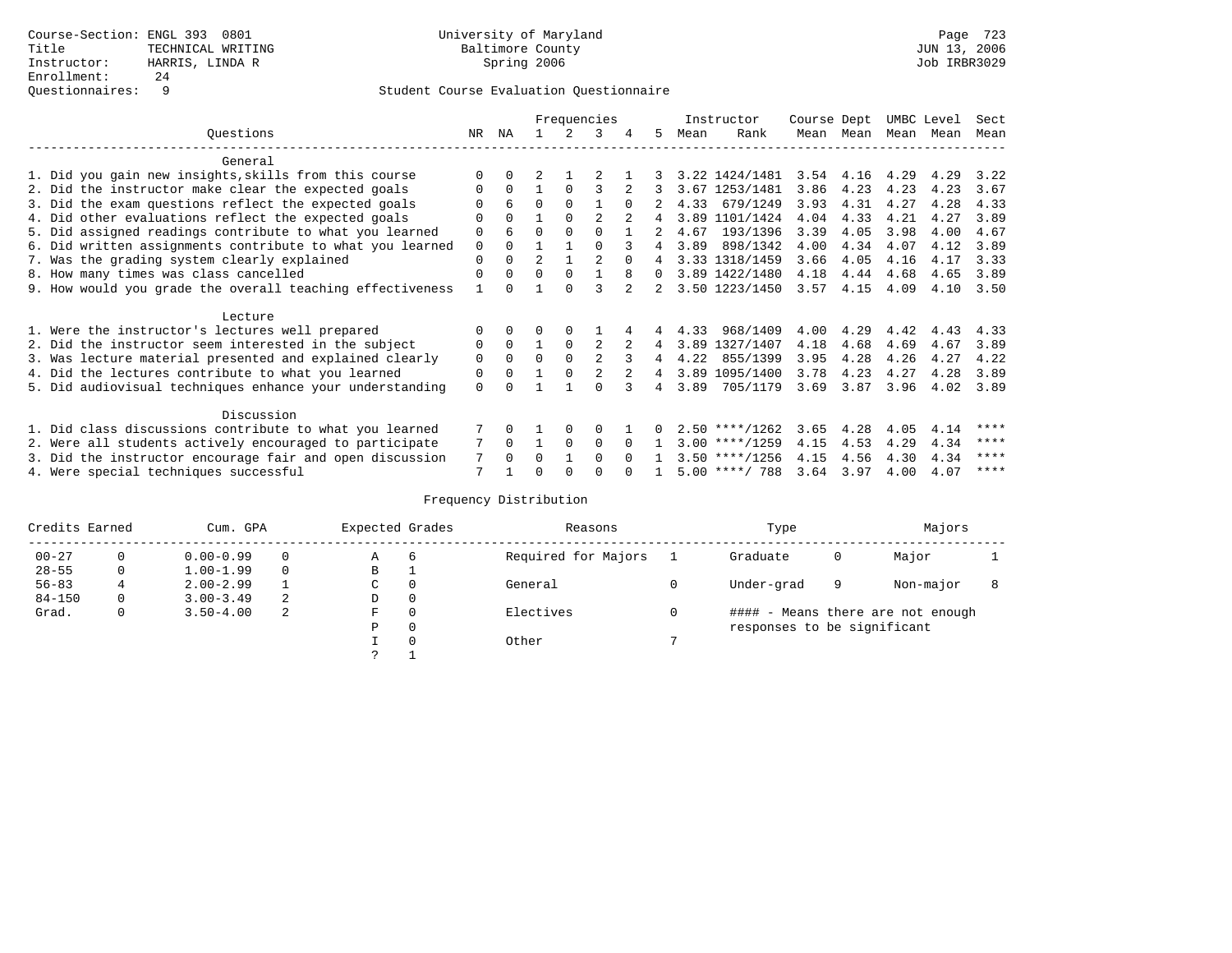Course-Section: ENGL 393 0801
Title: TECHNICAL WRITING
Instructor: HARRIS, LINDA R
Enrollment: 24
Questionnaires: 9

University of Maryland
Baltimore County
Spring 2006

Page 723
JUN 13, 2006
Job IRBR3029

## Student Course Evaluation Questionnaire

| Questions | NR | NA | 1 | 2 | 3 | 4 | 5 | Instructor Mean | Rank | Course Mean | Dept Mean | UMBC Mean | Level Mean | Sect Mean |
|---|---|---|---|---|---|---|---|---|---|---|---|---|---|---|
| **General** | | | | | | | | | | | | | | |
| 1. Did you gain new insights,skills from this course | 0 | 0 | 2 | 1 | 2 | 1 | 3 | 3.22 | 1424/1481 | 3.54 | 4.16 | 4.29 | 4.29 | 3.22 |
| 2. Did the instructor make clear the expected goals | 0 | 0 | 1 | 0 | 3 | 2 | 3 | 3.67 | 1253/1481 | 3.86 | 4.23 | 4.23 | 4.23 | 3.67 |
| 3. Did the exam questions reflect the expected goals | 0 | 6 | 0 | 0 | 1 | 0 | 2 | 4.33 | 679/1249 | 3.93 | 4.31 | 4.27 | 4.28 | 4.33 |
| 4. Did other evaluations reflect the expected goals | 0 | 0 | 1 | 0 | 2 | 2 | 4 | 3.89 | 1101/1424 | 4.04 | 4.33 | 4.21 | 4.27 | 3.89 |
| 5. Did assigned readings contribute to what you learned | 0 | 6 | 0 | 0 | 0 | 1 | 2 | 4.67 | 193/1396 | 3.39 | 4.05 | 3.98 | 4.00 | 4.67 |
| 6. Did written assignments contribute to what you learned | 0 | 0 | 1 | 1 | 0 | 3 | 4 | 3.89 | 898/1342 | 4.00 | 4.34 | 4.07 | 4.12 | 3.89 |
| 7. Was the grading system clearly explained | 0 | 0 | 2 | 1 | 2 | 0 | 4 | 3.33 | 1318/1459 | 3.66 | 4.05 | 4.16 | 4.17 | 3.33 |
| 8. How many times was class cancelled | 0 | 0 | 0 | 0 | 1 | 8 | 0 | 3.89 | 1422/1480 | 4.18 | 4.44 | 4.68 | 4.65 | 3.89 |
| 9. How would you grade the overall teaching effectiveness | 1 | 0 | 1 | 0 | 3 | 2 | 2 | 3.50 | 1223/1450 | 3.57 | 4.15 | 4.09 | 4.10 | 3.50 |
| **Lecture** | | | | | | | | | | | | | | |
| 1. Were the instructor's lectures well prepared | 0 | 0 | 0 | 0 | 1 | 4 | 4 | 4.33 | 968/1409 | 4.00 | 4.29 | 4.42 | 4.43 | 4.33 |
| 2. Did the instructor seem interested in the subject | 0 | 0 | 1 | 0 | 2 | 2 | 4 | 3.89 | 1327/1407 | 4.18 | 4.68 | 4.69 | 4.67 | 3.89 |
| 3. Was lecture material presented and explained clearly | 0 | 0 | 0 | 0 | 2 | 3 | 4 | 4.22 | 855/1399 | 3.95 | 4.28 | 4.26 | 4.27 | 4.22 |
| 4. Did the lectures contribute to what you learned | 0 | 0 | 1 | 0 | 2 | 2 | 4 | 3.89 | 1095/1400 | 3.78 | 4.23 | 4.27 | 4.28 | 3.89 |
| 5. Did audiovisual techniques enhance your understanding | 0 | 0 | 1 | 1 | 0 | 3 | 4 | 3.89 | 705/1179 | 3.69 | 3.87 | 3.96 | 4.02 | 3.89 |
| **Discussion** | | | | | | | | | | | | | | |
| 1. Did class discussions contribute to what you learned | 7 | 0 | 1 | 0 | 0 | 1 | 0 | 2.50 | ****/1262 | 3.65 | 4.28 | 4.05 | 4.14 | **** |
| 2. Were all students actively encouraged to participate | 7 | 0 | 1 | 0 | 0 | 0 | 1 | 3.00 | ****/1259 | 4.15 | 4.53 | 4.29 | 4.34 | **** |
| 3. Did the instructor encourage fair and open discussion | 7 | 0 | 0 | 1 | 0 | 0 | 1 | 3.50 | ****/1256 | 4.15 | 4.56 | 4.30 | 4.34 | **** |
| 4. Were special techniques successful | 7 | 1 | 0 | 0 | 0 | 0 | 1 | 5.00 | ****/ 788 | 3.64 | 3.97 | 4.00 | 4.07 | **** |

## Frequency Distribution

| Credits Earned | | Cum. GPA | | Expected Grades | | Reasons | | Type | | Majors | |
|---|---|---|---|---|---|---|---|---|---|---|---|
| 00-27 | 0 | 0.00-0.99 | 0 | A | 6 | Required for Majors | 1 | Graduate | 0 | Major | 1 |
| 28-55 | 0 | 1.00-1.99 | 0 | B | 1 | | | | | | |
| 56-83 | 4 | 2.00-2.99 | 1 | C | 0 | General | 0 | Under-grad | 9 | Non-major | 8 |
| 84-150 | 0 | 3.00-3.49 | 2 | D | 0 | | | | | | |
| Grad. | 0 | 3.50-4.00 | 2 | F | 0 | Electives | 0 | | | | |
| | | | | P | 0 | | | | | | |
| | | | | I | 0 | Other | 7 | | | | |
| | | | | ? | 1 | | | | | | |

#### - Means there are not enough responses to be significant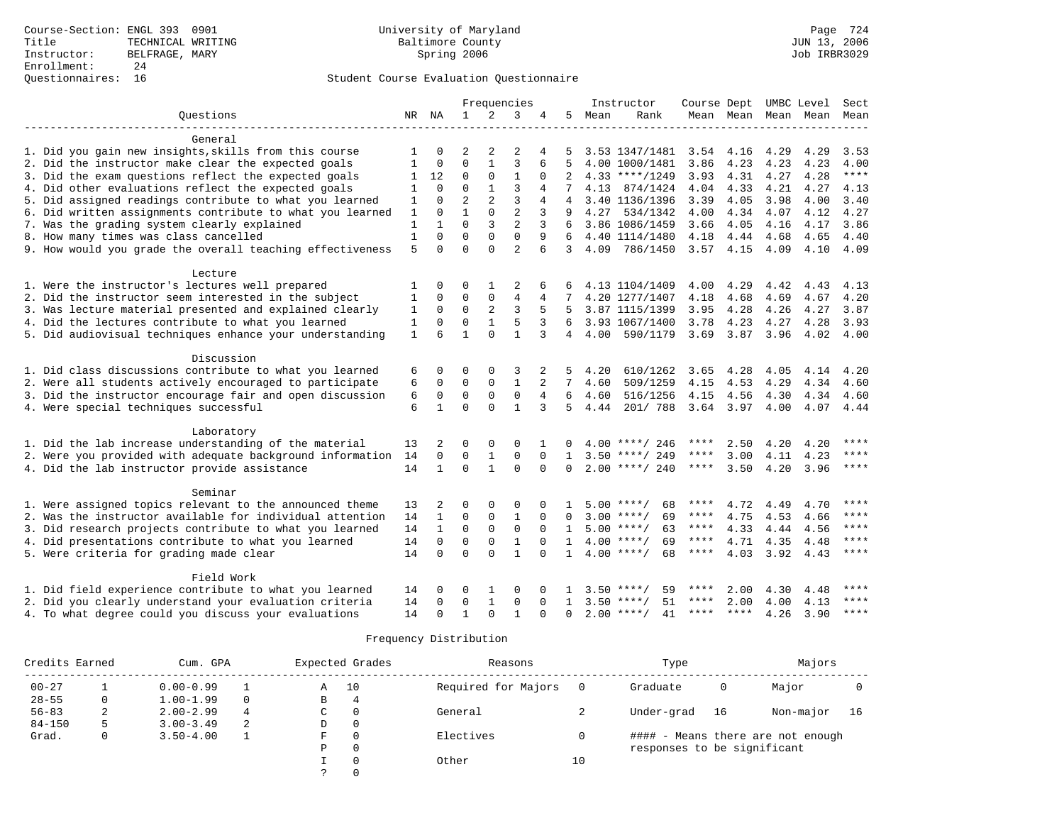Course-Section: ENGL 393 0901
Title: TECHNICAL WRITING
Instructor: BELFRAGE, MARY
Enrollment: 24
Questionnaires: 16

University of Maryland
Baltimore County
Spring 2006

JUN 13, 2006
Job IRBR3029

Student Course Evaluation Questionnaire

| Questions | NR | NA | 1 | 2 | 3 | 4 | 5 | Instructor Mean | Rank | Course Mean | Dept Mean | UMBC Level Mean | Level Mean | Sect Mean |
|---|---|---|---|---|---|---|---|---|---|---|---|---|---|---|
| **General** | | | | | | | | | | | | | | |
| 1. Did you gain new insights,skills from this course | 1 | 0 | 2 | 2 | 2 | 4 | 5 | 3.53 | 1347/1481 | 3.54 | 4.16 | 4.29 | 4.29 | 3.53 |
| 2. Did the instructor make clear the expected goals | 1 | 0 | 0 | 1 | 3 | 6 | 5 | 4.00 | 1000/1481 | 3.86 | 4.23 | 4.23 | 4.23 | 4.00 |
| 3. Did the exam questions reflect the expected goals | 1 | 12 | 0 | 0 | 1 | 0 | 2 | 4.33 | ****/1249 | 3.93 | 4.31 | 4.27 | 4.28 | **** |
| 4. Did other evaluations reflect the expected goals | 1 | 0 | 0 | 1 | 3 | 4 | 7 | 4.13 | 874/1424 | 4.04 | 4.33 | 4.21 | 4.27 | 4.13 |
| 5. Did assigned readings contribute to what you learned | 1 | 0 | 2 | 2 | 3 | 4 | 4 | 3.40 | 1136/1396 | 3.39 | 4.05 | 3.98 | 4.00 | 3.40 |
| 6. Did written assignments contribute to what you learned | 1 | 0 | 1 | 0 | 2 | 3 | 9 | 4.27 | 534/1342 | 4.00 | 4.34 | 4.07 | 4.12 | 4.27 |
| 7. Was the grading system clearly explained | 1 | 1 | 0 | 3 | 2 | 3 | 6 | 3.86 | 1086/1459 | 3.66 | 4.05 | 4.16 | 4.17 | 3.86 |
| 8. How many times was class cancelled | 1 | 0 | 0 | 0 | 0 | 9 | 6 | 4.40 | 1114/1480 | 4.18 | 4.44 | 4.68 | 4.65 | 4.40 |
| 9. How would you grade the overall teaching effectiveness | 5 | 0 | 0 | 0 | 2 | 6 | 3 | 4.09 | 786/1450 | 3.57 | 4.15 | 4.09 | 4.10 | 4.09 |
| **Lecture** | | | | | | | | | | | | | | |
| 1. Were the instructor's lectures well prepared | 1 | 0 | 0 | 1 | 2 | 6 | 6 | 4.13 | 1104/1409 | 4.00 | 4.29 | 4.42 | 4.43 | 4.13 |
| 2. Did the instructor seem interested in the subject | 1 | 0 | 0 | 0 | 4 | 4 | 7 | 4.20 | 1277/1407 | 4.18 | 4.68 | 4.69 | 4.67 | 4.20 |
| 3. Was lecture material presented and explained clearly | 1 | 0 | 0 | 2 | 3 | 5 | 5 | 3.87 | 1115/1399 | 3.95 | 4.28 | 4.26 | 4.27 | 3.87 |
| 4. Did the lectures contribute to what you learned | 1 | 0 | 0 | 1 | 5 | 3 | 6 | 3.93 | 1067/1400 | 3.78 | 4.23 | 4.27 | 4.28 | 3.93 |
| 5. Did audiovisual techniques enhance your understanding | 1 | 6 | 1 | 0 | 1 | 3 | 4 | 4.00 | 590/1179 | 3.69 | 3.87 | 3.96 | 4.02 | 4.00 |
| **Discussion** | | | | | | | | | | | | | | |
| 1. Did class discussions contribute to what you learned | 6 | 0 | 0 | 0 | 3 | 2 | 5 | 4.20 | 610/1262 | 3.65 | 4.28 | 4.05 | 4.14 | 4.20 |
| 2. Were all students actively encouraged to participate | 6 | 0 | 0 | 0 | 1 | 2 | 7 | 4.60 | 509/1259 | 4.15 | 4.53 | 4.29 | 4.34 | 4.60 |
| 3. Did the instructor encourage fair and open discussion | 6 | 0 | 0 | 0 | 0 | 4 | 6 | 4.60 | 516/1256 | 4.15 | 4.56 | 4.30 | 4.34 | 4.60 |
| 4. Were special techniques successful | 6 | 1 | 0 | 0 | 1 | 3 | 5 | 4.44 | 201/ 788 | 3.64 | 3.97 | 4.00 | 4.07 | 4.44 |
| **Laboratory** | | | | | | | | | | | | | | |
| 1. Did the lab increase understanding of the material | 13 | 2 | 0 | 0 | 0 | 1 | 0 | 4.00 | ****/ 246 | **** | 2.50 | 4.20 | 4.20 | **** |
| 2. Were you provided with adequate background information | 14 | 0 | 0 | 1 | 0 | 0 | 1 | 3.50 | ****/ 249 | **** | 3.00 | 4.11 | 4.23 | **** |
| 4. Did the lab instructor provide assistance | 14 | 1 | 0 | 1 | 0 | 0 | 0 | 2.00 | ****/ 240 | **** | 3.50 | 4.20 | 3.96 | **** |
| **Seminar** | | | | | | | | | | | | | | |
| 1. Were assigned topics relevant to the announced theme | 13 | 2 | 0 | 0 | 0 | 0 | 1 | 5.00 | ****/ 68 | **** | 4.72 | 4.49 | 4.70 | **** |
| 2. Was the instructor available for individual attention | 14 | 1 | 0 | 0 | 1 | 0 | 0 | 3.00 | ****/ 69 | **** | 4.75 | 4.53 | 4.66 | **** |
| 3. Did research projects contribute to what you learned | 14 | 1 | 0 | 0 | 0 | 0 | 1 | 5.00 | ****/ 63 | **** | 4.33 | 4.44 | 4.56 | **** |
| 4. Did presentations contribute to what you learned | 14 | 0 | 0 | 0 | 1 | 0 | 1 | 4.00 | ****/ 69 | **** | 4.71 | 4.35 | 4.48 | **** |
| 5. Were criteria for grading made clear | 14 | 0 | 0 | 0 | 1 | 0 | 1 | 4.00 | ****/ 68 | **** | 4.03 | 3.92 | 4.43 | **** |
| **Field Work** | | | | | | | | | | | | | | |
| 1. Did field experience contribute to what you learned | 14 | 0 | 0 | 1 | 0 | 0 | 1 | 3.50 | ****/ 59 | **** | 2.00 | 4.30 | 4.48 | **** |
| 2. Did you clearly understand your evaluation criteria | 14 | 0 | 0 | 1 | 0 | 0 | 1 | 3.50 | ****/ 51 | **** | 2.00 | 4.00 | 4.13 | **** |
| 4. To what degree could you discuss your evaluations | 14 | 0 | 1 | 0 | 1 | 0 | 0 | 2.00 | ****/ 41 | **** | **** | 4.26 | 3.90 | **** |

Frequency Distribution

| Credits Earned | | Cum. GPA | | Expected Grades | | Reasons | | Type | | Majors | |
|---|---|---|---|---|---|---|---|---|---|---|---|
| 00-27 | 1 | 0.00-0.99 | 1 | A | 10 | Required for Majors | 0 | Graduate | 0 | Major | 0 |
| 28-55 | 0 | 1.00-1.99 | 0 | B | 4 | | | | | | |
| 56-83 | 2 | 2.00-2.99 | 4 | C | 0 | General | 2 | Under-grad | 16 | Non-major | 16 |
| 84-150 | 5 | 3.00-3.49 | 2 | D | 0 | | | | | | |
| Grad. | 0 | 3.50-4.00 | 1 | F | 0 | Electives | 0 | #### - Means there are not enough responses to be significant | | | |
| | | | | P | 0 | | | | | | |
| | | | | I | 0 | Other | 10 | | | | |
| | | | | ? | 0 | | | | | | |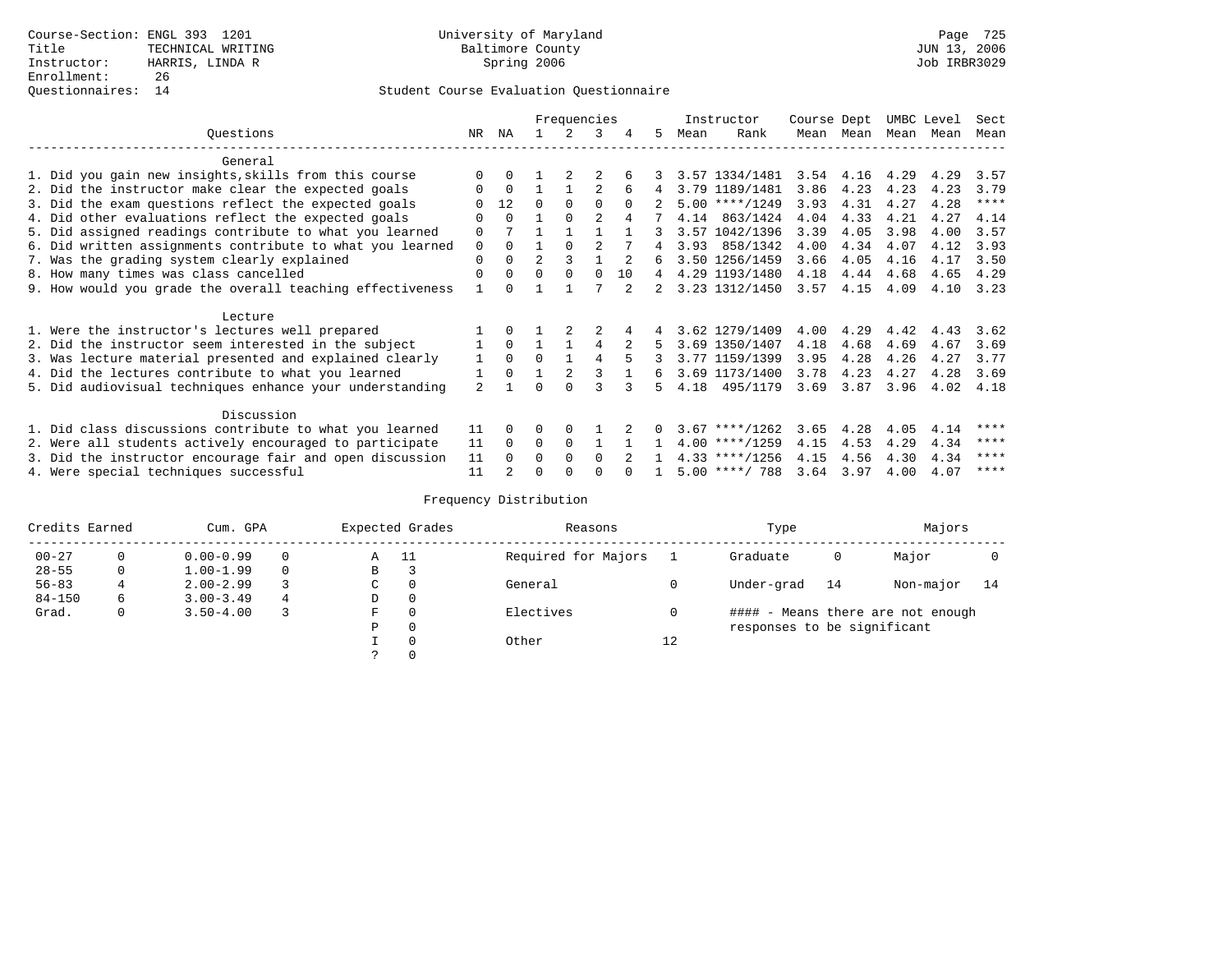Course-Section: ENGL 393 1201
Title: TECHNICAL WRITING
Instructor: HARRIS, LINDA R
Enrollment: 26
Questionnaires: 14

University of Maryland
Baltimore County
Spring 2006

Page 725
JUN 13, 2006
Job IRBR3029

## Student Course Evaluation Questionnaire

| Questions | NR | NA | 1 | 2 | 3 | 4 | 5 | Instructor Mean | Rank | Course Mean | Dept Mean | UMBC Level Mean | Level Mean | Sect Mean |
|---|---|---|---|---|---|---|---|---|---|---|---|---|---|---|
| **General** | | | | | | | | | | | | | | |
| 1. Did you gain new insights,skills from this course | 0 | 0 | 1 | 2 | 2 | 6 | 3 | 3.57 | 1334/1481 | 3.54 | 4.16 | 4.29 | 4.29 | 3.57 |
| 2. Did the instructor make clear the expected goals | 0 | 0 | 1 | 1 | 2 | 6 | 4 | 3.79 | 1189/1481 | 3.86 | 4.23 | 4.23 | 4.23 | 3.79 |
| 3. Did the exam questions reflect the expected goals | 0 | 12 | 0 | 0 | 0 | 0 | 2 | 5.00 | ****/1249 | 3.93 | 4.31 | 4.27 | 4.28 | **** |
| 4. Did other evaluations reflect the expected goals | 0 | 0 | 1 | 0 | 2 | 4 | 7 | 4.14 | 863/1424 | 4.04 | 4.33 | 4.21 | 4.27 | 4.14 |
| 5. Did assigned readings contribute to what you learned | 0 | 7 | 1 | 1 | 1 | 1 | 3 | 3.57 | 1042/1396 | 3.39 | 4.05 | 3.98 | 4.00 | 3.57 |
| 6. Did written assignments contribute to what you learned | 0 | 0 | 1 | 0 | 2 | 7 | 4 | 3.93 | 858/1342 | 4.00 | 4.34 | 4.07 | 4.12 | 3.93 |
| 7. Was the grading system clearly explained | 0 | 0 | 2 | 3 | 1 | 2 | 6 | 3.50 | 1256/1459 | 3.66 | 4.05 | 4.16 | 4.17 | 3.50 |
| 8. How many times was class cancelled | 0 | 0 | 0 | 0 | 0 | 10 | 4 | 4.29 | 1193/1480 | 4.18 | 4.44 | 4.68 | 4.65 | 4.29 |
| 9. How would you grade the overall teaching effectiveness | 1 | 0 | 1 | 1 | 7 | 2 | 2 | 3.23 | 1312/1450 | 3.57 | 4.15 | 4.09 | 4.10 | 3.23 |
| **Lecture** | | | | | | | | | | | | | | |
| 1. Were the instructor's lectures well prepared | 1 | 0 | 1 | 2 | 2 | 4 | 4 | 3.62 | 1279/1409 | 4.00 | 4.29 | 4.42 | 4.43 | 3.62 |
| 2. Did the instructor seem interested in the subject | 1 | 0 | 1 | 1 | 4 | 2 | 5 | 3.69 | 1350/1407 | 4.18 | 4.68 | 4.69 | 4.67 | 3.69 |
| 3. Was lecture material presented and explained clearly | 1 | 0 | 0 | 1 | 4 | 5 | 3 | 3.77 | 1159/1399 | 3.95 | 4.28 | 4.26 | 4.27 | 3.77 |
| 4. Did the lectures contribute to what you learned | 1 | 0 | 1 | 2 | 3 | 1 | 6 | 3.69 | 1173/1400 | 3.78 | 4.23 | 4.27 | 4.28 | 3.69 |
| 5. Did audiovisual techniques enhance your understanding | 2 | 1 | 0 | 0 | 3 | 3 | 5 | 4.18 | 495/1179 | 3.69 | 3.87 | 3.96 | 4.02 | 4.18 |
| **Discussion** | | | | | | | | | | | | | | |
| 1. Did class discussions contribute to what you learned | 11 | 0 | 0 | 0 | 1 | 2 | 0 | 3.67 | ****/1262 | 3.65 | 4.28 | 4.05 | 4.14 | **** |
| 2. Were all students actively encouraged to participate | 11 | 0 | 0 | 0 | 1 | 1 | 1 | 4.00 | ****/1259 | 4.15 | 4.53 | 4.29 | 4.34 | **** |
| 3. Did the instructor encourage fair and open discussion | 11 | 0 | 0 | 0 | 0 | 2 | 1 | 4.33 | ****/1256 | 4.15 | 4.56 | 4.30 | 4.34 | **** |
| 4. Were special techniques successful | 11 | 2 | 0 | 0 | 0 | 0 | 1 | 5.00 | ****/ 788 | 3.64 | 3.97 | 4.00 | 4.07 | **** |

## Frequency Distribution

| Credits Earned | | Cum. GPA | | Expected Grades | | Reasons | | Type | | Majors | |
|---|---|---|---|---|---|---|---|---|---|---|---|
| 00-27 | 0 | 0.00-0.99 | 0 | A | 11 | Required for Majors | 1 | Graduate | 0 | Major | 0 |
| 28-55 | 0 | 1.00-1.99 | 0 | B | 3 | | | | | | |
| 56-83 | 4 | 2.00-2.99 | 3 | C | 0 | General | 0 | Under-grad | 14 | Non-major | 14 |
| 84-150 | 6 | 3.00-3.49 | 4 | D | 0 | | | | | | |
| Grad. | 0 | 3.50-4.00 | 3 | F | 0 | Electives | 0 | | | | |
| | | | | P | 0 | | | | | | |
| | | | | I | 0 | Other | 12 | | | | |
| | | | | ? | 0 | | | | | | |

#### - Means there are not enough responses to be significant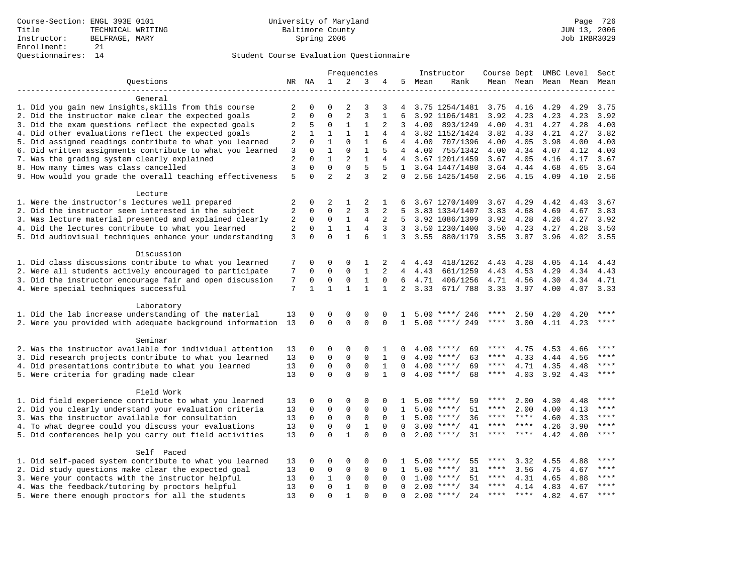Course-Section: ENGL 393E 0101
Title: TECHNICAL WRITING
Instructor: BELFRAGE, MARY
Enrollment: 21
Questionnaires: 14

University of Maryland
Baltimore County
Spring 2006

JUN 13, 2006
Job IRBR3029

Student Course Evaluation Questionnaire

| Questions | NR | NA | 1 | 2 | 3 | 4 | 5 | Instructor Mean | Instructor Rank | Course Mean | Dept Mean | UMBC Mean | Level Mean | Sect Mean |
|---|---|---|---|---|---|---|---|---|---|---|---|---|---|---|
| **General** | | | | | | | | | | | | | | |
| 1. Did you gain new insights,skills from this course | 2 | 0 | 0 | 2 | 3 | 3 | 4 | 3.75 | 1254/1481 | 3.75 | 4.16 | 4.29 | 4.29 | 3.75 |
| 2. Did the instructor make clear the expected goals | 2 | 0 | 0 | 2 | 3 | 1 | 6 | 3.92 | 1106/1481 | 3.92 | 4.23 | 4.23 | 4.23 | 3.92 |
| 3. Did the exam questions reflect the expected goals | 2 | 5 | 0 | 1 | 1 | 2 | 3 | 4.00 | 893/1249 | 4.00 | 4.31 | 4.27 | 4.28 | 4.00 |
| 4. Did other evaluations reflect the expected goals | 2 | 1 | 1 | 1 | 1 | 4 | 4 | 3.82 | 1152/1424 | 3.82 | 4.33 | 4.21 | 4.27 | 3.82 |
| 5. Did assigned readings contribute to what you learned | 2 | 0 | 1 | 0 | 1 | 6 | 4 | 4.00 | 707/1396 | 4.00 | 4.05 | 3.98 | 4.00 | 4.00 |
| 6. Did written assignments contribute to what you learned | 3 | 0 | 1 | 0 | 1 | 5 | 4 | 4.00 | 755/1342 | 4.00 | 4.34 | 4.07 | 4.12 | 4.00 |
| 7. Was the grading system clearly explained | 2 | 0 | 1 | 2 | 1 | 4 | 4 | 3.67 | 1201/1459 | 3.67 | 4.05 | 4.16 | 4.17 | 3.67 |
| 8. How many times was class cancelled | 3 | 0 | 0 | 0 | 5 | 5 | 1 | 3.64 | 1447/1480 | 3.64 | 4.44 | 4.68 | 4.65 | 3.64 |
| 9. How would you grade the overall teaching effectiveness | 5 | 0 | 2 | 2 | 3 | 2 | 0 | 2.56 | 1425/1450 | 2.56 | 4.15 | 4.09 | 4.10 | 2.56 |
| **Lecture** | | | | | | | | | | | | | | |
| 1. Were the instructor's lectures well prepared | 2 | 0 | 2 | 1 | 2 | 1 | 6 | 3.67 | 1270/1409 | 3.67 | 4.29 | 4.42 | 4.43 | 3.67 |
| 2. Did the instructor seem interested in the subject | 2 | 0 | 0 | 2 | 3 | 2 | 5 | 3.83 | 1334/1407 | 3.83 | 4.68 | 4.69 | 4.67 | 3.83 |
| 3. Was lecture material presented and explained clearly | 2 | 0 | 0 | 1 | 4 | 2 | 5 | 3.92 | 1086/1399 | 3.92 | 4.28 | 4.26 | 4.27 | 3.92 |
| 4. Did the lectures contribute to what you learned | 2 | 0 | 1 | 1 | 4 | 3 | 3 | 3.50 | 1230/1400 | 3.50 | 4.23 | 4.27 | 4.28 | 3.50 |
| 5. Did audiovisual techniques enhance your understanding | 3 | 0 | 0 | 1 | 6 | 1 | 3 | 3.55 | 880/1179 | 3.55 | 3.87 | 3.96 | 4.02 | 3.55 |
| **Discussion** | | | | | | | | | | | | | | |
| 1. Did class discussions contribute to what you learned | 7 | 0 | 0 | 0 | 1 | 2 | 4 | 4.43 | 418/1262 | 4.43 | 4.28 | 4.05 | 4.14 | 4.43 |
| 2. Were all students actively encouraged to participate | 7 | 0 | 0 | 0 | 1 | 2 | 4 | 4.43 | 661/1259 | 4.43 | 4.53 | 4.29 | 4.34 | 4.43 |
| 3. Did the instructor encourage fair and open discussion | 7 | 0 | 0 | 0 | 1 | 0 | 6 | 4.71 | 406/1256 | 4.71 | 4.56 | 4.30 | 4.34 | 4.71 |
| 4. Were special techniques successful | 7 | 1 | 1 | 1 | 1 | 1 | 2 | 3.33 | 671/ 788 | 3.33 | 3.97 | 4.00 | 4.07 | 3.33 |
| **Laboratory** | | | | | | | | | | | | | | |
| 1. Did the lab increase understanding of the material | 13 | 0 | 0 | 0 | 0 | 0 | 1 | 5.00 | ****/ 246 | **** | 2.50 | 4.20 | 4.20 | **** |
| 2. Were you provided with adequate background information | 13 | 0 | 0 | 0 | 0 | 0 | 1 | 5.00 | ****/ 249 | **** | 3.00 | 4.11 | 4.23 | **** |
| **Seminar** | | | | | | | | | | | | | | |
| 2. Was the instructor available for individual attention | 13 | 0 | 0 | 0 | 0 | 1 | 0 | 4.00 | ****/ 69 | **** | 4.75 | 4.53 | 4.66 | **** |
| 3. Did research projects contribute to what you learned | 13 | 0 | 0 | 0 | 0 | 1 | 0 | 4.00 | ****/ 63 | **** | 4.33 | 4.44 | 4.56 | **** |
| 4. Did presentations contribute to what you learned | 13 | 0 | 0 | 0 | 0 | 1 | 0 | 4.00 | ****/ 69 | **** | 4.71 | 4.35 | 4.48 | **** |
| 5. Were criteria for grading made clear | 13 | 0 | 0 | 0 | 0 | 1 | 0 | 4.00 | ****/ 68 | **** | 4.03 | 3.92 | 4.43 | **** |
| **Field Work** | | | | | | | | | | | | | | |
| 1. Did field experience contribute to what you learned | 13 | 0 | 0 | 0 | 0 | 0 | 1 | 5.00 | ****/ 59 | **** | 2.00 | 4.30 | 4.48 | **** |
| 2. Did you clearly understand your evaluation criteria | 13 | 0 | 0 | 0 | 0 | 0 | 1 | 5.00 | ****/ 51 | **** | 2.00 | 4.00 | 4.13 | **** |
| 3. Was the instructor available for consultation | 13 | 0 | 0 | 0 | 0 | 0 | 1 | 5.00 | ****/ 36 | **** | **** | 4.60 | 4.33 | **** |
| 4. To what degree could you discuss your evaluations | 13 | 0 | 0 | 0 | 1 | 0 | 0 | 3.00 | ****/ 41 | **** | **** | 4.26 | 3.90 | **** |
| 5. Did conferences help you carry out field activities | 13 | 0 | 0 | 1 | 0 | 0 | 0 | 2.00 | ****/ 31 | **** | **** | 4.42 | 4.00 | **** |
| **Self Paced** | | | | | | | | | | | | | | |
| 1. Did self-paced system contribute to what you learned | 13 | 0 | 0 | 0 | 0 | 0 | 1 | 5.00 | ****/ 55 | **** | 3.32 | 4.55 | 4.88 | **** |
| 2. Did study questions make clear the expected goal | 13 | 0 | 0 | 0 | 0 | 0 | 1 | 5.00 | ****/ 31 | **** | 3.56 | 4.75 | 4.67 | **** |
| 3. Were your contacts with the instructor helpful | 13 | 0 | 1 | 0 | 0 | 0 | 0 | 1.00 | ****/ 51 | **** | 4.31 | 4.65 | 4.88 | **** |
| 4. Was the feedback/tutoring by proctors helpful | 13 | 0 | 0 | 1 | 0 | 0 | 0 | 2.00 | ****/ 34 | **** | 4.14 | 4.83 | 4.67 | **** |
| 5. Were there enough proctors for all the students | 13 | 0 | 0 | 1 | 0 | 0 | 0 | 2.00 | ****/ 24 | **** | **** | 4.82 | 4.67 | **** |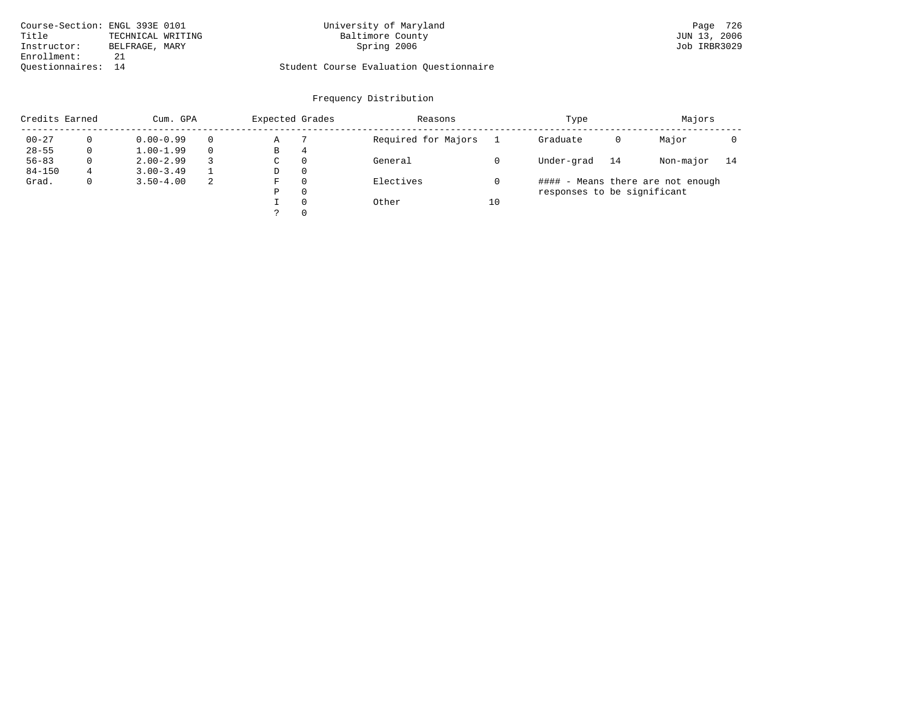Course-Section: ENGL 393E 0101
Title: TECHNICAL WRITING
Instructor: BELFRAGE, MARY
Enrollment: 21
Questionnaires: 14

University of Maryland
Baltimore County
Spring 2006

Student Course Evaluation Questionnaire

Page 726
JUN 13, 2006
Job IRBR3029

## Frequency Distribution

| Credits Earned | | Cum. GPA | | Expected Grades | | Reasons | | Type | | Majors | |
|---|---|---|---|---|---|---|---|---|---|---|---|
| 00-27 | 0 | 0.00-0.99 | 0 | A | 7 | Required for Majors | 1 | Graduate | 0 | Major | 0 |
| 28-55 | 0 | 1.00-1.99 | 0 | B | 4 | | | | | | |
| 56-83 | 0 | 2.00-2.99 | 3 | C | 0 | General | 0 | Under-grad | 14 | Non-major | 14 |
| 84-150 | 4 | 3.00-3.49 | 1 | D | 0 | | | | | | |
| Grad. | 0 | 3.50-4.00 | 2 | F | 0 | Electives | 0 | | | | |
| | | | | P | 0 | | | | | | |
| | | | | I | 0 | Other | 10 | | | | |
| | | | | ? | 0 | | | | | | |

#### - Means there are not enough responses to be significant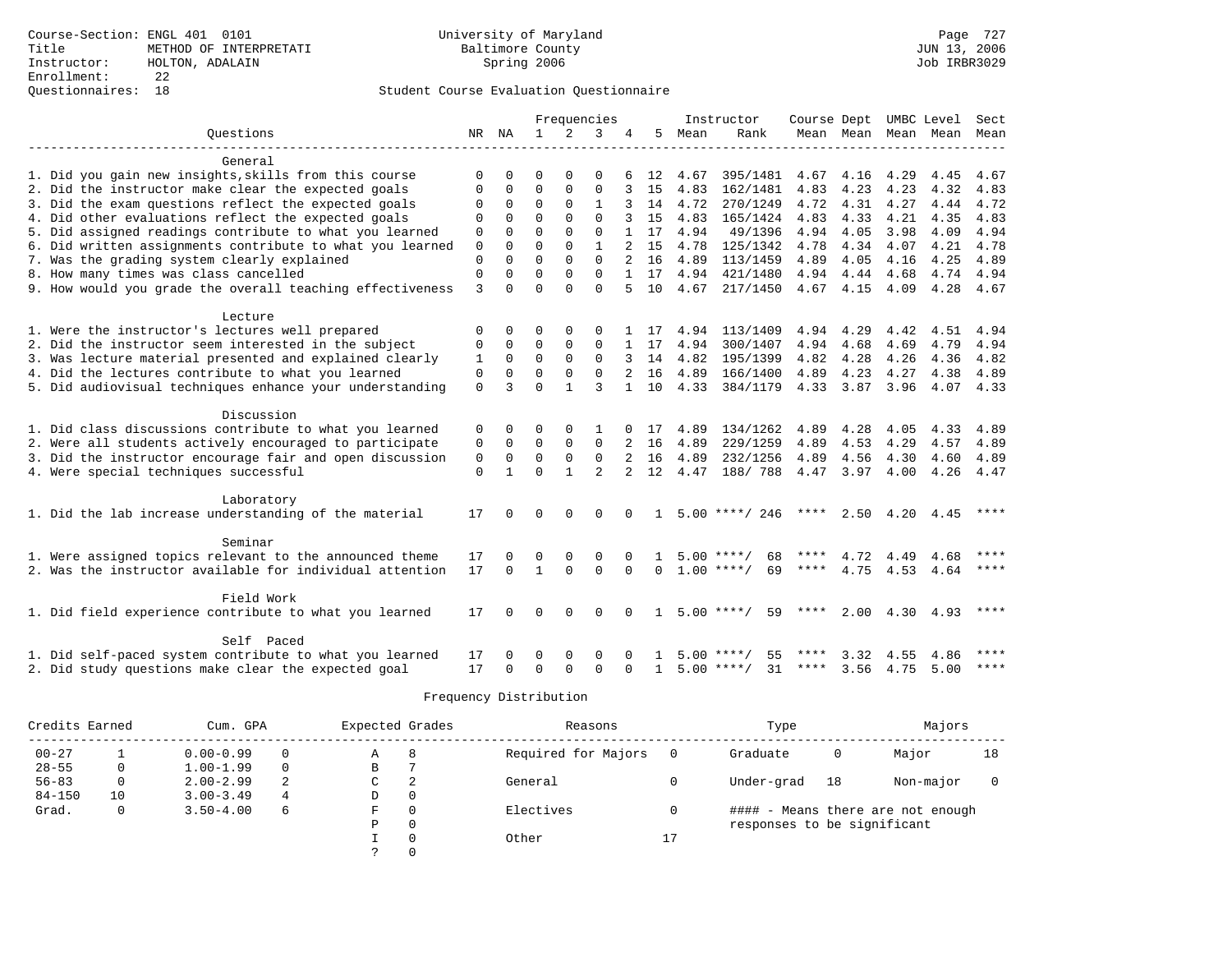Course-Section: ENGL 401 0101
Title: METHOD OF INTERPRETATI
Instructor: HOLTON, ADALAIN
Enrollment: 22
Questionnaires: 18

University of Maryland
Baltimore County
Spring 2006

Student Course Evaluation Questionnaire

| Questions | NR | NA | 1 | 2 | 3 | 4 | 5 | Instructor Mean | Instructor Rank | Course Mean | Dept Mean | UMBC Mean | Level Mean | Sect Mean |
|---|---|---|---|---|---|---|---|---|---|---|---|---|---|---|
| **General** | | | | | | | | | | | | | | |
| 1. Did you gain new insights,skills from this course | 0 | 0 | 0 | 0 | 0 | 6 | 12 | 4.67 | 395/1481 | 4.67 | 4.16 | 4.29 | 4.45 | 4.67 |
| 2. Did the instructor make clear the expected goals | 0 | 0 | 0 | 0 | 0 | 3 | 15 | 4.83 | 162/1481 | 4.83 | 4.23 | 4.23 | 4.32 | 4.83 |
| 3. Did the exam questions reflect the expected goals | 0 | 0 | 0 | 0 | 1 | 3 | 14 | 4.72 | 270/1249 | 4.72 | 4.31 | 4.27 | 4.44 | 4.72 |
| 4. Did other evaluations reflect the expected goals | 0 | 0 | 0 | 0 | 0 | 3 | 15 | 4.83 | 165/1424 | 4.83 | 4.33 | 4.21 | 4.35 | 4.83 |
| 5. Did assigned readings contribute to what you learned | 0 | 0 | 0 | 0 | 0 | 1 | 17 | 4.94 | 49/1396 | 4.94 | 4.05 | 3.98 | 4.09 | 4.94 |
| 6. Did written assignments contribute to what you learned | 0 | 0 | 0 | 0 | 1 | 2 | 15 | 4.78 | 125/1342 | 4.78 | 4.34 | 4.07 | 4.21 | 4.78 |
| 7. Was the grading system clearly explained | 0 | 0 | 0 | 0 | 0 | 2 | 16 | 4.89 | 113/1459 | 4.89 | 4.05 | 4.16 | 4.25 | 4.89 |
| 8. How many times was class cancelled | 0 | 0 | 0 | 0 | 0 | 1 | 17 | 4.94 | 421/1480 | 4.94 | 4.44 | 4.68 | 4.74 | 4.94 |
| 9. How would you grade the overall teaching effectiveness | 3 | 0 | 0 | 0 | 0 | 5 | 10 | 4.67 | 217/1450 | 4.67 | 4.15 | 4.09 | 4.28 | 4.67 |
| **Lecture** | | | | | | | | | | | | | | |
| 1. Were the instructor's lectures well prepared | 0 | 0 | 0 | 0 | 0 | 1 | 17 | 4.94 | 113/1409 | 4.94 | 4.29 | 4.42 | 4.51 | 4.94 |
| 2. Did the instructor seem interested in the subject | 0 | 0 | 0 | 0 | 0 | 1 | 17 | 4.94 | 300/1407 | 4.94 | 4.68 | 4.69 | 4.79 | 4.94 |
| 3. Was lecture material presented and explained clearly | 1 | 0 | 0 | 0 | 0 | 3 | 14 | 4.82 | 195/1399 | 4.82 | 4.28 | 4.26 | 4.36 | 4.82 |
| 4. Did the lectures contribute to what you learned | 0 | 0 | 0 | 0 | 0 | 2 | 16 | 4.89 | 166/1400 | 4.89 | 4.23 | 4.27 | 4.38 | 4.89 |
| 5. Did audiovisual techniques enhance your understanding | 0 | 3 | 0 | 1 | 3 | 1 | 10 | 4.33 | 384/1179 | 4.33 | 3.87 | 3.96 | 4.07 | 4.33 |
| **Discussion** | | | | | | | | | | | | | | |
| 1. Did class discussions contribute to what you learned | 0 | 0 | 0 | 0 | 1 | 0 | 17 | 4.89 | 134/1262 | 4.89 | 4.28 | 4.05 | 4.33 | 4.89 |
| 2. Were all students actively encouraged to participate | 0 | 0 | 0 | 0 | 0 | 2 | 16 | 4.89 | 229/1259 | 4.89 | 4.53 | 4.29 | 4.57 | 4.89 |
| 3. Did the instructor encourage fair and open discussion | 0 | 0 | 0 | 0 | 0 | 2 | 16 | 4.89 | 232/1256 | 4.89 | 4.56 | 4.30 | 4.60 | 4.89 |
| 4. Were special techniques successful | 0 | 1 | 0 | 1 | 2 | 2 | 12 | 4.47 | 188/ 788 | 4.47 | 3.97 | 4.00 | 4.26 | 4.47 |
| **Laboratory** | | | | | | | | | | | | | | |
| 1. Did the lab increase understanding of the material | 17 | 0 | 0 | 0 | 0 | 0 | 1 | 5.00 | ****/ 246 | **** | 2.50 | 4.20 | 4.45 | **** |
| **Seminar** | | | | | | | | | | | | | | |
| 1. Were assigned topics relevant to the announced theme | 17 | 0 | 0 | 0 | 0 | 0 | 1 | 5.00 | ****/ 68 | **** | 4.72 | 4.49 | 4.68 | **** |
| 2. Was the instructor available for individual attention | 17 | 0 | 1 | 0 | 0 | 0 | 0 | 1.00 | ****/ 69 | **** | 4.75 | 4.53 | 4.64 | **** |
| **Field Work** | | | | | | | | | | | | | | |
| 1. Did field experience contribute to what you learned | 17 | 0 | 0 | 0 | 0 | 0 | 1 | 5.00 | ****/ 59 | **** | 2.00 | 4.30 | 4.93 | **** |
| **Self Paced** | | | | | | | | | | | | | | |
| 1. Did self-paced system contribute to what you learned | 17 | 0 | 0 | 0 | 0 | 0 | 1 | 5.00 | ****/ 55 | **** | 3.32 | 4.55 | 4.86 | **** |
| 2. Did study questions make clear the expected goal | 17 | 0 | 0 | 0 | 0 | 0 | 1 | 5.00 | ****/ 31 | **** | 3.56 | 4.75 | 5.00 | **** |

Frequency Distribution

| Credits Earned | | Cum. GPA | | Expected Grades | | Reasons | | Type | | Majors | |
|---|---|---|---|---|---|---|---|---|---|---|---|
| 00-27 | 1 | 0.00-0.99 | 0 | A | 8 | Required for Majors | 0 | Graduate | 0 | Major | 18 |
| 28-55 | 0 | 1.00-1.99 | 0 | B | 7 | | | | | | |
| 56-83 | 0 | 2.00-2.99 | 2 | C | 2 | General | 0 | Under-grad | 18 | Non-major | 0 |
| 84-150 | 10 | 3.00-3.49 | 4 | D | 0 | | | | | | |
| Grad. | 0 | 3.50-4.00 | 6 | F | 0 | Electives | 0 | #### - Means there are not enough responses to be significant | | | |
| | | | | P | 0 | | | | | | |
| | | | | I | 0 | Other | 17 | | | | |
| | | | | ? | 0 | | | | | | |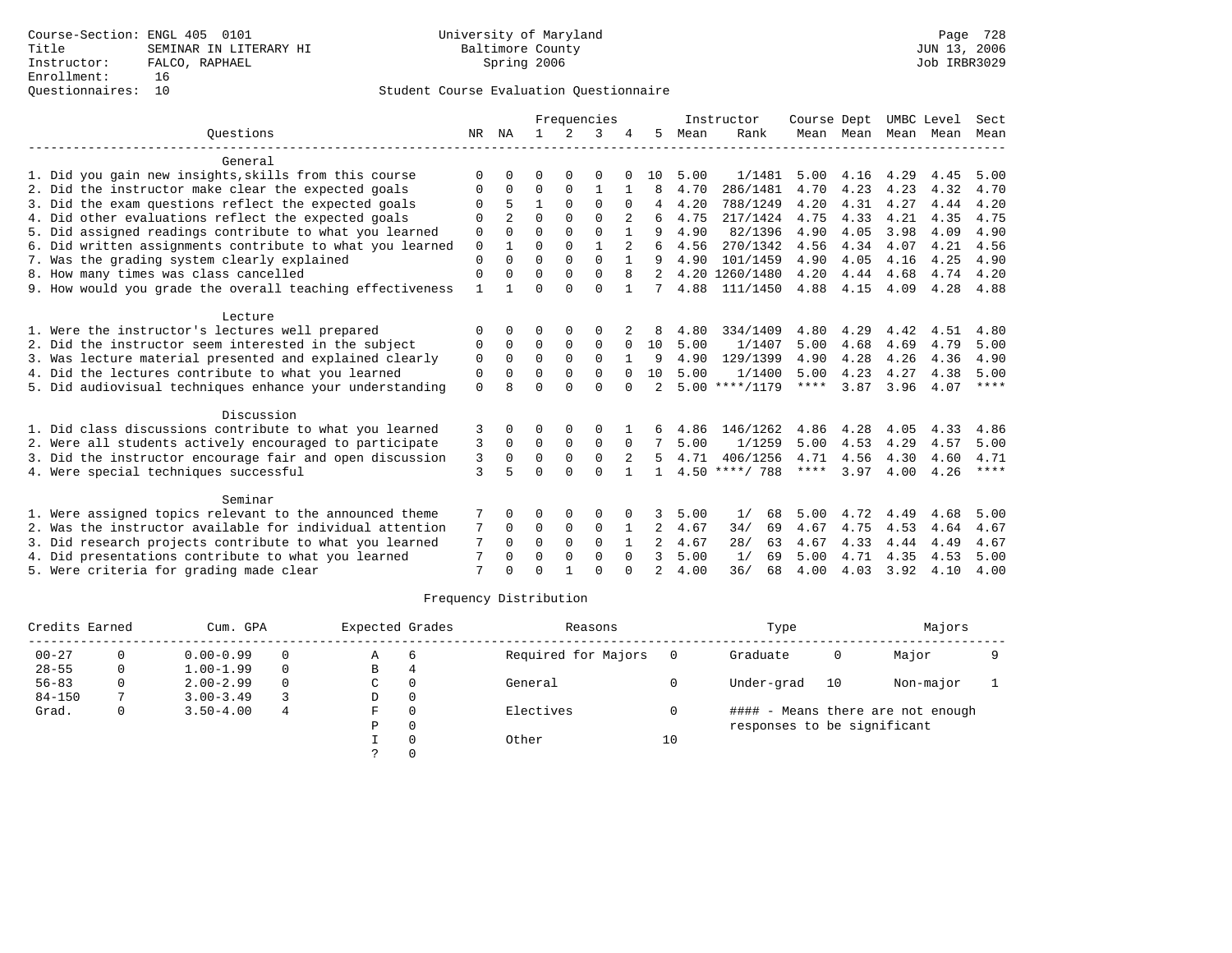Course-Section: ENGL 405 0101
Title: SEMINAR IN LITERARY HI
Instructor: FALCO, RAPHAEL
Enrollment: 16
Questionnaires: 10

University of Maryland
Baltimore County
Spring 2006

JUN 13, 2006
Job IRBR3029

Student Course Evaluation Questionnaire

| Questions | NR | NA | 1 | 2 | 3 | 4 | 5 | Instructor Mean | Rank | Course Mean | Dept Mean | UMBC Level Mean | Level Mean | Sect Mean |
|---|---|---|---|---|---|---|---|---|---|---|---|---|---|---|
| **General** | | | | | | | | | | | | | | |
| 1. Did you gain new insights,skills from this course | 0 | 0 | 0 | 0 | 0 | 0 | 10 | 5.00 | 1/1481 | 5.00 | 4.16 | 4.29 | 4.45 | 5.00 |
| 2. Did the instructor make clear the expected goals | 0 | 0 | 0 | 0 | 1 | 1 | 8 | 4.70 | 286/1481 | 4.70 | 4.23 | 4.23 | 4.32 | 4.70 |
| 3. Did the exam questions reflect the expected goals | 0 | 5 | 1 | 0 | 0 | 0 | 4 | 4.20 | 788/1249 | 4.20 | 4.31 | 4.27 | 4.44 | 4.20 |
| 4. Did other evaluations reflect the expected goals | 0 | 2 | 0 | 0 | 0 | 2 | 6 | 4.75 | 217/1424 | 4.75 | 4.33 | 4.21 | 4.35 | 4.75 |
| 5. Did assigned readings contribute to what you learned | 0 | 0 | 0 | 0 | 0 | 1 | 9 | 4.90 | 82/1396 | 4.90 | 4.05 | 3.98 | 4.09 | 4.90 |
| 6. Did written assignments contribute to what you learned | 0 | 1 | 0 | 0 | 1 | 2 | 6 | 4.56 | 270/1342 | 4.56 | 4.34 | 4.07 | 4.21 | 4.56 |
| 7. Was the grading system clearly explained | 0 | 0 | 0 | 0 | 0 | 1 | 9 | 4.90 | 101/1459 | 4.90 | 4.05 | 4.16 | 4.25 | 4.90 |
| 8. How many times was class cancelled | 0 | 0 | 0 | 0 | 0 | 8 | 2 | 4.20 | 1260/1480 | 4.20 | 4.44 | 4.68 | 4.74 | 4.20 |
| 9. How would you grade the overall teaching effectiveness | 1 | 1 | 0 | 0 | 0 | 1 | 7 | 4.88 | 111/1450 | 4.88 | 4.15 | 4.09 | 4.28 | 4.88 |
| **Lecture** | | | | | | | | | | | | | | |
| 1. Were the instructor's lectures well prepared | 0 | 0 | 0 | 0 | 0 | 2 | 8 | 4.80 | 334/1409 | 4.80 | 4.29 | 4.42 | 4.51 | 4.80 |
| 2. Did the instructor seem interested in the subject | 0 | 0 | 0 | 0 | 0 | 0 | 10 | 5.00 | 1/1407 | 5.00 | 4.68 | 4.69 | 4.79 | 5.00 |
| 3. Was lecture material presented and explained clearly | 0 | 0 | 0 | 0 | 0 | 1 | 9 | 4.90 | 129/1399 | 4.90 | 4.28 | 4.26 | 4.36 | 4.90 |
| 4. Did the lectures contribute to what you learned | 0 | 0 | 0 | 0 | 0 | 0 | 10 | 5.00 | 1/1400 | 5.00 | 4.23 | 4.27 | 4.38 | 5.00 |
| 5. Did audiovisual techniques enhance your understanding | 0 | 8 | 0 | 0 | 0 | 0 | 2 | 5.00 | ****/1179 | **** | 3.87 | 3.96 | 4.07 | **** |
| **Discussion** | | | | | | | | | | | | | | |
| 1. Did class discussions contribute to what you learned | 3 | 0 | 0 | 0 | 0 | 1 | 6 | 4.86 | 146/1262 | 4.86 | 4.28 | 4.05 | 4.33 | 4.86 |
| 2. Were all students actively encouraged to participate | 3 | 0 | 0 | 0 | 0 | 0 | 7 | 5.00 | 1/1259 | 5.00 | 4.53 | 4.29 | 4.57 | 5.00 |
| 3. Did the instructor encourage fair and open discussion | 3 | 0 | 0 | 0 | 0 | 2 | 5 | 4.71 | 406/1256 | 4.71 | 4.56 | 4.30 | 4.60 | 4.71 |
| 4. Were special techniques successful | 3 | 5 | 0 | 0 | 0 | 1 | 1 | 4.50 | ****/ 788 | **** | 3.97 | 4.00 | 4.26 | **** |
| **Seminar** | | | | | | | | | | | | | | |
| 1. Were assigned topics relevant to the announced theme | 7 | 0 | 0 | 0 | 0 | 0 | 3 | 5.00 | 1/ 68 | 5.00 | 4.72 | 4.49 | 4.68 | 5.00 |
| 2. Was the instructor available for individual attention | 7 | 0 | 0 | 0 | 0 | 1 | 2 | 4.67 | 34/ 69 | 4.67 | 4.75 | 4.53 | 4.64 | 4.67 |
| 3. Did research projects contribute to what you learned | 7 | 0 | 0 | 0 | 0 | 1 | 2 | 4.67 | 28/ 63 | 4.67 | 4.33 | 4.44 | 4.49 | 4.67 |
| 4. Did presentations contribute to what you learned | 7 | 0 | 0 | 0 | 0 | 0 | 3 | 5.00 | 1/ 69 | 5.00 | 4.71 | 4.35 | 4.53 | 5.00 |
| 5. Were criteria for grading made clear | 7 | 0 | 0 | 1 | 0 | 0 | 2 | 4.00 | 36/ 68 | 4.00 | 4.03 | 3.92 | 4.10 | 4.00 |

Frequency Distribution

| Credits Earned | | Cum. GPA | | Expected Grades | | Reasons | | Type | | Majors | |
|---|---|---|---|---|---|---|---|---|---|---|---|
| 00-27 | 0 | 0.00-0.99 | 0 | A | 6 | Required for Majors | 0 | Graduate | 0 | Major | 9 |
| 28-55 | 0 | 1.00-1.99 | 0 | B | 4 | | | | | | |
| 56-83 | 0 | 2.00-2.99 | 0 | C | 0 | General | 0 | Under-grad | 10 | Non-major | 1 |
| 84-150 | 7 | 3.00-3.49 | 3 | D | 0 | | | | | | |
| Grad. | 0 | 3.50-4.00 | 4 | F | 0 | Electives | 0 | | | | |
| | | | | P | 0 | | | | | | |
| | | | | I | 0 | Other | 10 | | | | |
| | | | | ? | 0 | | | | | | |

#### - Means there are not enough responses to be significant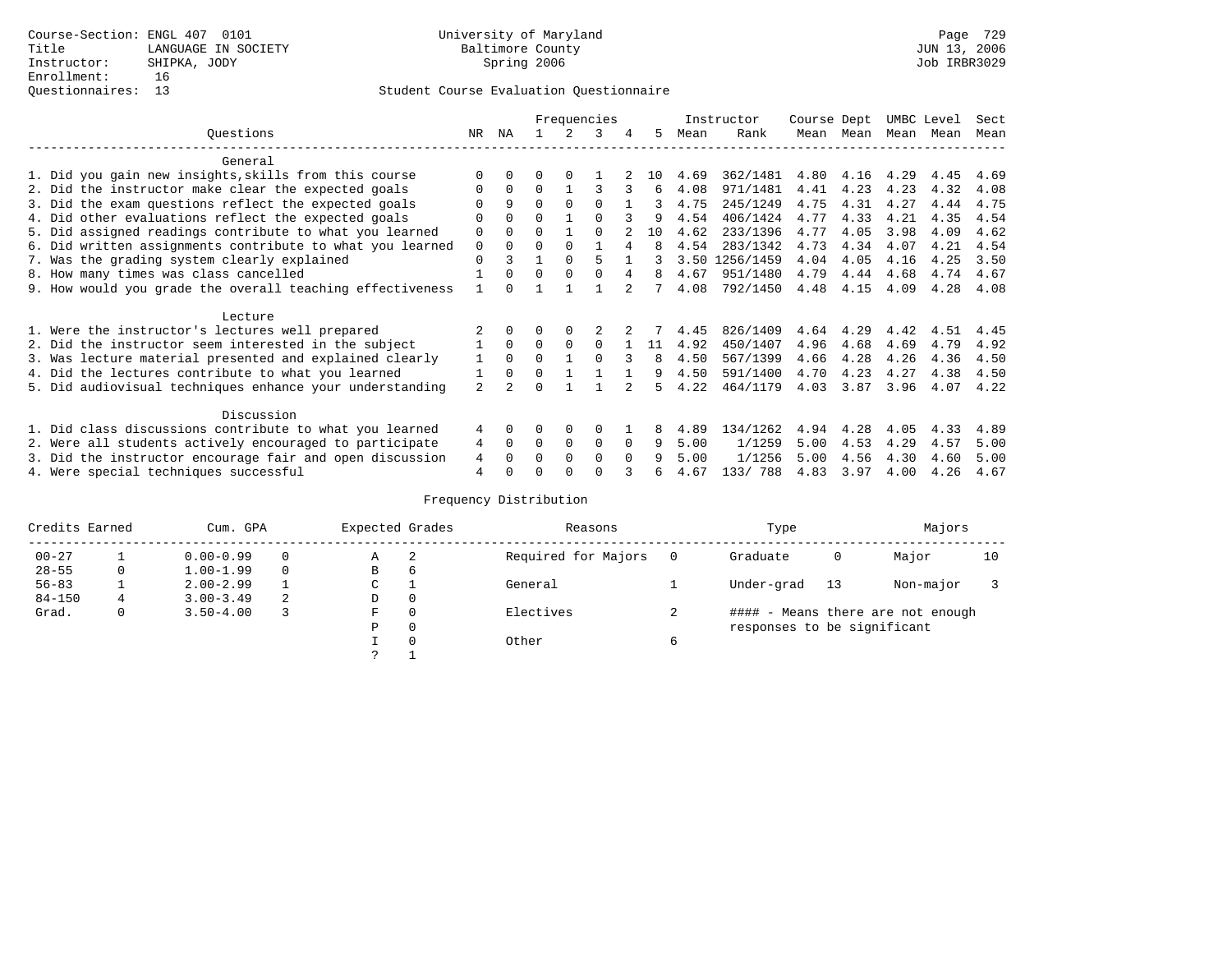Course-Section: ENGL 407 0101
Title: LANGUAGE IN SOCIETY
Instructor: SHIPKA, JODY
Enrollment: 16
Questionnaires: 13

University of Maryland
Baltimore County
Spring 2006

JUN 13, 2006
Job IRBR3029

Student Course Evaluation Questionnaire

| Questions | NR | NA | 1 | 2 | 3 | 4 | 5 | Instructor Mean | Instructor Rank | Course Mean | Dept Mean | UMBC Mean | Level Mean | Sect Mean |
|---|---|---|---|---|---|---|---|---|---|---|---|---|---|---|
| **General** | | | | | | | | | | | | | | |
| 1. Did you gain new insights,skills from this course | 0 | 0 | 0 | 0 | 1 | 2 | 10 | 4.69 | 362/1481 | 4.80 | 4.16 | 4.29 | 4.45 | 4.69 |
| 2. Did the instructor make clear the expected goals | 0 | 0 | 0 | 1 | 3 | 3 | 6 | 4.08 | 971/1481 | 4.41 | 4.23 | 4.23 | 4.32 | 4.08 |
| 3. Did the exam questions reflect the expected goals | 0 | 9 | 0 | 0 | 0 | 1 | 3 | 4.75 | 245/1249 | 4.75 | 4.31 | 4.27 | 4.44 | 4.75 |
| 4. Did other evaluations reflect the expected goals | 0 | 0 | 0 | 1 | 0 | 3 | 9 | 4.54 | 406/1424 | 4.77 | 4.33 | 4.21 | 4.35 | 4.54 |
| 5. Did assigned readings contribute to what you learned | 0 | 0 | 0 | 1 | 0 | 2 | 10 | 4.62 | 233/1396 | 4.77 | 4.05 | 3.98 | 4.09 | 4.62 |
| 6. Did written assignments contribute to what you learned | 0 | 0 | 0 | 0 | 1 | 4 | 8 | 4.54 | 283/1342 | 4.73 | 4.34 | 4.07 | 4.21 | 4.54 |
| 7. Was the grading system clearly explained | 0 | 3 | 1 | 0 | 5 | 1 | 3 | 3.50 | 1256/1459 | 4.04 | 4.05 | 4.16 | 4.25 | 3.50 |
| 8. How many times was class cancelled | 1 | 0 | 0 | 0 | 0 | 4 | 8 | 4.67 | 951/1480 | 4.79 | 4.44 | 4.68 | 4.74 | 4.67 |
| 9. How would you grade the overall teaching effectiveness | 1 | 0 | 1 | 1 | 1 | 2 | 7 | 4.08 | 792/1450 | 4.48 | 4.15 | 4.09 | 4.28 | 4.08 |
| **Lecture** | | | | | | | | | | | | | | |
| 1. Were the instructor's lectures well prepared | 2 | 0 | 0 | 0 | 2 | 2 | 7 | 4.45 | 826/1409 | 4.64 | 4.29 | 4.42 | 4.51 | 4.45 |
| 2. Did the instructor seem interested in the subject | 1 | 0 | 0 | 0 | 0 | 1 | 11 | 4.92 | 450/1407 | 4.96 | 4.68 | 4.69 | 4.79 | 4.92 |
| 3. Was lecture material presented and explained clearly | 1 | 0 | 0 | 1 | 0 | 3 | 8 | 4.50 | 567/1399 | 4.66 | 4.28 | 4.26 | 4.36 | 4.50 |
| 4. Did the lectures contribute to what you learned | 1 | 0 | 0 | 1 | 1 | 1 | 9 | 4.50 | 591/1400 | 4.70 | 4.23 | 4.27 | 4.38 | 4.50 |
| 5. Did audiovisual techniques enhance your understanding | 2 | 2 | 0 | 1 | 1 | 2 | 5 | 4.22 | 464/1179 | 4.03 | 3.87 | 3.96 | 4.07 | 4.22 |
| **Discussion** | | | | | | | | | | | | | | |
| 1. Did class discussions contribute to what you learned | 4 | 0 | 0 | 0 | 0 | 1 | 8 | 4.89 | 134/1262 | 4.94 | 4.28 | 4.05 | 4.33 | 4.89 |
| 2. Were all students actively encouraged to participate | 4 | 0 | 0 | 0 | 0 | 0 | 9 | 5.00 | 1/1259 | 5.00 | 4.53 | 4.29 | 4.57 | 5.00 |
| 3. Did the instructor encourage fair and open discussion | 4 | 0 | 0 | 0 | 0 | 0 | 9 | 5.00 | 1/1256 | 5.00 | 4.56 | 4.30 | 4.60 | 5.00 |
| 4. Were special techniques successful | 4 | 0 | 0 | 0 | 0 | 3 | 6 | 4.67 | 133/ 788 | 4.83 | 3.97 | 4.00 | 4.26 | 4.67 |

Frequency Distribution

| Credits Earned | | Cum. GPA | | Expected Grades | | Reasons | | Type | | Majors | |
|---|---|---|---|---|---|---|---|---|---|---|---|
| 00-27 | 1 | 0.00-0.99 | 0 | A | 2 | Required for Majors | 0 | Graduate | 0 | Major | 10 |
| 28-55 | 0 | 1.00-1.99 | 0 | B | 6 | | | | | | |
| 56-83 | 1 | 2.00-2.99 | 1 | C | 1 | General | 1 | Under-grad | 13 | Non-major | 3 |
| 84-150 | 4 | 3.00-3.49 | 2 | D | 0 | | | | | | |
| Grad. | 0 | 3.50-4.00 | 3 | F | 0 | Electives | 2 | #### - Means there are not enough responses to be significant | | | |
| | | | | P | 0 | | | | | | |
| | | | | I | 0 | Other | 6 | | | | |
| | | | | ? | 1 | | | | | | |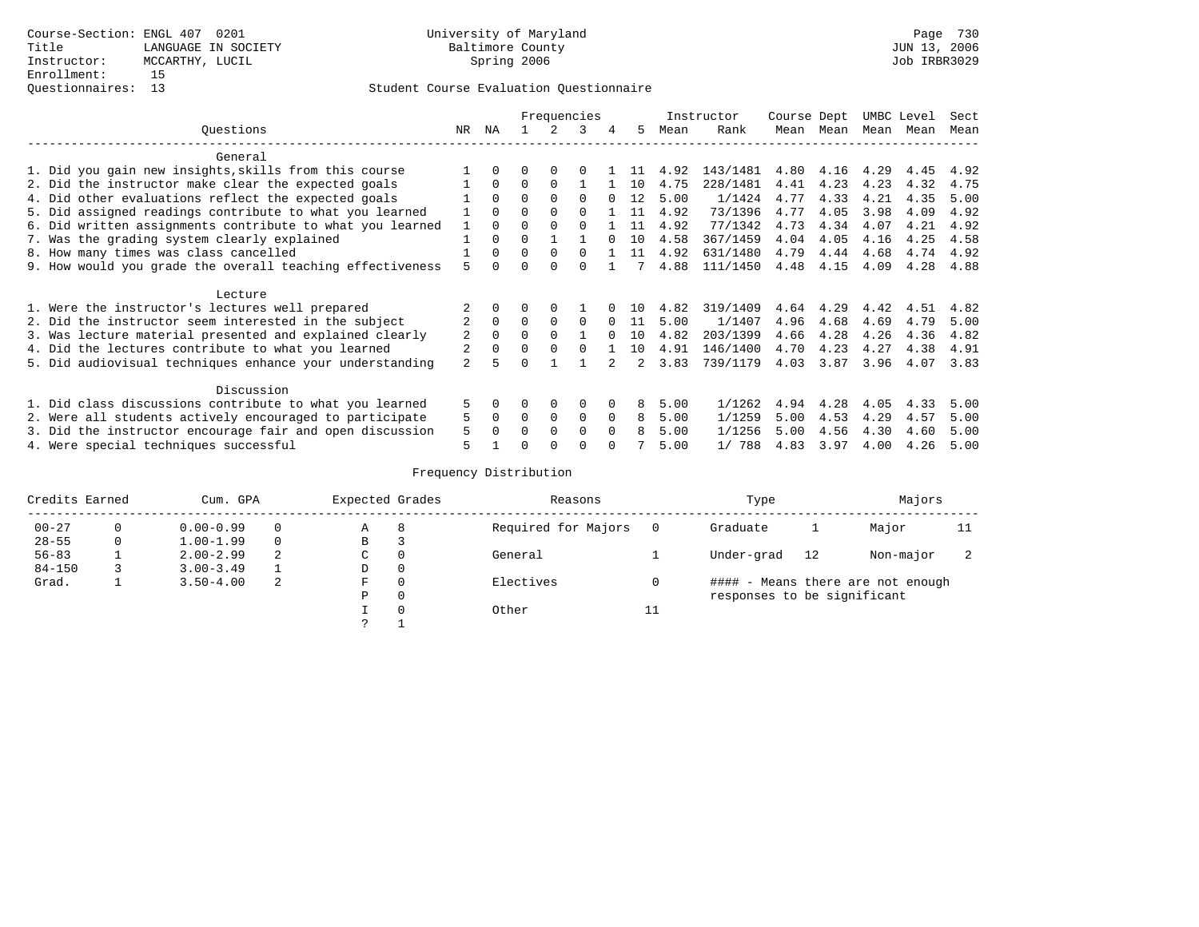Course-Section: ENGL 407 0201
Title: LANGUAGE IN SOCIETY
Instructor: MCCARTHY, LUCIL
Enrollment: 15
Questionnaires: 13

University of Maryland
Baltimore County
Spring 2006

JUN 13, 2006
Job IRBR3029

## Student Course Evaluation Questionnaire

| Questions | NR | NA | 1 | 2 | 3 | 4 | 5 | Instructor Mean | Instructor Rank | Course Mean | Dept Mean | UMBC Mean | Level Mean | Sect Mean |
|---|---|---|---|---|---|---|---|---|---|---|---|---|---|---|
| **General** | | | | | | | | | | | | | | |
| 1. Did you gain new insights,skills from this course | 1 | 0 | 0 | 0 | 0 | 1 | 11 | 4.92 | 143/1481 | 4.80 | 4.16 | 4.29 | 4.45 | 4.92 |
| 2. Did the instructor make clear the expected goals | 1 | 0 | 0 | 0 | 1 | 1 | 10 | 4.75 | 228/1481 | 4.41 | 4.23 | 4.23 | 4.32 | 4.75 |
| 4. Did other evaluations reflect the expected goals | 1 | 0 | 0 | 0 | 0 | 0 | 12 | 5.00 | 1/1424 | 4.77 | 4.33 | 4.21 | 4.35 | 5.00 |
| 5. Did assigned readings contribute to what you learned | 1 | 0 | 0 | 0 | 0 | 1 | 11 | 4.92 | 73/1396 | 4.77 | 4.05 | 3.98 | 4.09 | 4.92 |
| 6. Did written assignments contribute to what you learned | 1 | 0 | 0 | 0 | 0 | 1 | 11 | 4.92 | 77/1342 | 4.73 | 4.34 | 4.07 | 4.21 | 4.92 |
| 7. Was the grading system clearly explained | 1 | 0 | 0 | 1 | 1 | 0 | 10 | 4.58 | 367/1459 | 4.04 | 4.05 | 4.16 | 4.25 | 4.58 |
| 8. How many times was class cancelled | 1 | 0 | 0 | 0 | 0 | 1 | 11 | 4.92 | 631/1480 | 4.79 | 4.44 | 4.68 | 4.74 | 4.92 |
| 9. How would you grade the overall teaching effectiveness | 5 | 0 | 0 | 0 | 0 | 1 | 7 | 4.88 | 111/1450 | 4.48 | 4.15 | 4.09 | 4.28 | 4.88 |
| **Lecture** | | | | | | | | | | | | | | |
| 1. Were the instructor's lectures well prepared | 2 | 0 | 0 | 0 | 1 | 0 | 10 | 4.82 | 319/1409 | 4.64 | 4.29 | 4.42 | 4.51 | 4.82 |
| 2. Did the instructor seem interested in the subject | 2 | 0 | 0 | 0 | 0 | 0 | 11 | 5.00 | 1/1407 | 4.96 | 4.68 | 4.69 | 4.79 | 5.00 |
| 3. Was lecture material presented and explained clearly | 2 | 0 | 0 | 0 | 1 | 0 | 10 | 4.82 | 203/1399 | 4.66 | 4.28 | 4.26 | 4.36 | 4.82 |
| 4. Did the lectures contribute to what you learned | 2 | 0 | 0 | 0 | 0 | 1 | 10 | 4.91 | 146/1400 | 4.70 | 4.23 | 4.27 | 4.38 | 4.91 |
| 5. Did audiovisual techniques enhance your understanding | 2 | 5 | 0 | 1 | 1 | 2 | 2 | 3.83 | 739/1179 | 4.03 | 3.87 | 3.96 | 4.07 | 3.83 |
| **Discussion** | | | | | | | | | | | | | | |
| 1. Did class discussions contribute to what you learned | 5 | 0 | 0 | 0 | 0 | 0 | 8 | 5.00 | 1/1262 | 4.94 | 4.28 | 4.05 | 4.33 | 5.00 |
| 2. Were all students actively encouraged to participate | 5 | 0 | 0 | 0 | 0 | 0 | 8 | 5.00 | 1/1259 | 5.00 | 4.53 | 4.29 | 4.57 | 5.00 |
| 3. Did the instructor encourage fair and open discussion | 5 | 0 | 0 | 0 | 0 | 0 | 8 | 5.00 | 1/1256 | 5.00 | 4.56 | 4.30 | 4.60 | 5.00 |
| 4. Were special techniques successful | 5 | 1 | 0 | 0 | 0 | 0 | 7 | 5.00 | 1/ 788 | 4.83 | 3.97 | 4.00 | 4.26 | 5.00 |

## Frequency Distribution

| Credits Earned | | Cum. GPA | | Expected Grades | | Reasons | | Type | | Majors | |
|---|---|---|---|---|---|---|---|---|---|---|---|
| 00-27 | 0 | 0.00-0.99 | 0 | A | 8 | Required for Majors | 0 | Graduate | 1 | Major | 11 |
| 28-55 | 0 | 1.00-1.99 | 0 | B | 3 | | | | | | |
| 56-83 | 1 | 2.00-2.99 | 2 | C | 0 | General | 1 | Under-grad | 12 | Non-major | 2 |
| 84-150 | 3 | 3.00-3.49 | 1 | D | 0 | | | | | | |
| Grad. | 1 | 3.50-4.00 | 2 | F | 0 | Electives | 0 | | | | |
| | | | | P | 0 | | | | | | |
| | | | | I | 0 | Other | 11 | | | | |
| | | | | ? | 1 | | | | | | |

#### - Means there are not enough responses to be significant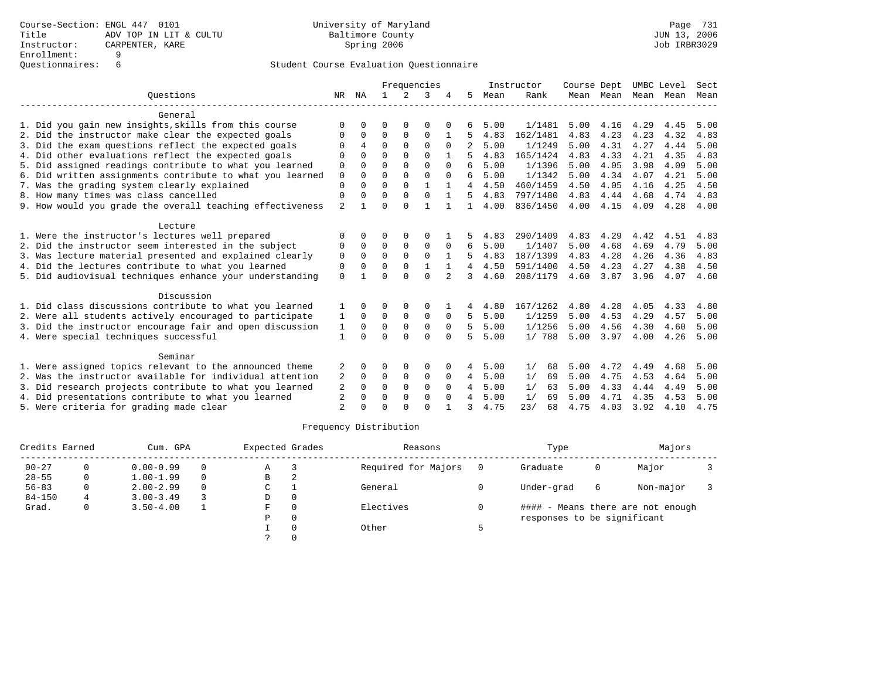Course-Section: ENGL 447 0101
Title: ADV TOP IN LIT & CULTU
Instructor: CARPENTER, KARE
Enrollment: 9
Questionnaires: 6

University of Maryland
Baltimore County
Spring 2006

Page 731
JUN 13, 2006
Job IRBR3029

## Student Course Evaluation Questionnaire

| Questions | NR | NA | 1 | 2 | 3 | 4 | 5 | Instructor Mean | Rank | Course Mean | Dept Mean | UMBC Mean | Level Mean | Sect Mean |
|---|---|---|---|---|---|---|---|---|---|---|---|---|---|---|
| **General** | | | | | | | | | | | | | | |
| 1. Did you gain new insights,skills from this course | 0 | 0 | 0 | 0 | 0 | 0 | 6 | 5.00 | 1/1481 | 5.00 | 4.16 | 4.29 | 4.45 | 5.00 |
| 2. Did the instructor make clear the expected goals | 0 | 0 | 0 | 0 | 0 | 1 | 5 | 4.83 | 162/1481 | 4.83 | 4.23 | 4.23 | 4.32 | 4.83 |
| 3. Did the exam questions reflect the expected goals | 0 | 4 | 0 | 0 | 0 | 0 | 2 | 5.00 | 1/1249 | 5.00 | 4.31 | 4.27 | 4.44 | 5.00 |
| 4. Did other evaluations reflect the expected goals | 0 | 0 | 0 | 0 | 0 | 1 | 5 | 4.83 | 165/1424 | 4.83 | 4.33 | 4.21 | 4.35 | 4.83 |
| 5. Did assigned readings contribute to what you learned | 0 | 0 | 0 | 0 | 0 | 0 | 6 | 5.00 | 1/1396 | 5.00 | 4.05 | 3.98 | 4.09 | 5.00 |
| 6. Did written assignments contribute to what you learned | 0 | 0 | 0 | 0 | 0 | 0 | 6 | 5.00 | 1/1342 | 5.00 | 4.34 | 4.07 | 4.21 | 5.00 |
| 7. Was the grading system clearly explained | 0 | 0 | 0 | 0 | 1 | 1 | 4 | 4.50 | 460/1459 | 4.50 | 4.05 | 4.16 | 4.25 | 4.50 |
| 8. How many times was class cancelled | 0 | 0 | 0 | 0 | 0 | 1 | 5 | 4.83 | 797/1480 | 4.83 | 4.44 | 4.68 | 4.74 | 4.83 |
| 9. How would you grade the overall teaching effectiveness | 2 | 1 | 0 | 0 | 1 | 1 | 1 | 4.00 | 836/1450 | 4.00 | 4.15 | 4.09 | 4.28 | 4.00 |
| **Lecture** | | | | | | | | | | | | | | |
| 1. Were the instructor's lectures well prepared | 0 | 0 | 0 | 0 | 0 | 1 | 5 | 4.83 | 290/1409 | 4.83 | 4.29 | 4.42 | 4.51 | 4.83 |
| 2. Did the instructor seem interested in the subject | 0 | 0 | 0 | 0 | 0 | 0 | 6 | 5.00 | 1/1407 | 5.00 | 4.68 | 4.69 | 4.79 | 5.00 |
| 3. Was lecture material presented and explained clearly | 0 | 0 | 0 | 0 | 0 | 1 | 5 | 4.83 | 187/1399 | 4.83 | 4.28 | 4.26 | 4.36 | 4.83 |
| 4. Did the lectures contribute to what you learned | 0 | 0 | 0 | 0 | 1 | 1 | 4 | 4.50 | 591/1400 | 4.50 | 4.23 | 4.27 | 4.38 | 4.50 |
| 5. Did audiovisual techniques enhance your understanding | 0 | 1 | 0 | 0 | 0 | 2 | 3 | 4.60 | 208/1179 | 4.60 | 3.87 | 3.96 | 4.07 | 4.60 |
| **Discussion** | | | | | | | | | | | | | | |
| 1. Did class discussions contribute to what you learned | 1 | 0 | 0 | 0 | 0 | 1 | 4 | 4.80 | 167/1262 | 4.80 | 4.28 | 4.05 | 4.33 | 4.80 |
| 2. Were all students actively encouraged to participate | 1 | 0 | 0 | 0 | 0 | 0 | 5 | 5.00 | 1/1259 | 5.00 | 4.53 | 4.29 | 4.57 | 5.00 |
| 3. Did the instructor encourage fair and open discussion | 1 | 0 | 0 | 0 | 0 | 0 | 5 | 5.00 | 1/1256 | 5.00 | 4.56 | 4.30 | 4.60 | 5.00 |
| 4. Were special techniques successful | 1 | 0 | 0 | 0 | 0 | 0 | 5 | 5.00 | 1/ 788 | 5.00 | 3.97 | 4.00 | 4.26 | 5.00 |
| **Seminar** | | | | | | | | | | | | | | |
| 1. Were assigned topics relevant to the announced theme | 2 | 0 | 0 | 0 | 0 | 0 | 4 | 5.00 | 1/ 68 | 5.00 | 4.72 | 4.49 | 4.68 | 5.00 |
| 2. Was the instructor available for individual attention | 2 | 0 | 0 | 0 | 0 | 0 | 4 | 5.00 | 1/ 69 | 5.00 | 4.75 | 4.53 | 4.64 | 5.00 |
| 3. Did research projects contribute to what you learned | 2 | 0 | 0 | 0 | 0 | 0 | 4 | 5.00 | 1/ 63 | 5.00 | 4.33 | 4.44 | 4.49 | 5.00 |
| 4. Did presentations contribute to what you learned | 2 | 0 | 0 | 0 | 0 | 0 | 4 | 5.00 | 1/ 69 | 5.00 | 4.71 | 4.35 | 4.53 | 5.00 |
| 5. Were criteria for grading made clear | 2 | 0 | 0 | 0 | 0 | 1 | 3 | 4.75 | 23/ 68 | 4.75 | 4.03 | 3.92 | 4.10 | 4.75 |

## Frequency Distribution

| Credits Earned | | Cum. GPA | | Expected Grades | | Reasons | | Type | | Majors | |
|---|---|---|---|---|---|---|---|---|---|---|---|
| 00-27 | 0 | 0.00-0.99 | 0 | A | 3 | Required for Majors | 0 | Graduate | 0 | Major | 3 |
| 28-55 | 0 | 1.00-1.99 | 0 | B | 2 | | | | | | |
| 56-83 | 0 | 2.00-2.99 | 0 | C | 1 | General | 0 | Under-grad | 6 | Non-major | 3 |
| 84-150 | 4 | 3.00-3.49 | 3 | D | 0 | | | | | | |
| Grad. | 0 | 3.50-4.00 | 1 | F | 0 | Electives | 0 | #### - Means there are not enough responses to be significant | | | |
| | | | | P | 0 | | | | | | |
| | | | | I | 0 | Other | 5 | | | | |
| | | | | ? | 0 | | | | | | |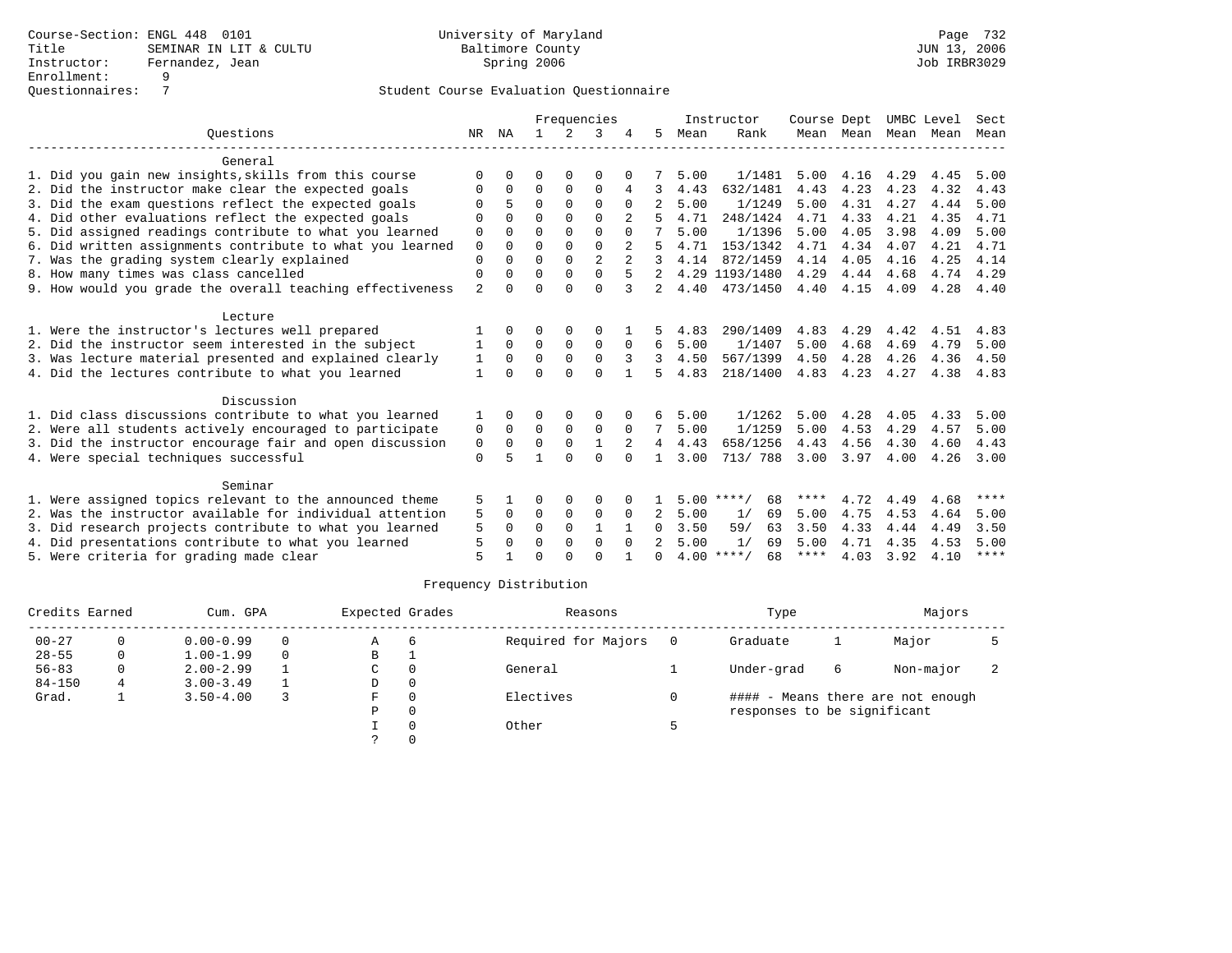Course-Section: ENGL 448 0101
Title: SEMINAR IN LIT & CULTU
Instructor: Fernandez, Jean
Enrollment: 9
Questionnaires: 7

University of Maryland
Baltimore County
Spring 2006

Page 732
JUN 13, 2006
Job IRBR3029

## Student Course Evaluation Questionnaire

| Questions | NR | NA | 1 | 2 | 3 | 4 | 5 | Instructor Mean | Instructor Rank | Course Mean | Dept Mean | UMBC Mean | Level Mean | Sect Mean |
|---|---|---|---|---|---|---|---|---|---|---|---|---|---|---|
| **General** | | | | | | | | | | | | | | |
| 1. Did you gain new insights,skills from this course | 0 | 0 | 0 | 0 | 0 | 0 | 7 | 5.00 | 1/1481 | 5.00 | 4.16 | 4.29 | 4.45 | 5.00 |
| 2. Did the instructor make clear the expected goals | 0 | 0 | 0 | 0 | 0 | 4 | 3 | 4.43 | 632/1481 | 4.43 | 4.23 | 4.23 | 4.32 | 4.43 |
| 3. Did the exam questions reflect the expected goals | 0 | 5 | 0 | 0 | 0 | 0 | 2 | 5.00 | 1/1249 | 5.00 | 4.31 | 4.27 | 4.44 | 5.00 |
| 4. Did other evaluations reflect the expected goals | 0 | 0 | 0 | 0 | 0 | 2 | 5 | 4.71 | 248/1424 | 4.71 | 4.33 | 4.21 | 4.35 | 4.71 |
| 5. Did assigned readings contribute to what you learned | 0 | 0 | 0 | 0 | 0 | 0 | 7 | 5.00 | 1/1396 | 5.00 | 4.05 | 3.98 | 4.09 | 5.00 |
| 6. Did written assignments contribute to what you learned | 0 | 0 | 0 | 0 | 0 | 2 | 5 | 4.71 | 153/1342 | 4.71 | 4.34 | 4.07 | 4.21 | 4.71 |
| 7. Was the grading system clearly explained | 0 | 0 | 0 | 0 | 2 | 2 | 3 | 4.14 | 872/1459 | 4.14 | 4.05 | 4.16 | 4.25 | 4.14 |
| 8. How many times was class cancelled | 0 | 0 | 0 | 0 | 0 | 5 | 2 | 4.29 | 1193/1480 | 4.29 | 4.44 | 4.68 | 4.74 | 4.29 |
| 9. How would you grade the overall teaching effectiveness | 2 | 0 | 0 | 0 | 0 | 3 | 2 | 4.40 | 473/1450 | 4.40 | 4.15 | 4.09 | 4.28 | 4.40 |
| **Lecture** | | | | | | | | | | | | | | |
| 1. Were the instructor's lectures well prepared | 1 | 0 | 0 | 0 | 0 | 1 | 5 | 4.83 | 290/1409 | 4.83 | 4.29 | 4.42 | 4.51 | 4.83 |
| 2. Did the instructor seem interested in the subject | 1 | 0 | 0 | 0 | 0 | 0 | 6 | 5.00 | 1/1407 | 5.00 | 4.68 | 4.69 | 4.79 | 5.00 |
| 3. Was lecture material presented and explained clearly | 1 | 0 | 0 | 0 | 0 | 3 | 3 | 4.50 | 567/1399 | 4.50 | 4.28 | 4.26 | 4.36 | 4.50 |
| 4. Did the lectures contribute to what you learned | 1 | 0 | 0 | 0 | 0 | 1 | 5 | 4.83 | 218/1400 | 4.83 | 4.23 | 4.27 | 4.38 | 4.83 |
| **Discussion** | | | | | | | | | | | | | | |
| 1. Did class discussions contribute to what you learned | 1 | 0 | 0 | 0 | 0 | 0 | 6 | 5.00 | 1/1262 | 5.00 | 4.28 | 4.05 | 4.33 | 5.00 |
| 2. Were all students actively encouraged to participate | 0 | 0 | 0 | 0 | 0 | 0 | 7 | 5.00 | 1/1259 | 5.00 | 4.53 | 4.29 | 4.57 | 5.00 |
| 3. Did the instructor encourage fair and open discussion | 0 | 0 | 0 | 0 | 1 | 2 | 4 | 4.43 | 658/1256 | 4.43 | 4.56 | 4.30 | 4.60 | 4.43 |
| 4. Were special techniques successful | 0 | 5 | 1 | 0 | 0 | 0 | 1 | 3.00 | 713/ 788 | 3.00 | 3.97 | 4.00 | 4.26 | 3.00 |
| **Seminar** | | | | | | | | | | | | | | |
| 1. Were assigned topics relevant to the announced theme | 5 | 1 | 0 | 0 | 0 | 0 | 1 | 5.00 | ****/ 68 | **** | 4.72 | 4.49 | 4.68 | **** |
| 2. Was the instructor available for individual attention | 5 | 0 | 0 | 0 | 0 | 0 | 2 | 5.00 | 1/ 69 | 5.00 | 4.75 | 4.53 | 4.64 | 5.00 |
| 3. Did research projects contribute to what you learned | 5 | 0 | 0 | 0 | 1 | 1 | 0 | 3.50 | 59/ 63 | 3.50 | 4.33 | 4.44 | 4.49 | 3.50 |
| 4. Did presentations contribute to what you learned | 5 | 0 | 0 | 0 | 0 | 0 | 2 | 5.00 | 1/ 69 | 5.00 | 4.71 | 4.35 | 4.53 | 5.00 |
| 5. Were criteria for grading made clear | 5 | 1 | 0 | 0 | 0 | 1 | 0 | 4.00 | ****/ 68 | **** | 4.03 | 3.92 | 4.10 | **** |

### Frequency Distribution

| Credits Earned | | Cum. GPA | | Expected Grades | | Reasons | | Type | | Majors | |
|---|---|---|---|---|---|---|---|---|---|---|---|
| 00-27 | 0 | 0.00-0.99 | 0 | A | 6 | Required for Majors | 0 | Graduate | 1 | Major | 5 |
| 28-55 | 0 | 1.00-1.99 | 0 | B | 1 | | | | | | |
| 56-83 | 0 | 2.00-2.99 | 1 | C | 0 | General | 1 | Under-grad | 6 | Non-major | 2 |
| 84-150 | 4 | 3.00-3.49 | 1 | D | 0 | | | | | | |
| Grad. | 1 | 3.50-4.00 | 3 | F | 0 | Electives | 0 | #### - Means there are not enough responses to be significant | | | |
| | | | | P | 0 | | | | | | |
| | | | | I | 0 | Other | 5 | | | | |
| | | | | ? | 0 | | | | | | |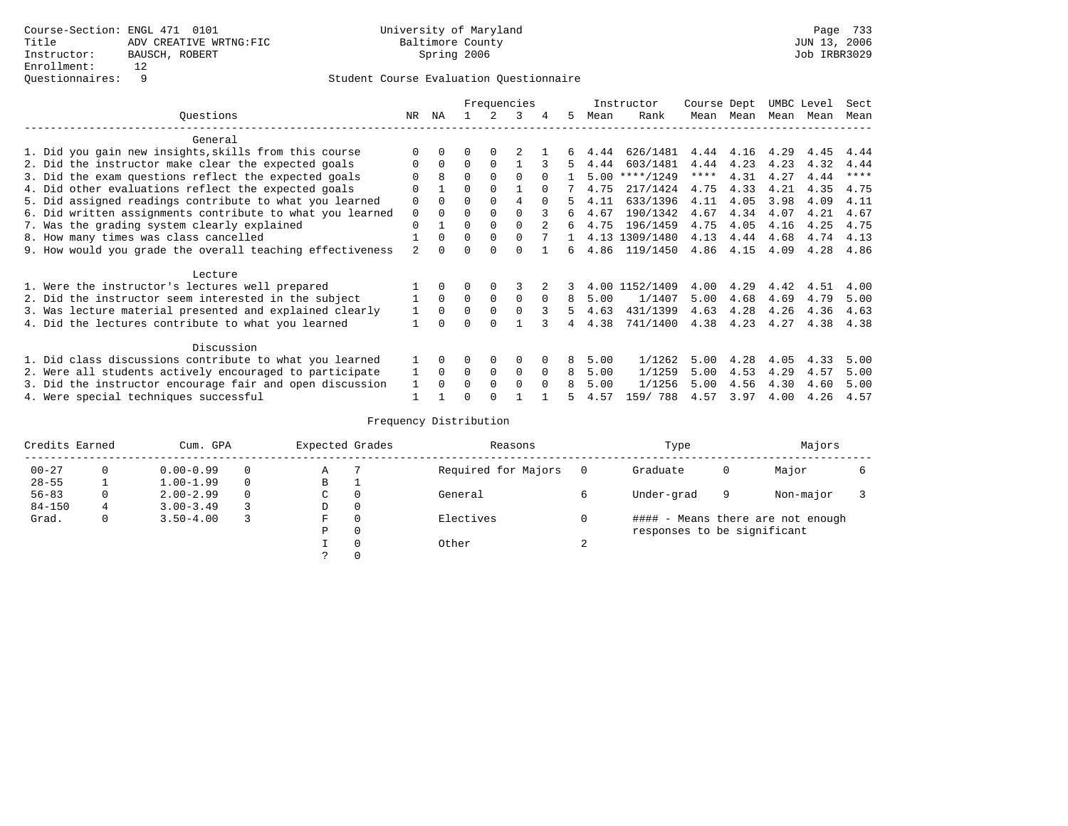Course-Section: ENGL 471 0101
Title: ADV CREATIVE WRTNG:FIC
Instructor: BAUSCH, ROBERT
Enrollment: 12
Questionnaires: 9

University of Maryland
Baltimore County
Spring 2006

Student Course Evaluation Questionnaire

| Questions | NR | NA | 1 | 2 | 3 | 4 | 5 | Instructor Mean | Instructor Rank | Course Mean | Dept Mean | UMBC Mean | Level Mean | Sect Mean |
|---|---|---|---|---|---|---|---|---|---|---|---|---|---|---|
| **General** | | | | | | | | | | | | | | |
| 1. Did you gain new insights,skills from this course | 0 | 0 | 0 | 0 | 2 | 1 | 6 | 4.44 | 626/1481 | 4.44 | 4.16 | 4.29 | 4.45 | 4.44 |
| 2. Did the instructor make clear the expected goals | 0 | 0 | 0 | 0 | 1 | 3 | 5 | 4.44 | 603/1481 | 4.44 | 4.23 | 4.23 | 4.32 | 4.44 |
| 3. Did the exam questions reflect the expected goals | 0 | 8 | 0 | 0 | 0 | 0 | 1 | 5.00 | ****/1249 | **** | 4.31 | 4.27 | 4.44 | **** |
| 4. Did other evaluations reflect the expected goals | 0 | 1 | 0 | 0 | 1 | 0 | 7 | 4.75 | 217/1424 | 4.75 | 4.33 | 4.21 | 4.35 | 4.75 |
| 5. Did assigned readings contribute to what you learned | 0 | 0 | 0 | 0 | 4 | 0 | 5 | 4.11 | 633/1396 | 4.11 | 4.05 | 3.98 | 4.09 | 4.11 |
| 6. Did written assignments contribute to what you learned | 0 | 0 | 0 | 0 | 0 | 3 | 6 | 4.67 | 190/1342 | 4.67 | 4.34 | 4.07 | 4.21 | 4.67 |
| 7. Was the grading system clearly explained | 0 | 1 | 0 | 0 | 0 | 2 | 6 | 4.75 | 196/1459 | 4.75 | 4.05 | 4.16 | 4.25 | 4.75 |
| 8. How many times was class cancelled | 1 | 0 | 0 | 0 | 0 | 7 | 1 | 4.13 | 1309/1480 | 4.13 | 4.44 | 4.68 | 4.74 | 4.13 |
| 9. How would you grade the overall teaching effectiveness | 2 | 0 | 0 | 0 | 0 | 1 | 6 | 4.86 | 119/1450 | 4.86 | 4.15 | 4.09 | 4.28 | 4.86 |
| **Lecture** | | | | | | | | | | | | | | |
| 1. Were the instructor's lectures well prepared | 1 | 0 | 0 | 0 | 3 | 2 | 3 | 4.00 | 1152/1409 | 4.00 | 4.29 | 4.42 | 4.51 | 4.00 |
| 2. Did the instructor seem interested in the subject | 1 | 0 | 0 | 0 | 0 | 0 | 8 | 5.00 | 1/1407 | 5.00 | 4.68 | 4.69 | 4.79 | 5.00 |
| 3. Was lecture material presented and explained clearly | 1 | 0 | 0 | 0 | 0 | 3 | 5 | 4.63 | 431/1399 | 4.63 | 4.28 | 4.26 | 4.36 | 4.63 |
| 4. Did the lectures contribute to what you learned | 1 | 0 | 0 | 0 | 1 | 3 | 4 | 4.38 | 741/1400 | 4.38 | 4.23 | 4.27 | 4.38 | 4.38 |
| **Discussion** | | | | | | | | | | | | | | |
| 1. Did class discussions contribute to what you learned | 1 | 0 | 0 | 0 | 0 | 0 | 8 | 5.00 | 1/1262 | 5.00 | 4.28 | 4.05 | 4.33 | 5.00 |
| 2. Were all students actively encouraged to participate | 1 | 0 | 0 | 0 | 0 | 0 | 8 | 5.00 | 1/1259 | 5.00 | 4.53 | 4.29 | 4.57 | 5.00 |
| 3. Did the instructor encourage fair and open discussion | 1 | 0 | 0 | 0 | 0 | 0 | 8 | 5.00 | 1/1256 | 5.00 | 4.56 | 4.30 | 4.60 | 5.00 |
| 4. Were special techniques successful | 1 | 1 | 0 | 0 | 1 | 1 | 5 | 4.57 | 159/ 788 | 4.57 | 3.97 | 4.00 | 4.26 | 4.57 |

Frequency Distribution

| Credits Earned | | Cum. GPA | | Expected Grades | | Reasons | | Type | | Majors | |
|---|---|---|---|---|---|---|---|---|---|---|---|
| 00-27 | 0 | 0.00-0.99 | 0 | A | 7 | Required for Majors | 0 | Graduate | 0 | Major | 6 |
| 28-55 | 1 | 1.00-1.99 | 0 | B | 1 | | | | | | |
| 56-83 | 0 | 2.00-2.99 | 0 | C | 0 | General | 6 | Under-grad | 9 | Non-major | 3 |
| 84-150 | 4 | 3.00-3.49 | 3 | D | 0 | | | | | | |
| Grad. | 0 | 3.50-4.00 | 3 | F | 0 | Electives | 0 | | | | |
| | | | | P | 0 | | | | | | |
| | | | | I | 0 | Other | 2 | | | | |
| | | | | ? | 0 | | | | | | |

#### - Means there are not enough responses to be significant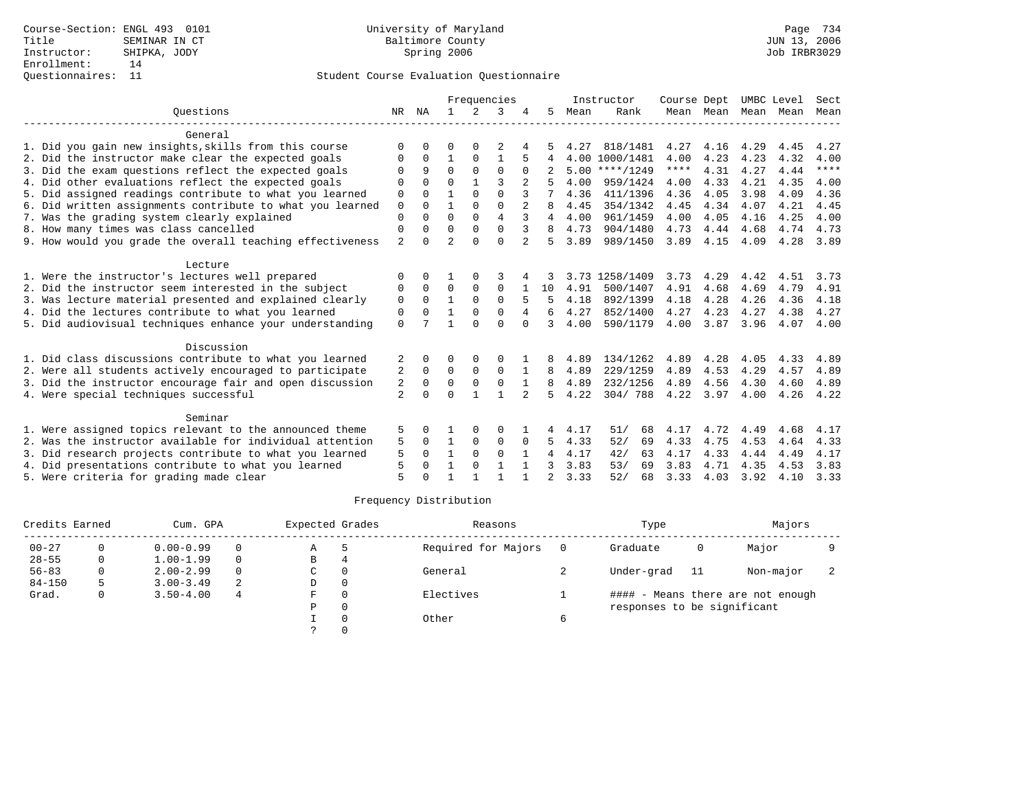Course-Section: ENGL 493 0101
Title: SEMINAR IN CT
Instructor: SHIPKA, JODY
Enrollment: 14
Questionnaires: 11

University of Maryland
Baltimore County
Spring 2006

JUN 13, 2006
Job IRBR3029

Student Course Evaluation Questionnaire

| Questions | NR | NA | 1 | 2 | 3 | 4 | 5 | Instructor Mean | Instructor Rank | Course Mean | Dept Mean | UMBC Mean | Level Mean | Sect Mean |
|---|---|---|---|---|---|---|---|---|---|---|---|---|---|---|
| **General** | | | | | | | | | | | | | | |
| 1. Did you gain new insights,skills from this course | 0 | 0 | 0 | 0 | 2 | 4 | 5 | 4.27 | 818/1481 | 4.27 | 4.16 | 4.29 | 4.45 | 4.27 |
| 2. Did the instructor make clear the expected goals | 0 | 0 | 1 | 0 | 1 | 5 | 4 | 4.00 | 1000/1481 | 4.00 | 4.23 | 4.23 | 4.32 | 4.00 |
| 3. Did the exam questions reflect the expected goals | 0 | 9 | 0 | 0 | 0 | 0 | 2 | 5.00 | ****/1249 | **** | 4.31 | 4.27 | 4.44 | **** |
| 4. Did other evaluations reflect the expected goals | 0 | 0 | 0 | 1 | 3 | 2 | 5 | 4.00 | 959/1424 | 4.00 | 4.33 | 4.21 | 4.35 | 4.00 |
| 5. Did assigned readings contribute to what you learned | 0 | 0 | 1 | 0 | 0 | 3 | 7 | 4.36 | 411/1396 | 4.36 | 4.05 | 3.98 | 4.09 | 4.36 |
| 6. Did written assignments contribute to what you learned | 0 | 0 | 1 | 0 | 0 | 2 | 8 | 4.45 | 354/1342 | 4.45 | 4.34 | 4.07 | 4.21 | 4.45 |
| 7. Was the grading system clearly explained | 0 | 0 | 0 | 0 | 4 | 3 | 4 | 4.00 | 961/1459 | 4.00 | 4.05 | 4.16 | 4.25 | 4.00 |
| 8. How many times was class cancelled | 0 | 0 | 0 | 0 | 0 | 3 | 8 | 4.73 | 904/1480 | 4.73 | 4.44 | 4.68 | 4.74 | 4.73 |
| 9. How would you grade the overall teaching effectiveness | 2 | 0 | 2 | 0 | 0 | 2 | 5 | 3.89 | 989/1450 | 3.89 | 4.15 | 4.09 | 4.28 | 3.89 |
| **Lecture** | | | | | | | | | | | | | | |
| 1. Were the instructor's lectures well prepared | 0 | 0 | 1 | 0 | 3 | 4 | 3 | 3.73 | 1258/1409 | 3.73 | 4.29 | 4.42 | 4.51 | 3.73 |
| 2. Did the instructor seem interested in the subject | 0 | 0 | 0 | 0 | 0 | 1 | 10 | 4.91 | 500/1407 | 4.91 | 4.68 | 4.69 | 4.79 | 4.91 |
| 3. Was lecture material presented and explained clearly | 0 | 0 | 1 | 0 | 0 | 5 | 5 | 4.18 | 892/1399 | 4.18 | 4.28 | 4.26 | 4.36 | 4.18 |
| 4. Did the lectures contribute to what you learned | 0 | 0 | 1 | 0 | 0 | 4 | 6 | 4.27 | 852/1400 | 4.27 | 4.23 | 4.27 | 4.38 | 4.27 |
| 5. Did audiovisual techniques enhance your understanding | 0 | 7 | 1 | 0 | 0 | 0 | 3 | 4.00 | 590/1179 | 4.00 | 3.87 | 3.96 | 4.07 | 4.00 |
| **Discussion** | | | | | | | | | | | | | | |
| 1. Did class discussions contribute to what you learned | 2 | 0 | 0 | 0 | 0 | 1 | 8 | 4.89 | 134/1262 | 4.89 | 4.28 | 4.05 | 4.33 | 4.89 |
| 2. Were all students actively encouraged to participate | 2 | 0 | 0 | 0 | 0 | 1 | 8 | 4.89 | 229/1259 | 4.89 | 4.53 | 4.29 | 4.57 | 4.89 |
| 3. Did the instructor encourage fair and open discussion | 2 | 0 | 0 | 0 | 0 | 1 | 8 | 4.89 | 232/1256 | 4.89 | 4.56 | 4.30 | 4.60 | 4.89 |
| 4. Were special techniques successful | 2 | 0 | 0 | 1 | 1 | 2 | 5 | 4.22 | 304/ 788 | 4.22 | 3.97 | 4.00 | 4.26 | 4.22 |
| **Seminar** | | | | | | | | | | | | | | |
| 1. Were assigned topics relevant to the announced theme | 5 | 0 | 1 | 0 | 0 | 1 | 4 | 4.17 | 51/ 68 | 4.17 | 4.72 | 4.49 | 4.68 | 4.17 |
| 2. Was the instructor available for individual attention | 5 | 0 | 1 | 0 | 0 | 0 | 5 | 4.33 | 52/ 69 | 4.33 | 4.75 | 4.53 | 4.64 | 4.33 |
| 3. Did research projects contribute to what you learned | 5 | 0 | 1 | 0 | 0 | 1 | 4 | 4.17 | 42/ 63 | 4.17 | 4.33 | 4.44 | 4.49 | 4.17 |
| 4. Did presentations contribute to what you learned | 5 | 0 | 1 | 0 | 1 | 1 | 3 | 3.83 | 53/ 69 | 3.83 | 4.71 | 4.35 | 4.53 | 3.83 |
| 5. Were criteria for grading made clear | 5 | 0 | 1 | 1 | 1 | 1 | 2 | 3.33 | 52/ 68 | 3.33 | 4.03 | 3.92 | 4.10 | 3.33 |

Frequency Distribution

| Credits Earned | | Cum. GPA | | Expected Grades | | Reasons | | Type | | Majors | |
|---|---|---|---|---|---|---|---|---|---|---|---|
| 00-27 | 0 | 0.00-0.99 | 0 | A | 5 | Required for Majors | 0 | Graduate | 0 | Major | 9 |
| 28-55 | 0 | 1.00-1.99 | 0 | B | 4 | | | | | | |
| 56-83 | 0 | 2.00-2.99 | 0 | C | 0 | General | 2 | Under-grad | 11 | Non-major | 2 |
| 84-150 | 5 | 3.00-3.49 | 2 | D | 0 | | | | | | |
| Grad. | 0 | 3.50-4.00 | 4 | F | 0 | Electives | 1 | #### - Means there are not enough responses to be significant | | | |
| | | | | P | 0 | | | | | | |
| | | | | I | 0 | Other | 6 | | | | |
| | | | | ? | 0 | | | | | | |